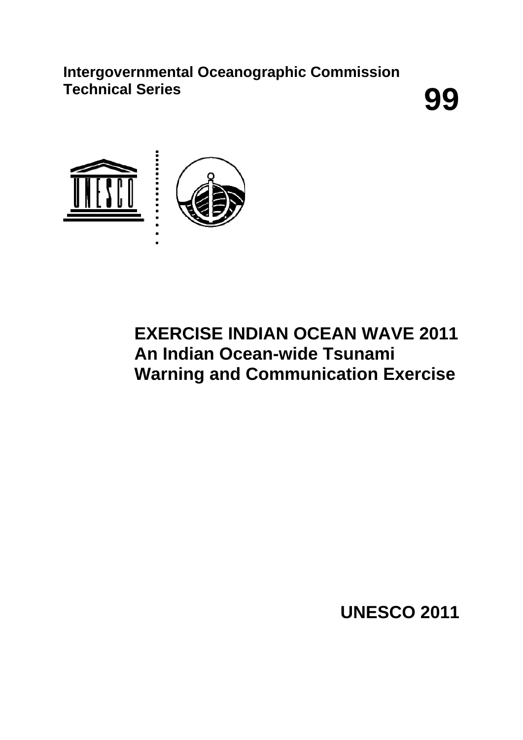**Intergovernmental Oceanographic Commission**
**Technical Series**

**99**

# EXERCISE INDIAN OCEAN WAVE 2011
## An Indian Ocean-wide Tsunami Warning and Communication Exercise

**UNESCO 2011**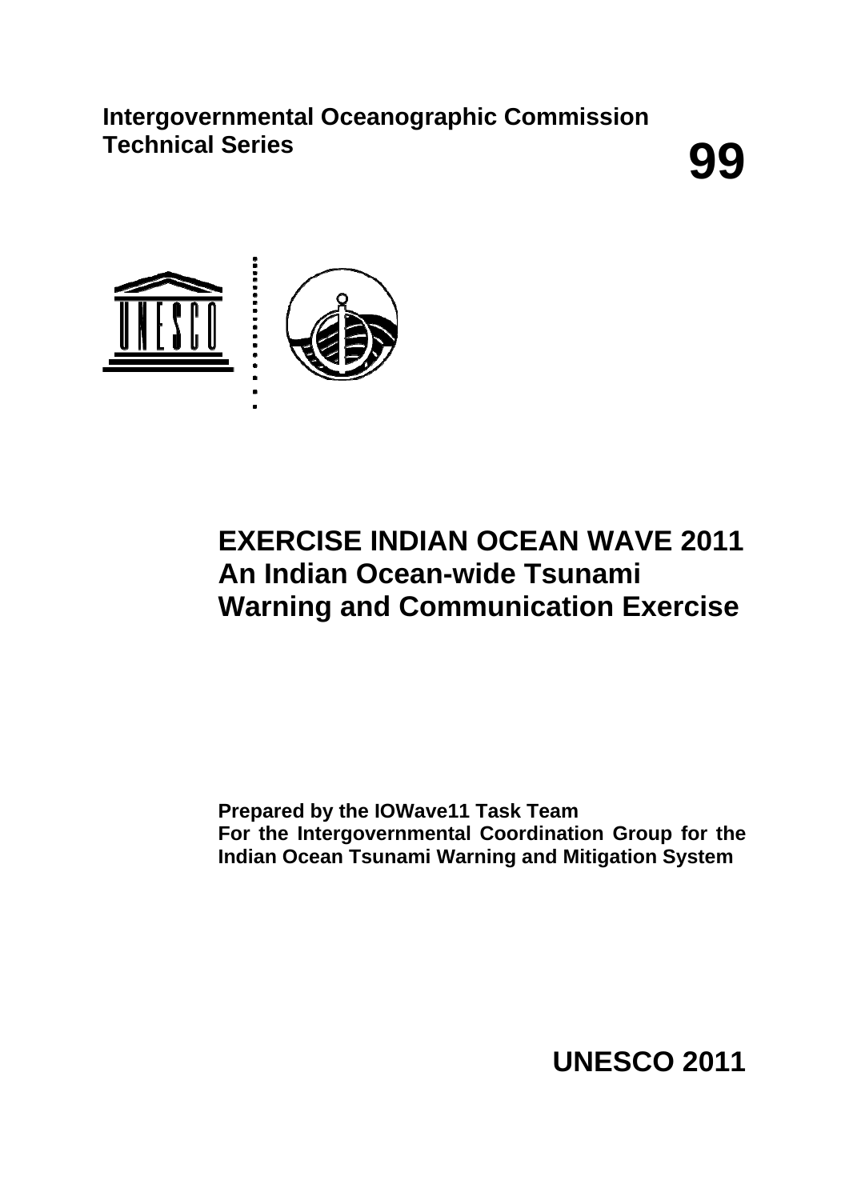**Intergovernmental Oceanographic Commission**
**Technical Series**

# 99

# EXERCISE INDIAN OCEAN WAVE 2011
# An Indian Ocean-wide Tsunami Warning and Communication Exercise

**Prepared by the IOWave11 Task Team**
**For the Intergovernmental Coordination Group for the Indian Ocean Tsunami Warning and Mitigation System**

**UNESCO 2011**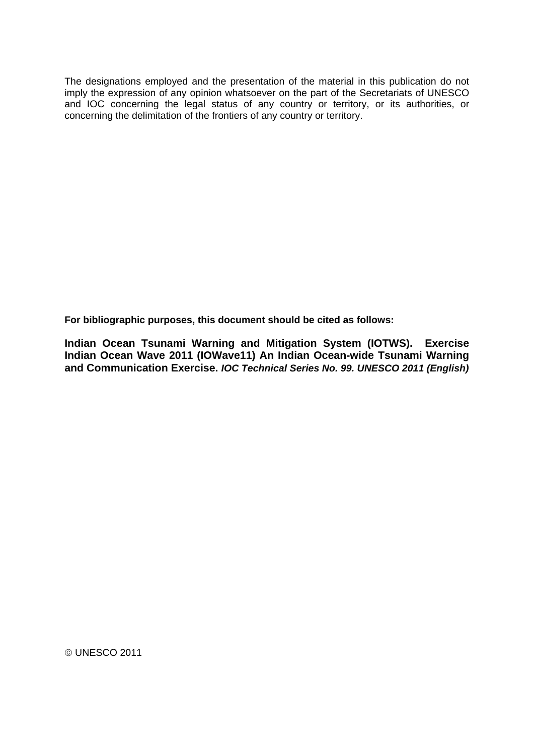The designations employed and the presentation of the material in this publication do not imply the expression of any opinion whatsoever on the part of the Secretariats of UNESCO and IOC concerning the legal status of any country or territory, or its authorities, or concerning the delimitation of the frontiers of any country or territory.

**For bibliographic purposes, this document should be cited as follows:**

**Indian Ocean Tsunami Warning and Mitigation System (IOTWS). Exercise Indian Ocean Wave 2011 (IOWave11) An Indian Ocean-wide Tsunami Warning and Communication Exercise.** ***IOC Technical Series No. 99. UNESCO 2011 (English)***

© UNESCO 2011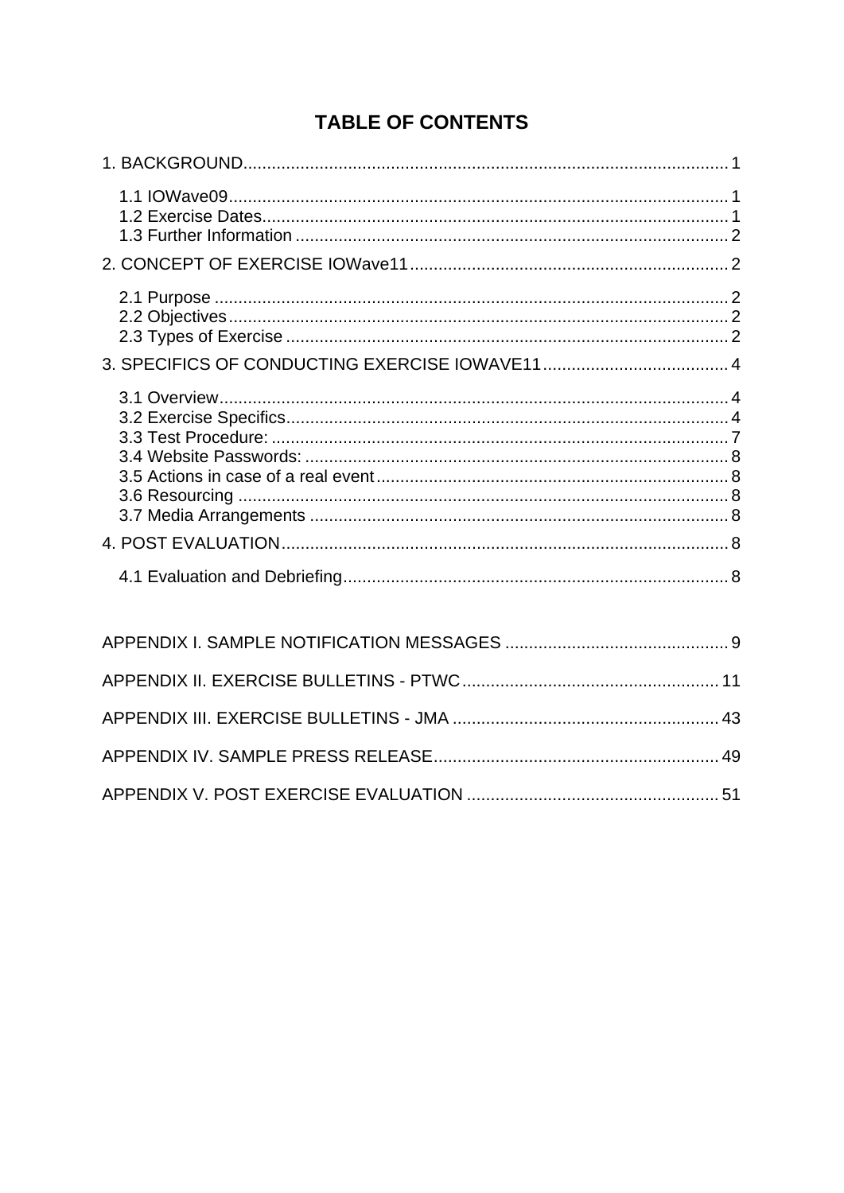# TABLE OF CONTENTS

1. BACKGROUND .......... 1
   - 1.1 IOWave09 .......... 1
   - 1.2 Exercise Dates .......... 1
   - 1.3 Further Information .......... 2

2. CONCEPT OF EXERCISE IOWave11 .......... 2
   - 2.1 Purpose .......... 2
   - 2.2 Objectives .......... 2
   - 2.3 Types of Exercise .......... 2

3. SPECIFICS OF CONDUCTING EXERCISE IOWAVE11 .......... 4
   - 3.1 Overview .......... 4
   - 3.2 Exercise Specifics .......... 4
   - 3.3 Test Procedure: .......... 7
   - 3.4 Website Passwords: .......... 8
   - 3.5 Actions in case of a real event .......... 8
   - 3.6 Resourcing .......... 8
   - 3.7 Media Arrangements .......... 8

4. POST EVALUATION .......... 8
   - 4.1 Evaluation and Debriefing .......... 8

APPENDIX I. SAMPLE NOTIFICATION MESSAGES .......... 9

APPENDIX II. EXERCISE BULLETINS - PTWC .......... 11

APPENDIX III. EXERCISE BULLETINS - JMA .......... 43

APPENDIX IV. SAMPLE PRESS RELEASE .......... 49

APPENDIX V. POST EXERCISE EVALUATION .......... 51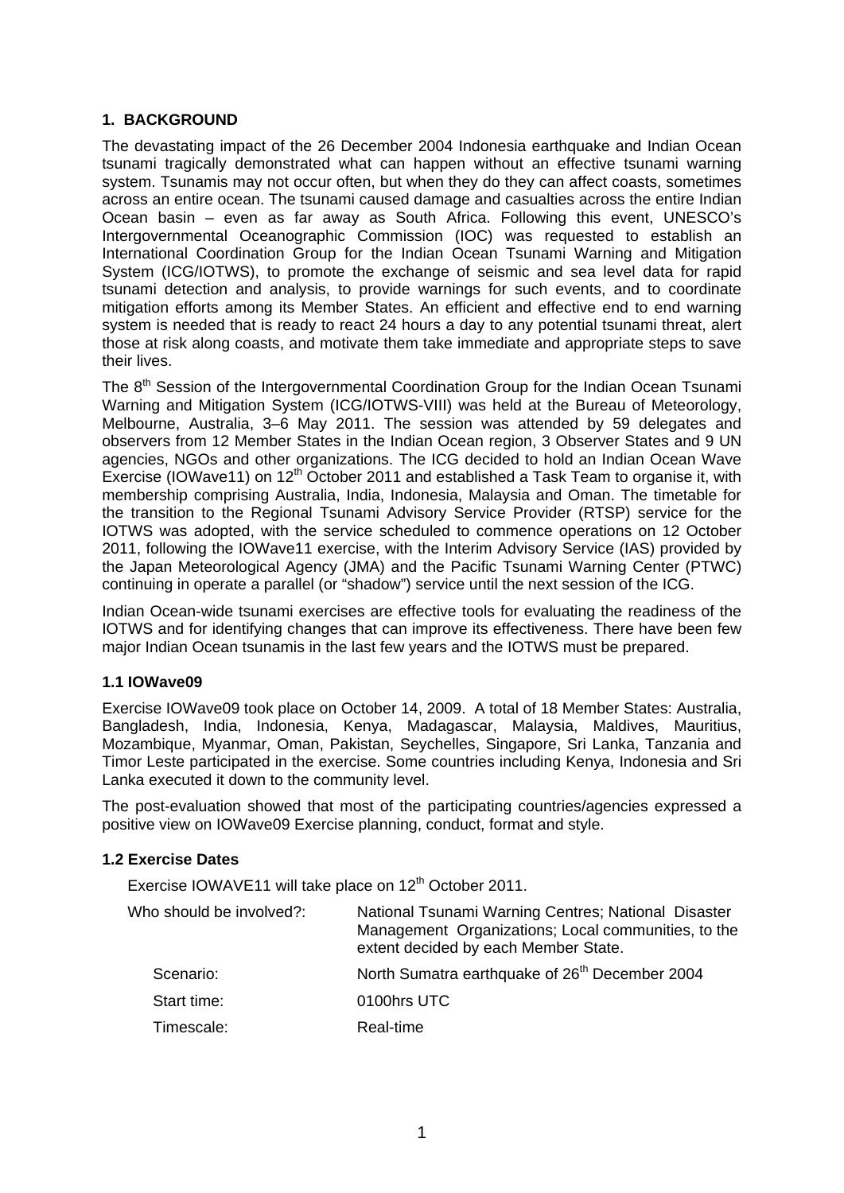## 1. BACKGROUND

The devastating impact of the 26 December 2004 Indonesia earthquake and Indian Ocean tsunami tragically demonstrated what can happen without an effective tsunami warning system. Tsunamis may not occur often, but when they do they can affect coasts, sometimes across an entire ocean. The tsunami caused damage and casualties across the entire Indian Ocean basin – even as far away as South Africa. Following this event, UNESCO's Intergovernmental Oceanographic Commission (IOC) was requested to establish an International Coordination Group for the Indian Ocean Tsunami Warning and Mitigation System (ICG/IOTWS), to promote the exchange of seismic and sea level data for rapid tsunami detection and analysis, to provide warnings for such events, and to coordinate mitigation efforts among its Member States. An efficient and effective end to end warning system is needed that is ready to react 24 hours a day to any potential tsunami threat, alert those at risk along coasts, and motivate them take immediate and appropriate steps to save their lives.

The 8th Session of the Intergovernmental Coordination Group for the Indian Ocean Tsunami Warning and Mitigation System (ICG/IOTWS-VIII) was held at the Bureau of Meteorology, Melbourne, Australia, 3–6 May 2011. The session was attended by 59 delegates and observers from 12 Member States in the Indian Ocean region, 3 Observer States and 9 UN agencies, NGOs and other organizations. The ICG decided to hold an Indian Ocean Wave Exercise (IOWave11) on 12th October 2011 and established a Task Team to organise it, with membership comprising Australia, India, Indonesia, Malaysia and Oman. The timetable for the transition to the Regional Tsunami Advisory Service Provider (RTSP) service for the IOTWS was adopted, with the service scheduled to commence operations on 12 October 2011, following the IOWave11 exercise, with the Interim Advisory Service (IAS) provided by the Japan Meteorological Agency (JMA) and the Pacific Tsunami Warning Center (PTWC) continuing in operate a parallel (or "shadow") service until the next session of the ICG.

Indian Ocean-wide tsunami exercises are effective tools for evaluating the readiness of the IOTWS and for identifying changes that can improve its effectiveness. There have been few major Indian Ocean tsunamis in the last few years and the IOTWS must be prepared.

### 1.1 IOWave09

Exercise IOWave09 took place on October 14, 2009. A total of 18 Member States: Australia, Bangladesh, India, Indonesia, Kenya, Madagascar, Malaysia, Maldives, Mauritius, Mozambique, Myanmar, Oman, Pakistan, Seychelles, Singapore, Sri Lanka, Tanzania and Timor Leste participated in the exercise. Some countries including Kenya, Indonesia and Sri Lanka executed it down to the community level.

The post-evaluation showed that most of the participating countries/agencies expressed a positive view on IOWave09 Exercise planning, conduct, format and style.

### 1.2 Exercise Dates

Exercise IOWAVE11 will take place on 12th October 2011.

| | |
|---|---|
| Who should be involved?: | National Tsunami Warning Centres; National Disaster Management Organizations; Local communities, to the extent decided by each Member State. |
| Scenario: | North Sumatra earthquake of 26th December 2004 |
| Start time: | 0100hrs UTC |
| Timescale: | Real-time |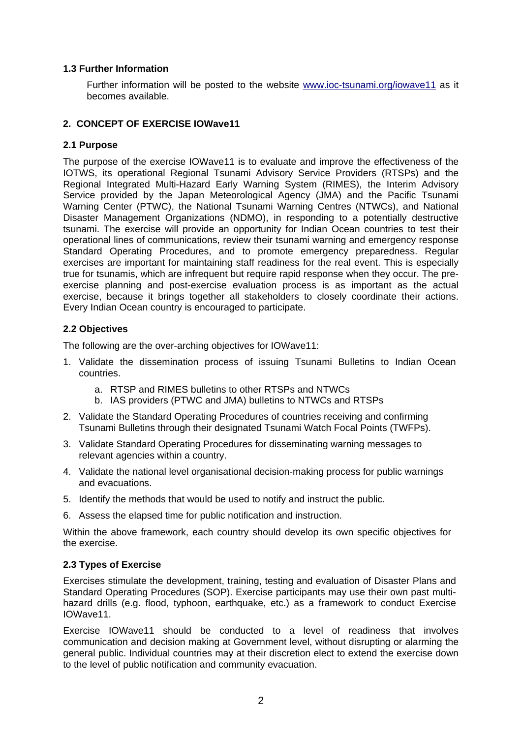### 1.3 Further Information

Further information will be posted to the website www.ioc-tsunami.org/iowave11 as it becomes available.

## 2. CONCEPT OF EXERCISE IOWave11

### 2.1 Purpose

The purpose of the exercise IOWave11 is to evaluate and improve the effectiveness of the IOTWS, its operational Regional Tsunami Advisory Service Providers (RTSPs) and the Regional Integrated Multi-Hazard Early Warning System (RIMES), the Interim Advisory Service provided by the Japan Meteorological Agency (JMA) and the Pacific Tsunami Warning Center (PTWC), the National Tsunami Warning Centres (NTWCs), and National Disaster Management Organizations (NDMO), in responding to a potentially destructive tsunami. The exercise will provide an opportunity for Indian Ocean countries to test their operational lines of communications, review their tsunami warning and emergency response Standard Operating Procedures, and to promote emergency preparedness. Regular exercises are important for maintaining staff readiness for the real event. This is especially true for tsunamis, which are infrequent but require rapid response when they occur. The pre-exercise planning and post-exercise evaluation process is as important as the actual exercise, because it brings together all stakeholders to closely coordinate their actions. Every Indian Ocean country is encouraged to participate.

### 2.2 Objectives

The following are the over-arching objectives for IOWave11:

1. Validate the dissemination process of issuing Tsunami Bulletins to Indian Ocean countries.
   a. RTSP and RIMES bulletins to other RTSPs and NTWCs
   b. IAS providers (PTWC and JMA) bulletins to NTWCs and RTSPs
2. Validate the Standard Operating Procedures of countries receiving and confirming Tsunami Bulletins through their designated Tsunami Watch Focal Points (TWFPs).
3. Validate Standard Operating Procedures for disseminating warning messages to relevant agencies within a country.
4. Validate the national level organisational decision-making process for public warnings and evacuations.
5. Identify the methods that would be used to notify and instruct the public.
6. Assess the elapsed time for public notification and instruction.

Within the above framework, each country should develop its own specific objectives for the exercise.

### 2.3 Types of Exercise

Exercises stimulate the development, training, testing and evaluation of Disaster Plans and Standard Operating Procedures (SOP). Exercise participants may use their own past multi-hazard drills (e.g. flood, typhoon, earthquake, etc.) as a framework to conduct Exercise IOWave11.

Exercise IOWave11 should be conducted to a level of readiness that involves communication and decision making at Government level, without disrupting or alarming the general public. Individual countries may at their discretion elect to extend the exercise down to the level of public notification and community evacuation.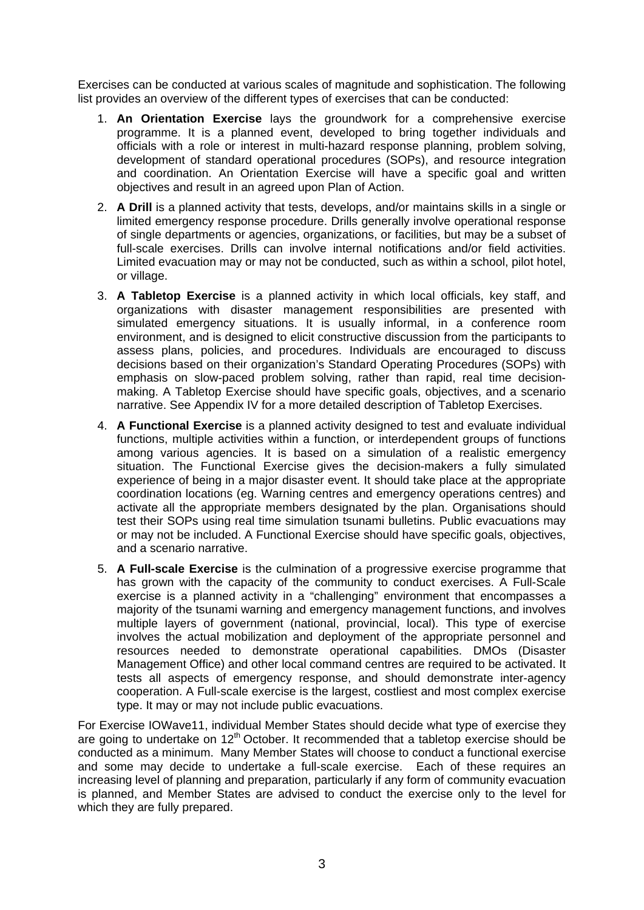Exercises can be conducted at various scales of magnitude and sophistication. The following list provides an overview of the different types of exercises that can be conducted:

1. **An Orientation Exercise** lays the groundwork for a comprehensive exercise programme. It is a planned event, developed to bring together individuals and officials with a role or interest in multi-hazard response planning, problem solving, development of standard operational procedures (SOPs), and resource integration and coordination. An Orientation Exercise will have a specific goal and written objectives and result in an agreed upon Plan of Action.

2. **A Drill** is a planned activity that tests, develops, and/or maintains skills in a single or limited emergency response procedure. Drills generally involve operational response of single departments or agencies, organizations, or facilities, but may be a subset of full-scale exercises. Drills can involve internal notifications and/or field activities. Limited evacuation may or may not be conducted, such as within a school, pilot hotel, or village.

3. **A Tabletop Exercise** is a planned activity in which local officials, key staff, and organizations with disaster management responsibilities are presented with simulated emergency situations. It is usually informal, in a conference room environment, and is designed to elicit constructive discussion from the participants to assess plans, policies, and procedures. Individuals are encouraged to discuss decisions based on their organization's Standard Operating Procedures (SOPs) with emphasis on slow-paced problem solving, rather than rapid, real time decision-making. A Tabletop Exercise should have specific goals, objectives, and a scenario narrative. See Appendix IV for a more detailed description of Tabletop Exercises.

4. **A Functional Exercise** is a planned activity designed to test and evaluate individual functions, multiple activities within a function, or interdependent groups of functions among various agencies. It is based on a simulation of a realistic emergency situation. The Functional Exercise gives the decision-makers a fully simulated experience of being in a major disaster event. It should take place at the appropriate coordination locations (eg. Warning centres and emergency operations centres) and activate all the appropriate members designated by the plan. Organisations should test their SOPs using real time simulation tsunami bulletins. Public evacuations may or may not be included. A Functional Exercise should have specific goals, objectives, and a scenario narrative.

5. **A Full-scale Exercise** is the culmination of a progressive exercise programme that has grown with the capacity of the community to conduct exercises. A Full-Scale exercise is a planned activity in a "challenging" environment that encompasses a majority of the tsunami warning and emergency management functions, and involves multiple layers of government (national, provincial, local). This type of exercise involves the actual mobilization and deployment of the appropriate personnel and resources needed to demonstrate operational capabilities. DMOs (Disaster Management Office) and other local command centres are required to be activated. It tests all aspects of emergency response, and should demonstrate inter-agency cooperation. A Full-scale exercise is the largest, costliest and most complex exercise type. It may or may not include public evacuations.

For Exercise IOWave11, individual Member States should decide what type of exercise they are going to undertake on 12th October. It recommended that a tabletop exercise should be conducted as a minimum. Many Member States will choose to conduct a functional exercise and some may decide to undertake a full-scale exercise. Each of these requires an increasing level of planning and preparation, particularly if any form of community evacuation is planned, and Member States are advised to conduct the exercise only to the level for which they are fully prepared.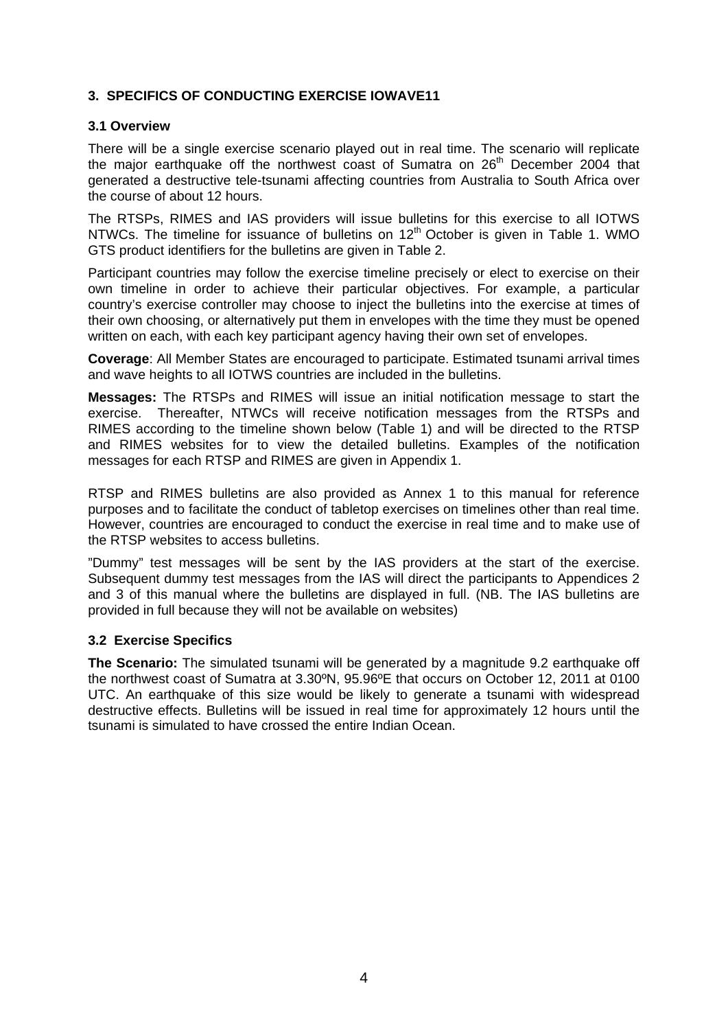## 3. SPECIFICS OF CONDUCTING EXERCISE IOWAVE11

### 3.1 Overview

There will be a single exercise scenario played out in real time. The scenario will replicate the major earthquake off the northwest coast of Sumatra on 26th December 2004 that generated a destructive tele-tsunami affecting countries from Australia to South Africa over the course of about 12 hours.

The RTSPs, RIMES and IAS providers will issue bulletins for this exercise to all IOTWS NTWCs. The timeline for issuance of bulletins on 12th October is given in Table 1. WMO GTS product identifiers for the bulletins are given in Table 2.

Participant countries may follow the exercise timeline precisely or elect to exercise on their own timeline in order to achieve their particular objectives. For example, a particular country's exercise controller may choose to inject the bulletins into the exercise at times of their own choosing, or alternatively put them in envelopes with the time they must be opened written on each, with each key participant agency having their own set of envelopes.

**Coverage**: All Member States are encouraged to participate. Estimated tsunami arrival times and wave heights to all IOTWS countries are included in the bulletins.

**Messages:** The RTSPs and RIMES will issue an initial notification message to start the exercise. Thereafter, NTWCs will receive notification messages from the RTSPs and RIMES according to the timeline shown below (Table 1) and will be directed to the RTSP and RIMES websites for to view the detailed bulletins. Examples of the notification messages for each RTSP and RIMES are given in Appendix 1.

RTSP and RIMES bulletins are also provided as Annex 1 to this manual for reference purposes and to facilitate the conduct of tabletop exercises on timelines other than real time. However, countries are encouraged to conduct the exercise in real time and to make use of the RTSP websites to access bulletins.

"Dummy" test messages will be sent by the IAS providers at the start of the exercise. Subsequent dummy test messages from the IAS will direct the participants to Appendices 2 and 3 of this manual where the bulletins are displayed in full. (NB. The IAS bulletins are provided in full because they will not be available on websites)

### 3.2 Exercise Specifics

**The Scenario:** The simulated tsunami will be generated by a magnitude 9.2 earthquake off the northwest coast of Sumatra at 3.30ºN, 95.96ºE that occurs on October 12, 2011 at 0100 UTC. An earthquake of this size would be likely to generate a tsunami with widespread destructive effects. Bulletins will be issued in real time for approximately 12 hours until the tsunami is simulated to have crossed the entire Indian Ocean.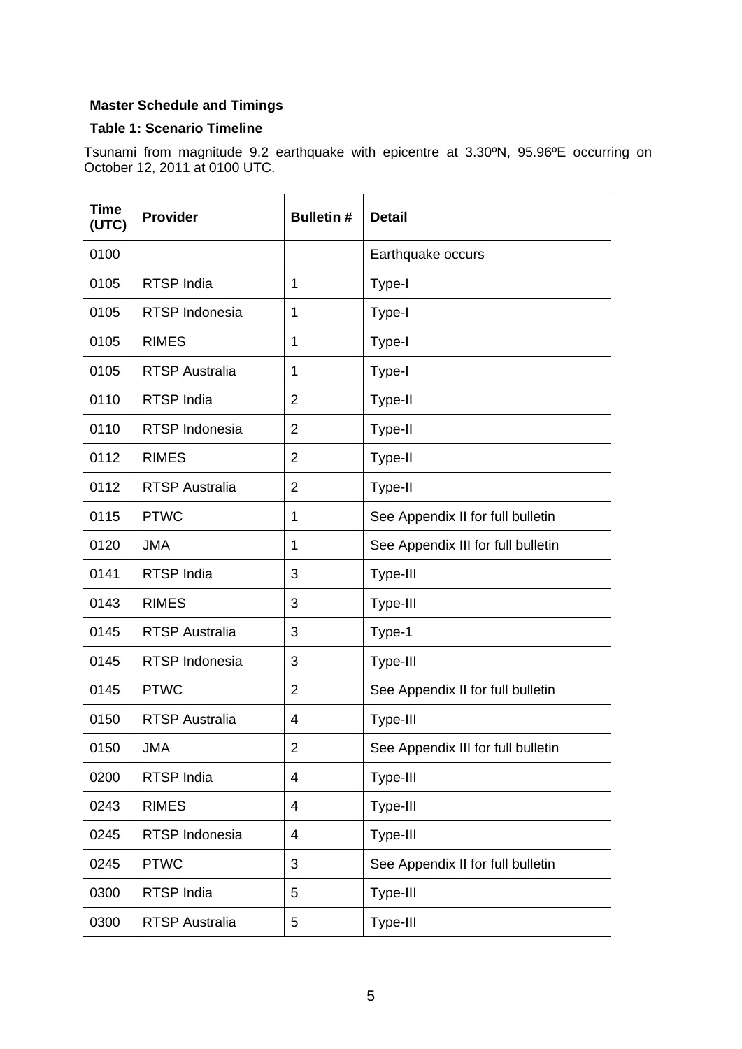**Master Schedule and Timings**

**Table 1: Scenario Timeline**

Tsunami from magnitude 9.2 earthquake with epicentre at 3.30ºN, 95.96ºE occurring on October 12, 2011 at 0100 UTC.

| Time (UTC) | Provider | Bulletin # | Detail |
|---|---|---|---|
| 0100 | | | Earthquake occurs |
| 0105 | RTSP India | 1 | Type-I |
| 0105 | RTSP Indonesia | 1 | Type-I |
| 0105 | RIMES | 1 | Type-I |
| 0105 | RTSP Australia | 1 | Type-I |
| 0110 | RTSP India | 2 | Type-II |
| 0110 | RTSP Indonesia | 2 | Type-II |
| 0112 | RIMES | 2 | Type-II |
| 0112 | RTSP Australia | 2 | Type-II |
| 0115 | PTWC | 1 | See Appendix II for full bulletin |
| 0120 | JMA | 1 | See Appendix III for full bulletin |
| 0141 | RTSP India | 3 | Type-III |
| 0143 | RIMES | 3 | Type-III |
| 0145 | RTSP Australia | 3 | Type-1 |
| 0145 | RTSP Indonesia | 3 | Type-III |
| 0145 | PTWC | 2 | See Appendix II for full bulletin |
| 0150 | RTSP Australia | 4 | Type-III |
| 0150 | JMA | 2 | See Appendix III for full bulletin |
| 0200 | RTSP India | 4 | Type-III |
| 0243 | RIMES | 4 | Type-III |
| 0245 | RTSP Indonesia | 4 | Type-III |
| 0245 | PTWC | 3 | See Appendix II for full bulletin |
| 0300 | RTSP India | 5 | Type-III |
| 0300 | RTSP Australia | 5 | Type-III |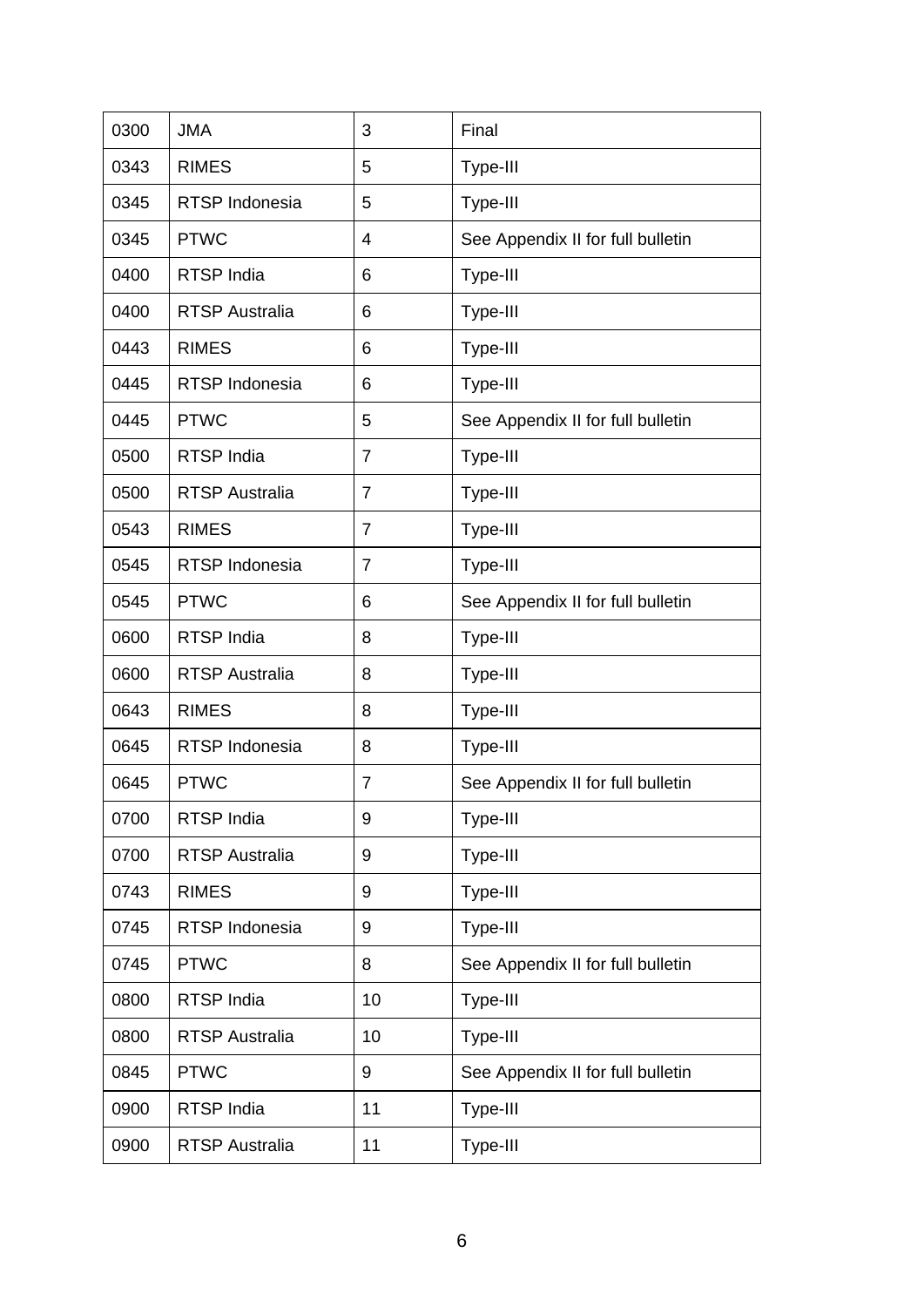| 0300 | JMA | 3 | Final |
|---|---|---|---|
| 0343 | RIMES | 5 | Type-III |
| 0345 | RTSP Indonesia | 5 | Type-III |
| 0345 | PTWC | 4 | See Appendix II for full bulletin |
| 0400 | RTSP India | 6 | Type-III |
| 0400 | RTSP Australia | 6 | Type-III |
| 0443 | RIMES | 6 | Type-III |
| 0445 | RTSP Indonesia | 6 | Type-III |
| 0445 | PTWC | 5 | See Appendix II for full bulletin |
| 0500 | RTSP India | 7 | Type-III |
| 0500 | RTSP Australia | 7 | Type-III |
| 0543 | RIMES | 7 | Type-III |
| 0545 | RTSP Indonesia | 7 | Type-III |
| 0545 | PTWC | 6 | See Appendix II for full bulletin |
| 0600 | RTSP India | 8 | Type-III |
| 0600 | RTSP Australia | 8 | Type-III |
| 0643 | RIMES | 8 | Type-III |
| 0645 | RTSP Indonesia | 8 | Type-III |
| 0645 | PTWC | 7 | See Appendix II for full bulletin |
| 0700 | RTSP India | 9 | Type-III |
| 0700 | RTSP Australia | 9 | Type-III |
| 0743 | RIMES | 9 | Type-III |
| 0745 | RTSP Indonesia | 9 | Type-III |
| 0745 | PTWC | 8 | See Appendix II for full bulletin |
| 0800 | RTSP India | 10 | Type-III |
| 0800 | RTSP Australia | 10 | Type-III |
| 0845 | PTWC | 9 | See Appendix II for full bulletin |
| 0900 | RTSP India | 11 | Type-III |
| 0900 | RTSP Australia | 11 | Type-III |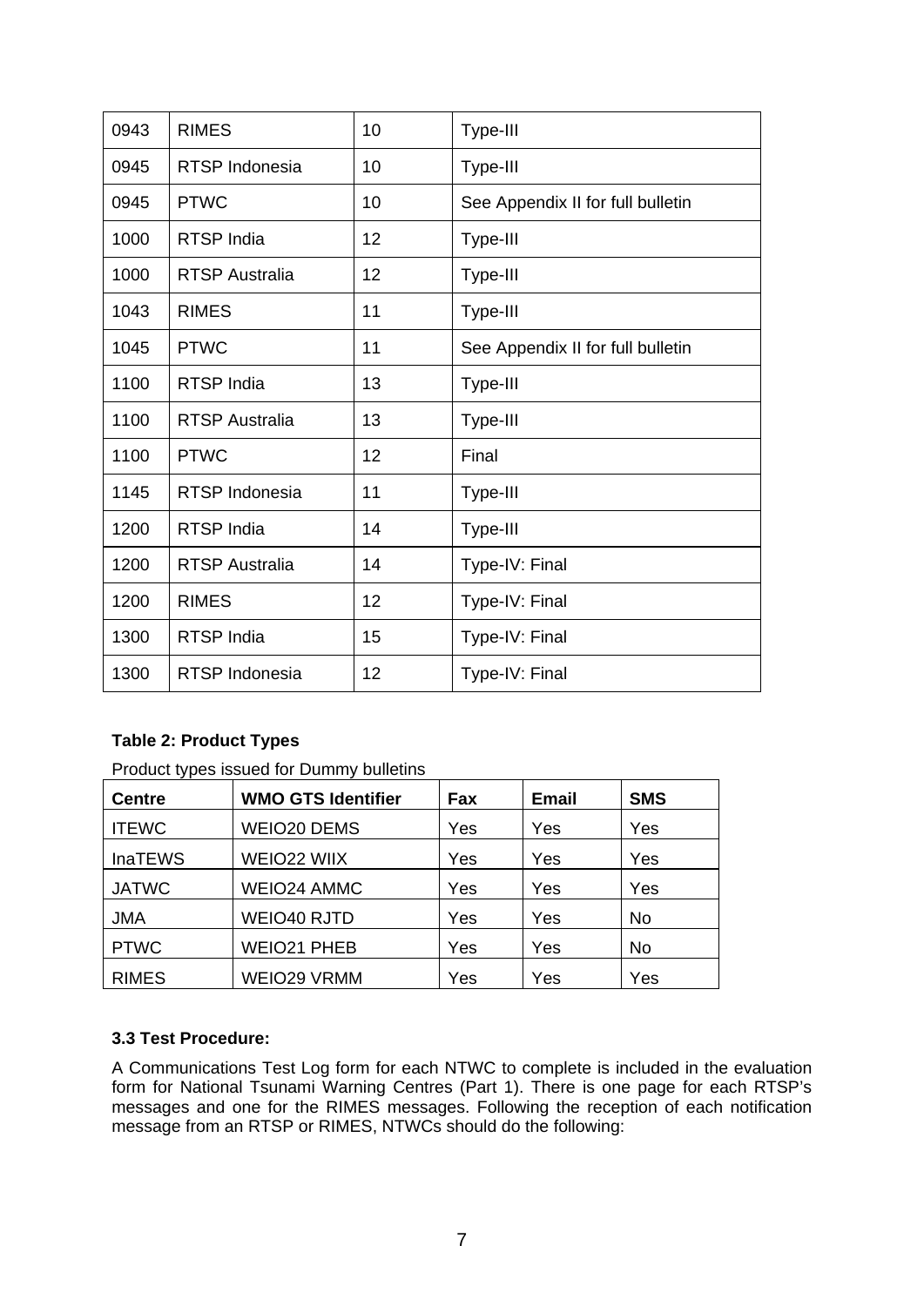| 0943 | RIMES | 10 | Type-III |
|---|---|---|---|
| 0945 | RTSP Indonesia | 10 | Type-III |
| 0945 | PTWC | 10 | See Appendix II for full bulletin |
| 1000 | RTSP India | 12 | Type-III |
| 1000 | RTSP Australia | 12 | Type-III |
| 1043 | RIMES | 11 | Type-III |
| 1045 | PTWC | 11 | See Appendix II for full bulletin |
| 1100 | RTSP India | 13 | Type-III |
| 1100 | RTSP Australia | 13 | Type-III |
| 1100 | PTWC | 12 | Final |
| 1145 | RTSP Indonesia | 11 | Type-III |
| 1200 | RTSP India | 14 | Type-III |
| 1200 | RTSP Australia | 14 | Type-IV: Final |
| 1200 | RIMES | 12 | Type-IV: Final |
| 1300 | RTSP India | 15 | Type-IV: Final |
| 1300 | RTSP Indonesia | 12 | Type-IV: Final |

**Table 2: Product Types**

Product types issued for Dummy bulletins

| Centre | WMO GTS Identifier | Fax | Email | SMS |
|---|---|---|---|---|
| ITEWC | WEIO20 DEMS | Yes | Yes | Yes |
| InaTEWS | WEIO22 WIIX | Yes | Yes | Yes |
| JATWC | WEIO24 AMMC | Yes | Yes | Yes |
| JMA | WEIO40 RJTD | Yes | Yes | No |
| PTWC | WEIO21 PHEB | Yes | Yes | No |
| RIMES | WEIO29 VRMM | Yes | Yes | Yes |

### 3.3 Test Procedure:

A Communications Test Log form for each NTWC to complete is included in the evaluation form for National Tsunami Warning Centres (Part 1). There is one page for each RTSP's messages and one for the RIMES messages. Following the reception of each notification message from an RTSP or RIMES, NTWCs should do the following: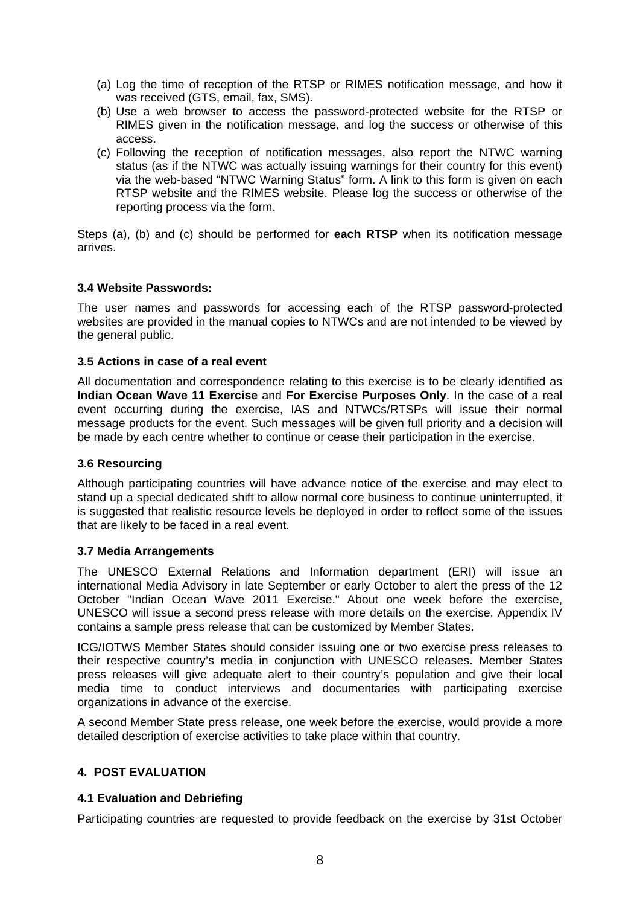(a) Log the time of reception of the RTSP or RIMES notification message, and how it was received (GTS, email, fax, SMS).
(b) Use a web browser to access the password-protected website for the RTSP or RIMES given in the notification message, and log the success or otherwise of this access.
(c) Following the reception of notification messages, also report the NTWC warning status (as if the NTWC was actually issuing warnings for their country for this event) via the web-based "NTWC Warning Status" form. A link to this form is given on each RTSP website and the RIMES website. Please log the success or otherwise of the reporting process via the form.

Steps (a), (b) and (c) should be performed for **each RTSP** when its notification message arrives.

### 3.4 Website Passwords:

The user names and passwords for accessing each of the RTSP password-protected websites are provided in the manual copies to NTWCs and are not intended to be viewed by the general public.

### 3.5 Actions in case of a real event

All documentation and correspondence relating to this exercise is to be clearly identified as **Indian Ocean Wave 11 Exercise** and **For Exercise Purposes Only**. In the case of a real event occurring during the exercise, IAS and NTWCs/RTSPs will issue their normal message products for the event. Such messages will be given full priority and a decision will be made by each centre whether to continue or cease their participation in the exercise.

### 3.6 Resourcing

Although participating countries will have advance notice of the exercise and may elect to stand up a special dedicated shift to allow normal core business to continue uninterrupted, it is suggested that realistic resource levels be deployed in order to reflect some of the issues that are likely to be faced in a real event.

### 3.7 Media Arrangements

The UNESCO External Relations and Information department (ERI) will issue an international Media Advisory in late September or early October to alert the press of the 12 October "Indian Ocean Wave 2011 Exercise." About one week before the exercise, UNESCO will issue a second press release with more details on the exercise. Appendix IV contains a sample press release that can be customized by Member States.

ICG/IOTWS Member States should consider issuing one or two exercise press releases to their respective country's media in conjunction with UNESCO releases. Member States press releases will give adequate alert to their country's population and give their local media time to conduct interviews and documentaries with participating exercise organizations in advance of the exercise.

A second Member State press release, one week before the exercise, would provide a more detailed description of exercise activities to take place within that country.

## 4. POST EVALUATION

### 4.1 Evaluation and Debriefing

Participating countries are requested to provide feedback on the exercise by 31st October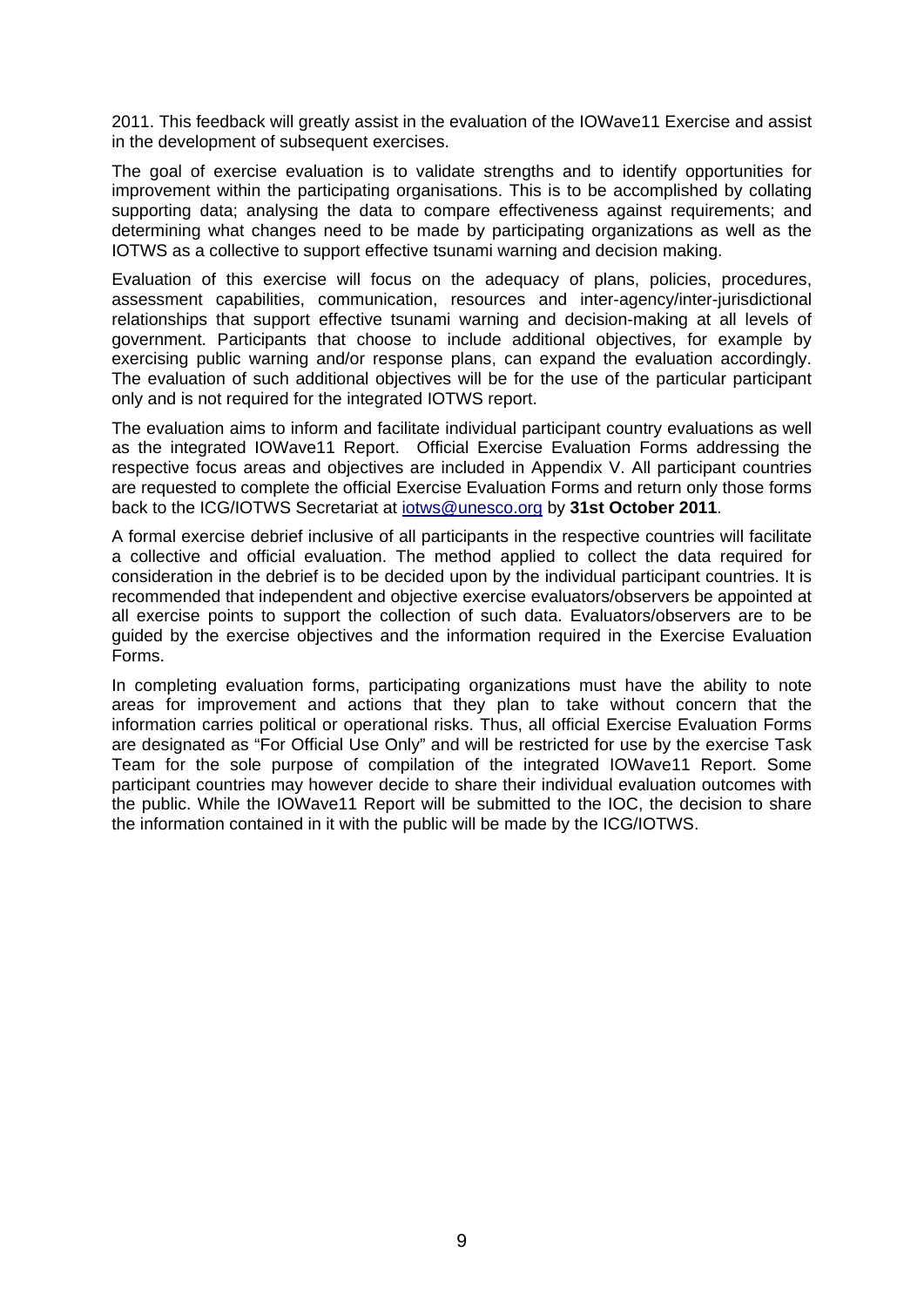2011. This feedback will greatly assist in the evaluation of the IOWave11 Exercise and assist in the development of subsequent exercises.

The goal of exercise evaluation is to validate strengths and to identify opportunities for improvement within the participating organisations. This is to be accomplished by collating supporting data; analysing the data to compare effectiveness against requirements; and determining what changes need to be made by participating organizations as well as the IOTWS as a collective to support effective tsunami warning and decision making.

Evaluation of this exercise will focus on the adequacy of plans, policies, procedures, assessment capabilities, communication, resources and inter-agency/inter-jurisdictional relationships that support effective tsunami warning and decision-making at all levels of government. Participants that choose to include additional objectives, for example by exercising public warning and/or response plans, can expand the evaluation accordingly. The evaluation of such additional objectives will be for the use of the particular participant only and is not required for the integrated IOTWS report.

The evaluation aims to inform and facilitate individual participant country evaluations as well as the integrated IOWave11 Report. Official Exercise Evaluation Forms addressing the respective focus areas and objectives are included in Appendix V. All participant countries are requested to complete the official Exercise Evaluation Forms and return only those forms back to the ICG/IOTWS Secretariat at iotws@unesco.org by **31st October 2011**.

A formal exercise debrief inclusive of all participants in the respective countries will facilitate a collective and official evaluation. The method applied to collect the data required for consideration in the debrief is to be decided upon by the individual participant countries. It is recommended that independent and objective exercise evaluators/observers be appointed at all exercise points to support the collection of such data. Evaluators/observers are to be guided by the exercise objectives and the information required in the Exercise Evaluation Forms.

In completing evaluation forms, participating organizations must have the ability to note areas for improvement and actions that they plan to take without concern that the information carries political or operational risks. Thus, all official Exercise Evaluation Forms are designated as "For Official Use Only" and will be restricted for use by the exercise Task Team for the sole purpose of compilation of the integrated IOWave11 Report. Some participant countries may however decide to share their individual evaluation outcomes with the public. While the IOWave11 Report will be submitted to the IOC, the decision to share the information contained in it with the public will be made by the ICG/IOTWS.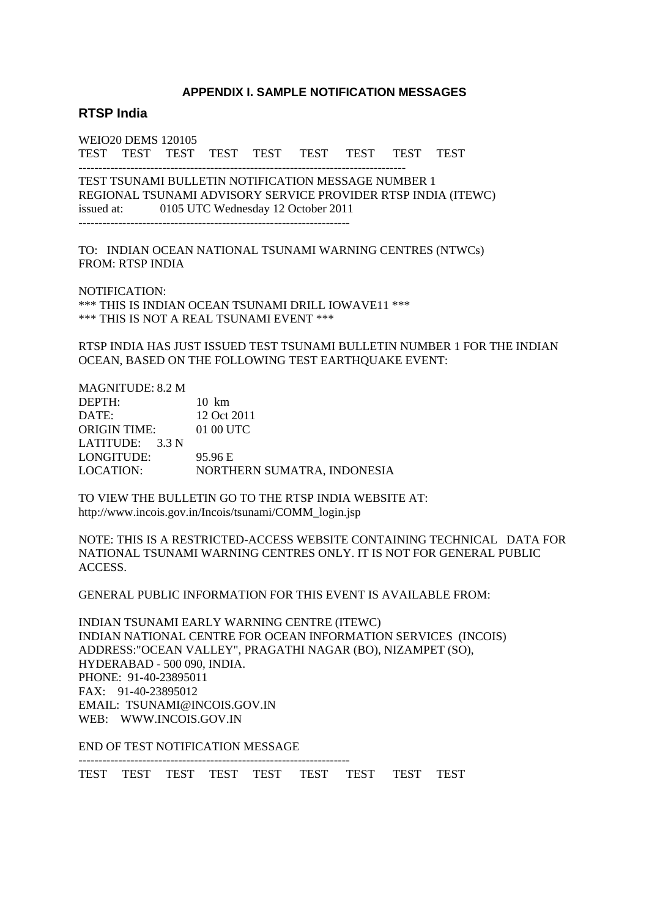## APPENDIX I. SAMPLE NOTIFICATION MESSAGES

### RTSP India

WEIO20 DEMS 120105
TEST TEST TEST TEST TEST TEST TEST TEST TEST

--------------------------------------------------------------------------------

TEST TSUNAMI BULLETIN NOTIFICATION MESSAGE NUMBER 1
REGIONAL TSUNAMI ADVISORY SERVICE PROVIDER RTSP INDIA (ITEWC)
issued at: 0105 UTC Wednesday 12 October 2011

--------------------------------------------------------------------

TO: INDIAN OCEAN NATIONAL TSUNAMI WARNING CENTRES (NTWCs)
FROM: RTSP INDIA

NOTIFICATION:
*** THIS IS INDIAN OCEAN TSUNAMI DRILL IOWAVE11 ***
*** THIS IS NOT A REAL TSUNAMI EVENT ***

RTSP INDIA HAS JUST ISSUED TEST TSUNAMI BULLETIN NUMBER 1 FOR THE INDIAN OCEAN, BASED ON THE FOLLOWING TEST EARTHQUAKE EVENT:

MAGNITUDE: 8.2 M
DEPTH: 10 km
DATE: 12 Oct 2011
ORIGIN TIME: 01 00 UTC
LATITUDE: 3.3 N
LONGITUDE: 95.96 E
LOCATION: NORTHERN SUMATRA, INDONESIA

TO VIEW THE BULLETIN GO TO THE RTSP INDIA WEBSITE AT:
http://www.incois.gov.in/Incois/tsunami/COMM_login.jsp

NOTE: THIS IS A RESTRICTED-ACCESS WEBSITE CONTAINING TECHNICAL DATA FOR NATIONAL TSUNAMI WARNING CENTRES ONLY. IT IS NOT FOR GENERAL PUBLIC ACCESS.

GENERAL PUBLIC INFORMATION FOR THIS EVENT IS AVAILABLE FROM:

INDIAN TSUNAMI EARLY WARNING CENTRE (ITEWC)
INDIAN NATIONAL CENTRE FOR OCEAN INFORMATION SERVICES (INCOIS)
ADDRESS:"OCEAN VALLEY", PRAGATHI NAGAR (BO), NIZAMPET (SO),
HYDERABAD - 500 090, INDIA.
PHONE: 91-40-23895011
FAX: 91-40-23895012
EMAIL: TSUNAMI@INCOIS.GOV.IN
WEB: WWW.INCOIS.GOV.IN

END OF TEST NOTIFICATION MESSAGE

--------------------------------------------------------------------

TEST TEST TEST TEST TEST TEST TEST TEST TEST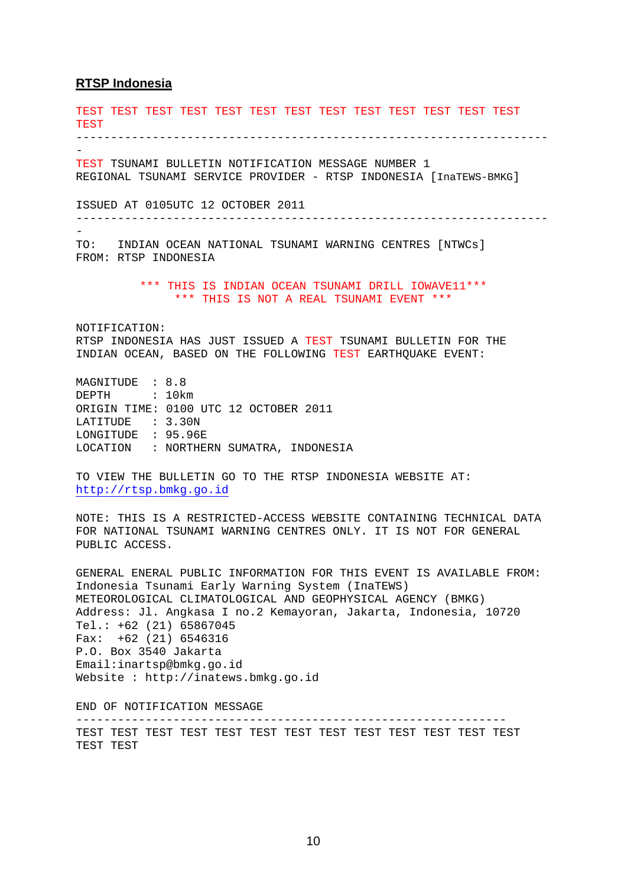**RTSP Indonesia**

```
TEST TEST TEST TEST TEST TEST TEST TEST TEST TEST TEST TEST TEST
TEST
--------------------------------------------------------------------
-
TEST TSUNAMI BULLETIN NOTIFICATION MESSAGE NUMBER 1
REGIONAL TSUNAMI SERVICE PROVIDER - RTSP INDONESIA [InaTEWS-BMKG]

ISSUED AT 0105UTC 12 OCTOBER 2011
--------------------------------------------------------------------
-
TO:   INDIAN OCEAN NATIONAL TSUNAMI WARNING CENTRES [NTWCs]
FROM: RTSP INDONESIA

         *** THIS IS INDIAN OCEAN TSUNAMI DRILL IOWAVE11***
              *** THIS IS NOT A REAL TSUNAMI EVENT ***

NOTIFICATION:
RTSP INDONESIA HAS JUST ISSUED A TEST TSUNAMI BULLETIN FOR THE
INDIAN OCEAN, BASED ON THE FOLLOWING TEST EARTHQUAKE EVENT:

MAGNITUDE  : 8.8
DEPTH      : 10km
ORIGIN TIME: 0100 UTC 12 OCTOBER 2011
LATITUDE   : 3.30N
LONGITUDE  : 95.96E
LOCATION   : NORTHERN SUMATRA, INDONESIA

TO VIEW THE BULLETIN GO TO THE RTSP INDONESIA WEBSITE AT:
http://rtsp.bmkg.go.id

NOTE: THIS IS A RESTRICTED-ACCESS WEBSITE CONTAINING TECHNICAL DATA
FOR NATIONAL TSUNAMI WARNING CENTRES ONLY. IT IS NOT FOR GENERAL
PUBLIC ACCESS.

GENERAL ENERAL PUBLIC INFORMATION FOR THIS EVENT IS AVAILABLE FROM:
Indonesia Tsunami Early Warning System (InaTEWS)
METEOROLOGICAL CLIMATOLOGICAL AND GEOPHYSICAL AGENCY (BMKG)
Address: Jl. Angkasa I no.2 Kemayoran, Jakarta, Indonesia, 10720
Tel.: +62 (21) 65867045
Fax:  +62 (21) 6546316
P.O. Box 3540 Jakarta
Email:inartsp@bmkg.go.id
Website : http://inatews.bmkg.go.id

END OF NOTIFICATION MESSAGE
---------------------------------------------------------------
TEST TEST TEST TEST TEST TEST TEST TEST TEST TEST TEST TEST TEST
TEST TEST
```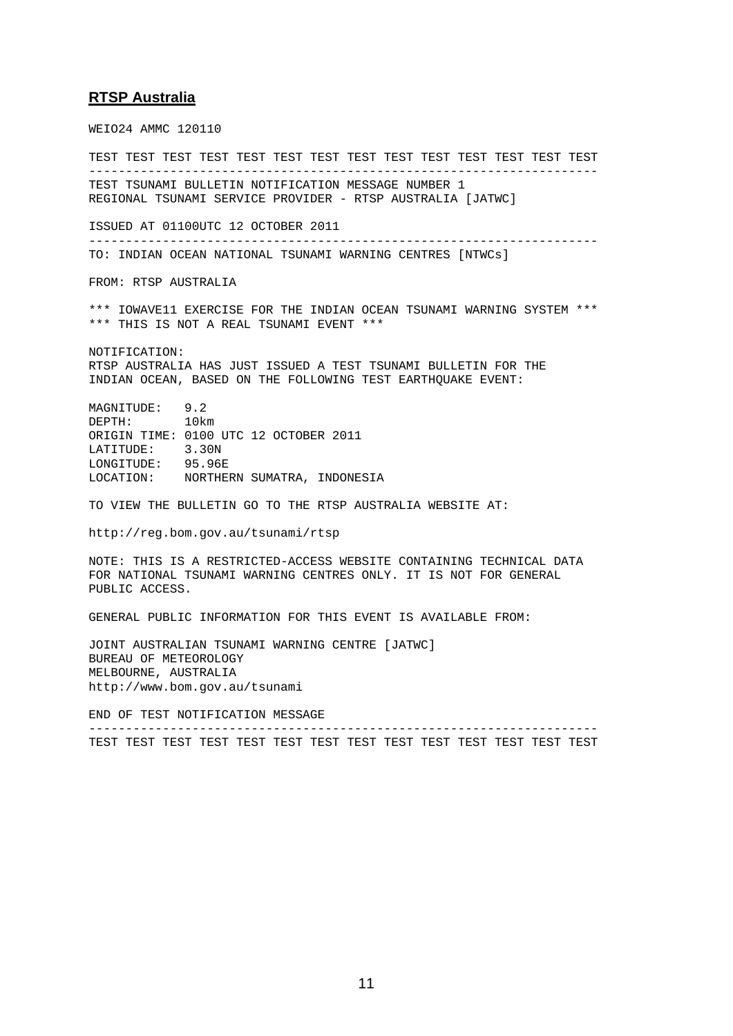## RTSP Australia

```
WEIO24 AMMC 120110

TEST TEST TEST TEST TEST TEST TEST TEST TEST TEST TEST TEST TEST TEST
---------------------------------------------------------------------
TEST TSUNAMI BULLETIN NOTIFICATION MESSAGE NUMBER 1
REGIONAL TSUNAMI SERVICE PROVIDER - RTSP AUSTRALIA [JATWC]

ISSUED AT 01100UTC 12 OCTOBER 2011
---------------------------------------------------------------------
TO: INDIAN OCEAN NATIONAL TSUNAMI WARNING CENTRES [NTWCs]

FROM: RTSP AUSTRALIA

*** IOWAVE11 EXERCISE FOR THE INDIAN OCEAN TSUNAMI WARNING SYSTEM ***
*** THIS IS NOT A REAL TSUNAMI EVENT ***

NOTIFICATION:
RTSP AUSTRALIA HAS JUST ISSUED A TEST TSUNAMI BULLETIN FOR THE
INDIAN OCEAN, BASED ON THE FOLLOWING TEST EARTHQUAKE EVENT:

MAGNITUDE:   9.2
DEPTH:       10km
ORIGIN TIME: 0100 UTC 12 OCTOBER 2011
LATITUDE:    3.30N
LONGITUDE:   95.96E
LOCATION:    NORTHERN SUMATRA, INDONESIA

TO VIEW THE BULLETIN GO TO THE RTSP AUSTRALIA WEBSITE AT:

http://reg.bom.gov.au/tsunami/rtsp

NOTE: THIS IS A RESTRICTED-ACCESS WEBSITE CONTAINING TECHNICAL DATA
FOR NATIONAL TSUNAMI WARNING CENTRES ONLY. IT IS NOT FOR GENERAL
PUBLIC ACCESS.

GENERAL PUBLIC INFORMATION FOR THIS EVENT IS AVAILABLE FROM:

JOINT AUSTRALIAN TSUNAMI WARNING CENTRE [JATWC]
BUREAU OF METEOROLOGY
MELBOURNE, AUSTRALIA
http://www.bom.gov.au/tsunami

END OF TEST NOTIFICATION MESSAGE
---------------------------------------------------------------------
TEST TEST TEST TEST TEST TEST TEST TEST TEST TEST TEST TEST TEST TEST
```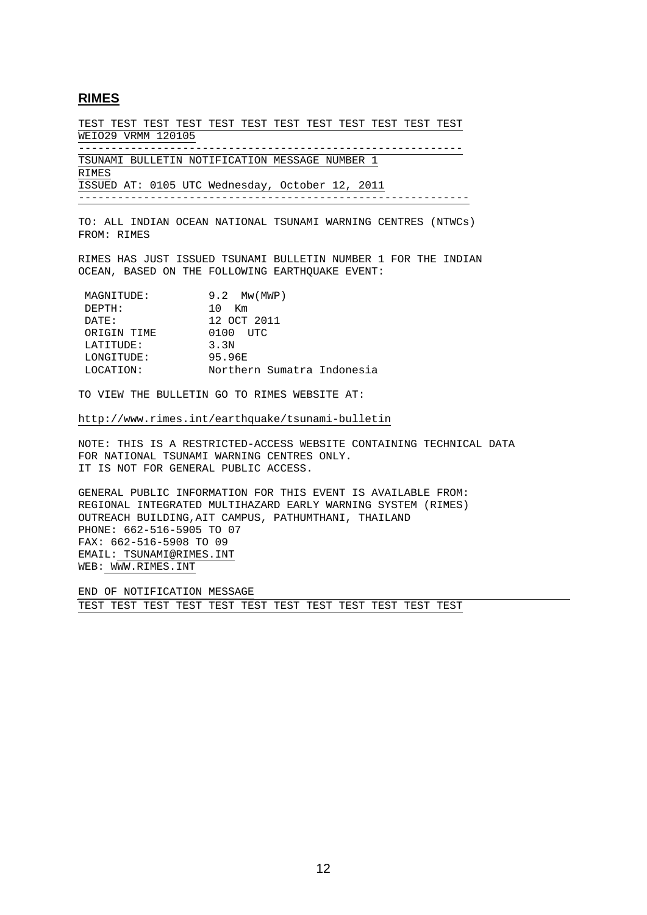## RIMES

```
TEST TEST TEST TEST TEST TEST TEST TEST TEST TEST TEST TEST
WEIO29 VRMM 120105
-----------------------------------------------------------
TSUNAMI BULLETIN NOTIFICATION MESSAGE NUMBER 1
RIMES
ISSUED AT: 0105 UTC Wednesday, October 12, 2011
------------------------------------------------------------

TO: ALL INDIAN OCEAN NATIONAL TSUNAMI WARNING CENTRES (NTWCs)
FROM: RIMES

RIMES HAS JUST ISSUED TSUNAMI BULLETIN NUMBER 1 FOR THE INDIAN
OCEAN, BASED ON THE FOLLOWING EARTHQUAKE EVENT:

 MAGNITUDE:        9.2  Mw(MWP)
 DEPTH:            10  Km
 DATE:             12 OCT 2011
 ORIGIN TIME       0100  UTC
 LATITUDE:         3.3N
 LONGITUDE:        95.96E
 LOCATION:         Northern Sumatra Indonesia

TO VIEW THE BULLETIN GO TO RIMES WEBSITE AT:

http://www.rimes.int/earthquake/tsunami-bulletin

NOTE: THIS IS A RESTRICTED-ACCESS WEBSITE CONTAINING TECHNICAL DATA
FOR NATIONAL TSUNAMI WARNING CENTRES ONLY.
IT IS NOT FOR GENERAL PUBLIC ACCESS.

GENERAL PUBLIC INFORMATION FOR THIS EVENT IS AVAILABLE FROM:
REGIONAL INTEGRATED MULTIHAZARD EARLY WARNING SYSTEM (RIMES)
OUTREACH BUILDING,AIT CAMPUS, PATHUMTHANI, THAILAND
PHONE: 662-516-5905 TO 07
FAX: 662-516-5908 TO 09
EMAIL: TSUNAMI@RIMES.INT
WEB: WWW.RIMES.INT

END OF NOTIFICATION MESSAGE
TEST TEST TEST TEST TEST TEST TEST TEST TEST TEST TEST TEST
```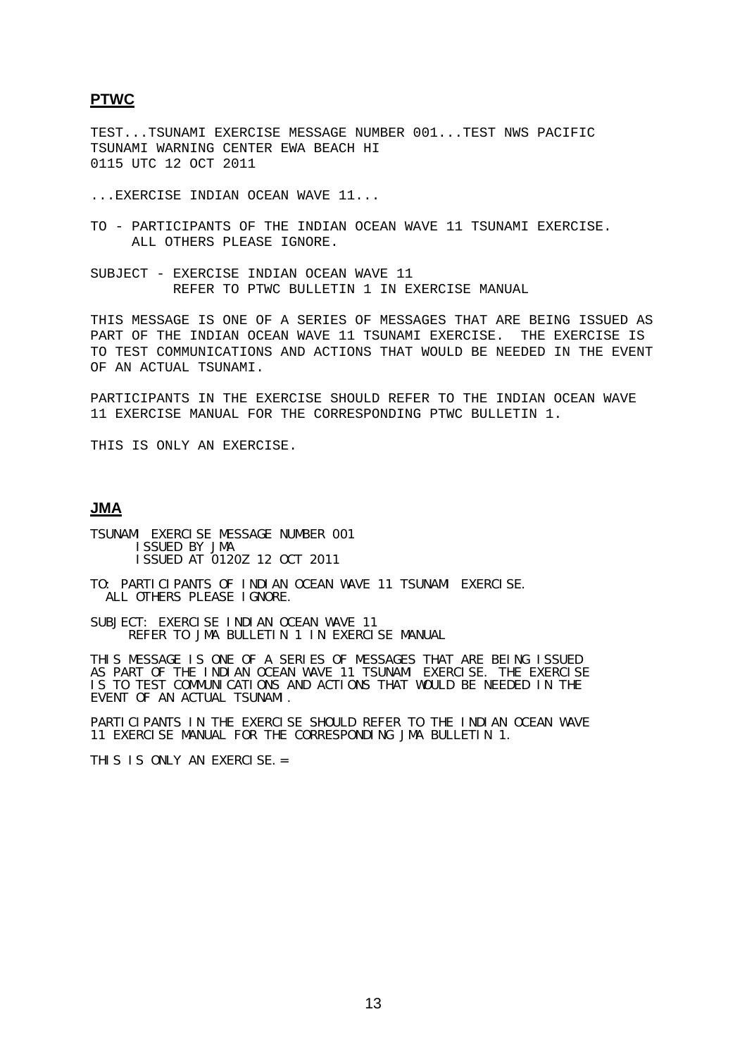## PTWC

TEST...TSUNAMI EXERCISE MESSAGE NUMBER 001...TEST NWS PACIFIC
TSUNAMI WARNING CENTER EWA BEACH HI
0115 UTC 12 OCT 2011

...EXERCISE INDIAN OCEAN WAVE 11...

TO - PARTICIPANTS OF THE INDIAN OCEAN WAVE 11 TSUNAMI EXERCISE.
ALL OTHERS PLEASE IGNORE.

SUBJECT - EXERCISE INDIAN OCEAN WAVE 11
REFER TO PTWC BULLETIN 1 IN EXERCISE MANUAL

THIS MESSAGE IS ONE OF A SERIES OF MESSAGES THAT ARE BEING ISSUED AS PART OF THE INDIAN OCEAN WAVE 11 TSUNAMI EXERCISE. THE EXERCISE IS TO TEST COMMUNICATIONS AND ACTIONS THAT WOULD BE NEEDED IN THE EVENT OF AN ACTUAL TSUNAMI.

PARTICIPANTS IN THE EXERCISE SHOULD REFER TO THE INDIAN OCEAN WAVE 11 EXERCISE MANUAL FOR THE CORRESPONDING PTWC BULLETIN 1.

THIS IS ONLY AN EXERCISE.

## JMA

TSUNAMI EXERCISE MESSAGE NUMBER 001
ISSUED BY JMA
ISSUED AT 0120Z 12 OCT 2011

TO: PARTICIPANTS OF INDIAN OCEAN WAVE 11 TSUNAMI EXERCISE.
ALL OTHERS PLEASE IGNORE.

SUBJECT: EXERCISE INDIAN OCEAN WAVE 11
REFER TO JMA BULLETIN 1 IN EXERCISE MANUAL

THIS MESSAGE IS ONE OF A SERIES OF MESSAGES THAT ARE BEING ISSUED AS PART OF THE INDIAN OCEAN WAVE 11 TSUNAMI EXERCISE. THE EXERCISE IS TO TEST COMMUNICATIONS AND ACTIONS THAT WOULD BE NEEDED IN THE EVENT OF AN ACTUAL TSUNAMI.

PARTICIPANTS IN THE EXERCISE SHOULD REFER TO THE INDIAN OCEAN WAVE 11 EXERCISE MANUAL FOR THE CORRESPONDING JMA BULLETIN 1.

THIS IS ONLY AN EXERCISE.=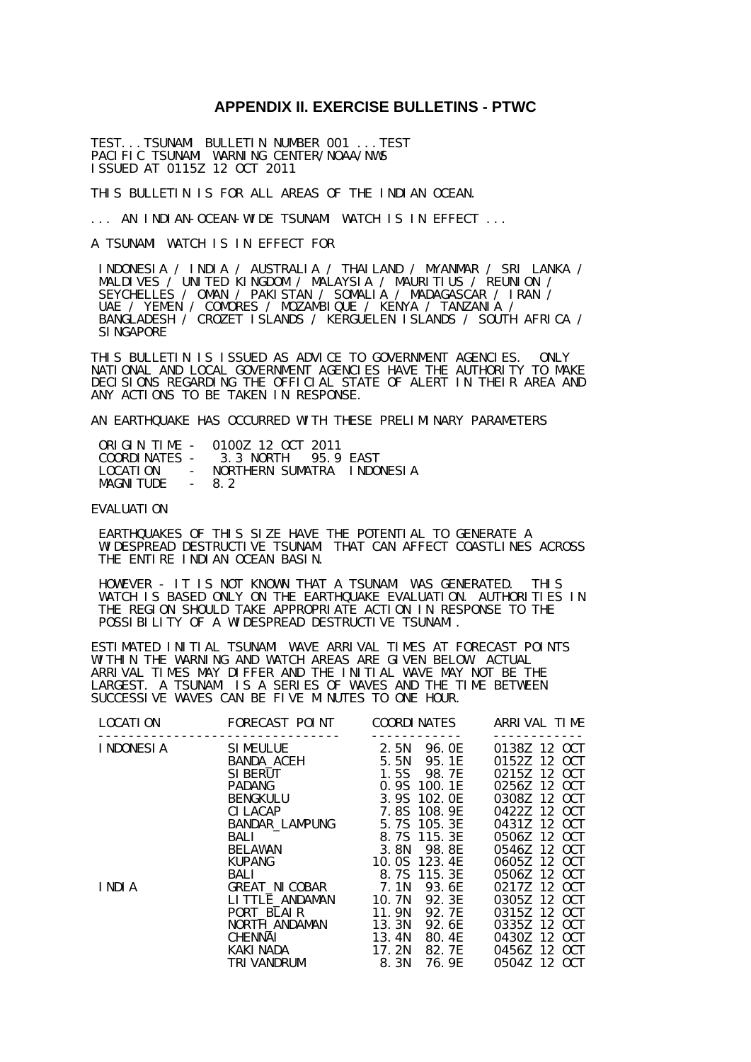## APPENDIX II. EXERCISE BULLETINS - PTWC

TEST...TSUNAMI BULLETIN NUMBER 001 ...TEST
PACIFIC TSUNAMI WARNING CENTER/NOAA/NWS
ISSUED AT 0115Z 12 OCT 2011

THIS BULLETIN IS FOR ALL AREAS OF THE INDIAN OCEAN.

... AN INDIAN-OCEAN-WIDE TSUNAMI WATCH IS IN EFFECT ...

A TSUNAMI WATCH IS IN EFFECT FOR

INDONESIA / INDIA / AUSTRALIA / THAILAND / MYANMAR / SRI LANKA / MALDIVES / UNITED KINGDOM / MALAYSIA / MAURITIUS / REUNION / SEYCHELLES / OMAN / PAKISTAN / SOMALIA / MADAGASCAR / IRAN / UAE / YEMEN / COMORES / MOZAMBIQUE / KENYA / TANZANIA / BANGLADESH / CROZET ISLANDS / KERGUELEN ISLANDS / SOUTH AFRICA / SINGAPORE

THIS BULLETIN IS ISSUED AS ADVICE TO GOVERNMENT AGENCIES. ONLY NATIONAL AND LOCAL GOVERNMENT AGENCIES HAVE THE AUTHORITY TO MAKE DECISIONS REGARDING THE OFFICIAL STATE OF ALERT IN THEIR AREA AND ANY ACTIONS TO BE TAKEN IN RESPONSE.

AN EARTHQUAKE HAS OCCURRED WITH THESE PRELIMINARY PARAMETERS

```
ORIGIN TIME -  0100Z 12 OCT 2011
COORDINATES -   3.3 NORTH   95.9 EAST
LOCATION    -  NORTHERN SUMATRA  INDONESIA
MAGNITUDE   -  8.2
```

EVALUATION

EARTHQUAKES OF THIS SIZE HAVE THE POTENTIAL TO GENERATE A WIDESPREAD DESTRUCTIVE TSUNAMI THAT CAN AFFECT COASTLINES ACROSS THE ENTIRE INDIAN OCEAN BASIN.

HOWEVER - IT IS NOT KNOWN THAT A TSUNAMI WAS GENERATED. THIS WATCH IS BASED ONLY ON THE EARTHQUAKE EVALUATION. AUTHORITIES IN THE REGION SHOULD TAKE APPROPRIATE ACTION IN RESPONSE TO THE POSSIBILITY OF A WIDESPREAD DESTRUCTIVE TSUNAMI.

ESTIMATED INITIAL TSUNAMI WAVE ARRIVAL TIMES AT FORECAST POINTS WITHIN THE WARNING AND WATCH AREAS ARE GIVEN BELOW. ACTUAL ARRIVAL TIMES MAY DIFFER AND THE INITIAL WAVE MAY NOT BE THE LARGEST. A TSUNAMI IS A SERIES OF WAVES AND THE TIME BETWEEN SUCCESSIVE WAVES CAN BE FIVE MINUTES TO ONE HOUR.

| LOCATION | FORECAST POINT | COORDINATES | ARRIVAL TIME |
|---|---|---|---|
| INDONESIA | SIMEULUE | 2.5N 96.0E | 0138Z 12 OCT |
| | BANDA_ACEH | 5.5N 95.1E | 0152Z 12 OCT |
| | SIBERUT | 1.5S 98.7E | 0215Z 12 OCT |
| | PADANG | 0.9S 100.1E | 0256Z 12 OCT |
| | BENGKULU | 3.9S 102.0E | 0308Z 12 OCT |
| | CILACAP | 7.8S 108.9E | 0422Z 12 OCT |
| | BANDAR_LAMPUNG | 5.7S 105.3E | 0431Z 12 OCT |
| | BALI | 8.7S 115.3E | 0506Z 12 OCT |
| | BELAWAN | 3.8N 98.8E | 0546Z 12 OCT |
| | KUPANG | 10.0S 123.4E | 0605Z 12 OCT |
| | BALI | 8.7S 115.3E | 0506Z 12 OCT |
| INDIA | GREAT_NICOBAR | 7.1N 93.6E | 0217Z 12 OCT |
| | LITTLE_ANDAMAN | 10.7N 92.3E | 0305Z 12 OCT |
| | PORT_BLAIR | 11.9N 92.7E | 0315Z 12 OCT |
| | NORTH_ANDAMAN | 13.3N 92.6E | 0335Z 12 OCT |
| | CHENNAI | 13.4N 80.4E | 0430Z 12 OCT |
| | KAKINADA | 17.2N 82.7E | 0456Z 12 OCT |
| | TRIVANDRUM | 8.3N 76.9E | 0504Z 12 OCT |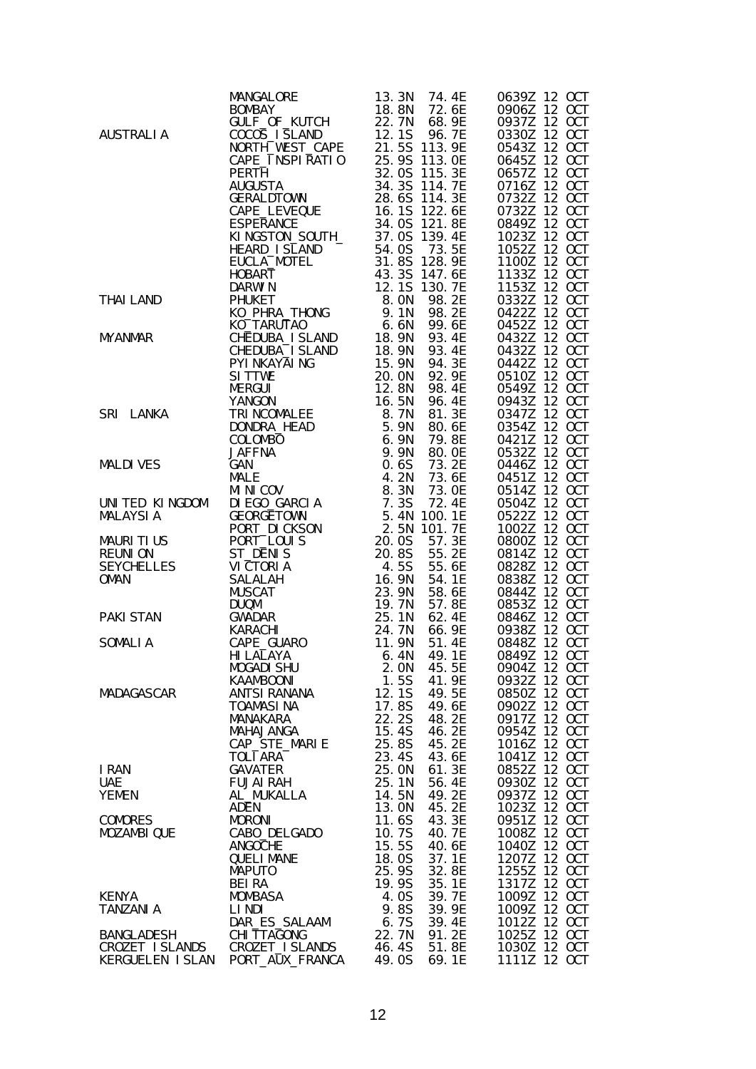| | | | | |
|---|---|---|---|---|
| | MANGALORE | 13.3N | 74.4E | 0639Z 12 OCT |
| | BOMBAY | 18.8N | 72.6E | 0906Z 12 OCT |
| | GULF_OF_KUTCH | 22.7N | 68.9E | 0937Z 12 OCT |
| AUSTRALIA | COCOS_ISLAND | 12.1S | 96.7E | 0330Z 12 OCT |
| | NORTH_WEST_CAPE | 21.5S | 113.9E | 0543Z 12 OCT |
| | CAPE_INSPIRATIO | 25.9S | 113.0E | 0645Z 12 OCT |
| | PERTH | 32.0S | 115.3E | 0657Z 12 OCT |
| | AUGUSTA | 34.3S | 114.7E | 0716Z 12 OCT |
| | GERALDTOWN | 28.6S | 114.3E | 0732Z 12 OCT |
| | CAPE_LEVEQUE | 16.1S | 122.6E | 0732Z 12 OCT |
| | ESPERANCE | 34.0S | 121.8E | 0849Z 12 OCT |
| | KINGSTON_SOUTH_ | 37.0S | 139.4E | 1023Z 12 OCT |
| | HEARD_ISLAND | 54.0S | 73.5E | 1052Z 12 OCT |
| | EUCLA_MOTEL | 31.8S | 128.9E | 1100Z 12 OCT |
| | HOBART | 43.3S | 147.6E | 1133Z 12 OCT |
| | DARWIN | 12.1S | 130.7E | 1153Z 12 OCT |
| THAILAND | PHUKET | 8.0N | 98.2E | 0332Z 12 OCT |
| | KO_PHRA_THONG | 9.1N | 98.2E | 0422Z 12 OCT |
| | KO_TARUTAO | 6.6N | 99.6E | 0452Z 12 OCT |
| MYANMAR | CHEDUBA_ISLAND | 18.9N | 93.4E | 0432Z 12 OCT |
| | CHEDUBA_ISLAND | 18.9N | 93.4E | 0432Z 12 OCT |
| | PYINKAYAING | 15.9N | 94.3E | 0442Z 12 OCT |
| | SITTWE | 20.0N | 92.9E | 0510Z 12 OCT |
| | MERGUI | 12.8N | 98.4E | 0549Z 12 OCT |
| | YANGON | 16.5N | 96.4E | 0943Z 12 OCT |
| SRI LANKA | TRINCOMALEE | 8.7N | 81.3E | 0347Z 12 OCT |
| | DONDRA_HEAD | 5.9N | 80.6E | 0354Z 12 OCT |
| | COLOMBO | 6.9N | 79.8E | 0421Z 12 OCT |
| | JAFFNA | 9.9N | 80.0E | 0532Z 12 OCT |
| MALDIVES | GAN | 0.6S | 73.2E | 0446Z 12 OCT |
| | MALE | 4.2N | 73.6E | 0451Z 12 OCT |
| | MINICOV | 8.3N | 73.0E | 0514Z 12 OCT |
| UNITED KINGDOM | DIEGO_GARCIA | 7.3S | 72.4E | 0504Z 12 OCT |
| MALAYSIA | GEORGETOWN | 5.4N | 100.1E | 0522Z 12 OCT |
| | PORT_DICKSON | 2.5N | 101.7E | 1002Z 12 OCT |
| MAURITIUS | PORT_LOUIS | 20.0S | 57.3E | 0800Z 12 OCT |
| REUNION | ST_DENIS | 20.8S | 55.2E | 0814Z 12 OCT |
| SEYCHELLES | VICTORIA | 4.5S | 55.6E | 0828Z 12 OCT |
| OMAN | SALALAH | 16.9N | 54.1E | 0838Z 12 OCT |
| | MUSCAT | 23.9N | 58.6E | 0844Z 12 OCT |
| | DUQM | 19.7N | 57.8E | 0853Z 12 OCT |
| PAKISTAN | GWADAR | 25.1N | 62.4E | 0846Z 12 OCT |
| | KARACHI | 24.7N | 66.9E | 0938Z 12 OCT |
| SOMALIA | CAPE_GUARO | 11.9N | 51.4E | 0848Z 12 OCT |
| | HILALAYA | 6.4N | 49.1E | 0849Z 12 OCT |
| | MOGADISHU | 2.0N | 45.5E | 0904Z 12 OCT |
| | KAAMBOONI | 1.5S | 41.9E | 0932Z 12 OCT |
| MADAGASCAR | ANTSIRANANA | 12.1S | 49.5E | 0850Z 12 OCT |
| | TOAMASINA | 17.8S | 49.6E | 0902Z 12 OCT |
| | MANAKARA | 22.2S | 48.2E | 0917Z 12 OCT |
| | MAHAJANGA | 15.4S | 46.2E | 0954Z 12 OCT |
| | CAP_STE_MARIE | 25.8S | 45.2E | 1016Z 12 OCT |
| | TOLIARA | 23.4S | 43.6E | 1041Z 12 OCT |
| IRAN | GAVATER | 25.0N | 61.3E | 0852Z 12 OCT |
| UAE | FUJAIRAH | 25.1N | 56.4E | 0930Z 12 OCT |
| YEMEN | AL_MUKALLA | 14.5N | 49.2E | 0937Z 12 OCT |
| | ADEN | 13.0N | 45.2E | 1023Z 12 OCT |
| COMORES | MORONI | 11.6S | 43.3E | 0951Z 12 OCT |
| MOZAMBIQUE | CABO_DELGADO | 10.7S | 40.7E | 1008Z 12 OCT |
| | ANGOCHE | 15.5S | 40.6E | 1040Z 12 OCT |
| | QUELIMANE | 18.0S | 37.1E | 1207Z 12 OCT |
| | MAPUTO | 25.9S | 32.8E | 1255Z 12 OCT |
| | BEIRA | 19.9S | 35.1E | 1317Z 12 OCT |
| KENYA | MOMBASA | 4.0S | 39.7E | 1009Z 12 OCT |
| TANZANIA | LINDI | 9.8S | 39.9E | 1009Z 12 OCT |
| | DAR_ES_SALAAM | 6.7S | 39.4E | 1012Z 12 OCT |
| BANGLADESH | CHITTAGONG | 22.7N | 91.2E | 1025Z 12 OCT |
| CROZET ISLANDS | CROZET_ISLANDS | 46.4S | 51.8E | 1030Z 12 OCT |
| KERGUELEN ISLAN | PORT_AUX_FRANCA | 49.0S | 69.1E | 1111Z 12 OCT |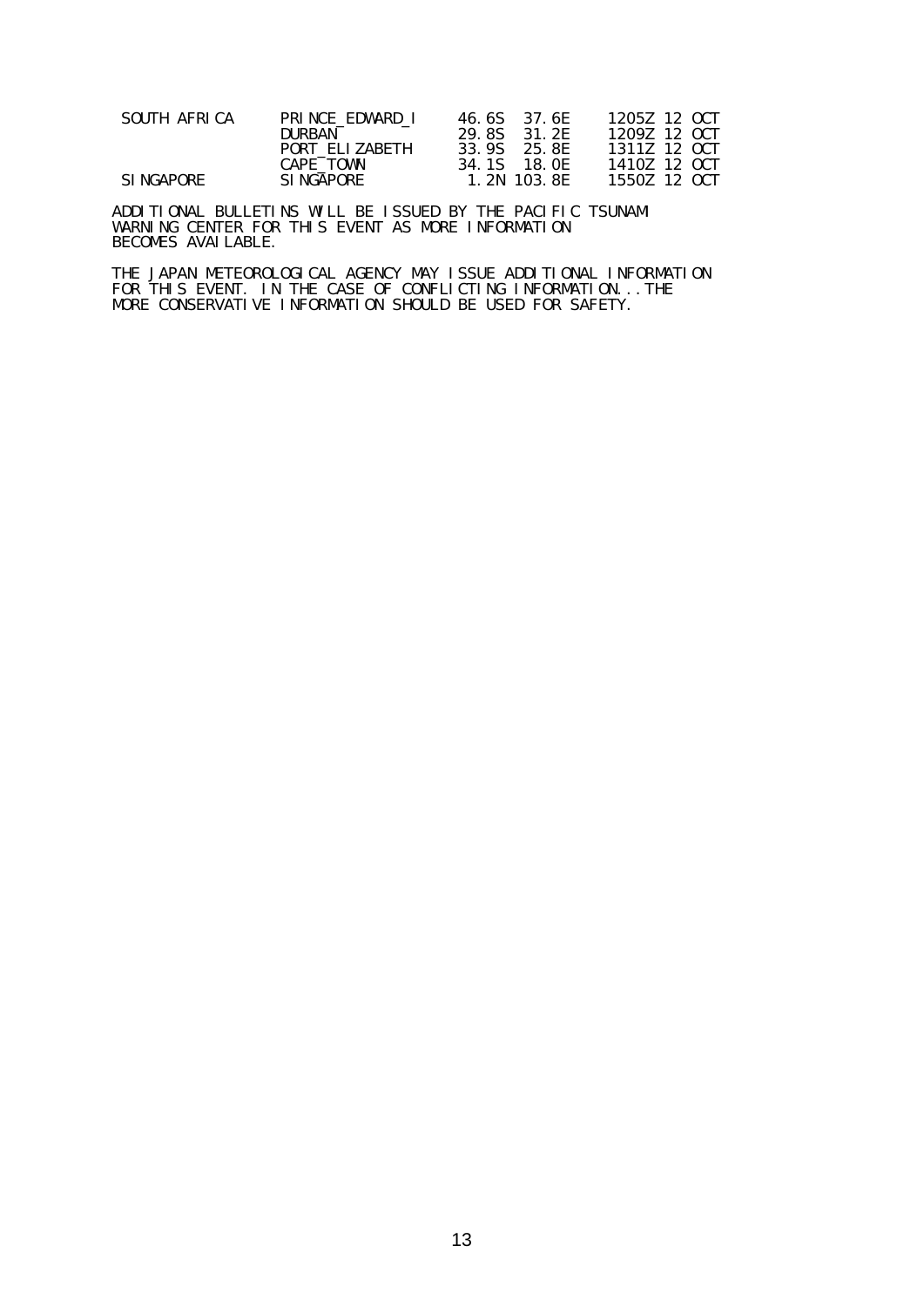| | | | | |
|---|---|---|---|---|
| SOUTH AFRICA | PRINCE_EDWARD_I | 46.6S | 37.6E | 1205Z 12 OCT |
| | DURBAN | 29.8S | 31.2E | 1209Z 12 OCT |
| | PORT_ELIZABETH | 33.9S | 25.8E | 1311Z 12 OCT |
| | CAPE_TOWN | 34.1S | 18.0E | 1410Z 12 OCT |
| SINGAPORE | SINGAPORE | 1.2N | 103.8E | 1550Z 12 OCT |

ADDITIONAL BULLETINS WILL BE ISSUED BY THE PACIFIC TSUNAMI WARNING CENTER FOR THIS EVENT AS MORE INFORMATION BECOMES AVAILABLE.

THE JAPAN METEOROLOGICAL AGENCY MAY ISSUE ADDITIONAL INFORMATION FOR THIS EVENT. IN THE CASE OF CONFLICTING INFORMATION...THE MORE CONSERVATIVE INFORMATION SHOULD BE USED FOR SAFETY.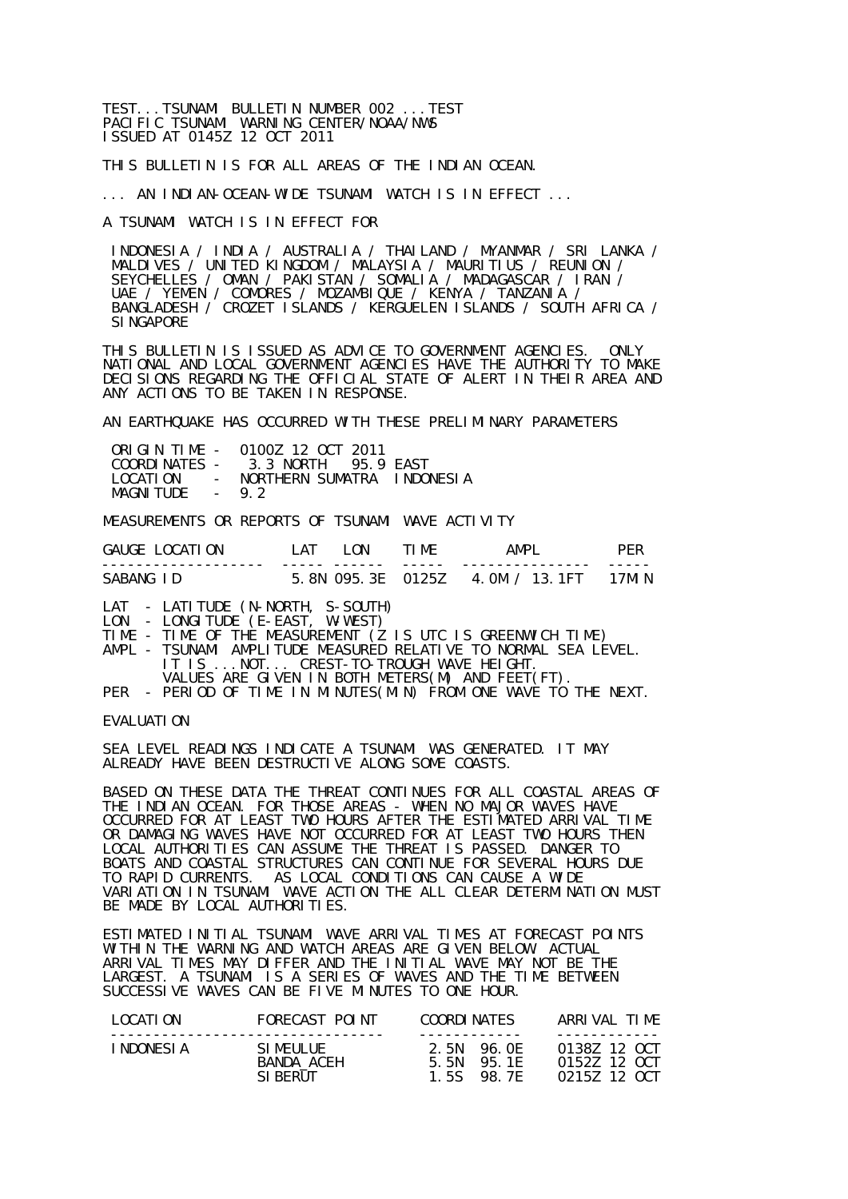TEST...TSUNAMI BULLETIN NUMBER 002 ...TEST
PACIFIC TSUNAMI WARNING CENTER/NOAA/NWS
ISSUED AT 0145Z 12 OCT 2011

THIS BULLETIN IS FOR ALL AREAS OF THE INDIAN OCEAN.

... AN INDIAN-OCEAN-WIDE TSUNAMI WATCH IS IN EFFECT ...

A TSUNAMI WATCH IS IN EFFECT FOR

INDONESIA / INDIA / AUSTRALIA / THAILAND / MYANMAR / SRI LANKA / MALDIVES / UNITED KINGDOM / MALAYSIA / MAURITIUS / REUNION / SEYCHELLES / OMAN / PAKISTAN / SOMALIA / MADAGASCAR / IRAN / UAE / YEMEN / COMORES / MOZAMBIQUE / KENYA / TANZANIA / BANGLADESH / CROZET ISLANDS / KERGUELEN ISLANDS / SOUTH AFRICA / SINGAPORE

THIS BULLETIN IS ISSUED AS ADVICE TO GOVERNMENT AGENCIES. ONLY NATIONAL AND LOCAL GOVERNMENT AGENCIES HAVE THE AUTHORITY TO MAKE DECISIONS REGARDING THE OFFICIAL STATE OF ALERT IN THEIR AREA AND ANY ACTIONS TO BE TAKEN IN RESPONSE.

AN EARTHQUAKE HAS OCCURRED WITH THESE PRELIMINARY PARAMETERS

```
 ORIGIN TIME -  0100Z 12 OCT 2011
 COORDINATES -   3.3 NORTH   95.9 EAST
 LOCATION    -  NORTHERN SUMATRA  INDONESIA
 MAGNITUDE   -  9.2
```

MEASUREMENTS OR REPORTS OF TSUNAMI WAVE ACTIVITY

| GAUGE LOCATION | LAT | LON | TIME | AMPL | PER |
|---|---|---|---|---|---|
| SABANG ID | 5.8N | 095.3E | 0125Z | 4.0M / 13.1FT | 17MIN |

```
LAT  - LATITUDE (N-NORTH, S-SOUTH)
LON  - LONGITUDE (E-EAST, W-WEST)
TIME - TIME OF THE MEASUREMENT (Z IS UTC IS GREENWICH TIME)
AMPL - TSUNAMI AMPLITUDE MEASURED RELATIVE TO NORMAL SEA LEVEL.
       IT IS ...NOT... CREST-TO-TROUGH WAVE HEIGHT.
       VALUES ARE GIVEN IN BOTH METERS(M) AND FEET(FT).
PER  - PERIOD OF TIME IN MINUTES(MIN) FROM ONE WAVE TO THE NEXT.
```

EVALUATION

SEA LEVEL READINGS INDICATE A TSUNAMI WAS GENERATED. IT MAY ALREADY HAVE BEEN DESTRUCTIVE ALONG SOME COASTS.

BASED ON THESE DATA THE THREAT CONTINUES FOR ALL COASTAL AREAS OF THE INDIAN OCEAN. FOR THOSE AREAS - WHEN NO MAJOR WAVES HAVE OCCURRED FOR AT LEAST TWO HOURS AFTER THE ESTIMATED ARRIVAL TIME OR DAMAGING WAVES HAVE NOT OCCURRED FOR AT LEAST TWO HOURS THEN LOCAL AUTHORITIES CAN ASSUME THE THREAT IS PASSED. DANGER TO BOATS AND COASTAL STRUCTURES CAN CONTINUE FOR SEVERAL HOURS DUE TO RAPID CURRENTS. AS LOCAL CONDITIONS CAN CAUSE A WIDE VARIATION IN TSUNAMI WAVE ACTION THE ALL CLEAR DETERMINATION MUST BE MADE BY LOCAL AUTHORITIES.

ESTIMATED INITIAL TSUNAMI WAVE ARRIVAL TIMES AT FORECAST POINTS WITHIN THE WARNING AND WATCH AREAS ARE GIVEN BELOW. ACTUAL ARRIVAL TIMES MAY DIFFER AND THE INITIAL WAVE MAY NOT BE THE LARGEST. A TSUNAMI IS A SERIES OF WAVES AND THE TIME BETWEEN SUCCESSIVE WAVES CAN BE FIVE MINUTES TO ONE HOUR.

| LOCATION | FORECAST POINT | COORDINATES | ARRIVAL TIME |
|---|---|---|---|
| INDONESIA | SIMEULUE | 2.5N 96.0E | 0138Z 12 OCT |
| | BANDA_ACEH | 5.5N 95.1E | 0152Z 12 OCT |
| | SIBERUT | 1.5S 98.7E | 0215Z 12 OCT |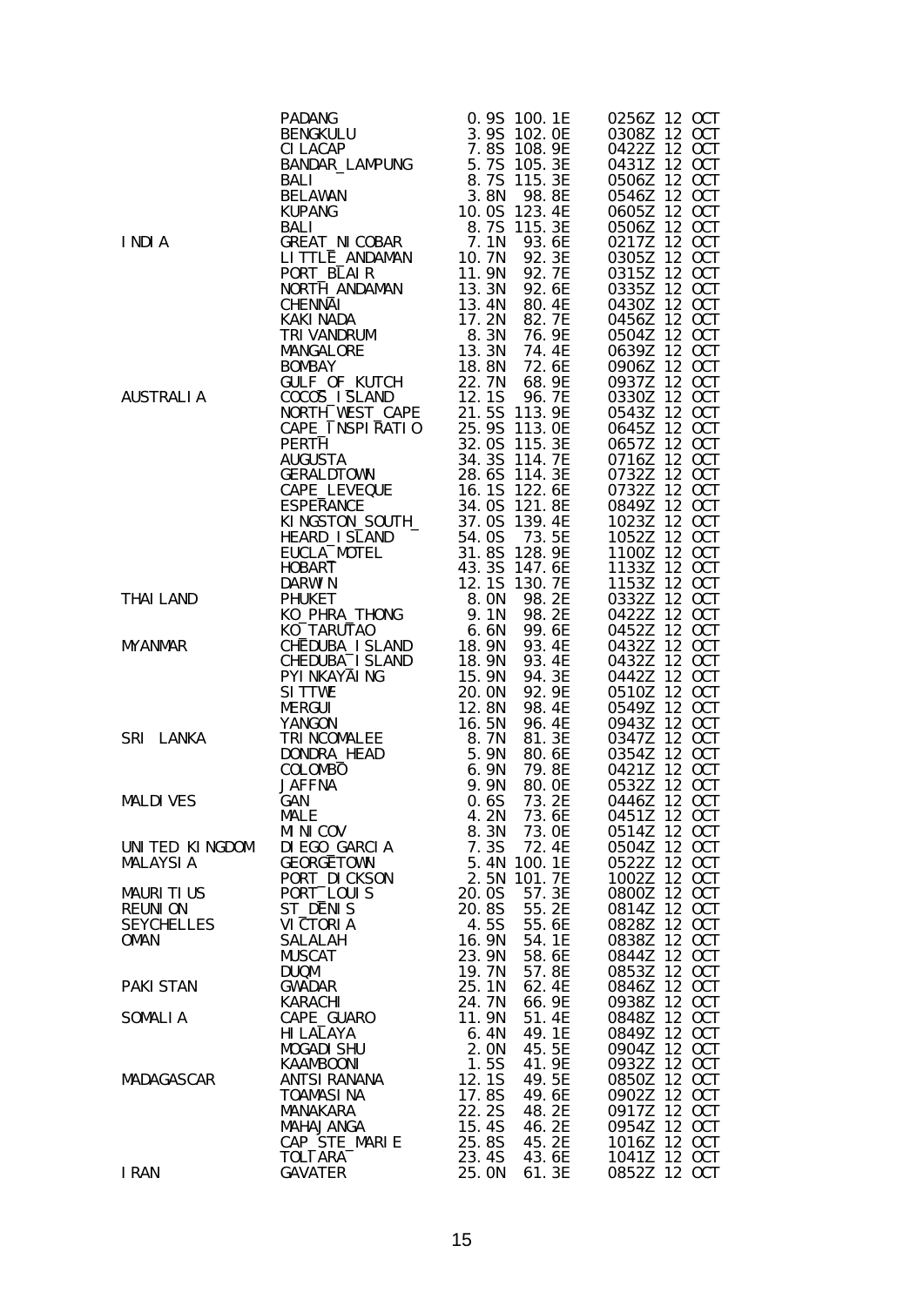| | | | | |
|---|---|---|---|---|
| | PADANG | 0.9S | 100.1E | 0256Z 12 OCT |
| | BENGKULU | 3.9S | 102.0E | 0308Z 12 OCT |
| | CILACAP | 7.8S | 108.9E | 0422Z 12 OCT |
| | BANDAR_LAMPUNG | 5.7S | 105.3E | 0431Z 12 OCT |
| | BALI | 8.7S | 115.3E | 0506Z 12 OCT |
| | BELAWAN | 3.8N | 98.8E | 0546Z 12 OCT |
| | KUPANG | 10.0S | 123.4E | 0605Z 12 OCT |
| | BALI | 8.7S | 115.3E | 0506Z 12 OCT |
| INDIA | GREAT_NICOBAR | 7.1N | 93.6E | 0217Z 12 OCT |
| | LITTLE_ANDAMAN | 10.7N | 92.3E | 0305Z 12 OCT |
| | PORT_BLAIR | 11.9N | 92.7E | 0315Z 12 OCT |
| | NORTH_ANDAMAN | 13.3N | 92.6E | 0335Z 12 OCT |
| | CHENNAI | 13.4N | 80.4E | 0430Z 12 OCT |
| | KAKINADA | 17.2N | 82.7E | 0456Z 12 OCT |
| | TRIVANDRUM | 8.3N | 76.9E | 0504Z 12 OCT |
| | MANGALORE | 13.3N | 74.4E | 0639Z 12 OCT |
| | BOMBAY | 18.8N | 72.6E | 0906Z 12 OCT |
| | GULF_OF_KUTCH | 22.7N | 68.9E | 0937Z 12 OCT |
| AUSTRALIA | COCOS_ISLAND | 12.1S | 96.7E | 0330Z 12 OCT |
| | NORTH_WEST_CAPE | 21.5S | 113.9E | 0543Z 12 OCT |
| | CAPE_INSPIRATIO | 25.9S | 113.0E | 0645Z 12 OCT |
| | PERTH | 32.0S | 115.3E | 0657Z 12 OCT |
| | AUGUSTA | 34.3S | 114.7E | 0716Z 12 OCT |
| | GERALDTOWN | 28.6S | 114.3E | 0732Z 12 OCT |
| | CAPE_LEVEQUE | 16.1S | 122.6E | 0732Z 12 OCT |
| | ESPERANCE | 34.0S | 121.8E | 0849Z 12 OCT |
| | KINGSTON_SOUTH_ | 37.0S | 139.4E | 1023Z 12 OCT |
| | HEARD_ISLAND | 54.0S | 73.5E | 1052Z 12 OCT |
| | EUCLA_MOTEL | 31.8S | 128.9E | 1100Z 12 OCT |
| | HOBART | 43.3S | 147.6E | 1133Z 12 OCT |
| | DARWIN | 12.1S | 130.7E | 1153Z 12 OCT |
| THAILAND | PHUKET | 8.0N | 98.2E | 0332Z 12 OCT |
| | KO_PHRA_THONG | 9.1N | 98.2E | 0422Z 12 OCT |
| | KO_TARUTAO | 6.6N | 99.6E | 0452Z 12 OCT |
| MYANMAR | CHEDUBA_ISLAND | 18.9N | 93.4E | 0432Z 12 OCT |
| | CHEDUBA_ISLAND | 18.9N | 93.4E | 0432Z 12 OCT |
| | PYINKAYAING | 15.9N | 94.3E | 0442Z 12 OCT |
| | SITTWE | 20.0N | 92.9E | 0510Z 12 OCT |
| | MERGUI | 12.8N | 98.4E | 0549Z 12 OCT |
| | YANGON | 16.5N | 96.4E | 0943Z 12 OCT |
| SRI LANKA | TRINCOMALEE | 8.7N | 81.3E | 0347Z 12 OCT |
| | DONDRA_HEAD | 5.9N | 80.6E | 0354Z 12 OCT |
| | COLOMBO | 6.9N | 79.8E | 0421Z 12 OCT |
| | JAFFNA | 9.9N | 80.0E | 0532Z 12 OCT |
| MALDIVES | GAN | 0.6S | 73.2E | 0446Z 12 OCT |
| | MALE | 4.2N | 73.6E | 0451Z 12 OCT |
| | MINICOV | 8.3N | 73.0E | 0514Z 12 OCT |
| UNITED KINGDOM | DIEGO_GARCIA | 7.3S | 72.4E | 0504Z 12 OCT |
| MALAYSIA | GEORGETOWN | 5.4N | 100.1E | 0522Z 12 OCT |
| | PORT_DICKSON | 2.5N | 101.7E | 1002Z 12 OCT |
| MAURITIUS | PORT_LOUIS | 20.0S | 57.3E | 0800Z 12 OCT |
| REUNION | ST_DENIS | 20.8S | 55.2E | 0814Z 12 OCT |
| SEYCHELLES | VICTORIA | 4.5S | 55.6E | 0828Z 12 OCT |
| OMAN | SALALAH | 16.9N | 54.1E | 0838Z 12 OCT |
| | MUSCAT | 23.9N | 58.6E | 0844Z 12 OCT |
| | DUQM | 19.7N | 57.8E | 0853Z 12 OCT |
| PAKISTAN | GWADAR | 25.1N | 62.4E | 0846Z 12 OCT |
| | KARACHI | 24.7N | 66.9E | 0938Z 12 OCT |
| SOMALIA | CAPE_GUARO | 11.9N | 51.4E | 0848Z 12 OCT |
| | HILALAYA | 6.4N | 49.1E | 0849Z 12 OCT |
| | MOGADISHU | 2.0N | 45.5E | 0904Z 12 OCT |
| | KAAMBOONI | 1.5S | 41.9E | 0932Z 12 OCT |
| MADAGASCAR | ANTSIRANANA | 12.1S | 49.5E | 0850Z 12 OCT |
| | TOAMASINA | 17.8S | 49.6E | 0902Z 12 OCT |
| | MANAKARA | 22.2S | 48.2E | 0917Z 12 OCT |
| | MAHAJANGA | 15.4S | 46.2E | 0954Z 12 OCT |
| | CAP_STE_MARIE | 25.8S | 45.2E | 1016Z 12 OCT |
| | TOLIARA | 23.4S | 43.6E | 1041Z 12 OCT |
| IRAN | GAVATER | 25.0N | 61.3E | 0852Z 12 OCT |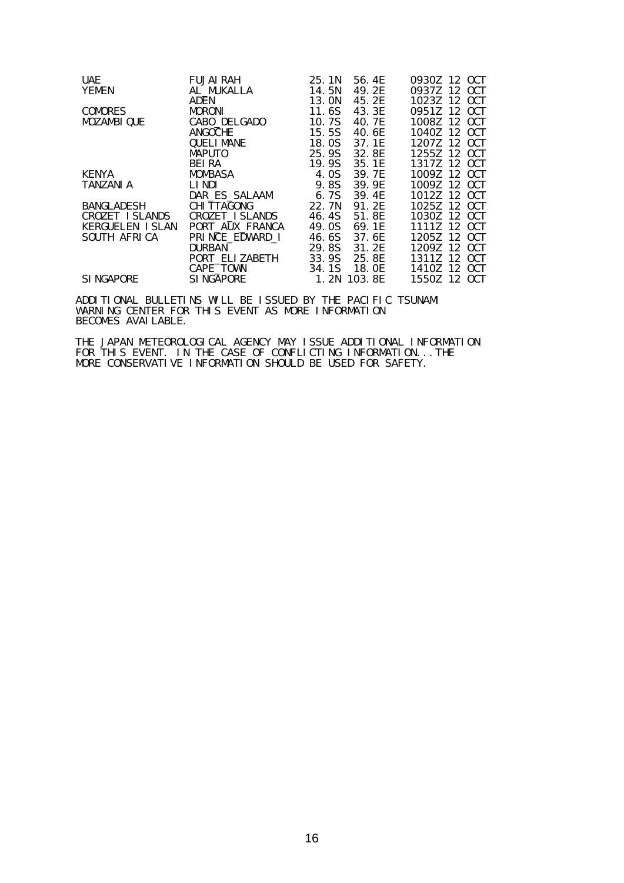| | | | | |
|---|---|---|---|---|
| UAE | FUJAIRAH | 25.1N | 56.4E | 0930Z 12 OCT |
| YEMEN | AL_MUKALLA | 14.5N | 49.2E | 0937Z 12 OCT |
| | ADEN | 13.0N | 45.2E | 1023Z 12 OCT |
| COMORES | MORONI | 11.6S | 43.3E | 0951Z 12 OCT |
| MOZAMBIQUE | CABO_DELGADO | 10.7S | 40.7E | 1008Z 12 OCT |
| | ANGOCHE | 15.5S | 40.6E | 1040Z 12 OCT |
| | QUELIMANE | 18.0S | 37.1E | 1207Z 12 OCT |
| | MAPUTO | 25.9S | 32.8E | 1255Z 12 OCT |
| | BEIRA | 19.9S | 35.1E | 1317Z 12 OCT |
| KENYA | MOMBASA | 4.0S | 39.7E | 1009Z 12 OCT |
| TANZANIA | LINDI | 9.8S | 39.9E | 1009Z 12 OCT |
| | DAR_ES_SALAAM | 6.7S | 39.4E | 1012Z 12 OCT |
| BANGLADESH | CHITTAGONG | 22.7N | 91.2E | 1025Z 12 OCT |
| CROZET ISLANDS | CROZET_ISLANDS | 46.4S | 51.8E | 1030Z 12 OCT |
| KERGUELEN ISLAN | PORT_AUX_FRANCA | 49.0S | 69.1E | 1111Z 12 OCT |
| SOUTH AFRICA | PRINCE_EDWARD_I | 46.6S | 37.6E | 1205Z 12 OCT |
| | DURBAN | 29.8S | 31.2E | 1209Z 12 OCT |
| | PORT_ELIZABETH | 33.9S | 25.8E | 1311Z 12 OCT |
| | CAPE_TOWN | 34.1S | 18.0E | 1410Z 12 OCT |
| SINGAPORE | SINGAPORE | 1.2N | 103.8E | 1550Z 12 OCT |

ADDITIONAL BULLETINS WILL BE ISSUED BY THE PACIFIC TSUNAMI WARNING CENTER FOR THIS EVENT AS MORE INFORMATION BECOMES AVAILABLE.

THE JAPAN METEOROLOGICAL AGENCY MAY ISSUE ADDITIONAL INFORMATION FOR THIS EVENT. IN THE CASE OF CONFLICTING INFORMATION...THE MORE CONSERVATIVE INFORMATION SHOULD BE USED FOR SAFETY.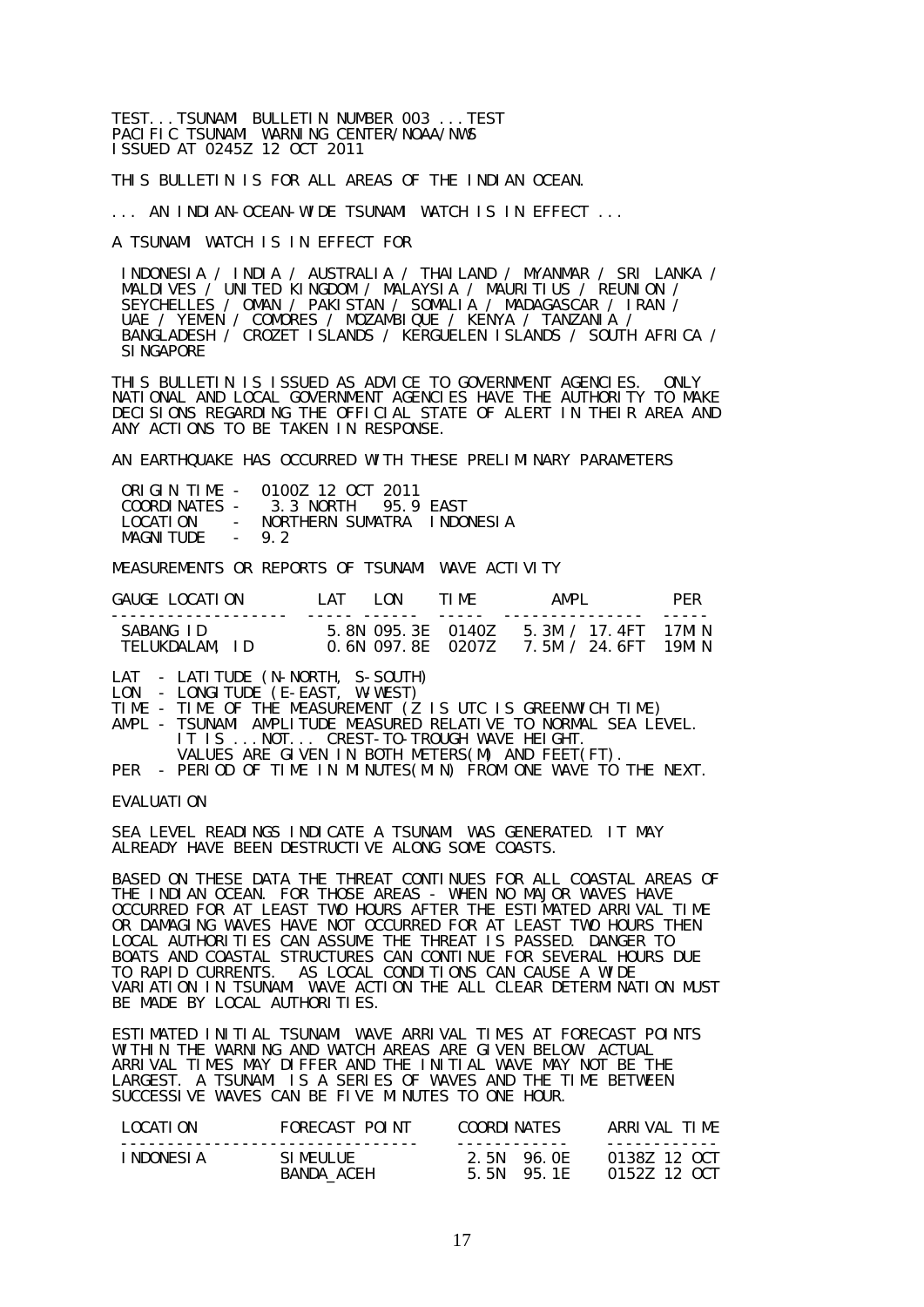TEST...TSUNAMI BULLETIN NUMBER 003 ...TEST
PACIFIC TSUNAMI WARNING CENTER/NOAA/NWS
ISSUED AT 0245Z 12 OCT 2011

THIS BULLETIN IS FOR ALL AREAS OF THE INDIAN OCEAN.

... AN INDIAN-OCEAN-WIDE TSUNAMI WATCH IS IN EFFECT ...

A TSUNAMI WATCH IS IN EFFECT FOR

INDONESIA / INDIA / AUSTRALIA / THAILAND / MYANMAR / SRI LANKA / MALDIVES / UNITED KINGDOM / MALAYSIA / MAURITIUS / REUNION / SEYCHELLES / OMAN / PAKISTAN / SOMALIA / MADAGASCAR / IRAN / UAE / YEMEN / COMORES / MOZAMBIQUE / KENYA / TANZANIA / BANGLADESH / CROZET ISLANDS / KERGUELEN ISLANDS / SOUTH AFRICA / SINGAPORE

THIS BULLETIN IS ISSUED AS ADVICE TO GOVERNMENT AGENCIES. ONLY NATIONAL AND LOCAL GOVERNMENT AGENCIES HAVE THE AUTHORITY TO MAKE DECISIONS REGARDING THE OFFICIAL STATE OF ALERT IN THEIR AREA AND ANY ACTIONS TO BE TAKEN IN RESPONSE.

AN EARTHQUAKE HAS OCCURRED WITH THESE PRELIMINARY PARAMETERS

```
 ORIGIN TIME -  0100Z 12 OCT 2011
 COORDINATES -   3.3 NORTH   95.9 EAST
 LOCATION    -  NORTHERN SUMATRA  INDONESIA
 MAGNITUDE   -  9.2
```

MEASUREMENTS OR REPORTS OF TSUNAMI WAVE ACTIVITY

| GAUGE LOCATION | LAT | LON | TIME | AMPL | PER |
|---|---|---|---|---|---|
| SABANG ID | 5.8N | 095.3E | 0140Z | 5.3M / 17.4FT | 17MIN |
| TELUKDALAM, ID | 0.6N | 097.8E | 0207Z | 7.5M / 24.6FT | 19MIN |

LAT - LATITUDE (N-NORTH, S-SOUTH)
LON - LONGITUDE (E-EAST, W-WEST)
TIME - TIME OF THE MEASUREMENT (Z IS UTC IS GREENWICH TIME)
AMPL - TSUNAMI AMPLITUDE MEASURED RELATIVE TO NORMAL SEA LEVEL.
IT IS ...NOT... CREST-TO-TROUGH WAVE HEIGHT.
VALUES ARE GIVEN IN BOTH METERS(M) AND FEET(FT).
PER - PERIOD OF TIME IN MINUTES(MIN) FROM ONE WAVE TO THE NEXT.

EVALUATION

SEA LEVEL READINGS INDICATE A TSUNAMI WAS GENERATED. IT MAY ALREADY HAVE BEEN DESTRUCTIVE ALONG SOME COASTS.

BASED ON THESE DATA THE THREAT CONTINUES FOR ALL COASTAL AREAS OF THE INDIAN OCEAN. FOR THOSE AREAS - WHEN NO MAJOR WAVES HAVE OCCURRED FOR AT LEAST TWO HOURS AFTER THE ESTIMATED ARRIVAL TIME OR DAMAGING WAVES HAVE NOT OCCURRED FOR AT LEAST TWO HOURS THEN LOCAL AUTHORITIES CAN ASSUME THE THREAT IS PASSED. DANGER TO BOATS AND COASTAL STRUCTURES CAN CONTINUE FOR SEVERAL HOURS DUE TO RAPID CURRENTS. AS LOCAL CONDITIONS CAN CAUSE A WIDE VARIATION IN TSUNAMI WAVE ACTION THE ALL CLEAR DETERMINATION MUST BE MADE BY LOCAL AUTHORITIES.

ESTIMATED INITIAL TSUNAMI WAVE ARRIVAL TIMES AT FORECAST POINTS WITHIN THE WARNING AND WATCH AREAS ARE GIVEN BELOW. ACTUAL ARRIVAL TIMES MAY DIFFER AND THE INITIAL WAVE MAY NOT BE THE LARGEST. A TSUNAMI IS A SERIES OF WAVES AND THE TIME BETWEEN SUCCESSIVE WAVES CAN BE FIVE MINUTES TO ONE HOUR.

| LOCATION | FORECAST POINT | COORDINATES | ARRIVAL TIME |
|---|---|---|---|
| INDONESIA | SIMEULUE | 2.5N 96.0E | 0138Z 12 OCT |
| | BANDA_ACEH | 5.5N 95.1E | 0152Z 12 OCT |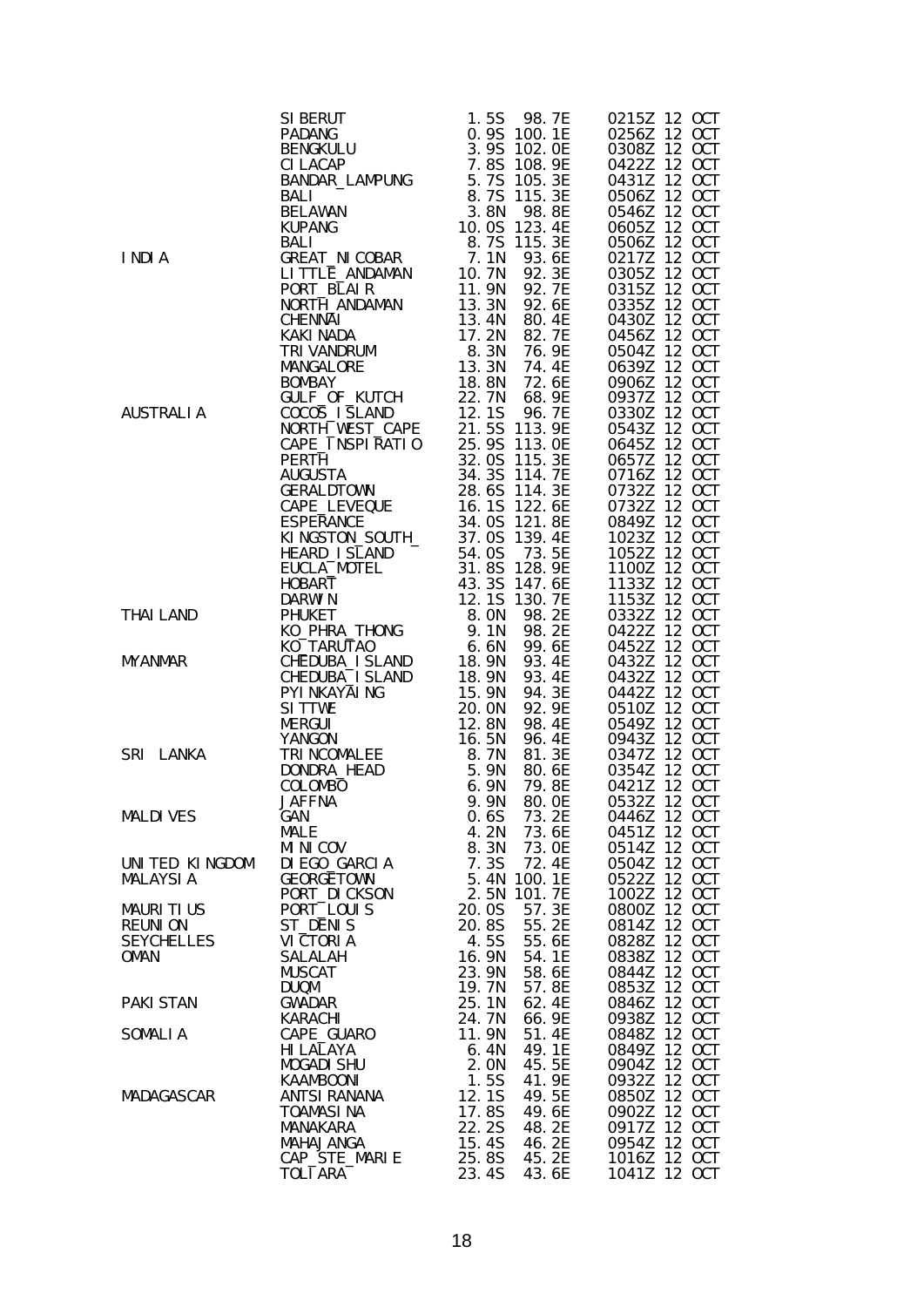| | | | | |
|---|---|---|---|---|
| | SIBERUT | 1.5S | 98.7E | 0215Z 12 OCT |
| | PADANG | 0.9S | 100.1E | 0256Z 12 OCT |
| | BENGKULU | 3.9S | 102.0E | 0308Z 12 OCT |
| | CILACAP | 7.8S | 108.9E | 0422Z 12 OCT |
| | BANDAR_LAMPUNG | 5.7S | 105.3E | 0431Z 12 OCT |
| | BALI | 8.7S | 115.3E | 0506Z 12 OCT |
| | BELAWAN | 3.8N | 98.8E | 0546Z 12 OCT |
| | KUPANG | 10.0S | 123.4E | 0605Z 12 OCT |
| | BALI | 8.7S | 115.3E | 0506Z 12 OCT |
| INDIA | GREAT_NICOBAR | 7.1N | 93.6E | 0217Z 12 OCT |
| | LITTLE_ANDAMAN | 10.7N | 92.3E | 0305Z 12 OCT |
| | PORT_BLAIR | 11.9N | 92.7E | 0315Z 12 OCT |
| | NORTH_ANDAMAN | 13.3N | 92.6E | 0335Z 12 OCT |
| | CHENNAI | 13.4N | 80.4E | 0430Z 12 OCT |
| | KAKINADA | 17.2N | 82.7E | 0456Z 12 OCT |
| | TRIVANDRUM | 8.3N | 76.9E | 0504Z 12 OCT |
| | MANGALORE | 13.3N | 74.4E | 0639Z 12 OCT |
| | BOMBAY | 18.8N | 72.6E | 0906Z 12 OCT |
| | GULF_OF_KUTCH | 22.7N | 68.9E | 0937Z 12 OCT |
| AUSTRALIA | COCOS_ISLAND | 12.1S | 96.7E | 0330Z 12 OCT |
| | NORTH_WEST_CAPE | 21.5S | 113.9E | 0543Z 12 OCT |
| | CAPE_INSPIRATIO | 25.9S | 113.0E | 0645Z 12 OCT |
| | PERTH | 32.0S | 115.3E | 0657Z 12 OCT |
| | AUGUSTA | 34.3S | 114.7E | 0716Z 12 OCT |
| | GERALDTOWN | 28.6S | 114.3E | 0732Z 12 OCT |
| | CAPE_LEVEQUE | 16.1S | 122.6E | 0732Z 12 OCT |
| | ESPERANCE | 34.0S | 121.8E | 0849Z 12 OCT |
| | KINGSTON_SOUTH_ | 37.0S | 139.4E | 1023Z 12 OCT |
| | HEARD_ISLAND | 54.0S | 73.5E | 1052Z 12 OCT |
| | EUCLA_MOTEL | 31.8S | 128.9E | 1100Z 12 OCT |
| | HOBART | 43.3S | 147.6E | 1133Z 12 OCT |
| | DARWIN | 12.1S | 130.7E | 1153Z 12 OCT |
| THAILAND | PHUKET | 8.0N | 98.2E | 0332Z 12 OCT |
| | KO_PHRA_THONG | 9.1N | 98.2E | 0422Z 12 OCT |
| | KO_TARUTAO | 6.6N | 99.6E | 0452Z 12 OCT |
| MYANMAR | CHEDUBA_ISLAND | 18.9N | 93.4E | 0432Z 12 OCT |
| | CHEDUBA_ISLAND | 18.9N | 93.4E | 0432Z 12 OCT |
| | PYINKAYAING | 15.9N | 94.3E | 0442Z 12 OCT |
| | SITTWE | 20.0N | 92.9E | 0510Z 12 OCT |
| | MERGUI | 12.8N | 98.4E | 0549Z 12 OCT |
| | YANGON | 16.5N | 96.4E | 0943Z 12 OCT |
| SRI LANKA | TRINCOMALEE | 8.7N | 81.3E | 0347Z 12 OCT |
| | DONDRA_HEAD | 5.9N | 80.6E | 0354Z 12 OCT |
| | COLOMBO | 6.9N | 79.8E | 0421Z 12 OCT |
| | JAFFNA | 9.9N | 80.0E | 0532Z 12 OCT |
| MALDIVES | GAN | 0.6S | 73.2E | 0446Z 12 OCT |
| | MALE | 4.2N | 73.6E | 0451Z 12 OCT |
| | MINICOV | 8.3N | 73.0E | 0514Z 12 OCT |
| UNITED KINGDOM | DIEGO_GARCIA | 7.3S | 72.4E | 0504Z 12 OCT |
| MALAYSIA | GEORGETOWN | 5.4N | 100.1E | 0522Z 12 OCT |
| | PORT_DICKSON | 2.5N | 101.7E | 1002Z 12 OCT |
| MAURITIUS | PORT_LOUIS | 20.0S | 57.3E | 0800Z 12 OCT |
| REUNION | ST_DENIS | 20.8S | 55.2E | 0814Z 12 OCT |
| SEYCHELLES | VICTORIA | 4.5S | 55.6E | 0828Z 12 OCT |
| OMAN | SALALAH | 16.9N | 54.1E | 0838Z 12 OCT |
| | MUSCAT | 23.9N | 58.6E | 0844Z 12 OCT |
| | DUQM | 19.7N | 57.8E | 0853Z 12 OCT |
| PAKISTAN | GWADAR | 25.1N | 62.4E | 0846Z 12 OCT |
| | KARACHI | 24.7N | 66.9E | 0938Z 12 OCT |
| SOMALIA | CAPE_GUARO | 11.9N | 51.4E | 0848Z 12 OCT |
| | HILALAYA | 6.4N | 49.1E | 0849Z 12 OCT |
| | MOGADISHU | 2.0N | 45.5E | 0904Z 12 OCT |
| | KAAMBOONI | 1.5S | 41.9E | 0932Z 12 OCT |
| MADAGASCAR | ANTSIRANANA | 12.1S | 49.5E | 0850Z 12 OCT |
| | TOAMASINA | 17.8S | 49.6E | 0902Z 12 OCT |
| | MANAKARA | 22.2S | 48.2E | 0917Z 12 OCT |
| | MAHAJANGA | 15.4S | 46.2E | 0954Z 12 OCT |
| | CAP_STE_MARIE | 25.8S | 45.2E | 1016Z 12 OCT |
| | TOLIARA | 23.4S | 43.6E | 1041Z 12 OCT |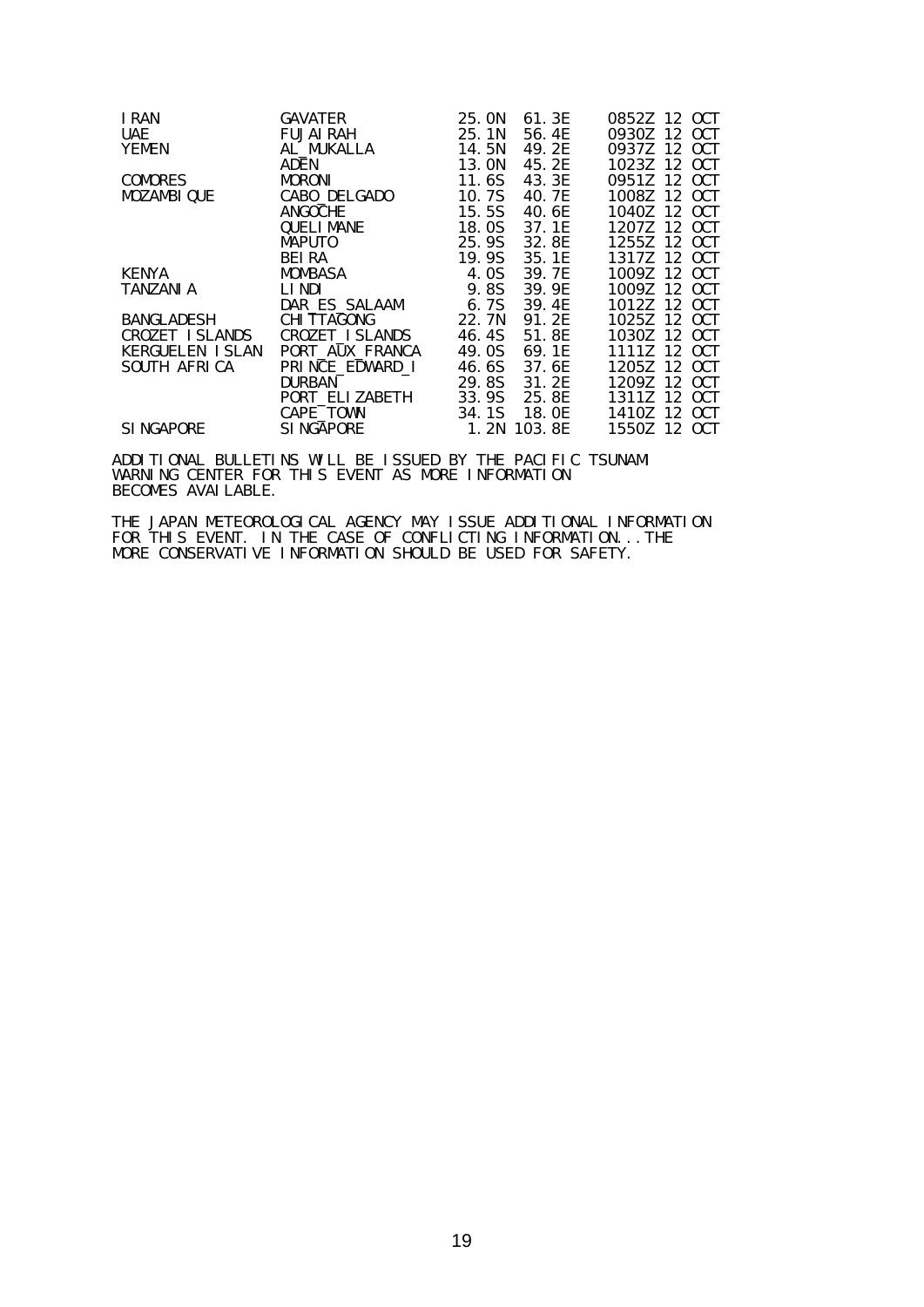```
IRAN            GAVATER          25.0N  61.3E     0852Z 12 OCT
UAE             FUJAIRAH         25.1N  56.4E     0930Z 12 OCT
YEMEN           AL_MUKALLA       14.5N  49.2E     0937Z 12 OCT
                ADEN             13.0N  45.2E     1023Z 12 OCT
COMORES         MORONI           11.6S  43.3E     0951Z 12 OCT
MOZAMBIQUE      CABO_DELGADO     10.7S  40.7E     1008Z 12 OCT
                ANGOCHE          15.5S  40.6E     1040Z 12 OCT
                QUELIMANE        18.0S  37.1E     1207Z 12 OCT
                MAPUTO           25.9S  32.8E     1255Z 12 OCT
                BEIRA            19.9S  35.1E     1317Z 12 OCT
KENYA           MOMBASA           4.0S  39.7E     1009Z 12 OCT
TANZANIA        LINDI             9.8S  39.9E     1009Z 12 OCT
                DAR_ES_SALAAM     6.7S  39.4E     1012Z 12 OCT
BANGLADESH      CHITTAGONG       22.7N  91.2E     1025Z 12 OCT
CROZET ISLANDS  CROZET_ISLANDS   46.4S  51.8E     1030Z 12 OCT
KERGUELEN ISLAN PORT_AUX_FRANCA  49.0S  69.1E     1111Z 12 OCT
SOUTH AFRICA    PRINCE_EDWARD_I  46.6S  37.6E     1205Z 12 OCT
                DURBAN           29.8S  31.2E     1209Z 12 OCT
                PORT_ELIZABETH   33.9S  25.8E     1311Z 12 OCT
                CAPE_TOWN        34.1S  18.0E     1410Z 12 OCT
SINGAPORE       SINGAPORE         1.2N 103.8E     1550Z 12 OCT
```

ADDITIONAL BULLETINS WILL BE ISSUED BY THE PACIFIC TSUNAMI
WARNING CENTER FOR THIS EVENT AS MORE INFORMATION
BECOMES AVAILABLE.

THE JAPAN METEOROLOGICAL AGENCY MAY ISSUE ADDITIONAL INFORMATION
FOR THIS EVENT. IN THE CASE OF CONFLICTING INFORMATION...THE
MORE CONSERVATIVE INFORMATION SHOULD BE USED FOR SAFETY.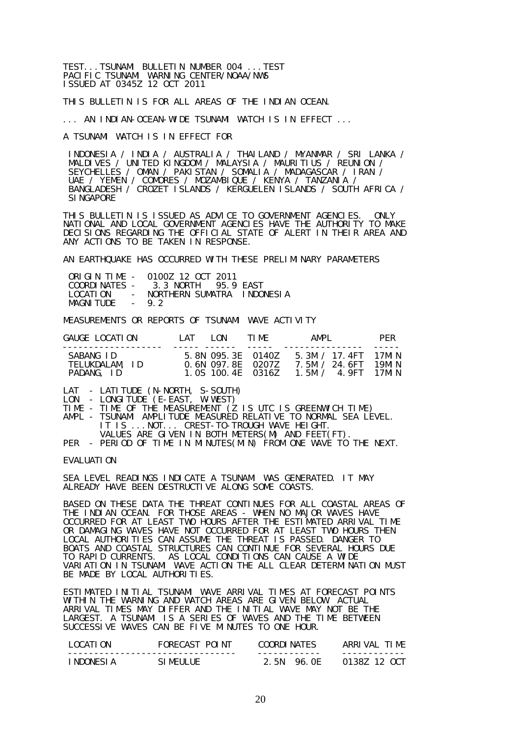TEST...TSUNAMI BULLETIN NUMBER 004 ...TEST
PACIFIC TSUNAMI WARNING CENTER/NOAA/NWS
ISSUED AT 0345Z 12 OCT 2011

THIS BULLETIN IS FOR ALL AREAS OF THE INDIAN OCEAN.

... AN INDIAN-OCEAN-WIDE TSUNAMI WATCH IS IN EFFECT ...

A TSUNAMI WATCH IS IN EFFECT FOR

INDONESIA / INDIA / AUSTRALIA / THAILAND / MYANMAR / SRI LANKA / MALDIVES / UNITED KINGDOM / MALAYSIA / MAURITIUS / REUNION / SEYCHELLES / OMAN / PAKISTAN / SOMALIA / MADAGASCAR / IRAN / UAE / YEMEN / COMORES / MOZAMBIQUE / KENYA / TANZANIA / BANGLADESH / CROZET ISLANDS / KERGUELEN ISLANDS / SOUTH AFRICA / SINGAPORE

THIS BULLETIN IS ISSUED AS ADVICE TO GOVERNMENT AGENCIES. ONLY NATIONAL AND LOCAL GOVERNMENT AGENCIES HAVE THE AUTHORITY TO MAKE DECISIONS REGARDING THE OFFICIAL STATE OF ALERT IN THEIR AREA AND ANY ACTIONS TO BE TAKEN IN RESPONSE.

AN EARTHQUAKE HAS OCCURRED WITH THESE PRELIMINARY PARAMETERS

```
 ORIGIN TIME -  0100Z 12 OCT 2011
 COORDINATES -   3.3 NORTH   95.9 EAST
 LOCATION    -  NORTHERN SUMATRA  INDONESIA
 MAGNITUDE   -  9.2
```

MEASUREMENTS OR REPORTS OF TSUNAMI WAVE ACTIVITY

| GAUGE LOCATION | LAT | LON | TIME | AMPL | PER |
|---|---|---|---|---|---|
| SABANG ID | 5.8N | 095.3E | 0140Z | 5.3M / 17.4FT | 17MIN |
| TELUKDALAM, ID | 0.6N | 097.8E | 0207Z | 7.5M / 24.6FT | 19MIN |
| PADANG, ID | 1.0S | 100.4E | 0316Z | 1.5M / 4.9FT | 17MIN |

```
LAT  - LATITUDE (N-NORTH, S-SOUTH)
LON  - LONGITUDE (E-EAST, W-WEST)
TIME - TIME OF THE MEASUREMENT (Z IS UTC IS GREENWICH TIME)
AMPL - TSUNAMI AMPLITUDE MEASURED RELATIVE TO NORMAL SEA LEVEL.
       IT IS ...NOT... CREST-TO-TROUGH WAVE HEIGHT.
       VALUES ARE GIVEN IN BOTH METERS(M) AND FEET(FT).
PER  - PERIOD OF TIME IN MINUTES(MIN) FROM ONE WAVE TO THE NEXT.
```

EVALUATION

SEA LEVEL READINGS INDICATE A TSUNAMI WAS GENERATED. IT MAY ALREADY HAVE BEEN DESTRUCTIVE ALONG SOME COASTS.

BASED ON THESE DATA THE THREAT CONTINUES FOR ALL COASTAL AREAS OF THE INDIAN OCEAN. FOR THOSE AREAS - WHEN NO MAJOR WAVES HAVE OCCURRED FOR AT LEAST TWO HOURS AFTER THE ESTIMATED ARRIVAL TIME OR DAMAGING WAVES HAVE NOT OCCURRED FOR AT LEAST TWO HOURS THEN LOCAL AUTHORITIES CAN ASSUME THE THREAT IS PASSED. DANGER TO BOATS AND COASTAL STRUCTURES CAN CONTINUE FOR SEVERAL HOURS DUE TO RAPID CURRENTS. AS LOCAL CONDITIONS CAN CAUSE A WIDE VARIATION IN TSUNAMI WAVE ACTION THE ALL CLEAR DETERMINATION MUST BE MADE BY LOCAL AUTHORITIES.

ESTIMATED INITIAL TSUNAMI WAVE ARRIVAL TIMES AT FORECAST POINTS WITHIN THE WARNING AND WATCH AREAS ARE GIVEN BELOW. ACTUAL ARRIVAL TIMES MAY DIFFER AND THE INITIAL WAVE MAY NOT BE THE LARGEST. A TSUNAMI IS A SERIES OF WAVES AND THE TIME BETWEEN SUCCESSIVE WAVES CAN BE FIVE MINUTES TO ONE HOUR.

| LOCATION | FORECAST POINT | COORDINATES | ARRIVAL TIME |
|---|---|---|---|
| INDONESIA | SIMEULUE | 2.5N 96.0E | 0138Z 12 OCT |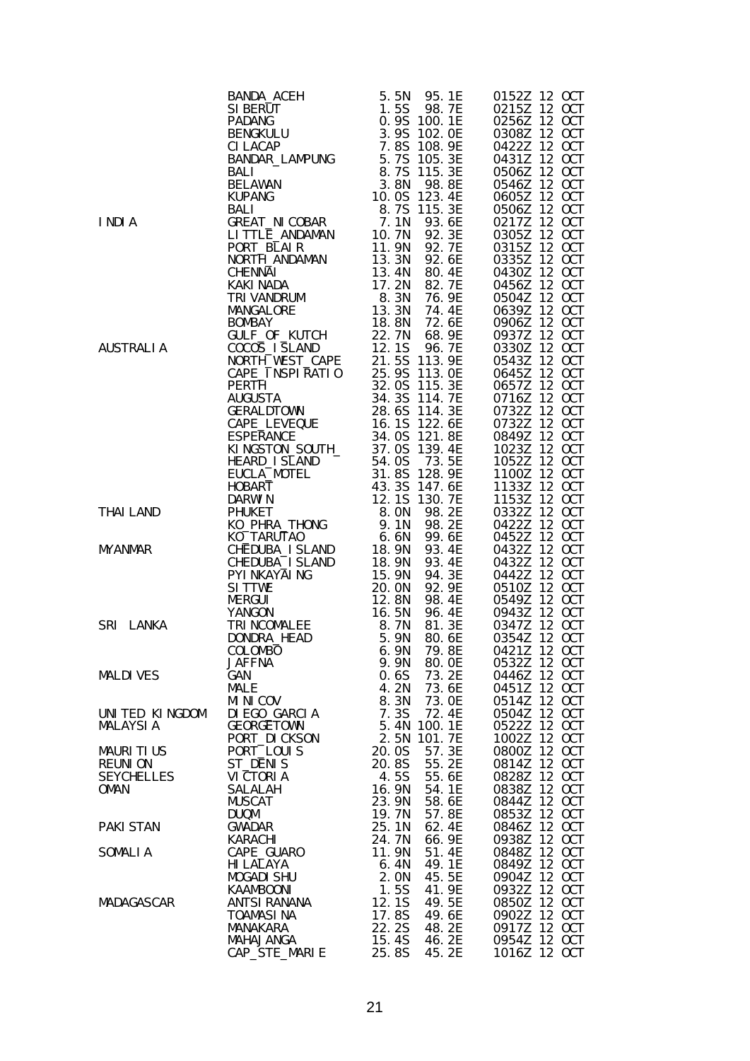| | | | | |
|---|---|---|---|---|
| | BANDA_ACEH | 5.5N | 95.1E | 0152Z 12 OCT |
| | SIBERUT | 1.5S | 98.7E | 0215Z 12 OCT |
| | PADANG | 0.9S | 100.1E | 0256Z 12 OCT |
| | BENGKULU | 3.9S | 102.0E | 0308Z 12 OCT |
| | CILACAP | 7.8S | 108.9E | 0422Z 12 OCT |
| | BANDAR_LAMPUNG | 5.7S | 105.3E | 0431Z 12 OCT |
| | BALI | 8.7S | 115.3E | 0506Z 12 OCT |
| | BELAWAN | 3.8N | 98.8E | 0546Z 12 OCT |
| | KUPANG | 10.0S | 123.4E | 0605Z 12 OCT |
| | BALI | 8.7S | 115.3E | 0506Z 12 OCT |
| INDIA | GREAT_NICOBAR | 7.1N | 93.6E | 0217Z 12 OCT |
| | LITTLE_ANDAMAN | 10.7N | 92.3E | 0305Z 12 OCT |
| | PORT_BLAIR | 11.9N | 92.7E | 0315Z 12 OCT |
| | NORTH_ANDAMAN | 13.3N | 92.6E | 0335Z 12 OCT |
| | CHENNAI | 13.4N | 80.4E | 0430Z 12 OCT |
| | KAKINADA | 17.2N | 82.7E | 0456Z 12 OCT |
| | TRIVANDRUM | 8.3N | 76.9E | 0504Z 12 OCT |
| | MANGALORE | 13.3N | 74.4E | 0639Z 12 OCT |
| | BOMBAY | 18.8N | 72.6E | 0906Z 12 OCT |
| | GULF_OF_KUTCH | 22.7N | 68.9E | 0937Z 12 OCT |
| AUSTRALIA | COCOS_ISLAND | 12.1S | 96.7E | 0330Z 12 OCT |
| | NORTH_WEST_CAPE | 21.5S | 113.9E | 0543Z 12 OCT |
| | CAPE_INSPIRATIO | 25.9S | 113.0E | 0645Z 12 OCT |
| | PERTH | 32.0S | 115.3E | 0657Z 12 OCT |
| | AUGUSTA | 34.3S | 114.7E | 0716Z 12 OCT |
| | GERALDTOWN | 28.6S | 114.3E | 0732Z 12 OCT |
| | CAPE_LEVEQUE | 16.1S | 122.6E | 0732Z 12 OCT |
| | ESPERANCE | 34.0S | 121.8E | 0849Z 12 OCT |
| | KINGSTON_SOUTH_ | 37.0S | 139.4E | 1023Z 12 OCT |
| | HEARD_ISLAND | 54.0S | 73.5E | 1052Z 12 OCT |
| | EUCLA_MOTEL | 31.8S | 128.9E | 1100Z 12 OCT |
| | HOBART | 43.3S | 147.6E | 1133Z 12 OCT |
| | DARWIN | 12.1S | 130.7E | 1153Z 12 OCT |
| THAILAND | PHUKET | 8.0N | 98.2E | 0332Z 12 OCT |
| | KO_PHRA_THONG | 9.1N | 98.2E | 0422Z 12 OCT |
| | KO_TARUTAO | 6.6N | 99.6E | 0452Z 12 OCT |
| MYANMAR | CHEDUBA_ISLAND | 18.9N | 93.4E | 0432Z 12 OCT |
| | CHEDUBA_ISLAND | 18.9N | 93.4E | 0432Z 12 OCT |
| | PYINKAYAING | 15.9N | 94.3E | 0442Z 12 OCT |
| | SITTWE | 20.0N | 92.9E | 0510Z 12 OCT |
| | MERGUI | 12.8N | 98.4E | 0549Z 12 OCT |
| | YANGON | 16.5N | 96.4E | 0943Z 12 OCT |
| SRI LANKA | TRINCOMALEE | 8.7N | 81.3E | 0347Z 12 OCT |
| | DONDRA_HEAD | 5.9N | 80.6E | 0354Z 12 OCT |
| | COLOMBO | 6.9N | 79.8E | 0421Z 12 OCT |
| | JAFFNA | 9.9N | 80.0E | 0532Z 12 OCT |
| MALDIVES | GAN | 0.6S | 73.2E | 0446Z 12 OCT |
| | MALE | 4.2N | 73.6E | 0451Z 12 OCT |
| | MINICOV | 8.3N | 73.0E | 0514Z 12 OCT |
| UNITED KINGDOM | DIEGO_GARCIA | 7.3S | 72.4E | 0504Z 12 OCT |
| MALAYSIA | GEORGETOWN | 5.4N | 100.1E | 0522Z 12 OCT |
| | PORT_DICKSON | 2.5N | 101.7E | 1002Z 12 OCT |
| MAURITIUS | PORT_LOUIS | 20.0S | 57.3E | 0800Z 12 OCT |
| REUNION | ST_DENIS | 20.8S | 55.2E | 0814Z 12 OCT |
| SEYCHELLES | VICTORIA | 4.5S | 55.6E | 0828Z 12 OCT |
| OMAN | SALALAH | 16.9N | 54.1E | 0838Z 12 OCT |
| | MUSCAT | 23.9N | 58.6E | 0844Z 12 OCT |
| | DUQM | 19.7N | 57.8E | 0853Z 12 OCT |
| PAKISTAN | GWADAR | 25.1N | 62.4E | 0846Z 12 OCT |
| | KARACHI | 24.7N | 66.9E | 0938Z 12 OCT |
| SOMALIA | CAPE_GUARO | 11.9N | 51.4E | 0848Z 12 OCT |
| | HILALAYA | 6.4N | 49.1E | 0849Z 12 OCT |
| | MOGADISHU | 2.0N | 45.5E | 0904Z 12 OCT |
| | KAAMBOONI | 1.5S | 41.9E | 0932Z 12 OCT |
| MADAGASCAR | ANTSIRANANA | 12.1S | 49.5E | 0850Z 12 OCT |
| | TOAMASINA | 17.8S | 49.6E | 0902Z 12 OCT |
| | MANAKARA | 22.2S | 48.2E | 0917Z 12 OCT |
| | MAHAJANGA | 15.4S | 46.2E | 0954Z 12 OCT |
| | CAP_STE_MARIE | 25.8S | 45.2E | 1016Z 12 OCT |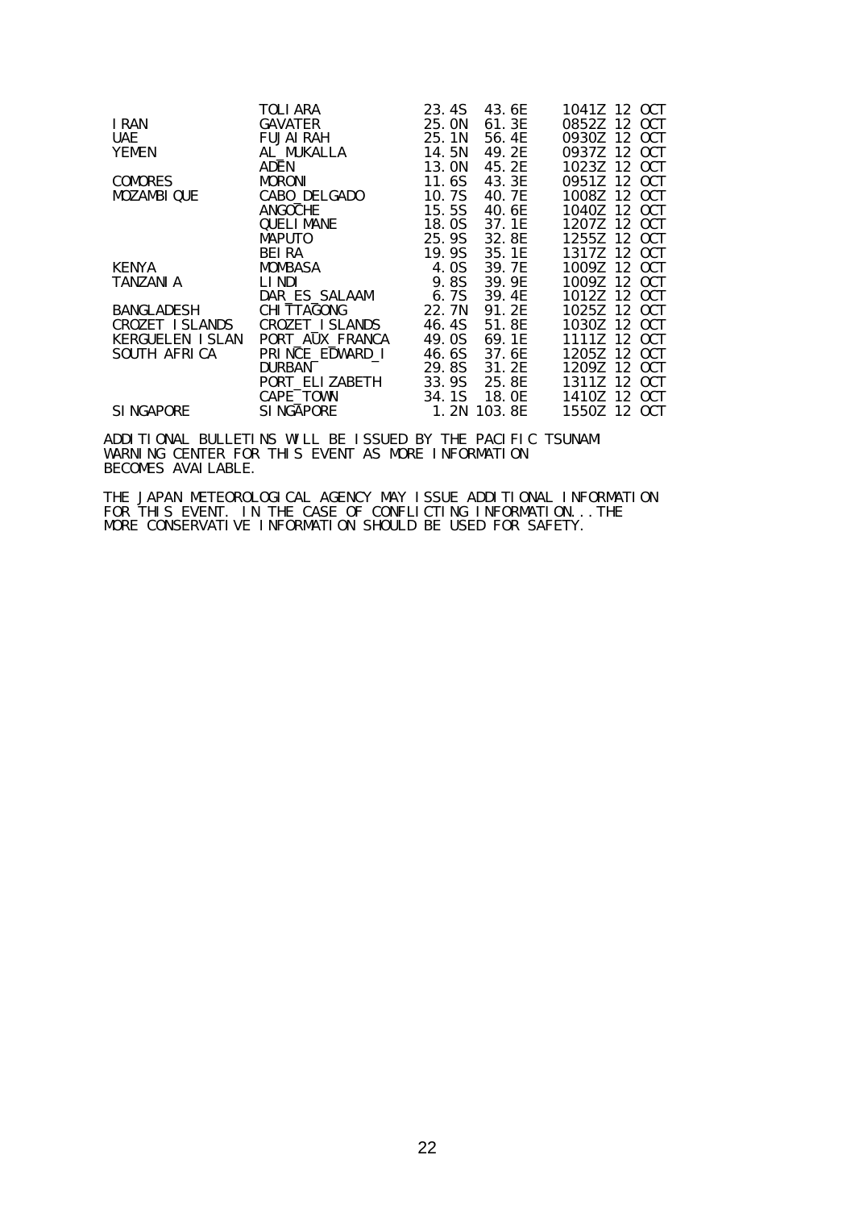| | | | | |
|---|---|---|---|---|
| | TOLIARA | 23.4S | 43.6E | 1041Z 12 OCT |
| IRAN | GAVATER | 25.0N | 61.3E | 0852Z 12 OCT |
| UAE | FUJAIRAH | 25.1N | 56.4E | 0930Z 12 OCT |
| YEMEN | AL_MUKALLA | 14.5N | 49.2E | 0937Z 12 OCT |
| | ADEN | 13.0N | 45.2E | 1023Z 12 OCT |
| COMORES | MORONI | 11.6S | 43.3E | 0951Z 12 OCT |
| MOZAMBIQUE | CABO_DELGADO | 10.7S | 40.7E | 1008Z 12 OCT |
| | ANGOCHE | 15.5S | 40.6E | 1040Z 12 OCT |
| | QUELIMANE | 18.0S | 37.1E | 1207Z 12 OCT |
| | MAPUTO | 25.9S | 32.8E | 1255Z 12 OCT |
| | BEIRA | 19.9S | 35.1E | 1317Z 12 OCT |
| KENYA | MOMBASA | 4.0S | 39.7E | 1009Z 12 OCT |
| TANZANIA | LINDI | 9.8S | 39.9E | 1009Z 12 OCT |
| | DAR_ES_SALAAM | 6.7S | 39.4E | 1012Z 12 OCT |
| BANGLADESH | CHITTAGONG | 22.7N | 91.2E | 1025Z 12 OCT |
| CROZET ISLANDS | CROZET_ISLANDS | 46.4S | 51.8E | 1030Z 12 OCT |
| KERGUELEN ISLAN | PORT_AUX_FRANCA | 49.0S | 69.1E | 1111Z 12 OCT |
| SOUTH AFRICA | PRINCE_EDWARD_I | 46.6S | 37.6E | 1205Z 12 OCT |
| | DURBAN | 29.8S | 31.2E | 1209Z 12 OCT |
| | PORT_ELIZABETH | 33.9S | 25.8E | 1311Z 12 OCT |
| | CAPE_TOWN | 34.1S | 18.0E | 1410Z 12 OCT |
| SINGAPORE | SINGAPORE | 1.2N | 103.8E | 1550Z 12 OCT |

ADDITIONAL BULLETINS WILL BE ISSUED BY THE PACIFIC TSUNAMI WARNING CENTER FOR THIS EVENT AS MORE INFORMATION BECOMES AVAILABLE.

THE JAPAN METEOROLOGICAL AGENCY MAY ISSUE ADDITIONAL INFORMATION FOR THIS EVENT. IN THE CASE OF CONFLICTING INFORMATION...THE MORE CONSERVATIVE INFORMATION SHOULD BE USED FOR SAFETY.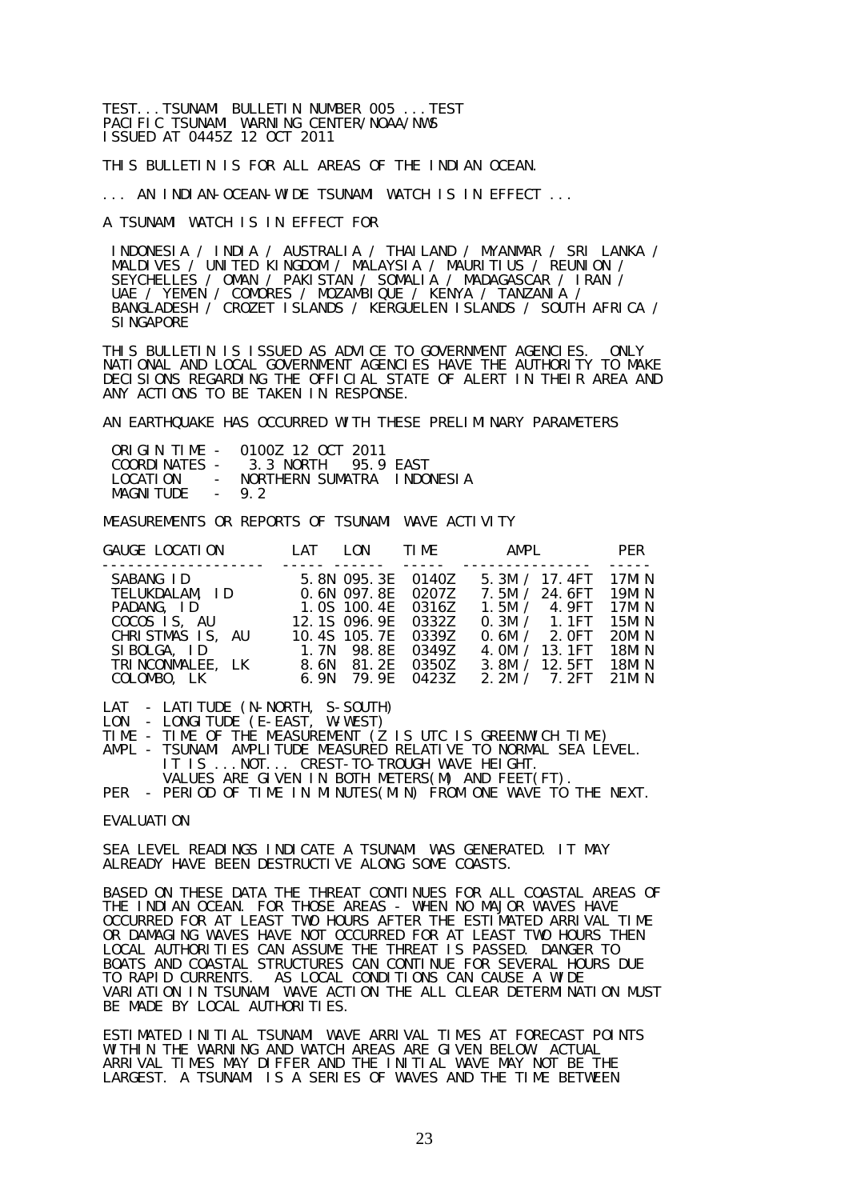TEST...TSUNAMI BULLETIN NUMBER 005 ...TEST
PACIFIC TSUNAMI WARNING CENTER/NOAA/NWS
ISSUED AT 0445Z 12 OCT 2011

THIS BULLETIN IS FOR ALL AREAS OF THE INDIAN OCEAN.

... AN INDIAN-OCEAN-WIDE TSUNAMI WATCH IS IN EFFECT ...

A TSUNAMI WATCH IS IN EFFECT FOR

INDONESIA / INDIA / AUSTRALIA / THAILAND / MYANMAR / SRI LANKA / MALDIVES / UNITED KINGDOM / MALAYSIA / MAURITIUS / REUNION / SEYCHELLES / OMAN / PAKISTAN / SOMALIA / MADAGASCAR / IRAN / UAE / YEMEN / COMORES / MOZAMBIQUE / KENYA / TANZANIA / BANGLADESH / CROZET ISLANDS / KERGUELEN ISLANDS / SOUTH AFRICA / SINGAPORE

THIS BULLETIN IS ISSUED AS ADVICE TO GOVERNMENT AGENCIES. ONLY NATIONAL AND LOCAL GOVERNMENT AGENCIES HAVE THE AUTHORITY TO MAKE DECISIONS REGARDING THE OFFICIAL STATE OF ALERT IN THEIR AREA AND ANY ACTIONS TO BE TAKEN IN RESPONSE.

AN EARTHQUAKE HAS OCCURRED WITH THESE PRELIMINARY PARAMETERS

```
ORIGIN TIME -  0100Z 12 OCT 2011
COORDINATES -   3.3 NORTH   95.9 EAST
LOCATION    -  NORTHERN SUMATRA  INDONESIA
MAGNITUDE   -  9.2
```

MEASUREMENTS OR REPORTS OF TSUNAMI WAVE ACTIVITY

| GAUGE LOCATION | LAT | LON | TIME | AMPL | PER |
|---|---|---|---|---|---|
| SABANG ID | 5.8N | 095.3E | 0140Z | 5.3M / 17.4FT | 17MIN |
| TELUKDALAM, ID | 0.6N | 097.8E | 0207Z | 7.5M / 24.6FT | 19MIN |
| PADANG, ID | 1.0S | 100.4E | 0316Z | 1.5M / 4.9FT | 17MIN |
| COCOS IS, AU | 12.1S | 096.9E | 0332Z | 0.3M / 1.1FT | 15MIN |
| CHRISTMAS IS, AU | 10.4S | 105.7E | 0339Z | 0.6M / 2.0FT | 20MIN |
| SIBOLGA, ID | 1.7N | 98.8E | 0349Z | 4.0M / 13.1FT | 18MIN |
| TRINCONMALEE, LK | 8.6N | 81.2E | 0350Z | 3.8M / 12.5FT | 18MIN |
| COLOMBO, LK | 6.9N | 79.9E | 0423Z | 2.2M / 7.2FT | 21MIN |

```
LAT  - LATITUDE (N-NORTH, S-SOUTH)
LON  - LONGITUDE (E-EAST, W-WEST)
TIME - TIME OF THE MEASUREMENT (Z IS UTC IS GREENWICH TIME)
AMPL - TSUNAMI AMPLITUDE MEASURED RELATIVE TO NORMAL SEA LEVEL.
       IT IS ...NOT... CREST-TO-TROUGH WAVE HEIGHT.
       VALUES ARE GIVEN IN BOTH METERS(M) AND FEET(FT).
PER  - PERIOD OF TIME IN MINUTES(MIN) FROM ONE WAVE TO THE NEXT.
```

EVALUATION

SEA LEVEL READINGS INDICATE A TSUNAMI WAS GENERATED. IT MAY ALREADY HAVE BEEN DESTRUCTIVE ALONG SOME COASTS.

BASED ON THESE DATA THE THREAT CONTINUES FOR ALL COASTAL AREAS OF THE INDIAN OCEAN. FOR THOSE AREAS - WHEN NO MAJOR WAVES HAVE OCCURRED FOR AT LEAST TWO HOURS AFTER THE ESTIMATED ARRIVAL TIME OR DAMAGING WAVES HAVE NOT OCCURRED FOR AT LEAST TWO HOURS THEN LOCAL AUTHORITIES CAN ASSUME THE THREAT IS PASSED. DANGER TO BOATS AND COASTAL STRUCTURES CAN CONTINUE FOR SEVERAL HOURS DUE TO RAPID CURRENTS. AS LOCAL CONDITIONS CAN CAUSE A WIDE VARIATION IN TSUNAMI WAVE ACTION THE ALL CLEAR DETERMINATION MUST BE MADE BY LOCAL AUTHORITIES.

ESTIMATED INITIAL TSUNAMI WAVE ARRIVAL TIMES AT FORECAST POINTS WITHIN THE WARNING AND WATCH AREAS ARE GIVEN BELOW. ACTUAL ARRIVAL TIMES MAY DIFFER AND THE INITIAL WAVE MAY NOT BE THE LARGEST. A TSUNAMI IS A SERIES OF WAVES AND THE TIME BETWEEN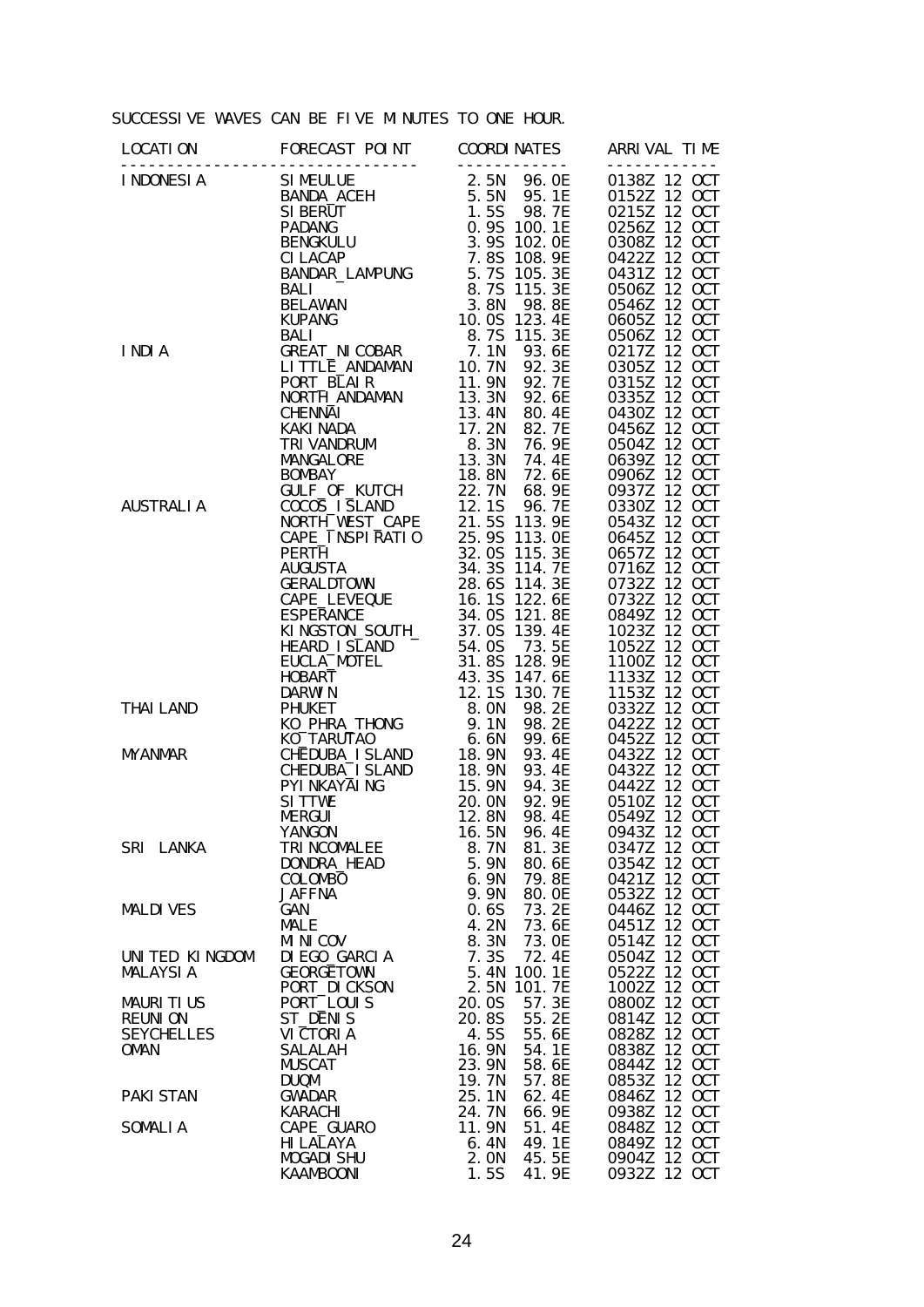SUCCESSIVE WAVES CAN BE FIVE MINUTES TO ONE HOUR.

| LOCATION | FORECAST POINT | COORDINATES | ARRIVAL TIME |
|---|---|---|---|
| INDONESIA | SIMEULUE | 2.5N 96.0E | 0138Z 12 OCT |
| | BANDA_ACEH | 5.5N 95.1E | 0152Z 12 OCT |
| | SIBERUT | 1.5S 98.7E | 0215Z 12 OCT |
| | PADANG | 0.9S 100.1E | 0256Z 12 OCT |
| | BENGKULU | 3.9S 102.0E | 0308Z 12 OCT |
| | CILACAP | 7.8S 108.9E | 0422Z 12 OCT |
| | BANDAR_LAMPUNG | 5.7S 105.3E | 0431Z 12 OCT |
| | BALI | 8.7S 115.3E | 0506Z 12 OCT |
| | BELAWAN | 3.8N 98.8E | 0546Z 12 OCT |
| | KUPANG | 10.0S 123.4E | 0605Z 12 OCT |
| | BALI | 8.7S 115.3E | 0506Z 12 OCT |
| INDIA | GREAT_NICOBAR | 7.1N 93.6E | 0217Z 12 OCT |
| | LITTLE_ANDAMAN | 10.7N 92.3E | 0305Z 12 OCT |
| | PORT_BLAIR | 11.9N 92.7E | 0315Z 12 OCT |
| | NORTH_ANDAMAN | 13.3N 92.6E | 0335Z 12 OCT |
| | CHENNAI | 13.4N 80.4E | 0430Z 12 OCT |
| | KAKINADA | 17.2N 82.7E | 0456Z 12 OCT |
| | TRIVANDRUM | 8.3N 76.9E | 0504Z 12 OCT |
| | MANGALORE | 13.3N 74.4E | 0639Z 12 OCT |
| | BOMBAY | 18.8N 72.6E | 0906Z 12 OCT |
| | GULF_OF_KUTCH | 22.7N 68.9E | 0937Z 12 OCT |
| AUSTRALIA | COCOS_ISLAND | 12.1S 96.7E | 0330Z 12 OCT |
| | NORTH_WEST_CAPE | 21.5S 113.9E | 0543Z 12 OCT |
| | CAPE_INSPIRATIO | 25.9S 113.0E | 0645Z 12 OCT |
| | PERTH | 32.0S 115.3E | 0657Z 12 OCT |
| | AUGUSTA | 34.3S 114.7E | 0716Z 12 OCT |
| | GERALDTOWN | 28.6S 114.3E | 0732Z 12 OCT |
| | CAPE_LEVEQUE | 16.1S 122.6E | 0732Z 12 OCT |
| | ESPERANCE | 34.0S 121.8E | 0849Z 12 OCT |
| | KINGSTON_SOUTH_ | 37.0S 139.4E | 1023Z 12 OCT |
| | HEARD_ISLAND | 54.0S 73.5E | 1052Z 12 OCT |
| | EUCLA_MOTEL | 31.8S 128.9E | 1100Z 12 OCT |
| | HOBART | 43.3S 147.6E | 1133Z 12 OCT |
| | DARWIN | 12.1S 130.7E | 1153Z 12 OCT |
| THAILAND | PHUKET | 8.0N 98.2E | 0332Z 12 OCT |
| | KO_PHRA_THONG | 9.1N 98.2E | 0422Z 12 OCT |
| | KO_TARUTAO | 6.6N 99.6E | 0452Z 12 OCT |
| MYANMAR | CHEDUBA_ISLAND | 18.9N 93.4E | 0432Z 12 OCT |
| | CHEDUBA_ISLAND | 18.9N 93.4E | 0432Z 12 OCT |
| | PYINKAYAING | 15.9N 94.3E | 0442Z 12 OCT |
| | SITTWE | 20.0N 92.9E | 0510Z 12 OCT |
| | MERGUI | 12.8N 98.4E | 0549Z 12 OCT |
| | YANGON | 16.5N 96.4E | 0943Z 12 OCT |
| SRI LANKA | TRINCOMALEE | 8.7N 81.3E | 0347Z 12 OCT |
| | DONDRA_HEAD | 5.9N 80.6E | 0354Z 12 OCT |
| | COLOMBO | 6.9N 79.8E | 0421Z 12 OCT |
| | JAFFNA | 9.9N 80.0E | 0532Z 12 OCT |
| MALDIVES | GAN | 0.6S 73.2E | 0446Z 12 OCT |
| | MALE | 4.2N 73.6E | 0451Z 12 OCT |
| | MINICOV | 8.3N 73.0E | 0514Z 12 OCT |
| UNITED KINGDOM | DIEGO_GARCIA | 7.3S 72.4E | 0504Z 12 OCT |
| MALAYSIA | GEORGETOWN | 5.4N 100.1E | 0522Z 12 OCT |
| | PORT_DICKSON | 2.5N 101.7E | 1002Z 12 OCT |
| MAURITIUS | PORT_LOUIS | 20.0S 57.3E | 0800Z 12 OCT |
| REUNION | ST_DENIS | 20.8S 55.2E | 0814Z 12 OCT |
| SEYCHELLES | VICTORIA | 4.5S 55.6E | 0828Z 12 OCT |
| OMAN | SALALAH | 16.9N 54.1E | 0838Z 12 OCT |
| | MUSCAT | 23.9N 58.6E | 0844Z 12 OCT |
| | DUQM | 19.7N 57.8E | 0853Z 12 OCT |
| PAKISTAN | GWADAR | 25.1N 62.4E | 0846Z 12 OCT |
| | KARACHI | 24.7N 66.9E | 0938Z 12 OCT |
| SOMALIA | CAPE_GUARO | 11.9N 51.4E | 0848Z 12 OCT |
| | HILALAYA | 6.4N 49.1E | 0849Z 12 OCT |
| | MOGADISHU | 2.0N 45.5E | 0904Z 12 OCT |
| | KAAMBOONI | 1.5S 41.9E | 0932Z 12 OCT |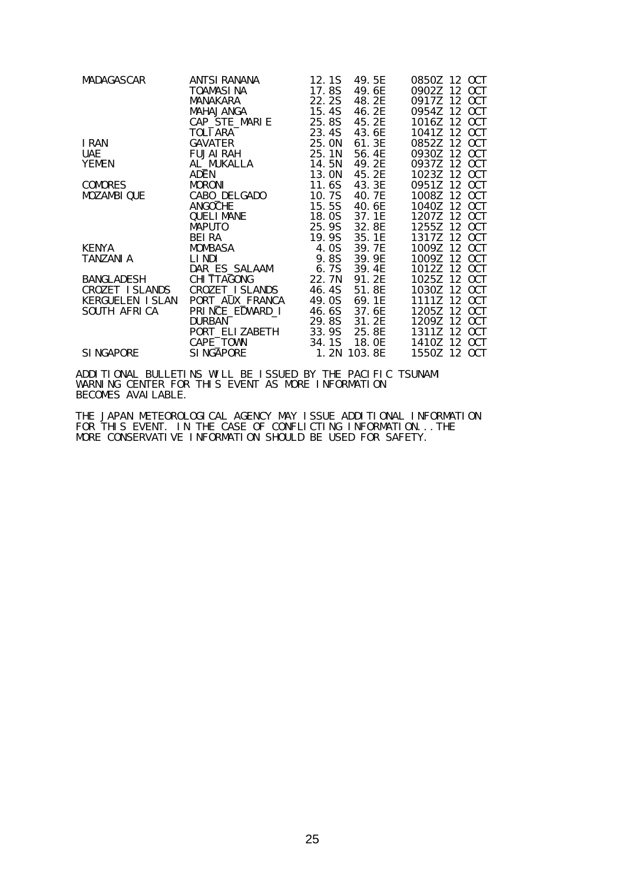| | | | | |
|---|---|---|---|---|
| MADAGASCAR | ANTSIRANANA | 12.1S | 49.5E | 0850Z 12 OCT |
| | TOAMASINA | 17.8S | 49.6E | 0902Z 12 OCT |
| | MANAKARA | 22.2S | 48.2E | 0917Z 12 OCT |
| | MAHAJANGA | 15.4S | 46.2E | 0954Z 12 OCT |
| | CAP_STE_MARIE | 25.8S | 45.2E | 1016Z 12 OCT |
| | TOLIARA | 23.4S | 43.6E | 1041Z 12 OCT |
| IRAN | GAVATER | 25.0N | 61.3E | 0852Z 12 OCT |
| UAE | FUJAIRAH | 25.1N | 56.4E | 0930Z 12 OCT |
| YEMEN | AL_MUKALLA | 14.5N | 49.2E | 0937Z 12 OCT |
| | ADEN | 13.0N | 45.2E | 1023Z 12 OCT |
| COMORES | MORONI | 11.6S | 43.3E | 0951Z 12 OCT |
| MOZAMBIQUE | CABO_DELGADO | 10.7S | 40.7E | 1008Z 12 OCT |
| | ANGOCHE | 15.5S | 40.6E | 1040Z 12 OCT |
| | QUELIMANE | 18.0S | 37.1E | 1207Z 12 OCT |
| | MAPUTO | 25.9S | 32.8E | 1255Z 12 OCT |
| | BEIRA | 19.9S | 35.1E | 1317Z 12 OCT |
| KENYA | MOMBASA | 4.0S | 39.7E | 1009Z 12 OCT |
| TANZANIA | LINDI | 9.8S | 39.9E | 1009Z 12 OCT |
| | DAR_ES_SALAAM | 6.7S | 39.4E | 1012Z 12 OCT |
| BANGLADESH | CHITTAGONG | 22.7N | 91.2E | 1025Z 12 OCT |
| CROZET ISLANDS | CROZET_ISLANDS | 46.4S | 51.8E | 1030Z 12 OCT |
| KERGUELEN ISLAN | PORT_AUX_FRANCA | 49.0S | 69.1E | 1111Z 12 OCT |
| SOUTH AFRICA | PRINCE_EDWARD_I | 46.6S | 37.6E | 1205Z 12 OCT |
| | DURBAN | 29.8S | 31.2E | 1209Z 12 OCT |
| | PORT_ELIZABETH | 33.9S | 25.8E | 1311Z 12 OCT |
| | CAPE_TOWN | 34.1S | 18.0E | 1410Z 12 OCT |
| SINGAPORE | SINGAPORE | 1.2N | 103.8E | 1550Z 12 OCT |

ADDITIONAL BULLETINS WILL BE ISSUED BY THE PACIFIC TSUNAMI WARNING CENTER FOR THIS EVENT AS MORE INFORMATION BECOMES AVAILABLE.

THE JAPAN METEOROLOGICAL AGENCY MAY ISSUE ADDITIONAL INFORMATION FOR THIS EVENT. IN THE CASE OF CONFLICTING INFORMATION...THE MORE CONSERVATIVE INFORMATION SHOULD BE USED FOR SAFETY.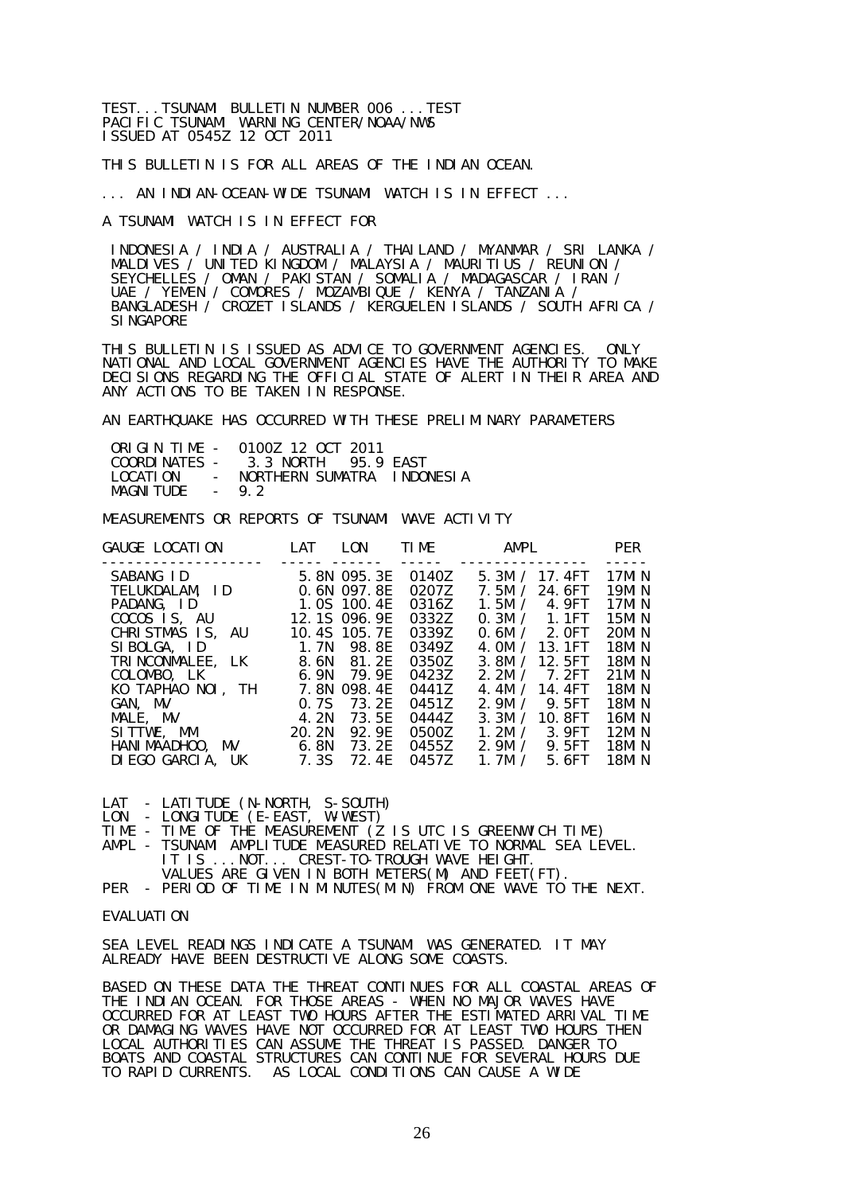TEST...TSUNAMI BULLETIN NUMBER 006 ...TEST
PACIFIC TSUNAMI WARNING CENTER/NOAA/NWS
ISSUED AT 0545Z 12 OCT 2011

THIS BULLETIN IS FOR ALL AREAS OF THE INDIAN OCEAN.

... AN INDIAN-OCEAN-WIDE TSUNAMI WATCH IS IN EFFECT ...

A TSUNAMI WATCH IS IN EFFECT FOR

INDONESIA / INDIA / AUSTRALIA / THAILAND / MYANMAR / SRI LANKA / MALDIVES / UNITED KINGDOM / MALAYSIA / MAURITIUS / REUNION / SEYCHELLES / OMAN / PAKISTAN / SOMALIA / MADAGASCAR / IRAN / UAE / YEMEN / COMORES / MOZAMBIQUE / KENYA / TANZANIA / BANGLADESH / CROZET ISLANDS / KERGUELEN ISLANDS / SOUTH AFRICA / SINGAPORE

THIS BULLETIN IS ISSUED AS ADVICE TO GOVERNMENT AGENCIES. ONLY NATIONAL AND LOCAL GOVERNMENT AGENCIES HAVE THE AUTHORITY TO MAKE DECISIONS REGARDING THE OFFICIAL STATE OF ALERT IN THEIR AREA AND ANY ACTIONS TO BE TAKEN IN RESPONSE.

AN EARTHQUAKE HAS OCCURRED WITH THESE PRELIMINARY PARAMETERS

```
 ORIGIN TIME -  0100Z 12 OCT 2011
 COORDINATES -   3.3 NORTH   95.9 EAST
 LOCATION    -  NORTHERN SUMATRA  INDONESIA
 MAGNITUDE   -  9.2
```

MEASUREMENTS OR REPORTS OF TSUNAMI WAVE ACTIVITY

| GAUGE LOCATION | LAT | LON | TIME | AMPL | PER |
|---|---|---|---|---|---|
| SABANG ID | 5.8N | 095.3E | 0140Z | 5.3M / 17.4FT | 17MIN |
| TELUKDALAM, ID | 0.6N | 097.8E | 0207Z | 7.5M / 24.6FT | 19MIN |
| PADANG, ID | 1.0S | 100.4E | 0316Z | 1.5M / 4.9FT | 17MIN |
| COCOS IS, AU | 12.1S | 096.9E | 0332Z | 0.3M / 1.1FT | 15MIN |
| CHRISTMAS IS, AU | 10.4S | 105.7E | 0339Z | 0.6M / 2.0FT | 20MIN |
| SIBOLGA, ID | 1.7N | 98.8E | 0349Z | 4.0M / 13.1FT | 18MIN |
| TRINCONMALEE, LK | 8.6N | 81.2E | 0350Z | 3.8M / 12.5FT | 18MIN |
| COLOMBO, LK | 6.9N | 79.9E | 0423Z | 2.2M / 7.2FT | 21MIN |
| KO TAPHAO NOI, TH | 7.8N | 098.4E | 0441Z | 4.4M / 14.4FT | 18MIN |
| GAN, MV | 0.7S | 73.2E | 0451Z | 2.9M / 9.5FT | 18MIN |
| MALE, MV | 4.2N | 73.5E | 0444Z | 3.3M / 10.8FT | 16MIN |
| SITTWE, MM | 20.2N | 92.9E | 0500Z | 1.2M / 3.9FT | 12MIN |
| HANIMAADHOO, MV | 6.8N | 73.2E | 0455Z | 2.9M / 9.5FT | 18MIN |
| DIEGO GARCIA, UK | 7.3S | 72.4E | 0457Z | 1.7M / 5.6FT | 18MIN |

```
LAT  - LATITUDE (N-NORTH, S-SOUTH)
LON  - LONGITUDE (E-EAST, W-WEST)
TIME - TIME OF THE MEASUREMENT (Z IS UTC IS GREENWICH TIME)
AMPL - TSUNAMI AMPLITUDE MEASURED RELATIVE TO NORMAL SEA LEVEL.
       IT IS ...NOT... CREST-TO-TROUGH WAVE HEIGHT.
       VALUES ARE GIVEN IN BOTH METERS(M) AND FEET(FT).
PER  - PERIOD OF TIME IN MINUTES(MIN) FROM ONE WAVE TO THE NEXT.
```

EVALUATION

SEA LEVEL READINGS INDICATE A TSUNAMI WAS GENERATED. IT MAY ALREADY HAVE BEEN DESTRUCTIVE ALONG SOME COASTS.

BASED ON THESE DATA THE THREAT CONTINUES FOR ALL COASTAL AREAS OF THE INDIAN OCEAN. FOR THOSE AREAS - WHEN NO MAJOR WAVES HAVE OCCURRED FOR AT LEAST TWO HOURS AFTER THE ESTIMATED ARRIVAL TIME OR DAMAGING WAVES HAVE NOT OCCURRED FOR AT LEAST TWO HOURS THEN LOCAL AUTHORITIES CAN ASSUME THE THREAT IS PASSED. DANGER TO BOATS AND COASTAL STRUCTURES CAN CONTINUE FOR SEVERAL HOURS DUE TO RAPID CURRENTS. AS LOCAL CONDITIONS CAN CAUSE A WIDE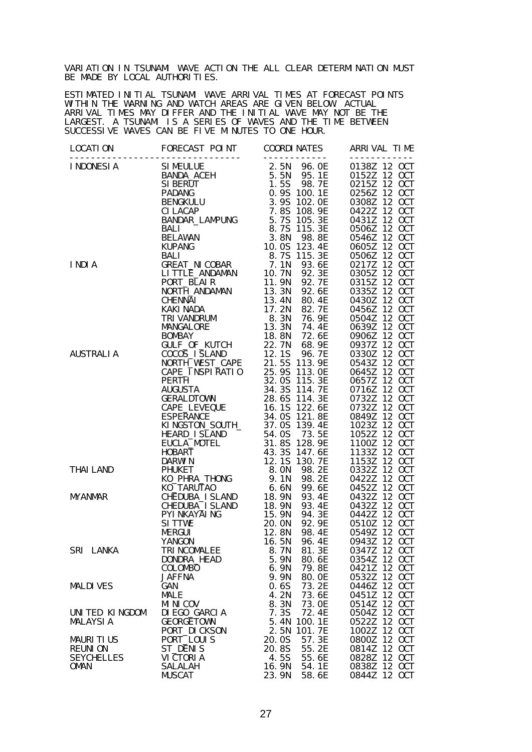VARIATION IN TSUNAMI WAVE ACTION THE ALL CLEAR DETERMINATION MUST BE MADE BY LOCAL AUTHORITIES.

ESTIMATED INITIAL TSUNAMI WAVE ARRIVAL TIMES AT FORECAST POINTS WITHIN THE WARNING AND WATCH AREAS ARE GIVEN BELOW. ACTUAL ARRIVAL TIMES MAY DIFFER AND THE INITIAL WAVE MAY NOT BE THE LARGEST. A TSUNAMI IS A SERIES OF WAVES AND THE TIME BETWEEN SUCCESSIVE WAVES CAN BE FIVE MINUTES TO ONE HOUR.

| LOCATION | FORECAST POINT | COORDINATES | ARRIVAL TIME |
|---|---|---|---|
| INDONESIA | SIMEULUE | 2.5N 96.0E | 0138Z 12 OCT |
| | BANDA_ACEH | 5.5N 95.1E | 0152Z 12 OCT |
| | SIBERUT | 1.5S 98.7E | 0215Z 12 OCT |
| | PADANG | 0.9S 100.1E | 0256Z 12 OCT |
| | BENGKULU | 3.9S 102.0E | 0308Z 12 OCT |
| | CILACAP | 7.8S 108.9E | 0422Z 12 OCT |
| | BANDAR_LAMPUNG | 5.7S 105.3E | 0431Z 12 OCT |
| | BALI | 8.7S 115.3E | 0506Z 12 OCT |
| | BELAWAN | 3.8N 98.8E | 0546Z 12 OCT |
| | KUPANG | 10.0S 123.4E | 0605Z 12 OCT |
| | BALI | 8.7S 115.3E | 0506Z 12 OCT |
| INDIA | GREAT_NICOBAR | 7.1N 93.6E | 0217Z 12 OCT |
| | LITTLE_ANDAMAN | 10.7N 92.3E | 0305Z 12 OCT |
| | PORT_BLAIR | 11.9N 92.7E | 0315Z 12 OCT |
| | NORTH_ANDAMAN | 13.3N 92.6E | 0335Z 12 OCT |
| | CHENNAI | 13.4N 80.4E | 0430Z 12 OCT |
| | KAKINADA | 17.2N 82.7E | 0456Z 12 OCT |
| | TRIVANDRUM | 8.3N 76.9E | 0504Z 12 OCT |
| | MANGALORE | 13.3N 74.4E | 0639Z 12 OCT |
| | BOMBAY | 18.8N 72.6E | 0906Z 12 OCT |
| | GULF_OF_KUTCH | 22.7N 68.9E | 0937Z 12 OCT |
| AUSTRALIA | COCOS_ISLAND | 12.1S 96.7E | 0330Z 12 OCT |
| | NORTH_WEST_CAPE | 21.5S 113.9E | 0543Z 12 OCT |
| | CAPE_INSPIRATIO | 25.9S 113.0E | 0645Z 12 OCT |
| | PERTH | 32.0S 115.3E | 0657Z 12 OCT |
| | AUGUSTA | 34.3S 114.7E | 0716Z 12 OCT |
| | GERALDTOWN | 28.6S 114.3E | 0732Z 12 OCT |
| | CAPE_LEVEQUE | 16.1S 122.6E | 0732Z 12 OCT |
| | ESPERANCE | 34.0S 121.8E | 0849Z 12 OCT |
| | KINGSTON_SOUTH_ | 37.0S 139.4E | 1023Z 12 OCT |
| | HEARD_ISLAND | 54.0S 73.5E | 1052Z 12 OCT |
| | EUCLA_MOTEL | 31.8S 128.9E | 1100Z 12 OCT |
| | HOBART | 43.3S 147.6E | 1133Z 12 OCT |
| | DARWIN | 12.1S 130.7E | 1153Z 12 OCT |
| THAILAND | PHUKET | 8.0N 98.2E | 0332Z 12 OCT |
| | KO_PHRA_THONG | 9.1N 98.2E | 0422Z 12 OCT |
| | KO_TARUTAO | 6.6N 99.6E | 0452Z 12 OCT |
| MYANMAR | CHEDUBA_ISLAND | 18.9N 93.4E | 0432Z 12 OCT |
| | CHEDUBA_ISLAND | 18.9N 93.4E | 0432Z 12 OCT |
| | PYINKAYAING | 15.9N 94.3E | 0442Z 12 OCT |
| | SITTWE | 20.0N 92.9E | 0510Z 12 OCT |
| | MERGUI | 12.8N 98.4E | 0549Z 12 OCT |
| | YANGON | 16.5N 96.4E | 0943Z 12 OCT |
| SRI LANKA | TRINCOMALEE | 8.7N 81.3E | 0347Z 12 OCT |
| | DONDRA_HEAD | 5.9N 80.6E | 0354Z 12 OCT |
| | COLOMBO | 6.9N 79.8E | 0421Z 12 OCT |
| | JAFFNA | 9.9N 80.0E | 0532Z 12 OCT |
| MALDIVES | GAN | 0.6S 73.2E | 0446Z 12 OCT |
| | MALE | 4.2N 73.6E | 0451Z 12 OCT |
| | MINICOV | 8.3N 73.0E | 0514Z 12 OCT |
| UNITED KINGDOM | DIEGO_GARCIA | 7.3S 72.4E | 0504Z 12 OCT |
| MALAYSIA | GEORGETOWN | 5.4N 100.1E | 0522Z 12 OCT |
| | PORT_DICKSON | 2.5N 101.7E | 1002Z 12 OCT |
| MAURITIUS | PORT_LOUIS | 20.0S 57.3E | 0800Z 12 OCT |
| REUNION | ST_DENIS | 20.8S 55.2E | 0814Z 12 OCT |
| SEYCHELLES | VICTORIA | 4.5S 55.6E | 0828Z 12 OCT |
| OMAN | SALALAH | 16.9N 54.1E | 0838Z 12 OCT |
| | MUSCAT | 23.9N 58.6E | 0844Z 12 OCT |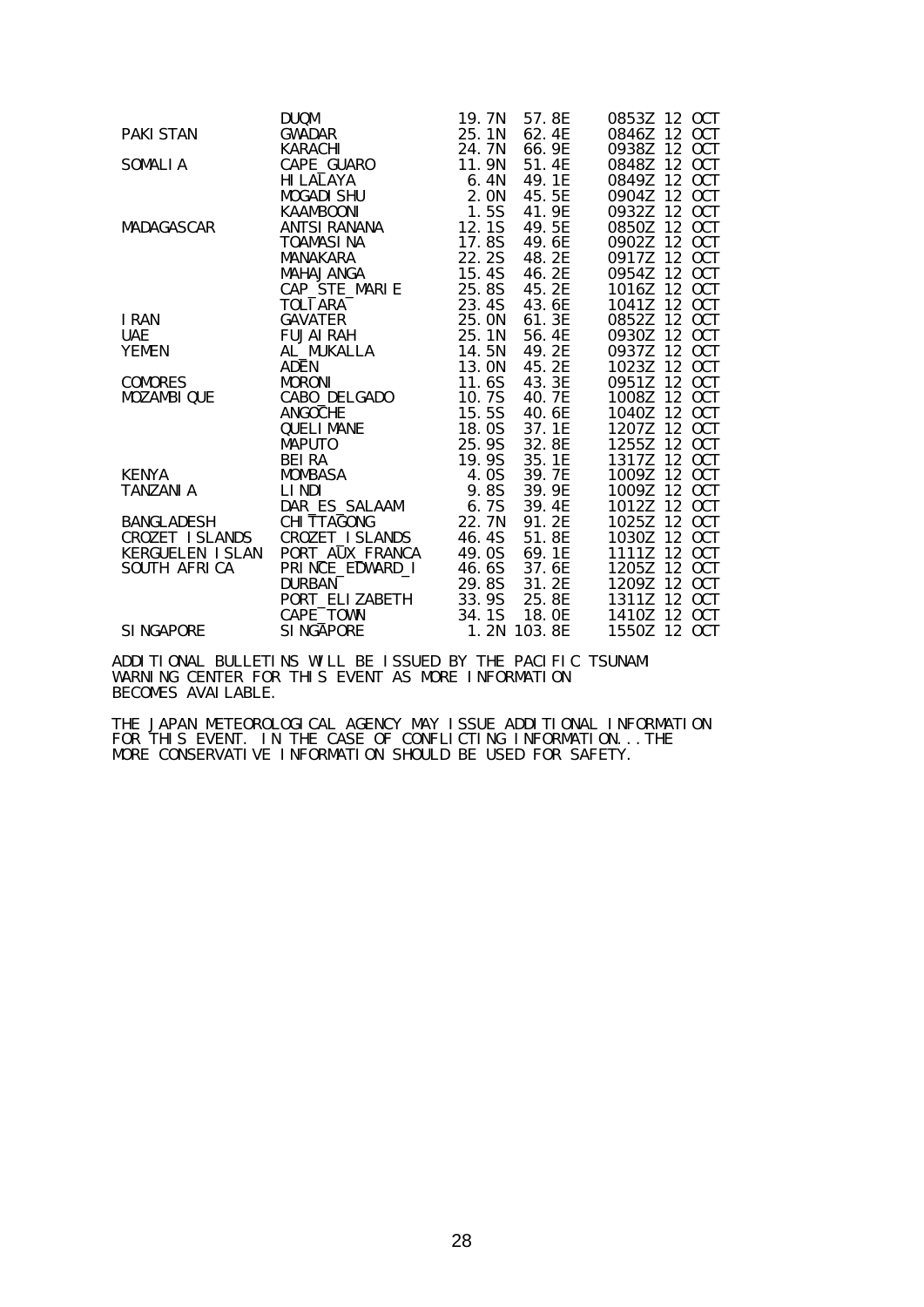| | | | | |
|---|---|---|---|---|
| | DUQM | 19.7N | 57.8E | 0853Z 12 OCT |
| PAKISTAN | GWADAR | 25.1N | 62.4E | 0846Z 12 OCT |
| | KARACHI | 24.7N | 66.9E | 0938Z 12 OCT |
| SOMALIA | CAPE_GUARO | 11.9N | 51.4E | 0848Z 12 OCT |
| | HILALAYA | 6.4N | 49.1E | 0849Z 12 OCT |
| | MOGADISHU | 2.0N | 45.5E | 0904Z 12 OCT |
| | KAAMBOONI | 1.5S | 41.9E | 0932Z 12 OCT |
| MADAGASCAR | ANTSIRANANA | 12.1S | 49.5E | 0850Z 12 OCT |
| | TOAMASINA | 17.8S | 49.6E | 0902Z 12 OCT |
| | MANAKARA | 22.2S | 48.2E | 0917Z 12 OCT |
| | MAHAJANGA | 15.4S | 46.2E | 0954Z 12 OCT |
| | CAP_STE_MARIE | 25.8S | 45.2E | 1016Z 12 OCT |
| | TOLIARA | 23.4S | 43.6E | 1041Z 12 OCT |
| IRAN | GAVATER | 25.0N | 61.3E | 0852Z 12 OCT |
| UAE | FUJAIRAH | 25.1N | 56.4E | 0930Z 12 OCT |
| YEMEN | AL_MUKALLA | 14.5N | 49.2E | 0937Z 12 OCT |
| | ADEN | 13.0N | 45.2E | 1023Z 12 OCT |
| COMORES | MORONI | 11.6S | 43.3E | 0951Z 12 OCT |
| MOZAMBIQUE | CABO_DELGADO | 10.7S | 40.7E | 1008Z 12 OCT |
| | ANGOCHE | 15.5S | 40.6E | 1040Z 12 OCT |
| | QUELIMANE | 18.0S | 37.1E | 1207Z 12 OCT |
| | MAPUTO | 25.9S | 32.8E | 1255Z 12 OCT |
| | BEIRA | 19.9S | 35.1E | 1317Z 12 OCT |
| KENYA | MOMBASA | 4.0S | 39.7E | 1009Z 12 OCT |
| TANZANIA | LINDI | 9.8S | 39.9E | 1009Z 12 OCT |
| | DAR_ES_SALAAM | 6.7S | 39.4E | 1012Z 12 OCT |
| BANGLADESH | CHITTAGONG | 22.7N | 91.2E | 1025Z 12 OCT |
| CROZET ISLANDS | CROZET_ISLANDS | 46.4S | 51.8E | 1030Z 12 OCT |
| KERGUELEN ISLAN | PORT_AUX_FRANCA | 49.0S | 69.1E | 1111Z 12 OCT |
| SOUTH AFRICA | PRINCE_EDWARD_I | 46.6S | 37.6E | 1205Z 12 OCT |
| | DURBAN | 29.8S | 31.2E | 1209Z 12 OCT |
| | PORT_ELIZABETH | 33.9S | 25.8E | 1311Z 12 OCT |
| | CAPE_TOWN | 34.1S | 18.0E | 1410Z 12 OCT |
| SINGAPORE | SINGAPORE | 1.2N | 103.8E | 1550Z 12 OCT |

ADDITIONAL BULLETINS WILL BE ISSUED BY THE PACIFIC TSUNAMI WARNING CENTER FOR THIS EVENT AS MORE INFORMATION BECOMES AVAILABLE.

THE JAPAN METEOROLOGICAL AGENCY MAY ISSUE ADDITIONAL INFORMATION FOR THIS EVENT. IN THE CASE OF CONFLICTING INFORMATION...THE MORE CONSERVATIVE INFORMATION SHOULD BE USED FOR SAFETY.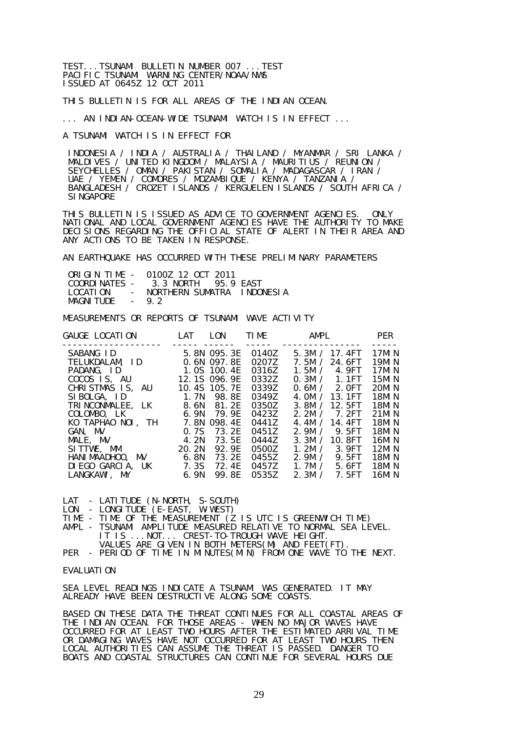TEST...TSUNAMI BULLETIN NUMBER 007 ...TEST
PACIFIC TSUNAMI WARNING CENTER/NOAA/NWS
ISSUED AT 0645Z 12 OCT 2011

THIS BULLETIN IS FOR ALL AREAS OF THE INDIAN OCEAN.

... AN INDIAN-OCEAN-WIDE TSUNAMI WATCH IS IN EFFECT ...

A TSUNAMI WATCH IS IN EFFECT FOR

INDONESIA / INDIA / AUSTRALIA / THAILAND / MYANMAR / SRI LANKA / MALDIVES / UNITED KINGDOM / MALAYSIA / MAURITIUS / REUNION / SEYCHELLES / OMAN / PAKISTAN / SOMALIA / MADAGASCAR / IRAN / UAE / YEMEN / COMORES / MOZAMBIQUE / KENYA / TANZANIA / BANGLADESH / CROZET ISLANDS / KERGUELEN ISLANDS / SOUTH AFRICA / SINGAPORE

THIS BULLETIN IS ISSUED AS ADVICE TO GOVERNMENT AGENCIES. ONLY NATIONAL AND LOCAL GOVERNMENT AGENCIES HAVE THE AUTHORITY TO MAKE DECISIONS REGARDING THE OFFICIAL STATE OF ALERT IN THEIR AREA AND ANY ACTIONS TO BE TAKEN IN RESPONSE.

AN EARTHQUAKE HAS OCCURRED WITH THESE PRELIMINARY PARAMETERS

```
 ORIGIN TIME -  0100Z 12 OCT 2011
 COORDINATES -   3.3 NORTH   95.9 EAST
 LOCATION    -  NORTHERN SUMATRA  INDONESIA
 MAGNITUDE   -  9.2
```

MEASUREMENTS OR REPORTS OF TSUNAMI WAVE ACTIVITY

| GAUGE LOCATION | LAT | LON | TIME | AMPL | PER |
|---|---|---|---|---|---|
| SABANG ID | 5.8N | 095.3E | 0140Z | 5.3M / 17.4FT | 17MIN |
| TELUKDALAM, ID | 0.6N | 097.8E | 0207Z | 7.5M / 24.6FT | 19MIN |
| PADANG, ID | 1.0S | 100.4E | 0316Z | 1.5M / 4.9FT | 17MIN |
| COCOS IS, AU | 12.1S | 096.9E | 0332Z | 0.3M / 1.1FT | 15MIN |
| CHRISTMAS IS, AU | 10.4S | 105.7E | 0339Z | 0.6M / 2.0FT | 20MIN |
| SIBOLGA, ID | 1.7N | 98.8E | 0349Z | 4.0M / 13.1FT | 18MIN |
| TRINCONMALEE, LK | 8.6N | 81.2E | 0350Z | 3.8M / 12.5FT | 18MIN |
| COLOMBO, LK | 6.9N | 79.9E | 0423Z | 2.2M / 7.2FT | 21MIN |
| KO TAPHAO NOI, TH | 7.8N | 098.4E | 0441Z | 4.4M / 14.4FT | 18MIN |
| GAN, MV | 0.7S | 73.2E | 0451Z | 2.9M / 9.5FT | 18MIN |
| MALE, MV | 4.2N | 73.5E | 0444Z | 3.3M / 10.8FT | 16MIN |
| SITTWE, MM | 20.2N | 92.9E | 0500Z | 1.2M / 3.9FT | 12MIN |
| HANIMAADHOO, MV | 6.8N | 73.2E | 0455Z | 2.9M / 9.5FT | 18MIN |
| DIEGO GARCIA, UK | 7.3S | 72.4E | 0457Z | 1.7M / 5.6FT | 18MIN |
| LANGKAWI, MY | 6.9N | 99.8E | 0535Z | 2.3M / 7.5FT | 16MIN |

```
LAT  - LATITUDE (N-NORTH, S-SOUTH)
LON  - LONGITUDE (E-EAST, W-WEST)
TIME - TIME OF THE MEASUREMENT (Z IS UTC IS GREENWICH TIME)
AMPL - TSUNAMI AMPLITUDE MEASURED RELATIVE TO NORMAL SEA LEVEL.
       IT IS ...NOT... CREST-TO-TROUGH WAVE HEIGHT.
       VALUES ARE GIVEN IN BOTH METERS(M) AND FEET(FT).
PER  - PERIOD OF TIME IN MINUTES(MIN) FROM ONE WAVE TO THE NEXT.
```

EVALUATION

SEA LEVEL READINGS INDICATE A TSUNAMI WAS GENERATED. IT MAY ALREADY HAVE BEEN DESTRUCTIVE ALONG SOME COASTS.

BASED ON THESE DATA THE THREAT CONTINUES FOR ALL COASTAL AREAS OF THE INDIAN OCEAN. FOR THOSE AREAS - WHEN NO MAJOR WAVES HAVE OCCURRED FOR AT LEAST TWO HOURS AFTER THE ESTIMATED ARRIVAL TIME OR DAMAGING WAVES HAVE NOT OCCURRED FOR AT LEAST TWO HOURS THEN LOCAL AUTHORITIES CAN ASSUME THE THREAT IS PASSED. DANGER TO BOATS AND COASTAL STRUCTURES CAN CONTINUE FOR SEVERAL HOURS DUE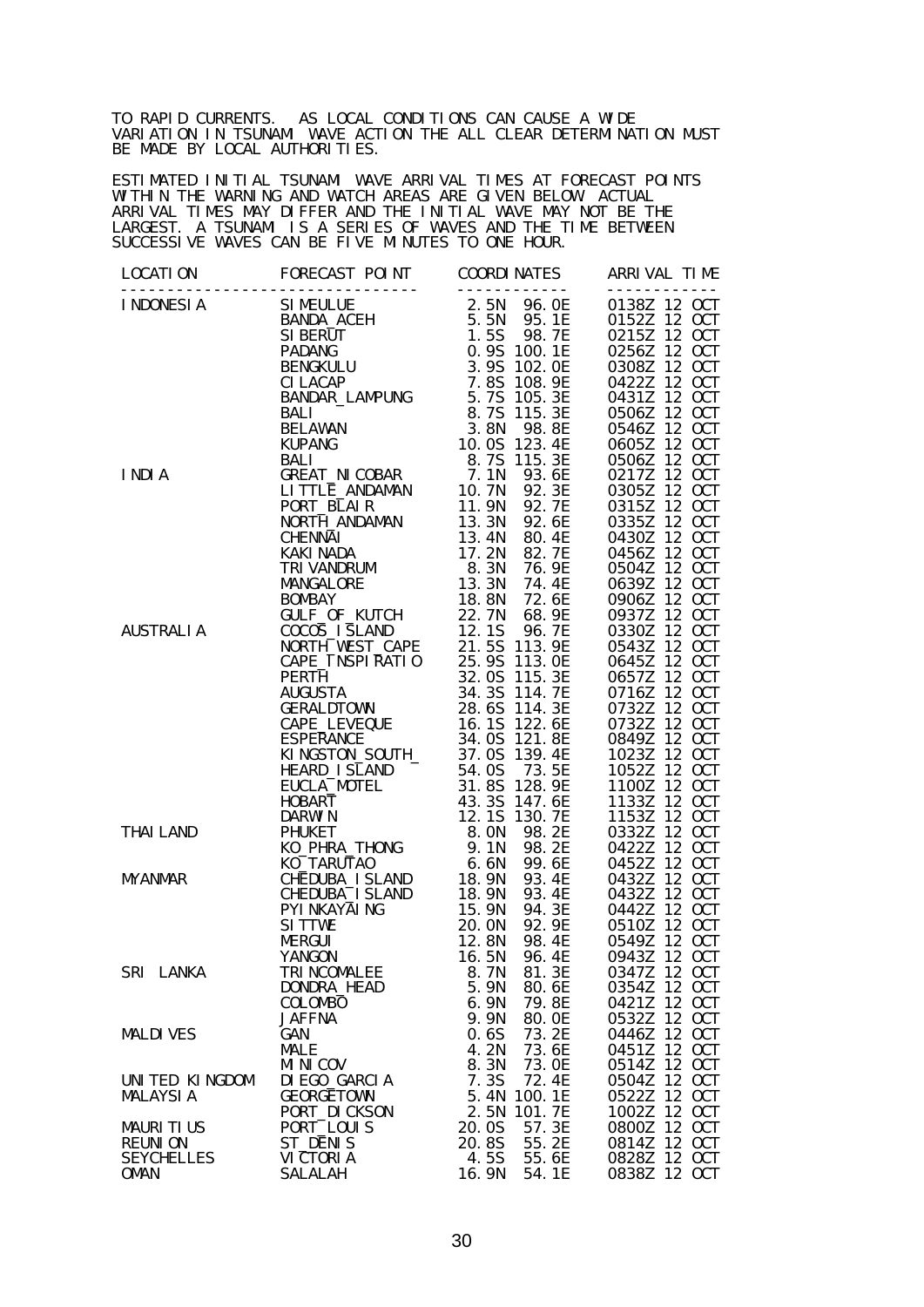TO RAPID CURRENTS. AS LOCAL CONDITIONS CAN CAUSE A WIDE VARIATION IN TSUNAMI WAVE ACTION THE ALL CLEAR DETERMINATION MUST BE MADE BY LOCAL AUTHORITIES.

ESTIMATED INITIAL TSUNAMI WAVE ARRIVAL TIMES AT FORECAST POINTS WITHIN THE WARNING AND WATCH AREAS ARE GIVEN BELOW. ACTUAL ARRIVAL TIMES MAY DIFFER AND THE INITIAL WAVE MAY NOT BE THE LARGEST. A TSUNAMI IS A SERIES OF WAVES AND THE TIME BETWEEN SUCCESSIVE WAVES CAN BE FIVE MINUTES TO ONE HOUR.

| LOCATION | FORECAST POINT | COORDINATES | ARRIVAL TIME |
|---|---|---|---|
| INDONESIA | SIMEULUE | 2.5N 96.0E | 0138Z 12 OCT |
| | BANDA_ACEH | 5.5N 95.1E | 0152Z 12 OCT |
| | SIBERUT | 1.5S 98.7E | 0215Z 12 OCT |
| | PADANG | 0.9S 100.1E | 0256Z 12 OCT |
| | BENGKULU | 3.9S 102.0E | 0308Z 12 OCT |
| | CILACAP | 7.8S 108.9E | 0422Z 12 OCT |
| | BANDAR_LAMPUNG | 5.7S 105.3E | 0431Z 12 OCT |
| | BALI | 8.7S 115.3E | 0506Z 12 OCT |
| | BELAWAN | 3.8N 98.8E | 0546Z 12 OCT |
| | KUPANG | 10.0S 123.4E | 0605Z 12 OCT |
| | BALI | 8.7S 115.3E | 0506Z 12 OCT |
| INDIA | GREAT_NICOBAR | 7.1N 93.6E | 0217Z 12 OCT |
| | LITTLE_ANDAMAN | 10.7N 92.3E | 0305Z 12 OCT |
| | PORT_BLAIR | 11.9N 92.7E | 0315Z 12 OCT |
| | NORTH_ANDAMAN | 13.3N 92.6E | 0335Z 12 OCT |
| | CHENNAI | 13.4N 80.4E | 0430Z 12 OCT |
| | KAKINADA | 17.2N 82.7E | 0456Z 12 OCT |
| | TRIVANDRUM | 8.3N 76.9E | 0504Z 12 OCT |
| | MANGALORE | 13.3N 74.4E | 0639Z 12 OCT |
| | BOMBAY | 18.8N 72.6E | 0906Z 12 OCT |
| | GULF_OF_KUTCH | 22.7N 68.9E | 0937Z 12 OCT |
| AUSTRALIA | COCOS_ISLAND | 12.1S 96.7E | 0330Z 12 OCT |
| | NORTH_WEST_CAPE | 21.5S 113.9E | 0543Z 12 OCT |
| | CAPE_INSPIRATIO | 25.9S 113.0E | 0645Z 12 OCT |
| | PERTH | 32.0S 115.3E | 0657Z 12 OCT |
| | AUGUSTA | 34.3S 114.7E | 0716Z 12 OCT |
| | GERALDTOWN | 28.6S 114.3E | 0732Z 12 OCT |
| | CAPE_LEVEQUE | 16.1S 122.6E | 0732Z 12 OCT |
| | ESPERANCE | 34.0S 121.8E | 0849Z 12 OCT |
| | KINGSTON_SOUTH_ | 37.0S 139.4E | 1023Z 12 OCT |
| | HEARD_ISLAND | 54.0S 73.5E | 1052Z 12 OCT |
| | EUCLA_MOTEL | 31.8S 128.9E | 1100Z 12 OCT |
| | HOBART | 43.3S 147.6E | 1133Z 12 OCT |
| | DARWIN | 12.1S 130.7E | 1153Z 12 OCT |
| THAILAND | PHUKET | 8.0N 98.2E | 0332Z 12 OCT |
| | KO_PHRA_THONG | 9.1N 98.2E | 0422Z 12 OCT |
| | KO_TARUTAO | 6.6N 99.6E | 0452Z 12 OCT |
| MYANMAR | CHEDUBA_ISLAND | 18.9N 93.4E | 0432Z 12 OCT |
| | CHEDUBA_ISLAND | 18.9N 93.4E | 0432Z 12 OCT |
| | PYINKAYAING | 15.9N 94.3E | 0442Z 12 OCT |
| | SITTWE | 20.0N 92.9E | 0510Z 12 OCT |
| | MERGUI | 12.8N 98.4E | 0549Z 12 OCT |
| | YANGON | 16.5N 96.4E | 0943Z 12 OCT |
| SRI LANKA | TRINCOMALEE | 8.7N 81.3E | 0347Z 12 OCT |
| | DONDRA_HEAD | 5.9N 80.6E | 0354Z 12 OCT |
| | COLOMBO | 6.9N 79.8E | 0421Z 12 OCT |
| | JAFFNA | 9.9N 80.0E | 0532Z 12 OCT |
| MALDIVES | GAN | 0.6S 73.2E | 0446Z 12 OCT |
| | MALE | 4.2N 73.6E | 0451Z 12 OCT |
| | MINICOV | 8.3N 73.0E | 0514Z 12 OCT |
| UNITED KINGDOM | DIEGO_GARCIA | 7.3S 72.4E | 0504Z 12 OCT |
| MALAYSIA | GEORGETOWN | 5.4N 100.1E | 0522Z 12 OCT |
| | PORT_DICKSON | 2.5N 101.7E | 1002Z 12 OCT |
| MAURITIUS | PORT_LOUIS | 20.0S 57.3E | 0800Z 12 OCT |
| REUNION | ST_DENIS | 20.8S 55.2E | 0814Z 12 OCT |
| SEYCHELLES | VICTORIA | 4.5S 55.6E | 0828Z 12 OCT |
| OMAN | SALALAH | 16.9N 54.1E | 0838Z 12 OCT |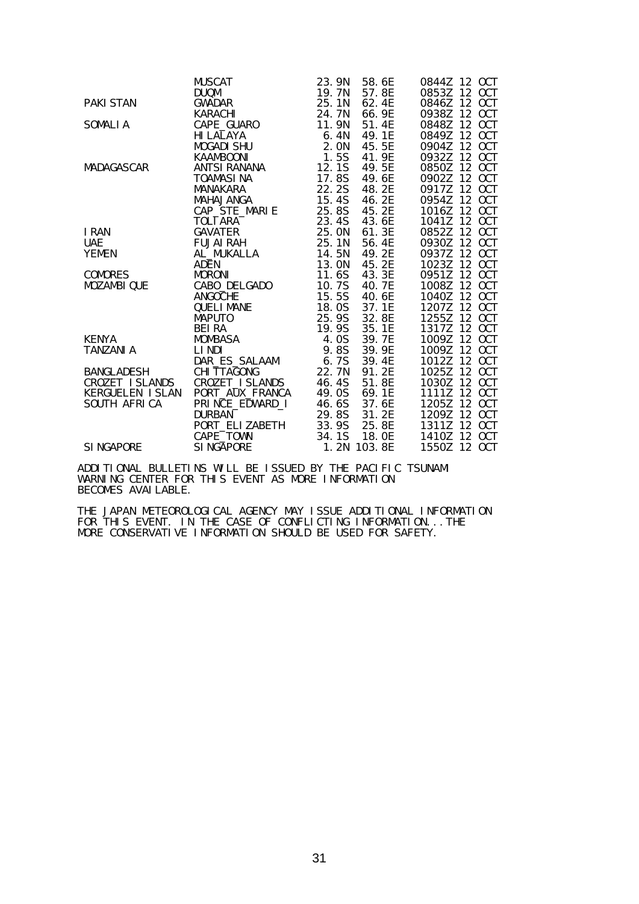| | | | | |
|---|---|---|---|---|
| | MUSCAT | 23.9N | 58.6E | 0844Z 12 OCT |
| | DUQM | 19.7N | 57.8E | 0853Z 12 OCT |
| PAKISTAN | GWADAR | 25.1N | 62.4E | 0846Z 12 OCT |
| | KARACHI | 24.7N | 66.9E | 0938Z 12 OCT |
| SOMALIA | CAPE_GUARO | 11.9N | 51.4E | 0848Z 12 OCT |
| | HILALAYA | 6.4N | 49.1E | 0849Z 12 OCT |
| | MOGADISHU | 2.0N | 45.5E | 0904Z 12 OCT |
| | KAAMBOONI | 1.5S | 41.9E | 0932Z 12 OCT |
| MADAGASCAR | ANTSIRANANA | 12.1S | 49.5E | 0850Z 12 OCT |
| | TOAMASINA | 17.8S | 49.6E | 0902Z 12 OCT |
| | MANAKARA | 22.2S | 48.2E | 0917Z 12 OCT |
| | MAHAJANGA | 15.4S | 46.2E | 0954Z 12 OCT |
| | CAP_STE_MARIE | 25.8S | 45.2E | 1016Z 12 OCT |
| | TOLTARA | 23.4S | 43.6E | 1041Z 12 OCT |
| IRAN | GAVATER | 25.0N | 61.3E | 0852Z 12 OCT |
| UAE | FUJAIRAH | 25.1N | 56.4E | 0930Z 12 OCT |
| YEMEN | AL_MUKALLA | 14.5N | 49.2E | 0937Z 12 OCT |
| | ADEN | 13.0N | 45.2E | 1023Z 12 OCT |
| COMORES | MORONI | 11.6S | 43.3E | 0951Z 12 OCT |
| MOZAMBIQUE | CABO_DELGADO | 10.7S | 40.7E | 1008Z 12 OCT |
| | ANGOCHE | 15.5S | 40.6E | 1040Z 12 OCT |
| | QUELIMANE | 18.0S | 37.1E | 1207Z 12 OCT |
| | MAPUTO | 25.9S | 32.8E | 1255Z 12 OCT |
| | BEIRA | 19.9S | 35.1E | 1317Z 12 OCT |
| KENYA | MOMBASA | 4.0S | 39.7E | 1009Z 12 OCT |
| TANZANIA | LINDI | 9.8S | 39.9E | 1009Z 12 OCT |
| | DAR_ES_SALAAM | 6.7S | 39.4E | 1012Z 12 OCT |
| BANGLADESH | CHITTAGONG | 22.7N | 91.2E | 1025Z 12 OCT |
| CROZET ISLANDS | CROZET ISLANDS | 46.4S | 51.8E | 1030Z 12 OCT |
| KERGUELEN ISLAN | PORT_AUX_FRANCA | 49.0S | 69.1E | 1111Z 12 OCT |
| SOUTH AFRICA | PRINCE_EDWARD_I | 46.6S | 37.6E | 1205Z 12 OCT |
| | DURBAN | 29.8S | 31.2E | 1209Z 12 OCT |
| | PORT_ELIZABETH | 33.9S | 25.8E | 1311Z 12 OCT |
| | CAPE_TOWN | 34.1S | 18.0E | 1410Z 12 OCT |
| SINGAPORE | SINGAPORE | 1.2N | 103.8E | 1550Z 12 OCT |

ADDITIONAL BULLETINS WILL BE ISSUED BY THE PACIFIC TSUNAMI WARNING CENTER FOR THIS EVENT AS MORE INFORMATION BECOMES AVAILABLE.

THE JAPAN METEOROLOGICAL AGENCY MAY ISSUE ADDITIONAL INFORMATION FOR THIS EVENT. IN THE CASE OF CONFLICTING INFORMATION...THE MORE CONSERVATIVE INFORMATION SHOULD BE USED FOR SAFETY.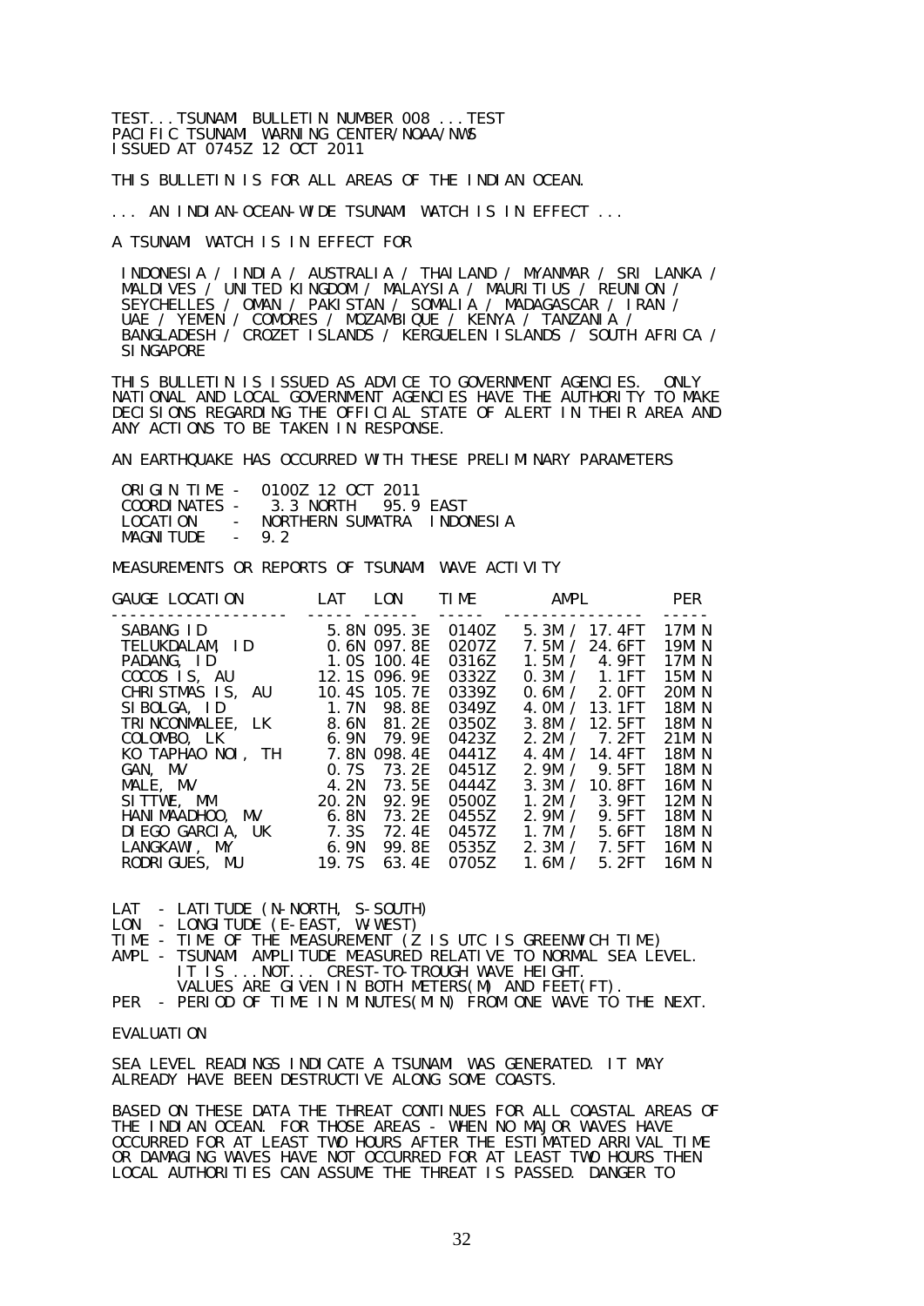TEST...TSUNAMI BULLETIN NUMBER 008 ...TEST
PACIFIC TSUNAMI WARNING CENTER/NOAA/NWS
ISSUED AT 0745Z 12 OCT 2011

THIS BULLETIN IS FOR ALL AREAS OF THE INDIAN OCEAN.

... AN INDIAN-OCEAN-WIDE TSUNAMI WATCH IS IN EFFECT ...

A TSUNAMI WATCH IS IN EFFECT FOR

INDONESIA / INDIA / AUSTRALIA / THAILAND / MYANMAR / SRI LANKA / MALDIVES / UNITED KINGDOM / MALAYSIA / MAURITIUS / REUNION / SEYCHELLES / OMAN / PAKISTAN / SOMALIA / MADAGASCAR / IRAN / UAE / YEMEN / COMORES / MOZAMBIQUE / KENYA / TANZANIA / BANGLADESH / CROZET ISLANDS / KERGUELEN ISLANDS / SOUTH AFRICA / SINGAPORE

THIS BULLETIN IS ISSUED AS ADVICE TO GOVERNMENT AGENCIES. ONLY NATIONAL AND LOCAL GOVERNMENT AGENCIES HAVE THE AUTHORITY TO MAKE DECISIONS REGARDING THE OFFICIAL STATE OF ALERT IN THEIR AREA AND ANY ACTIONS TO BE TAKEN IN RESPONSE.

AN EARTHQUAKE HAS OCCURRED WITH THESE PRELIMINARY PARAMETERS

```
ORIGIN TIME -  0100Z 12 OCT 2011
COORDINATES -   3.3 NORTH   95.9 EAST
LOCATION    -  NORTHERN SUMATRA  INDONESIA
MAGNITUDE   -  9.2
```

MEASUREMENTS OR REPORTS OF TSUNAMI WAVE ACTIVITY

| GAUGE LOCATION | LAT | LON | TIME | AMPL | PER |
|---|---|---|---|---|---|
| SABANG ID | 5.8N | 095.3E | 0140Z | 5.3M / 17.4FT | 17MIN |
| TELUKDALAM, ID | 0.6N | 097.8E | 0207Z | 7.5M / 24.6FT | 19MIN |
| PADANG, ID | 1.0S | 100.4E | 0316Z | 1.5M / 4.9FT | 17MIN |
| COCOS IS, AU | 12.1S | 096.9E | 0332Z | 0.3M / 1.1FT | 15MIN |
| CHRISTMAS IS, AU | 10.4S | 105.7E | 0339Z | 0.6M / 2.0FT | 20MIN |
| SIBOLGA, ID | 1.7N | 98.8E | 0349Z | 4.0M / 13.1FT | 18MIN |
| TRINCONMALEE, LK | 8.6N | 81.2E | 0350Z | 3.8M / 12.5FT | 18MIN |
| COLOMBO, LK | 6.9N | 79.9E | 0423Z | 2.2M / 7.2FT | 21MIN |
| KO TAPHAO NOI, TH | 7.8N | 098.4E | 0441Z | 4.4M / 14.4FT | 18MIN |
| GAN, MV | 0.7S | 73.2E | 0451Z | 2.9M / 9.5FT | 18MIN |
| MALE, MV | 4.2N | 73.5E | 0444Z | 3.3M / 10.8FT | 16MIN |
| SITTWE, MM | 20.2N | 92.9E | 0500Z | 1.2M / 3.9FT | 12MIN |
| HANIMAADHOO, MV | 6.8N | 73.2E | 0455Z | 2.9M / 9.5FT | 18MIN |
| DIEGO GARCIA, UK | 7.3S | 72.4E | 0457Z | 1.7M / 5.6FT | 18MIN |
| LANGKAWI, MY | 6.9N | 99.8E | 0535Z | 2.3M / 7.5FT | 16MIN |
| RODRIGUES, MU | 19.7S | 63.4E | 0705Z | 1.6M / 5.2FT | 16MIN |

LAT - LATITUDE (N-NORTH, S-SOUTH)
LON - LONGITUDE (E-EAST, W-WEST)
TIME - TIME OF THE MEASUREMENT (Z IS UTC IS GREENWICH TIME)
AMPL - TSUNAMI AMPLITUDE MEASURED RELATIVE TO NORMAL SEA LEVEL. IT IS ...NOT... CREST-TO-TROUGH WAVE HEIGHT. VALUES ARE GIVEN IN BOTH METERS(M) AND FEET(FT).
PER - PERIOD OF TIME IN MINUTES(MIN) FROM ONE WAVE TO THE NEXT.

EVALUATION

SEA LEVEL READINGS INDICATE A TSUNAMI WAS GENERATED. IT MAY ALREADY HAVE BEEN DESTRUCTIVE ALONG SOME COASTS.

BASED ON THESE DATA THE THREAT CONTINUES FOR ALL COASTAL AREAS OF THE INDIAN OCEAN. FOR THOSE AREAS - WHEN NO MAJOR WAVES HAVE OCCURRED FOR AT LEAST TWO HOURS AFTER THE ESTIMATED ARRIVAL TIME OR DAMAGING WAVES HAVE NOT OCCURRED FOR AT LEAST TWO HOURS THEN LOCAL AUTHORITIES CAN ASSUME THE THREAT IS PASSED. DANGER TO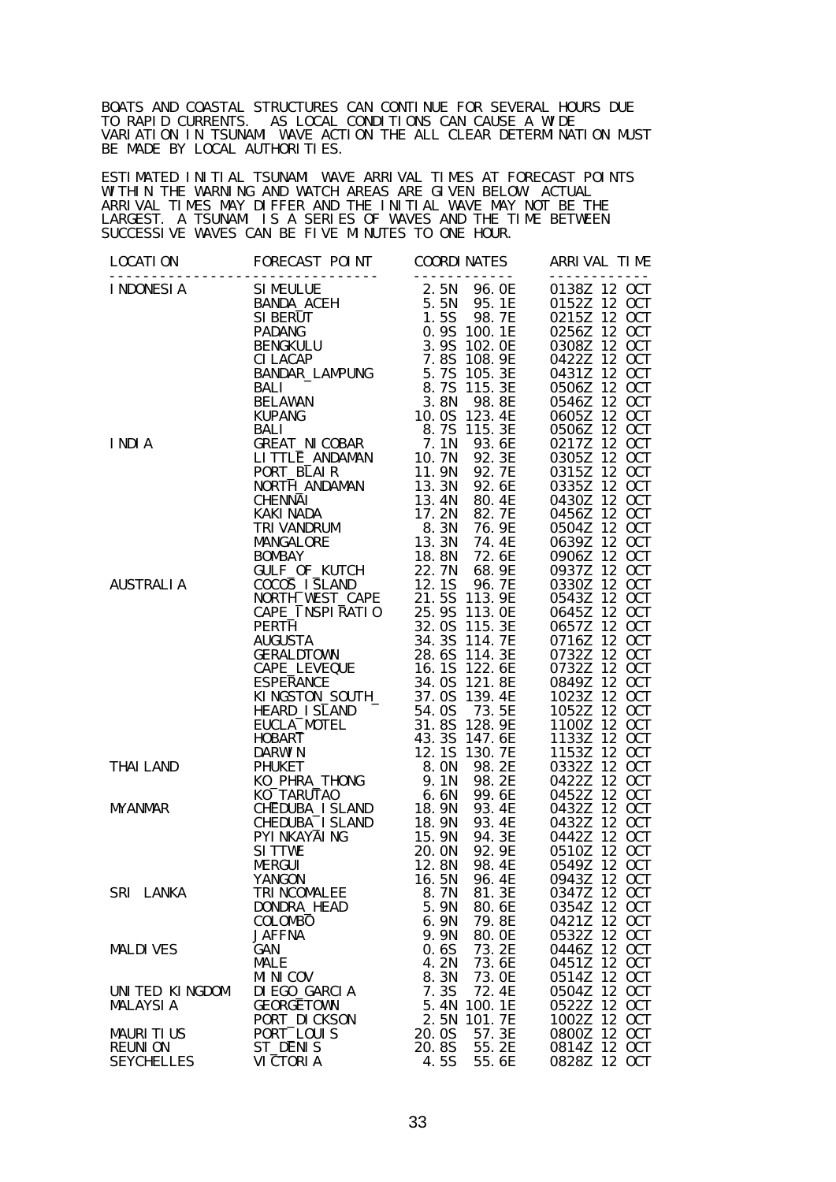BOATS AND COASTAL STRUCTURES CAN CONTINUE FOR SEVERAL HOURS DUE TO RAPID CURRENTS. AS LOCAL CONDITIONS CAN CAUSE A WIDE VARIATION IN TSUNAMI WAVE ACTION THE ALL CLEAR DETERMINATION MUST BE MADE BY LOCAL AUTHORITIES.

ESTIMATED INITIAL TSUNAMI WAVE ARRIVAL TIMES AT FORECAST POINTS WITHIN THE WARNING AND WATCH AREAS ARE GIVEN BELOW. ACTUAL ARRIVAL TIMES MAY DIFFER AND THE INITIAL WAVE MAY NOT BE THE LARGEST. A TSUNAMI IS A SERIES OF WAVES AND THE TIME BETWEEN SUCCESSIVE WAVES CAN BE FIVE MINUTES TO ONE HOUR.

| LOCATION | FORECAST POINT | COORDINATES | ARRIVAL TIME |
|---|---|---|---|
| INDONESIA | SIMEULUE | 2.5N 96.0E | 0138Z 12 OCT |
| | BANDA_ACEH | 5.5N 95.1E | 0152Z 12 OCT |
| | SIBERUT | 1.5S 98.7E | 0215Z 12 OCT |
| | PADANG | 0.9S 100.1E | 0256Z 12 OCT |
| | BENGKULU | 3.9S 102.0E | 0308Z 12 OCT |
| | CILACAP | 7.8S 108.9E | 0422Z 12 OCT |
| | BANDAR_LAMPUNG | 5.7S 105.3E | 0431Z 12 OCT |
| | BALI | 8.7S 115.3E | 0506Z 12 OCT |
| | BELAWAN | 3.8N 98.8E | 0546Z 12 OCT |
| | KUPANG | 10.0S 123.4E | 0605Z 12 OCT |
| | BALI | 8.7S 115.3E | 0506Z 12 OCT |
| INDIA | GREAT_NICOBAR | 7.1N 93.6E | 0217Z 12 OCT |
| | LITTLE_ANDAMAN | 10.7N 92.3E | 0305Z 12 OCT |
| | PORT_BLAIR | 11.9N 92.7E | 0315Z 12 OCT |
| | NORTH_ANDAMAN | 13.3N 92.6E | 0335Z 12 OCT |
| | CHENNAI | 13.4N 80.4E | 0430Z 12 OCT |
| | KAKINADA | 17.2N 82.7E | 0456Z 12 OCT |
| | TRIVANDRUM | 8.3N 76.9E | 0504Z 12 OCT |
| | MANGALORE | 13.3N 74.4E | 0639Z 12 OCT |
| | BOMBAY | 18.8N 72.6E | 0906Z 12 OCT |
| | GULF_OF_KUTCH | 22.7N 68.9E | 0937Z 12 OCT |
| AUSTRALIA | COCOS_ISLAND | 12.1S 96.7E | 0330Z 12 OCT |
| | NORTH_WEST_CAPE | 21.5S 113.9E | 0543Z 12 OCT |
| | CAPE_INSPIRATIO | 25.9S 113.0E | 0645Z 12 OCT |
| | PERTH | 32.0S 115.3E | 0657Z 12 OCT |
| | AUGUSTA | 34.3S 114.7E | 0716Z 12 OCT |
| | GERALDTOWN | 28.6S 114.3E | 0732Z 12 OCT |
| | CAPE_LEVEQUE | 16.1S 122.6E | 0732Z 12 OCT |
| | ESPERANCE | 34.0S 121.8E | 0849Z 12 OCT |
| | KINGSTON_SOUTH_ | 37.0S 139.4E | 1023Z 12 OCT |
| | HEARD_ISLAND | 54.0S 73.5E | 1052Z 12 OCT |
| | EUCLA_MOTEL | 31.8S 128.9E | 1100Z 12 OCT |
| | HOBART | 43.3S 147.6E | 1133Z 12 OCT |
| | DARWIN | 12.1S 130.7E | 1153Z 12 OCT |
| THAILAND | PHUKET | 8.0N 98.2E | 0332Z 12 OCT |
| | KO_PHRA_THONG | 9.1N 98.2E | 0422Z 12 OCT |
| | KO_TARUTAO | 6.6N 99.6E | 0452Z 12 OCT |
| MYANMAR | CHEDUBA_ISLAND | 18.9N 93.4E | 0432Z 12 OCT |
| | CHEDUBA_ISLAND | 18.9N 93.4E | 0432Z 12 OCT |
| | PYINKAYAING | 15.9N 94.3E | 0442Z 12 OCT |
| | SITTWE | 20.0N 92.9E | 0510Z 12 OCT |
| | MERGUI | 12.8N 98.4E | 0549Z 12 OCT |
| | YANGON | 16.5N 96.4E | 0943Z 12 OCT |
| SRI LANKA | TRINCOMALEE | 8.7N 81.3E | 0347Z 12 OCT |
| | DONDRA_HEAD | 5.9N 80.6E | 0354Z 12 OCT |
| | COLOMBO | 6.9N 79.8E | 0421Z 12 OCT |
| | JAFFNA | 9.9N 80.0E | 0532Z 12 OCT |
| MALDIVES | GAN | 0.6S 73.2E | 0446Z 12 OCT |
| | MALE | 4.2N 73.6E | 0451Z 12 OCT |
| | MINICOV | 8.3N 73.0E | 0514Z 12 OCT |
| UNITED KINGDOM | DIEGO_GARCIA | 7.3S 72.4E | 0504Z 12 OCT |
| MALAYSIA | GEORGETOWN | 5.4N 100.1E | 0522Z 12 OCT |
| | PORT_DICKSON | 2.5N 101.7E | 1002Z 12 OCT |
| MAURITIUS | PORT_LOUIS | 20.0S 57.3E | 0800Z 12 OCT |
| REUNION | ST_DENIS | 20.8S 55.2E | 0814Z 12 OCT |
| SEYCHELLES | VICTORIA | 4.5S 55.6E | 0828Z 12 OCT |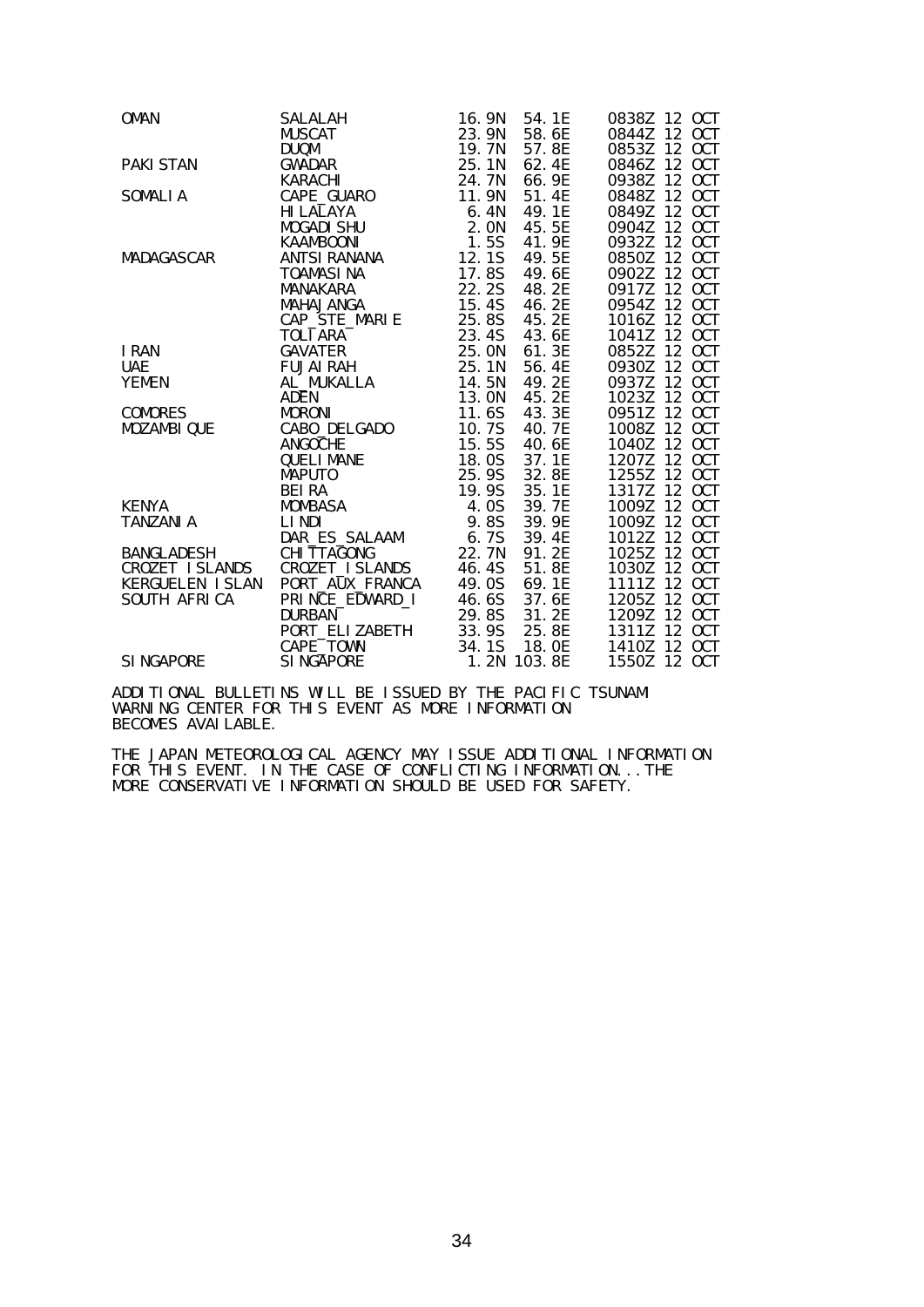| | | | | |
|---|---|---|---|---|
| OMAN | SALALAH | 16.9N | 54.1E | 0838Z 12 OCT |
| | MUSCAT | 23.9N | 58.6E | 0844Z 12 OCT |
| | DUQM | 19.7N | 57.8E | 0853Z 12 OCT |
| PAKISTAN | GWADAR | 25.1N | 62.4E | 0846Z 12 OCT |
| | KARACHI | 24.7N | 66.9E | 0938Z 12 OCT |
| SOMALIA | CAPE_GUARO | 11.9N | 51.4E | 0848Z 12 OCT |
| | HILALAYA | 6.4N | 49.1E | 0849Z 12 OCT |
| | MOGADISHU | 2.0N | 45.5E | 0904Z 12 OCT |
| | KAAMBOONI | 1.5S | 41.9E | 0932Z 12 OCT |
| MADAGASCAR | ANTSIRANANA | 12.1S | 49.5E | 0850Z 12 OCT |
| | TOAMASINA | 17.8S | 49.6E | 0902Z 12 OCT |
| | MANAKARA | 22.2S | 48.2E | 0917Z 12 OCT |
| | MAHAJANGA | 15.4S | 46.2E | 0954Z 12 OCT |
| | CAP_STE_MARIE | 25.8S | 45.2E | 1016Z 12 OCT |
| | TOLIARA | 23.4S | 43.6E | 1041Z 12 OCT |
| IRAN | GAVATER | 25.0N | 61.3E | 0852Z 12 OCT |
| UAE | FUJAIRAH | 25.1N | 56.4E | 0930Z 12 OCT |
| YEMEN | AL_MUKALLA | 14.5N | 49.2E | 0937Z 12 OCT |
| | ADEN | 13.0N | 45.2E | 1023Z 12 OCT |
| COMORES | MORONI | 11.6S | 43.3E | 0951Z 12 OCT |
| MOZAMBIQUE | CABO_DELGADO | 10.7S | 40.7E | 1008Z 12 OCT |
| | ANGOCHE | 15.5S | 40.6E | 1040Z 12 OCT |
| | QUELIMANE | 18.0S | 37.1E | 1207Z 12 OCT |
| | MAPUTO | 25.9S | 32.8E | 1255Z 12 OCT |
| | BEIRA | 19.9S | 35.1E | 1317Z 12 OCT |
| KENYA | MOMBASA | 4.0S | 39.7E | 1009Z 12 OCT |
| TANZANIA | LINDI | 9.8S | 39.9E | 1009Z 12 OCT |
| | DAR_ES_SALAAM | 6.7S | 39.4E | 1012Z 12 OCT |
| BANGLADESH | CHITTAGONG | 22.7N | 91.2E | 1025Z 12 OCT |
| CROZET ISLANDS | CROZET_ISLANDS | 46.4S | 51.8E | 1030Z 12 OCT |
| KERGUELEN ISLAN | PORT_AUX_FRANCA | 49.0S | 69.1E | 1111Z 12 OCT |
| SOUTH AFRICA | PRINCE_EDWARD_I | 46.6S | 37.6E | 1205Z 12 OCT |
| | DURBAN | 29.8S | 31.2E | 1209Z 12 OCT |
| | PORT_ELIZABETH | 33.9S | 25.8E | 1311Z 12 OCT |
| | CAPE_TOWN | 34.1S | 18.0E | 1410Z 12 OCT |
| SINGAPORE | SINGAPORE | 1.2N | 103.8E | 1550Z 12 OCT |

ADDITIONAL BULLETINS WILL BE ISSUED BY THE PACIFIC TSUNAMI WARNING CENTER FOR THIS EVENT AS MORE INFORMATION BECOMES AVAILABLE.

THE JAPAN METEOROLOGICAL AGENCY MAY ISSUE ADDITIONAL INFORMATION FOR THIS EVENT. IN THE CASE OF CONFLICTING INFORMATION...THE MORE CONSERVATIVE INFORMATION SHOULD BE USED FOR SAFETY.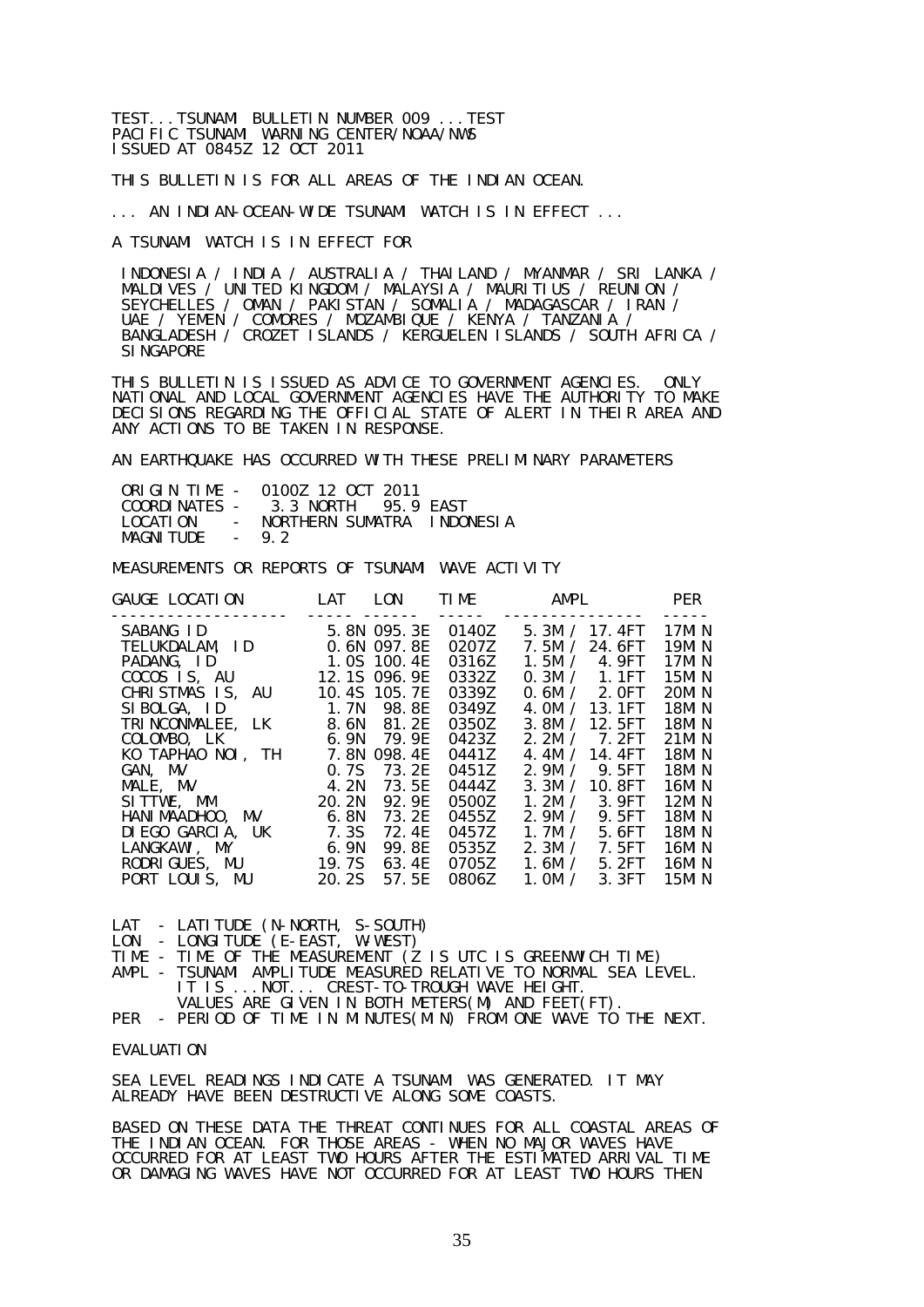TEST...TSUNAMI BULLETIN NUMBER 009 ...TEST
PACIFIC TSUNAMI WARNING CENTER/NOAA/NWS
ISSUED AT 0845Z 12 OCT 2011

THIS BULLETIN IS FOR ALL AREAS OF THE INDIAN OCEAN.

... AN INDIAN-OCEAN-WIDE TSUNAMI WATCH IS IN EFFECT ...

A TSUNAMI WATCH IS IN EFFECT FOR

INDONESIA / INDIA / AUSTRALIA / THAILAND / MYANMAR / SRI LANKA / MALDIVES / UNITED KINGDOM / MALAYSIA / MAURITIUS / REUNION / SEYCHELLES / OMAN / PAKISTAN / SOMALIA / MADAGASCAR / IRAN / UAE / YEMEN / COMORES / MOZAMBIQUE / KENYA / TANZANIA / BANGLADESH / CROZET ISLANDS / KERGUELEN ISLANDS / SOUTH AFRICA / SINGAPORE

THIS BULLETIN IS ISSUED AS ADVICE TO GOVERNMENT AGENCIES. ONLY NATIONAL AND LOCAL GOVERNMENT AGENCIES HAVE THE AUTHORITY TO MAKE DECISIONS REGARDING THE OFFICIAL STATE OF ALERT IN THEIR AREA AND ANY ACTIONS TO BE TAKEN IN RESPONSE.

AN EARTHQUAKE HAS OCCURRED WITH THESE PRELIMINARY PARAMETERS

```
 ORIGIN TIME -  0100Z 12 OCT 2011
 COORDINATES -   3.3 NORTH   95.9 EAST
 LOCATION    -  NORTHERN SUMATRA  INDONESIA
 MAGNITUDE   -  9.2
```

MEASUREMENTS OR REPORTS OF TSUNAMI WAVE ACTIVITY

| GAUGE LOCATION | LAT | LON | TIME | AMPL | PER |
|---|---|---|---|---|---|
| SABANG ID | 5.8N | 095.3E | 0140Z | 5.3M / 17.4FT | 17MIN |
| TELUKDALAM, ID | 0.6N | 097.8E | 0207Z | 7.5M / 24.6FT | 19MIN |
| PADANG, ID | 1.0S | 100.4E | 0316Z | 1.5M / 4.9FT | 17MIN |
| COCOS IS, AU | 12.1S | 096.9E | 0332Z | 0.3M / 1.1FT | 15MIN |
| CHRISTMAS IS, AU | 10.4S | 105.7E | 0339Z | 0.6M / 2.0FT | 20MIN |
| SIBOLGA, ID | 1.7N | 98.8E | 0349Z | 4.0M / 13.1FT | 18MIN |
| TRINCONMALEE, LK | 8.6N | 81.2E | 0350Z | 3.8M / 12.5FT | 18MIN |
| COLOMBO, LK | 6.9N | 79.9E | 0423Z | 2.2M / 7.2FT | 21MIN |
| KO TAPHAO NOI, TH | 7.8N | 098.4E | 0441Z | 4.4M / 14.4FT | 18MIN |
| GAN, MV | 0.7S | 73.2E | 0451Z | 2.9M / 9.5FT | 18MIN |
| MALE, MV | 4.2N | 73.5E | 0444Z | 3.3M / 10.8FT | 16MIN |
| SITTWE, MM | 20.2N | 92.9E | 0500Z | 1.2M / 3.9FT | 12MIN |
| HANIMAADHOO, MV | 6.8N | 73.2E | 0455Z | 2.9M / 9.5FT | 18MIN |
| DIEGO GARCIA, UK | 7.3S | 72.4E | 0457Z | 1.7M / 5.6FT | 18MIN |
| LANGKAWI, MY | 6.9N | 99.8E | 0535Z | 2.3M / 7.5FT | 16MIN |
| RODRIGUES, MU | 19.7S | 63.4E | 0705Z | 1.6M / 5.2FT | 16MIN |
| PORT LOUIS, MU | 20.2S | 57.5E | 0806Z | 1.0M / 3.3FT | 15MIN |

```
LAT  - LATITUDE (N-NORTH, S-SOUTH)
LON  - LONGITUDE (E-EAST, W-WEST)
TIME - TIME OF THE MEASUREMENT (Z IS UTC IS GREENWICH TIME)
AMPL - TSUNAMI AMPLITUDE MEASURED RELATIVE TO NORMAL SEA LEVEL.
       IT IS ...NOT... CREST-TO-TROUGH WAVE HEIGHT.
       VALUES ARE GIVEN IN BOTH METERS(M) AND FEET(FT).
PER  - PERIOD OF TIME IN MINUTES(MIN) FROM ONE WAVE TO THE NEXT.
```

EVALUATION

SEA LEVEL READINGS INDICATE A TSUNAMI WAS GENERATED. IT MAY ALREADY HAVE BEEN DESTRUCTIVE ALONG SOME COASTS.

BASED ON THESE DATA THE THREAT CONTINUES FOR ALL COASTAL AREAS OF THE INDIAN OCEAN. FOR THOSE AREAS - WHEN NO MAJOR WAVES HAVE OCCURRED FOR AT LEAST TWO HOURS AFTER THE ESTIMATED ARRIVAL TIME OR DAMAGING WAVES HAVE NOT OCCURRED FOR AT LEAST TWO HOURS THEN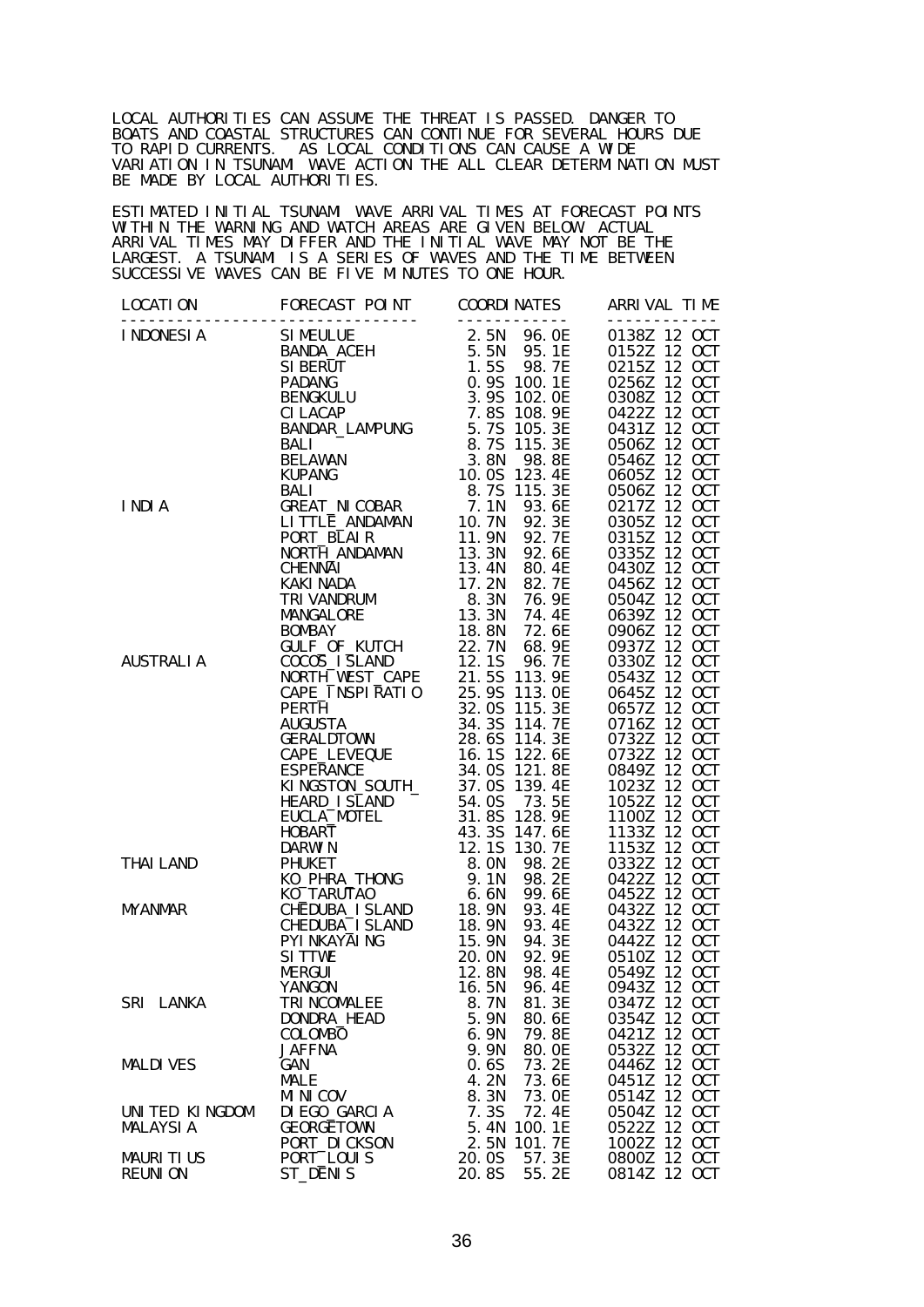LOCAL AUTHORITIES CAN ASSUME THE THREAT IS PASSED. DANGER TO BOATS AND COASTAL STRUCTURES CAN CONTINUE FOR SEVERAL HOURS DUE TO RAPID CURRENTS. AS LOCAL CONDITIONS CAN CAUSE A WIDE VARIATION IN TSUNAMI WAVE ACTION THE ALL CLEAR DETERMINATION MUST BE MADE BY LOCAL AUTHORITIES.

ESTIMATED INITIAL TSUNAMI WAVE ARRIVAL TIMES AT FORECAST POINTS WITHIN THE WARNING AND WATCH AREAS ARE GIVEN BELOW. ACTUAL ARRIVAL TIMES MAY DIFFER AND THE INITIAL WAVE MAY NOT BE THE LARGEST. A TSUNAMI IS A SERIES OF WAVES AND THE TIME BETWEEN SUCCESSIVE WAVES CAN BE FIVE MINUTES TO ONE HOUR.

| LOCATION | FORECAST POINT | COORDINATES | ARRIVAL TIME |
|---|---|---|---|
| INDONESIA | SIMEULUE | 2.5N 96.0E | 0138Z 12 OCT |
| | BANDA_ACEH | 5.5N 95.1E | 0152Z 12 OCT |
| | SIBERUT | 1.5S 98.7E | 0215Z 12 OCT |
| | PADANG | 0.9S 100.1E | 0256Z 12 OCT |
| | BENGKULU | 3.9S 102.0E | 0308Z 12 OCT |
| | CILACAP | 7.8S 108.9E | 0422Z 12 OCT |
| | BANDAR_LAMPUNG | 5.7S 105.3E | 0431Z 12 OCT |
| | BALI | 8.7S 115.3E | 0506Z 12 OCT |
| | BELAWAN | 3.8N 98.8E | 0546Z 12 OCT |
| | KUPANG | 10.0S 123.4E | 0605Z 12 OCT |
| | BALI | 8.7S 115.3E | 0506Z 12 OCT |
| INDIA | GREAT_NICOBAR | 7.1N 93.6E | 0217Z 12 OCT |
| | LITTLE_ANDAMAN | 10.7N 92.3E | 0305Z 12 OCT |
| | PORT_BLAIR | 11.9N 92.7E | 0315Z 12 OCT |
| | NORTH_ANDAMAN | 13.3N 92.6E | 0335Z 12 OCT |
| | CHENNAI | 13.4N 80.4E | 0430Z 12 OCT |
| | KAKINADA | 17.2N 82.7E | 0456Z 12 OCT |
| | TRIVANDRUM | 8.3N 76.9E | 0504Z 12 OCT |
| | MANGALORE | 13.3N 74.4E | 0639Z 12 OCT |
| | BOMBAY | 18.8N 72.6E | 0906Z 12 OCT |
| | GULF_OF_KUTCH | 22.7N 68.9E | 0937Z 12 OCT |
| AUSTRALIA | COCOS_ISLAND | 12.1S 96.7E | 0330Z 12 OCT |
| | NORTH_WEST_CAPE | 21.5S 113.9E | 0543Z 12 OCT |
| | CAPE_INSPIRATIO | 25.9S 113.0E | 0645Z 12 OCT |
| | PERTH | 32.0S 115.3E | 0657Z 12 OCT |
| | AUGUSTA | 34.3S 114.7E | 0716Z 12 OCT |
| | GERALDTOWN | 28.6S 114.3E | 0732Z 12 OCT |
| | CAPE_LEVEQUE | 16.1S 122.6E | 0732Z 12 OCT |
| | ESPERANCE | 34.0S 121.8E | 0849Z 12 OCT |
| | KINGSTON_SOUTH_ | 37.0S 139.4E | 1023Z 12 OCT |
| | HEARD_ISLAND | 54.0S 73.5E | 1052Z 12 OCT |
| | EUCLA_MOTEL | 31.8S 128.9E | 1100Z 12 OCT |
| | HOBART | 43.3S 147.6E | 1133Z 12 OCT |
| | DARWIN | 12.1S 130.7E | 1153Z 12 OCT |
| THAILAND | PHUKET | 8.0N 98.2E | 0332Z 12 OCT |
| | KO_PHRA_THONG | 9.1N 98.2E | 0422Z 12 OCT |
| | KO_TARUTAO | 6.6N 99.6E | 0452Z 12 OCT |
| MYANMAR | CHEDUBA_ISLAND | 18.9N 93.4E | 0432Z 12 OCT |
| | CHEDUBA_ISLAND | 18.9N 93.4E | 0432Z 12 OCT |
| | PYINKAYAING | 15.9N 94.3E | 0442Z 12 OCT |
| | SITTWE | 20.0N 92.9E | 0510Z 12 OCT |
| | MERGUI | 12.8N 98.4E | 0549Z 12 OCT |
| | YANGON | 16.5N 96.4E | 0943Z 12 OCT |
| SRI LANKA | TRINCOMALEE | 8.7N 81.3E | 0347Z 12 OCT |
| | DONDRA_HEAD | 5.9N 80.6E | 0354Z 12 OCT |
| | COLOMBO | 6.9N 79.8E | 0421Z 12 OCT |
| | JAFFNA | 9.9N 80.0E | 0532Z 12 OCT |
| MALDIVES | GAN | 0.6S 73.2E | 0446Z 12 OCT |
| | MALE | 4.2N 73.6E | 0451Z 12 OCT |
| | MINICOV | 8.3N 73.0E | 0514Z 12 OCT |
| UNITED KINGDOM | DIEGO_GARCIA | 7.3S 72.4E | 0504Z 12 OCT |
| MALAYSIA | GEORGETOWN | 5.4N 100.1E | 0522Z 12 OCT |
| | PORT_DICKSON | 2.5N 101.7E | 1002Z 12 OCT |
| MAURITIUS | PORT_LOUIS | 20.0S 57.3E | 0800Z 12 OCT |
| REUNION | ST_DENIS | 20.8S 55.2E | 0814Z 12 OCT |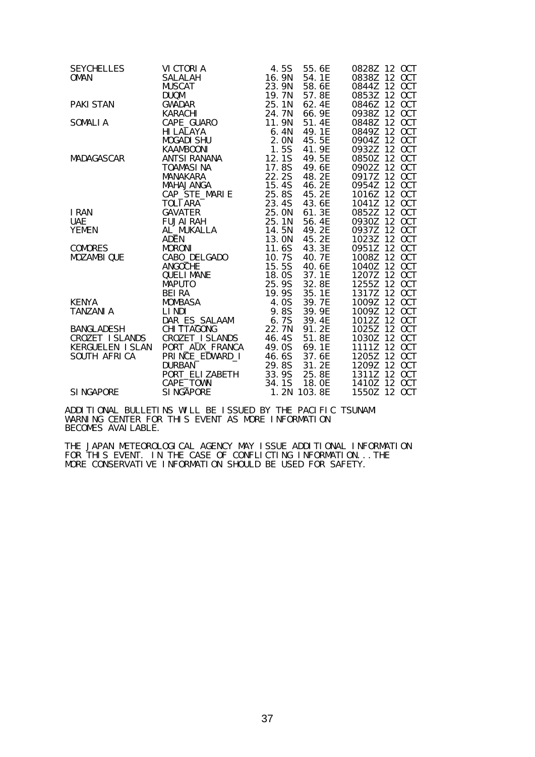```
SEYCHELLES      VICTORIA          4.5S   55.6E     0828Z 12 OCT
OMAN            SALALAH          16.9N   54.1E     0838Z 12 OCT
                MUSCAT           23.9N   58.6E     0844Z 12 OCT
                DUQM             19.7N   57.8E     0853Z 12 OCT
PAKISTAN        GWADAR           25.1N   62.4E     0846Z 12 OCT
                KARACHI          24.7N   66.9E     0938Z 12 OCT
SOMALIA         CAPE_GUARO       11.9N   51.4E     0848Z 12 OCT
                HILALAYA          6.4N   49.1E     0849Z 12 OCT
                MOGADISHU         2.0N   45.5E     0904Z 12 OCT
                KAAMBOONI         1.5S   41.9E     0932Z 12 OCT
MADAGASCAR      ANTSIRANANA      12.1S   49.5E     0850Z 12 OCT
                TOAMASINA        17.8S   49.6E     0902Z 12 OCT
                MANAKARA         22.2S   48.2E     0917Z 12 OCT
                MAHAJANGA        15.4S   46.2E     0954Z 12 OCT
                CAP_STE_MARIE    25.8S   45.2E     1016Z 12 OCT
                TOLIARA          23.4S   43.6E     1041Z 12 OCT
IRAN            GAVATER          25.0N   61.3E     0852Z 12 OCT
UAE             FUJAIRAH         25.1N   56.4E     0930Z 12 OCT
YEMEN           AL_MUKALLA       14.5N   49.2E     0937Z 12 OCT
                ADEN             13.0N   45.2E     1023Z 12 OCT
COMORES         MORONI           11.6S   43.3E     0951Z 12 OCT
MOZAMBIQUE      CABO_DELGADO     10.7S   40.7E     1008Z 12 OCT
                ANGOCHE          15.5S   40.6E     1040Z 12 OCT
                QUELIMANE        18.0S   37.1E     1207Z 12 OCT
                MAPUTO           25.9S   32.8E     1255Z 12 OCT
                BEIRA            19.9S   35.1E     1317Z 12 OCT
KENYA           MOMBASA           4.0S   39.7E     1009Z 12 OCT
TANZANIA        LINDI             9.8S   39.9E     1009Z 12 OCT
                DAR_ES_SALAAM     6.7S   39.4E     1012Z 12 OCT
BANGLADESH      CHITTAGONG       22.7N   91.2E     1025Z 12 OCT
CROZET ISLANDS  CROZET_ISLANDS   46.4S   51.8E     1030Z 12 OCT
KERGUELEN ISLAN PORT_AUX_FRANCA  49.0S   69.1E     1111Z 12 OCT
SOUTH AFRICA    PRINCE_EDWARD_I  46.6S   37.6E     1205Z 12 OCT
                DURBAN           29.8S   31.2E     1209Z 12 OCT
                PORT_ELIZABETH   33.9S   25.8E     1311Z 12 OCT
                CAPE_TOWN        34.1S   18.0E     1410Z 12 OCT
SINGAPORE       SINGAPORE         1.2N  103.8E     1550Z 12 OCT
```

ADDITIONAL BULLETINS WILL BE ISSUED BY THE PACIFIC TSUNAMI WARNING CENTER FOR THIS EVENT AS MORE INFORMATION BECOMES AVAILABLE.

THE JAPAN METEOROLOGICAL AGENCY MAY ISSUE ADDITIONAL INFORMATION FOR THIS EVENT. IN THE CASE OF CONFLICTING INFORMATION...THE MORE CONSERVATIVE INFORMATION SHOULD BE USED FOR SAFETY.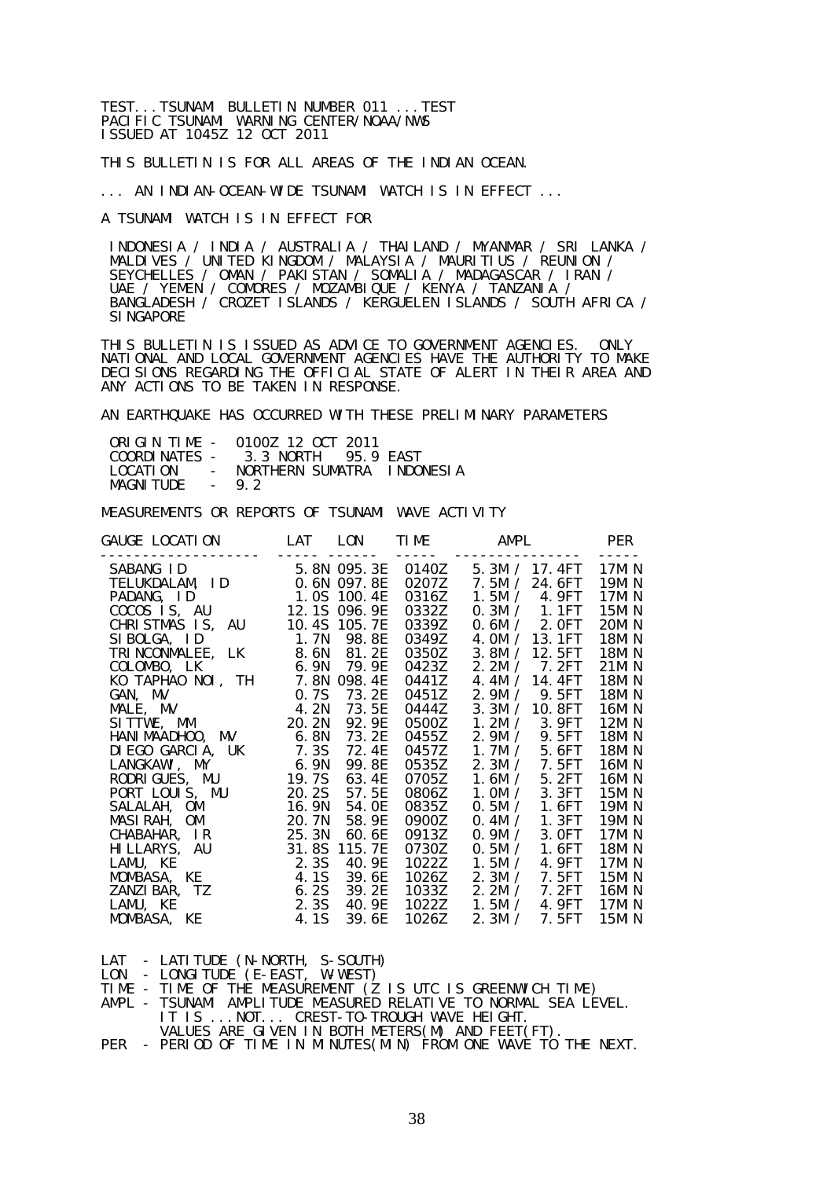TEST...TSUNAMI BULLETIN NUMBER 011 ...TEST
PACIFIC TSUNAMI WARNING CENTER/NOAA/NWS
ISSUED AT 1045Z 12 OCT 2011

THIS BULLETIN IS FOR ALL AREAS OF THE INDIAN OCEAN.

... AN INDIAN-OCEAN-WIDE TSUNAMI WATCH IS IN EFFECT ...

A TSUNAMI WATCH IS IN EFFECT FOR

INDONESIA / INDIA / AUSTRALIA / THAILAND / MYANMAR / SRI LANKA /
MALDIVES / UNITED KINGDOM / MALAYSIA / MAURITIUS / REUNION /
SEYCHELLES / OMAN / PAKISTAN / SOMALIA / MADAGASCAR / IRAN /
UAE / YEMEN / COMORES / MOZAMBIQUE / KENYA / TANZANIA /
BANGLADESH / CROZET ISLANDS / KERGUELEN ISLANDS / SOUTH AFRICA /
SINGAPORE

THIS BULLETIN IS ISSUED AS ADVICE TO GOVERNMENT AGENCIES. ONLY
NATIONAL AND LOCAL GOVERNMENT AGENCIES HAVE THE AUTHORITY TO MAKE
DECISIONS REGARDING THE OFFICIAL STATE OF ALERT IN THEIR AREA AND
ANY ACTIONS TO BE TAKEN IN RESPONSE.

AN EARTHQUAKE HAS OCCURRED WITH THESE PRELIMINARY PARAMETERS

```
ORIGIN TIME -  0100Z 12 OCT 2011
COORDINATES -   3.3 NORTH   95.9 EAST
LOCATION    -  NORTHERN SUMATRA  INDONESIA
MAGNITUDE   -  9.2
```

MEASUREMENTS OR REPORTS OF TSUNAMI WAVE ACTIVITY

| GAUGE LOCATION | LAT | LON | TIME | AMPL | PER |
|---|---|---|---|---|---|
| SABANG ID | 5.8N | 095.3E | 0140Z | 5.3M / 17.4FT | 17MIN |
| TELUKDALAM, ID | 0.6N | 097.8E | 0207Z | 7.5M / 24.6FT | 19MIN |
| PADANG, ID | 1.0S | 100.4E | 0316Z | 1.5M / 4.9FT | 17MIN |
| COCOS IS, AU | 12.1S | 096.9E | 0332Z | 0.3M / 1.1FT | 15MIN |
| CHRISTMAS IS, AU | 10.4S | 105.7E | 0339Z | 0.6M / 2.0FT | 20MIN |
| SIBOLGA, ID | 1.7N | 98.8E | 0349Z | 4.0M / 13.1FT | 18MIN |
| TRINCONMALEE, LK | 8.6N | 81.2E | 0350Z | 3.8M / 12.5FT | 18MIN |
| COLOMBO, LK | 6.9N | 79.9E | 0423Z | 2.2M / 7.2FT | 21MIN |
| KO TAPHAO NOI, TH | 7.8N | 098.4E | 0441Z | 4.4M / 14.4FT | 18MIN |
| GAN, MV | 0.7S | 73.2E | 0451Z | 2.9M / 9.5FT | 18MIN |
| MALE, MV | 4.2N | 73.5E | 0444Z | 3.3M / 10.8FT | 16MIN |
| SITTWE, MM | 20.2N | 92.9E | 0500Z | 1.2M / 3.9FT | 12MIN |
| HANIMAADHOO, MV | 6.8N | 73.2E | 0455Z | 2.9M / 9.5FT | 18MIN |
| DIEGO GARCIA, UK | 7.3S | 72.4E | 0457Z | 1.7M / 5.6FT | 18MIN |
| LANGKAWI, MY | 6.9N | 99.8E | 0535Z | 2.3M / 7.5FT | 16MIN |
| RODRIGUES, MU | 19.7S | 63.4E | 0705Z | 1.6M / 5.2FT | 16MIN |
| PORT LOUIS, MU | 20.2S | 57.5E | 0806Z | 1.0M / 3.3FT | 15MIN |
| SALALAH, OM | 16.9N | 54.0E | 0835Z | 0.5M / 1.6FT | 19MIN |
| MASIRAH, OM | 20.7N | 58.9E | 0900Z | 0.4M / 1.3FT | 19MIN |
| CHABAHAR, IR | 25.3N | 60.6E | 0913Z | 0.9M / 3.0FT | 17MIN |
| HILLARYS, AU | 31.8S | 115.7E | 0730Z | 0.5M / 1.6FT | 18MIN |
| LAMU, KE | 2.3S | 40.9E | 1022Z | 1.5M / 4.9FT | 17MIN |
| MOMBASA, KE | 4.1S | 39.6E | 1026Z | 2.3M / 7.5FT | 15MIN |
| ZANZIBAR, TZ | 6.2S | 39.2E | 1033Z | 2.2M / 7.2FT | 16MIN |
| LAMU, KE | 2.3S | 40.9E | 1022Z | 1.5M / 4.9FT | 17MIN |
| MOMBASA, KE | 4.1S | 39.6E | 1026Z | 2.3M / 7.5FT | 15MIN |

```
LAT  - LATITUDE (N-NORTH, S-SOUTH)
LON  - LONGITUDE (E-EAST, W-WEST)
TIME - TIME OF THE MEASUREMENT (Z IS UTC IS GREENWICH TIME)
AMPL - TSUNAMI AMPLITUDE MEASURED RELATIVE TO NORMAL SEA LEVEL.
       IT IS ...NOT... CREST-TO-TROUGH WAVE HEIGHT.
       VALUES ARE GIVEN IN BOTH METERS(M) AND FEET(FT).
PER  - PERIOD OF TIME IN MINUTES(MIN) FROM ONE WAVE TO THE NEXT.
```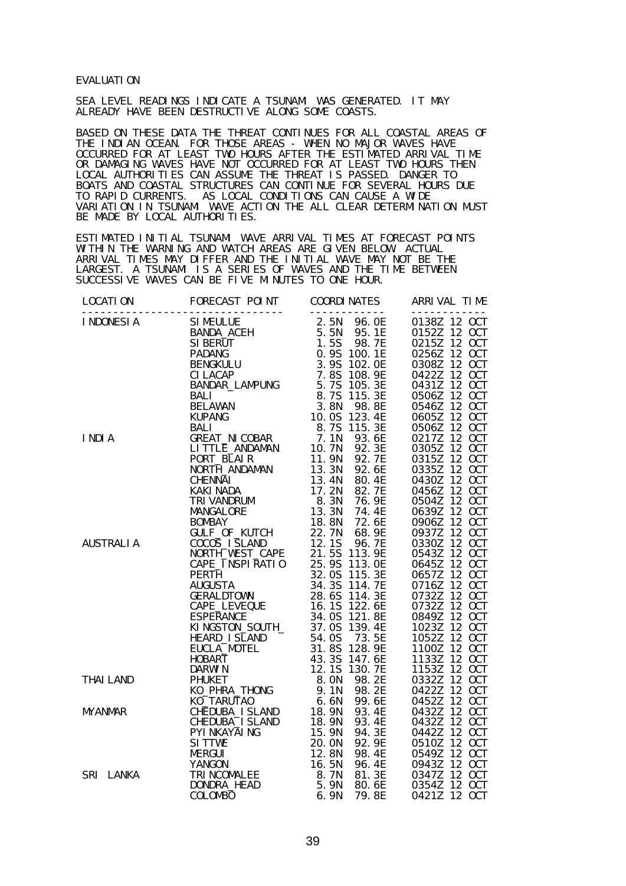EVALUATION

SEA LEVEL READINGS INDICATE A TSUNAMI WAS GENERATED. IT MAY ALREADY HAVE BEEN DESTRUCTIVE ALONG SOME COASTS.

BASED ON THESE DATA THE THREAT CONTINUES FOR ALL COASTAL AREAS OF THE INDIAN OCEAN. FOR THOSE AREAS - WHEN NO MAJOR WAVES HAVE OCCURRED FOR AT LEAST TWO HOURS AFTER THE ESTIMATED ARRIVAL TIME OR DAMAGING WAVES HAVE NOT OCCURRED FOR AT LEAST TWO HOURS THEN LOCAL AUTHORITIES CAN ASSUME THE THREAT IS PASSED. DANGER TO BOATS AND COASTAL STRUCTURES CAN CONTINUE FOR SEVERAL HOURS DUE TO RAPID CURRENTS. AS LOCAL CONDITIONS CAN CAUSE A WIDE VARIATION IN TSUNAMI WAVE ACTION THE ALL CLEAR DETERMINATION MUST BE MADE BY LOCAL AUTHORITIES.

ESTIMATED INITIAL TSUNAMI WAVE ARRIVAL TIMES AT FORECAST POINTS WITHIN THE WARNING AND WATCH AREAS ARE GIVEN BELOW. ACTUAL ARRIVAL TIMES MAY DIFFER AND THE INITIAL WAVE MAY NOT BE THE LARGEST. A TSUNAMI IS A SERIES OF WAVES AND THE TIME BETWEEN SUCCESSIVE WAVES CAN BE FIVE MINUTES TO ONE HOUR.

| LOCATION | FORECAST POINT | COORDINATES | ARRIVAL TIME |
|---|---|---|---|
| INDONESIA | SIMEULUE | 2.5N 96.0E | 0138Z 12 OCT |
| | BANDA_ACEH | 5.5N 95.1E | 0152Z 12 OCT |
| | SIBERUT | 1.5S 98.7E | 0215Z 12 OCT |
| | PADANG | 0.9S 100.1E | 0256Z 12 OCT |
| | BENGKULU | 3.9S 102.0E | 0308Z 12 OCT |
| | CILACAP | 7.8S 108.9E | 0422Z 12 OCT |
| | BANDAR_LAMPUNG | 5.7S 105.3E | 0431Z 12 OCT |
| | BALI | 8.7S 115.3E | 0506Z 12 OCT |
| | BELAWAN | 3.8N 98.8E | 0546Z 12 OCT |
| | KUPANG | 10.0S 123.4E | 0605Z 12 OCT |
| | BALI | 8.7S 115.3E | 0506Z 12 OCT |
| INDIA | GREAT_NICOBAR | 7.1N 93.6E | 0217Z 12 OCT |
| | LITTLE_ANDAMAN | 10.7N 92.3E | 0305Z 12 OCT |
| | PORT_BLAIR | 11.9N 92.7E | 0315Z 12 OCT |
| | NORTH_ANDAMAN | 13.3N 92.6E | 0335Z 12 OCT |
| | CHENNAI | 13.4N 80.4E | 0430Z 12 OCT |
| | KAKINADA | 17.2N 82.7E | 0456Z 12 OCT |
| | TRIVANDRUM | 8.3N 76.9E | 0504Z 12 OCT |
| | MANGALORE | 13.3N 74.4E | 0639Z 12 OCT |
| | BOMBAY | 18.8N 72.6E | 0906Z 12 OCT |
| | GULF_OF_KUTCH | 22.7N 68.9E | 0937Z 12 OCT |
| AUSTRALIA | COCOS_ISLAND | 12.1S 96.7E | 0330Z 12 OCT |
| | NORTH_WEST_CAPE | 21.5S 113.9E | 0543Z 12 OCT |
| | CAPE_INSPIRATIO | 25.9S 113.0E | 0645Z 12 OCT |
| | PERTH | 32.0S 115.3E | 0657Z 12 OCT |
| | AUGUSTA | 34.3S 114.7E | 0716Z 12 OCT |
| | GERALDTOWN | 28.6S 114.3E | 0732Z 12 OCT |
| | CAPE_LEVEQUE | 16.1S 122.6E | 0732Z 12 OCT |
| | ESPERANCE | 34.0S 121.8E | 0849Z 12 OCT |
| | KINGSTON_SOUTH_ | 37.0S 139.4E | 1023Z 12 OCT |
| | HEARD_ISLAND | 54.0S 73.5E | 1052Z 12 OCT |
| | EUCLA_MOTEL | 31.8S 128.9E | 1100Z 12 OCT |
| | HOBART | 43.3S 147.6E | 1133Z 12 OCT |
| | DARWIN | 12.1S 130.7E | 1153Z 12 OCT |
| THAILAND | PHUKET | 8.0N 98.2E | 0332Z 12 OCT |
| | KO_PHRA_THONG | 9.1N 98.2E | 0422Z 12 OCT |
| | KO_TARUTAO | 6.6N 99.6E | 0452Z 12 OCT |
| MYANMAR | CHEDUBA_ISLAND | 18.9N 93.4E | 0432Z 12 OCT |
| | CHEDUBA_ISLAND | 18.9N 93.4E | 0432Z 12 OCT |
| | PYINKAYAING | 15.9N 94.3E | 0442Z 12 OCT |
| | SITTWE | 20.0N 92.9E | 0510Z 12 OCT |
| | MERGUI | 12.8N 98.4E | 0549Z 12 OCT |
| | YANGON | 16.5N 96.4E | 0943Z 12 OCT |
| SRI LANKA | TRINCOMALEE | 8.7N 81.3E | 0347Z 12 OCT |
| | DONDRA_HEAD | 5.9N 80.6E | 0354Z 12 OCT |
| | COLOMBO | 6.9N 79.8E | 0421Z 12 OCT |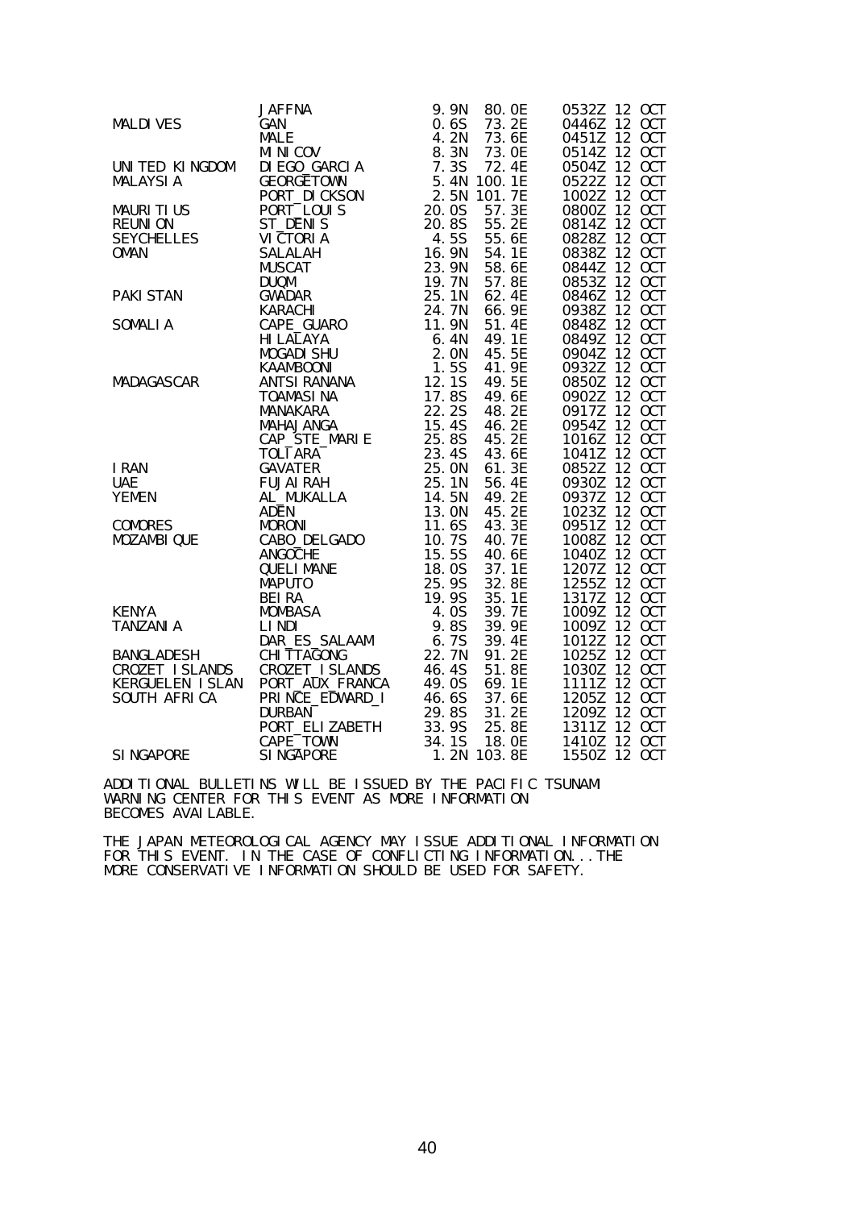```
                JAFFNA            9.9N  80.0E    0532Z 12 OCT
MALDIVES        GAN               0.6S  73.2E    0446Z 12 OCT
                MALE              4.2N  73.6E    0451Z 12 OCT
                MINICOV           8.3N  73.0E    0514Z 12 OCT
UNITED KINGDOM  DIEGO_GARCIA      7.3S  72.4E    0504Z 12 OCT
MALAYSIA        GEORGETOWN        5.4N 100.1E    0522Z 12 OCT
                PORT_DICKSON      2.5N 101.7E    1002Z 12 OCT
MAURITIUS       PORT_LOUIS       20.0S  57.3E    0800Z 12 OCT
REUNION         ST_DENIS         20.8S  55.2E    0814Z 12 OCT
SEYCHELLES      VICTORIA          4.5S  55.6E    0828Z 12 OCT
OMAN            SALALAH          16.9N  54.1E    0838Z 12 OCT
                MUSCAT           23.9N  58.6E    0844Z 12 OCT
                DUQM             19.7N  57.8E    0853Z 12 OCT
PAKISTAN        GWADAR           25.1N  62.4E    0846Z 12 OCT
                KARACHI          24.7N  66.9E    0938Z 12 OCT
SOMALIA         CAPE_GUARO       11.9N  51.4E    0848Z 12 OCT
                HILALAYA          6.4N  49.1E    0849Z 12 OCT
                MOGADISHU         2.0N  45.5E    0904Z 12 OCT
                KAAMBOONI         1.5S  41.9E    0932Z 12 OCT
MADAGASCAR      ANTSIRANANA      12.1S  49.5E    0850Z 12 OCT
                TOAMASINA        17.8S  49.6E    0902Z 12 OCT
                MANAKARA         22.2S  48.2E    0917Z 12 OCT
                MAHAJANGA        15.4S  46.2E    0954Z 12 OCT
                CAP_STE_MARIE    25.8S  45.2E    1016Z 12 OCT
                TOLIARA          23.4S  43.6E    1041Z 12 OCT
IRAN            GAVATER          25.0N  61.3E    0852Z 12 OCT
UAE             FUJAIRAH         25.1N  56.4E    0930Z 12 OCT
YEMEN           AL_MUKALLA       14.5N  49.2E    0937Z 12 OCT
                ADEN             13.0N  45.2E    1023Z 12 OCT
COMORES         MORONI           11.6S  43.3E    0951Z 12 OCT
MOZAMBIQUE      CABO_DELGADO     10.7S  40.7E    1008Z 12 OCT
                ANGOCHE          15.5S  40.6E    1040Z 12 OCT
                QUELIMANE        18.0S  37.1E    1207Z 12 OCT
                MAPUTO           25.9S  32.8E    1255Z 12 OCT
                BEIRA            19.9S  35.1E    1317Z 12 OCT
KENYA           MOMBASA           4.0S  39.7E    1009Z 12 OCT
TANZANIA        LINDI             9.8S  39.9E    1009Z 12 OCT
                DAR_ES_SALAAM     6.7S  39.4E    1012Z 12 OCT
BANGLADESH      CHITTAGONG       22.7N  91.2E    1025Z 12 OCT
CROZET ISLANDS  CROZET ISLANDS   46.4S  51.8E    1030Z 12 OCT
KERGUELEN ISLAN PORT_AUX_FRANCA  49.0S  69.1E    1111Z 12 OCT
SOUTH AFRICA    PRINCE_EDWARD_I  46.6S  37.6E    1205Z 12 OCT
                DURBAN           29.8S  31.2E    1209Z 12 OCT
                PORT_ELIZABETH   33.9S  25.8E    1311Z 12 OCT
                CAPE_TOWN        34.1S  18.0E    1410Z 12 OCT
SINGAPORE       SINGAPORE         1.2N 103.8E    1550Z 12 OCT
```

ADDITIONAL BULLETINS WILL BE ISSUED BY THE PACIFIC TSUNAMI WARNING CENTER FOR THIS EVENT AS MORE INFORMATION BECOMES AVAILABLE.

THE JAPAN METEOROLOGICAL AGENCY MAY ISSUE ADDITIONAL INFORMATION FOR THIS EVENT. IN THE CASE OF CONFLICTING INFORMATION...THE MORE CONSERVATIVE INFORMATION SHOULD BE USED FOR SAFETY.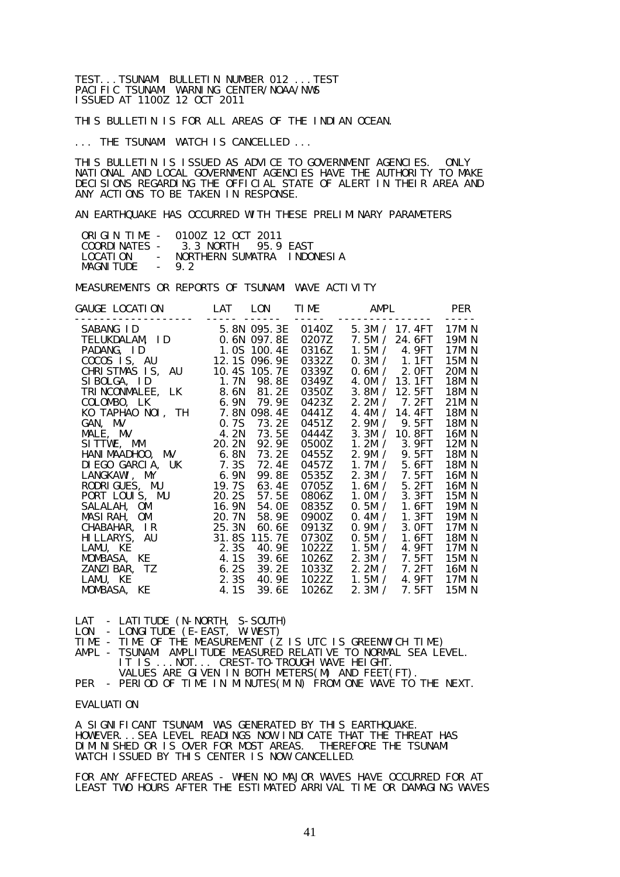TEST...TSUNAMI BULLETIN NUMBER 012 ...TEST
PACIFIC TSUNAMI WARNING CENTER/NOAA/NWS
ISSUED AT 1100Z 12 OCT 2011

THIS BULLETIN IS FOR ALL AREAS OF THE INDIAN OCEAN.

... THE TSUNAMI WATCH IS CANCELLED ...

THIS BULLETIN IS ISSUED AS ADVICE TO GOVERNMENT AGENCIES. ONLY NATIONAL AND LOCAL GOVERNMENT AGENCIES HAVE THE AUTHORITY TO MAKE DECISIONS REGARDING THE OFFICIAL STATE OF ALERT IN THEIR AREA AND ANY ACTIONS TO BE TAKEN IN RESPONSE.

AN EARTHQUAKE HAS OCCURRED WITH THESE PRELIMINARY PARAMETERS

```
 ORIGIN TIME -  0100Z 12 OCT 2011
 COORDINATES -   3.3 NORTH  95.9 EAST
 LOCATION    -  NORTHERN SUMATRA  INDONESIA
 MAGNITUDE   -  9.2
```

MEASUREMENTS OR REPORTS OF TSUNAMI WAVE ACTIVITY

| GAUGE LOCATION | LAT | LON | TIME | AMPL | PER |
|---|---|---|---|---|---|
| SABANG ID | 5.8N | 095.3E | 0140Z | 5.3M / 17.4FT | 17MIN |
| TELUKDALAM, ID | 0.6N | 097.8E | 0207Z | 7.5M / 24.6FT | 19MIN |
| PADANG, ID | 1.0S | 100.4E | 0316Z | 1.5M / 4.9FT | 17MIN |
| COCOS IS, AU | 12.1S | 096.9E | 0332Z | 0.3M / 1.1FT | 15MIN |
| CHRISTMAS IS, AU | 10.4S | 105.7E | 0339Z | 0.6M / 2.0FT | 20MIN |
| SIBOLGA, ID | 1.7N | 98.8E | 0349Z | 4.0M / 13.1FT | 18MIN |
| TRINCONMALEE, LK | 8.6N | 81.2E | 0350Z | 3.8M / 12.5FT | 18MIN |
| COLOMBO, LK | 6.9N | 79.9E | 0423Z | 2.2M / 7.2FT | 21MIN |
| KO TAPHAO NOI, TH | 7.8N | 098.4E | 0441Z | 4.4M / 14.4FT | 18MIN |
| GAN, MV | 0.7S | 73.2E | 0451Z | 2.9M / 9.5FT | 18MIN |
| MALE, MV | 4.2N | 73.5E | 0444Z | 3.3M / 10.8FT | 16MIN |
| SITTWE, MM | 20.2N | 92.9E | 0500Z | 1.2M / 3.9FT | 12MIN |
| HANIMAADHOO, MV | 6.8N | 73.2E | 0455Z | 2.9M / 9.5FT | 18MIN |
| DIEGO GARCIA, UK | 7.3S | 72.4E | 0457Z | 1.7M / 5.6FT | 18MIN |
| LANGKAWI, MY | 6.9N | 99.8E | 0535Z | 2.3M / 7.5FT | 16MIN |
| RODRIGUES, MU | 19.7S | 63.4E | 0705Z | 1.6M / 5.2FT | 16MIN |
| PORT LOUIS, MU | 20.2S | 57.5E | 0806Z | 1.0M / 3.3FT | 15MIN |
| SALALAH, OM | 16.9N | 54.0E | 0835Z | 0.5M / 1.6FT | 19MIN |
| MASIRAH, OM | 20.7N | 58.9E | 0900Z | 0.4M / 1.3FT | 19MIN |
| CHABAHAR, IR | 25.3N | 60.6E | 0913Z | 0.9M / 3.0FT | 17MIN |
| HILLARYS, AU | 31.8S | 115.7E | 0730Z | 0.5M / 1.6FT | 18MIN |
| LAMU, KE | 2.3S | 40.9E | 1022Z | 1.5M / 4.9FT | 17MIN |
| MOMBASA, KE | 4.1S | 39.6E | 1026Z | 2.3M / 7.5FT | 15MIN |
| ZANZIBAR, TZ | 6.2S | 39.2E | 1033Z | 2.2M / 7.2FT | 16MIN |
| LAMU, KE | 2.3S | 40.9E | 1022Z | 1.5M / 4.9FT | 17MIN |
| MOMBASA, KE | 4.1S | 39.6E | 1026Z | 2.3M / 7.5FT | 15MIN |

```
LAT  - LATITUDE (N-NORTH, S-SOUTH)
LON  - LONGITUDE (E-EAST, W-WEST)
TIME - TIME OF THE MEASUREMENT (Z IS UTC IS GREENWICH TIME)
AMPL - TSUNAMI AMPLITUDE MEASURED RELATIVE TO NORMAL SEA LEVEL.
       IT IS ...NOT... CREST-TO-TROUGH WAVE HEIGHT.
       VALUES ARE GIVEN IN BOTH METERS(M) AND FEET(FT).
PER  - PERIOD OF TIME IN MINUTES(MIN) FROM ONE WAVE TO THE NEXT.
```

EVALUATION

A SIGNIFICANT TSUNAMI WAS GENERATED BY THIS EARTHQUAKE. HOWEVER...SEA LEVEL READINGS NOW INDICATE THAT THE THREAT HAS DIMINISHED OR IS OVER FOR MOST AREAS. THEREFORE THE TSUNAMI WATCH ISSUED BY THIS CENTER IS NOW CANCELLED.

FOR ANY AFFECTED AREAS - WHEN NO MAJOR WAVES HAVE OCCURRED FOR AT LEAST TWO HOURS AFTER THE ESTIMATED ARRIVAL TIME OR DAMAGING WAVES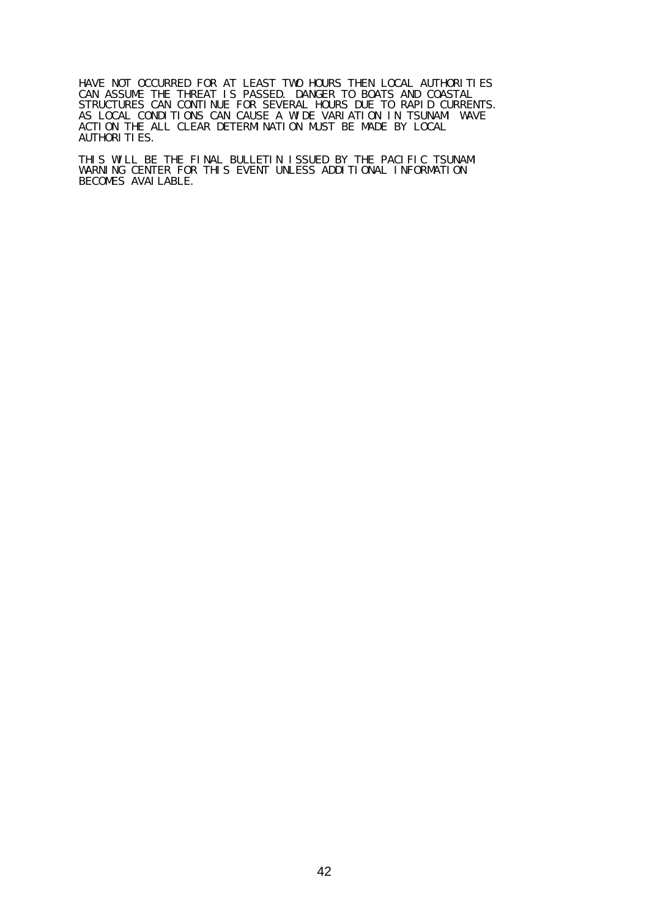HAVE NOT OCCURRED FOR AT LEAST TWO HOURS THEN LOCAL AUTHORITIES CAN ASSUME THE THREAT IS PASSED. DANGER TO BOATS AND COASTAL STRUCTURES CAN CONTINUE FOR SEVERAL HOURS DUE TO RAPID CURRENTS. AS LOCAL CONDITIONS CAN CAUSE A WIDE VARIATION IN TSUNAMI WAVE ACTION THE ALL CLEAR DETERMINATION MUST BE MADE BY LOCAL AUTHORITIES.

THIS WILL BE THE FINAL BULLETIN ISSUED BY THE PACIFIC TSUNAMI WARNING CENTER FOR THIS EVENT UNLESS ADDITIONAL INFORMATION BECOMES AVAILABLE.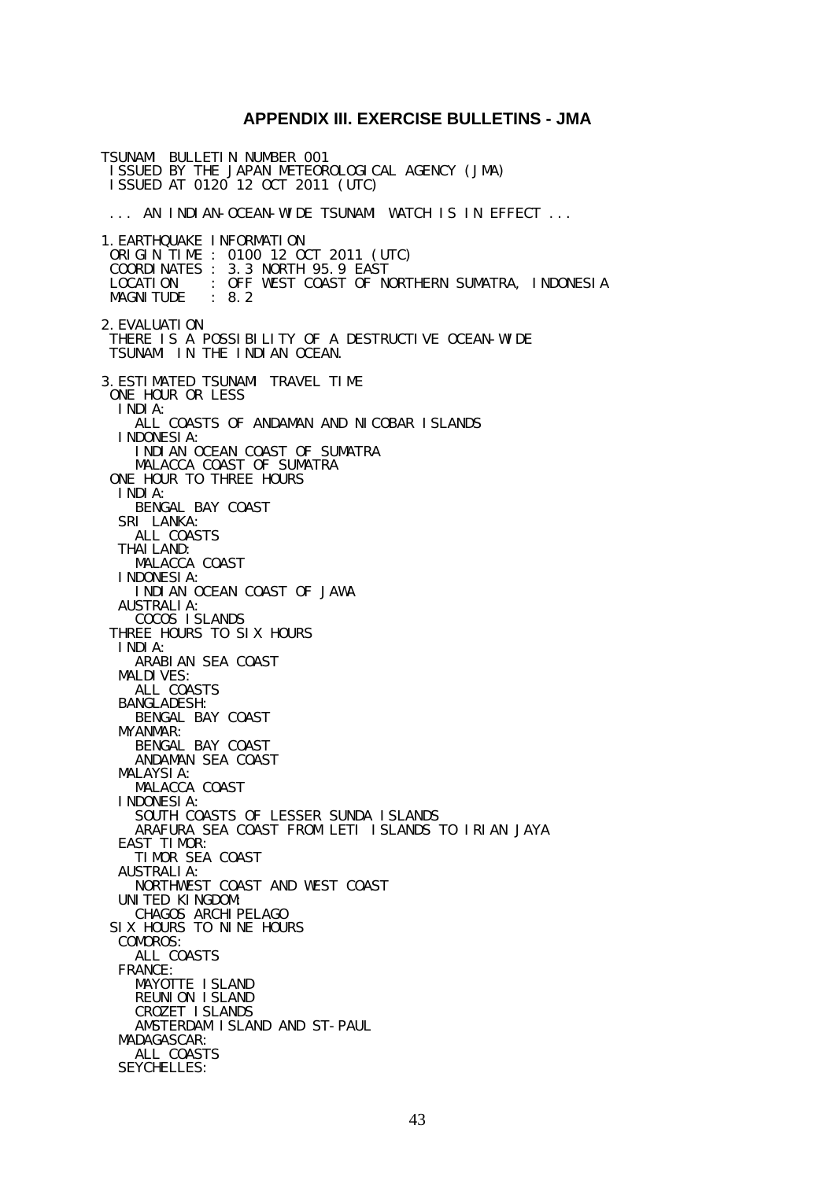## APPENDIX III. EXERCISE BULLETINS - JMA

```
TSUNAMI BULLETIN NUMBER 001
 ISSUED BY THE JAPAN METEOROLOGICAL AGENCY (JMA)
 ISSUED AT 0120 12 OCT 2011 (UTC)

 ... AN INDIAN-OCEAN-WIDE TSUNAMI WATCH IS IN EFFECT ...

1.EARTHQUAKE INFORMATION
 ORIGIN TIME : 0100 12 OCT 2011 (UTC)
 COORDINATES : 3.3 NORTH 95.9 EAST
 LOCATION    : OFF WEST COAST OF NORTHERN SUMATRA, INDONESIA
 MAGNITUDE   : 8.2

2.EVALUATION
 THERE IS A POSSIBILITY OF A DESTRUCTIVE OCEAN-WIDE
 TSUNAMI IN THE INDIAN OCEAN.

3.ESTIMATED TSUNAMI TRAVEL TIME
 ONE HOUR OR LESS
  INDIA:
    ALL COASTS OF ANDAMAN AND NICOBAR ISLANDS
  INDONESIA:
    INDIAN OCEAN COAST OF SUMATRA
    MALACCA COAST OF SUMATRA
 ONE HOUR TO THREE HOURS
  INDIA:
    BENGAL BAY COAST
  SRI LANKA:
    ALL COASTS
  THAILAND:
    MALACCA COAST
  INDONESIA:
    INDIAN OCEAN COAST OF JAWA
  AUSTRALIA:
    COCOS ISLANDS
 THREE HOURS TO SIX HOURS
  INDIA:
    ARABIAN SEA COAST
  MALDIVES:
    ALL COASTS
  BANGLADESH:
    BENGAL BAY COAST
  MYANMAR:
    BENGAL BAY COAST
    ANDAMAN SEA COAST
  MALAYSIA:
    MALACCA COAST
  INDONESIA:
    SOUTH COASTS OF LESSER SUNDA ISLANDS
    ARAFURA SEA COAST FROM LETI ISLANDS TO IRIAN JAYA
  EAST TIMOR:
    TIMOR SEA COAST
  AUSTRALIA:
    NORTHWEST COAST AND WEST COAST
  UNITED KINGDOM:
    CHAGOS ARCHIPELAGO
 SIX HOURS TO NINE HOURS
  COMOROS:
    ALL COASTS
  FRANCE:
    MAYOTTE ISLAND
    REUNION ISLAND
    CROZET ISLANDS
    AMSTERDAM ISLAND AND ST-PAUL
  MADAGASCAR:
    ALL COASTS
  SEYCHELLES:
```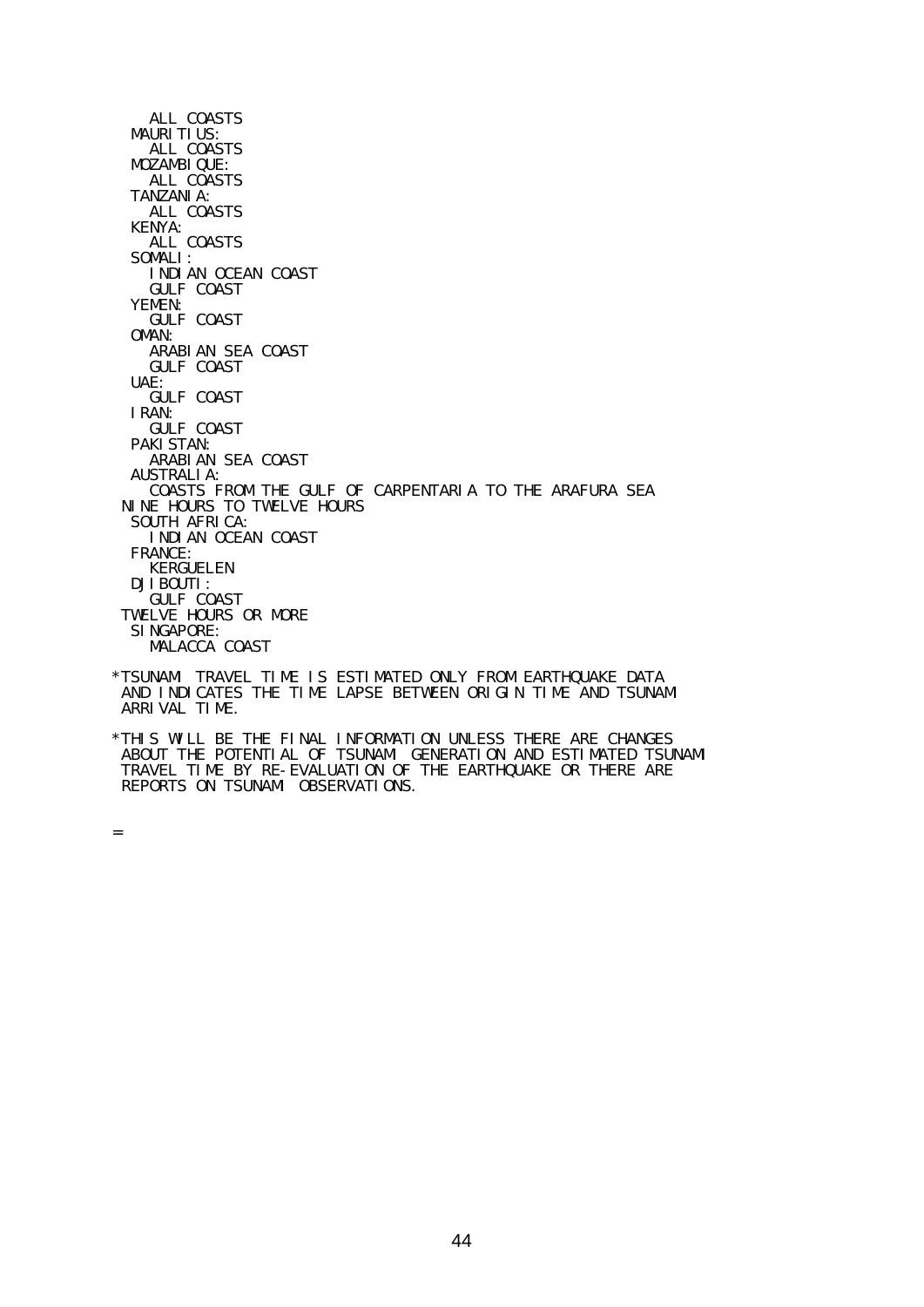```
    ALL COASTS
  MAURITIUS:
    ALL COASTS
  MOZAMBIQUE:
    ALL COASTS
  TANZANIA:
    ALL COASTS
  KENYA:
    ALL COASTS
  SOMALI:
    INDIAN OCEAN COAST
    GULF COAST
  YEMEN:
    GULF COAST
  OMAN:
    ARABIAN SEA COAST
    GULF COAST
  UAE:
    GULF COAST
  IRAN:
    GULF COAST
  PAKISTAN:
    ARABIAN SEA COAST
  AUSTRALIA:
    COASTS FROM THE GULF OF CARPENTARIA TO THE ARAFURA SEA
 NINE HOURS TO TWELVE HOURS
  SOUTH AFRICA:
    INDIAN OCEAN COAST
  FRANCE:
    KERGUELEN
  DJIBOUTI:
    GULF COAST
 TWELVE HOURS OR MORE
  SINGAPORE:
    MALACCA COAST

*TSUNAMI TRAVEL TIME IS ESTIMATED ONLY FROM EARTHQUAKE DATA
 AND INDICATES THE TIME LAPSE BETWEEN ORIGIN TIME AND TSUNAMI
 ARRIVAL TIME.

*THIS WILL BE THE FINAL INFORMATION UNLESS THERE ARE CHANGES
 ABOUT THE POTENTIAL OF TSUNAMI GENERATION AND ESTIMATED TSUNAMI
 TRAVEL TIME BY RE-EVALUATION OF THE EARTHQUAKE OR THERE ARE
 REPORTS ON TSUNAMI OBSERVATIONS.

=
```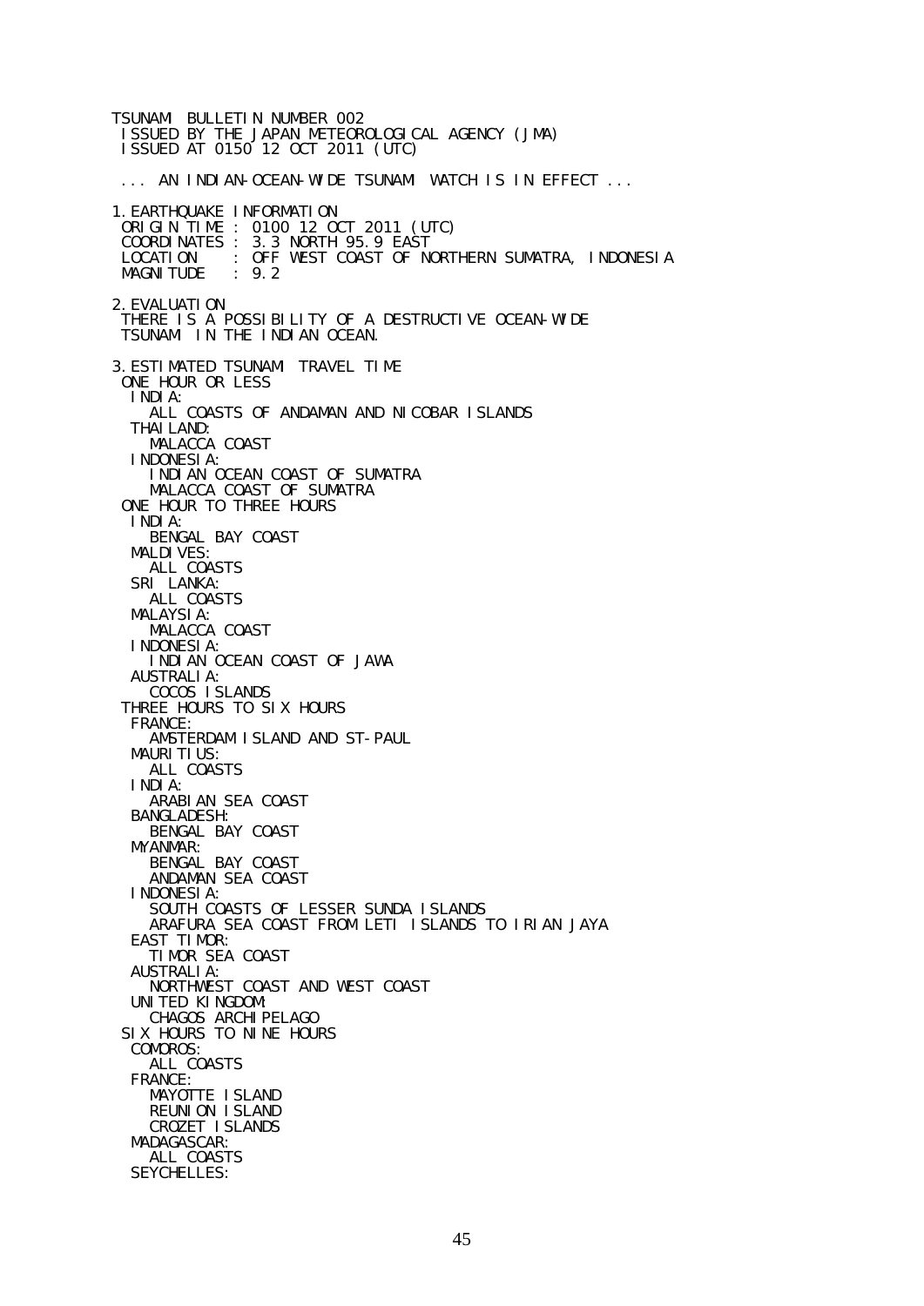```
TSUNAMI BULLETIN NUMBER 002
 ISSUED BY THE JAPAN METEOROLOGICAL AGENCY (JMA)
 ISSUED AT 0150 12 OCT 2011 (UTC)

 ... AN INDIAN-OCEAN-WIDE TSUNAMI WATCH IS IN EFFECT ...

1.EARTHQUAKE INFORMATION
 ORIGIN TIME : 0100 12 OCT 2011 (UTC)
 COORDINATES : 3.3 NORTH 95.9 EAST
 LOCATION    : OFF WEST COAST OF NORTHERN SUMATRA, INDONESIA
 MAGNITUDE   : 9.2

2.EVALUATION
 THERE IS A POSSIBILITY OF A DESTRUCTIVE OCEAN-WIDE
 TSUNAMI IN THE INDIAN OCEAN.

3.ESTIMATED TSUNAMI TRAVEL TIME
 ONE HOUR OR LESS
  INDIA:
    ALL COASTS OF ANDAMAN AND NICOBAR ISLANDS
  THAILAND:
    MALACCA COAST
  INDONESIA:
    INDIAN OCEAN COAST OF SUMATRA
    MALACCA COAST OF SUMATRA
 ONE HOUR TO THREE HOURS
  INDIA:
    BENGAL BAY COAST
  MALDIVES:
    ALL COASTS
  SRI LANKA:
    ALL COASTS
  MALAYSIA:
    MALACCA COAST
  INDONESIA:
    INDIAN OCEAN COAST OF JAWA
  AUSTRALIA:
    COCOS ISLANDS
 THREE HOURS TO SIX HOURS
  FRANCE:
    AMSTERDAM ISLAND AND ST-PAUL
  MAURITIUS:
    ALL COASTS
  INDIA:
    ARABIAN SEA COAST
  BANGLADESH:
    BENGAL BAY COAST
  MYANMAR:
    BENGAL BAY COAST
    ANDAMAN SEA COAST
  INDONESIA:
    SOUTH COASTS OF LESSER SUNDA ISLANDS
    ARAFURA SEA COAST FROM LETI ISLANDS TO IRIAN JAYA
  EAST TIMOR:
    TIMOR SEA COAST
  AUSTRALIA:
    NORTHWEST COAST AND WEST COAST
  UNITED KINGDOM:
    CHAGOS ARCHIPELAGO
 SIX HOURS TO NINE HOURS
  COMOROS:
    ALL COASTS
  FRANCE:
    MAYOTTE ISLAND
    REUNION ISLAND
    CROZET ISLANDS
  MADAGASCAR:
    ALL COASTS
  SEYCHELLES:
```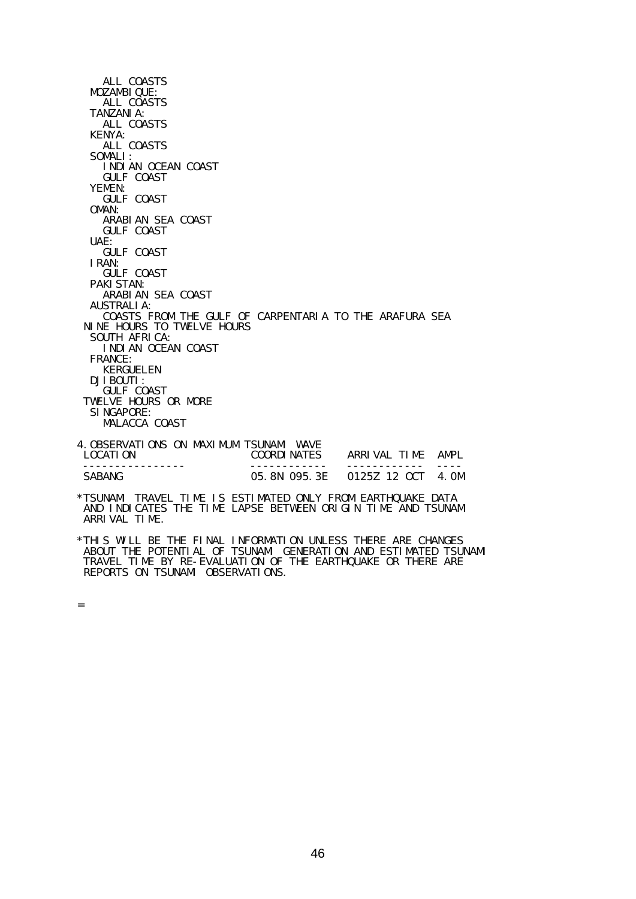ALL COASTS
MOZAMBIQUE:
ALL COASTS
TANZANIA:
ALL COASTS
KENYA:
ALL COASTS
SOMALI:
INDIAN OCEAN COAST
GULF COAST
YEMEN:
GULF COAST
OMAN:
ARABIAN SEA COAST
GULF COAST
UAE:
GULF COAST
IRAN:
GULF COAST
PAKISTAN:
ARABIAN SEA COAST
AUSTRALIA:
COASTS FROM THE GULF OF CARPENTARIA TO THE ARAFURA SEA
NINE HOURS TO TWELVE HOURS
SOUTH AFRICA:
INDIAN OCEAN COAST
FRANCE:
KERGUELEN
DJIBOUTI:
GULF COAST
TWELVE HOURS OR MORE
SINGAPORE:
MALACCA COAST

4.OBSERVATIONS ON MAXIMUM TSUNAMI WAVE

| LOCATION | COORDINATES | ARRIVAL TIME | AMPL |
|---|---|---|---|
| SABANG | 05.8N 095.3E | 0125Z 12 OCT | 4.0M |

*TSUNAMI TRAVEL TIME IS ESTIMATED ONLY FROM EARTHQUAKE DATA AND INDICATES THE TIME LAPSE BETWEEN ORIGIN TIME AND TSUNAMI ARRIVAL TIME.

*THIS WILL BE THE FINAL INFORMATION UNLESS THERE ARE CHANGES ABOUT THE POTENTIAL OF TSUNAMI GENERATION AND ESTIMATED TSUNAMI TRAVEL TIME BY RE-EVALUATION OF THE EARTHQUAKE OR THERE ARE REPORTS ON TSUNAMI OBSERVATIONS.

=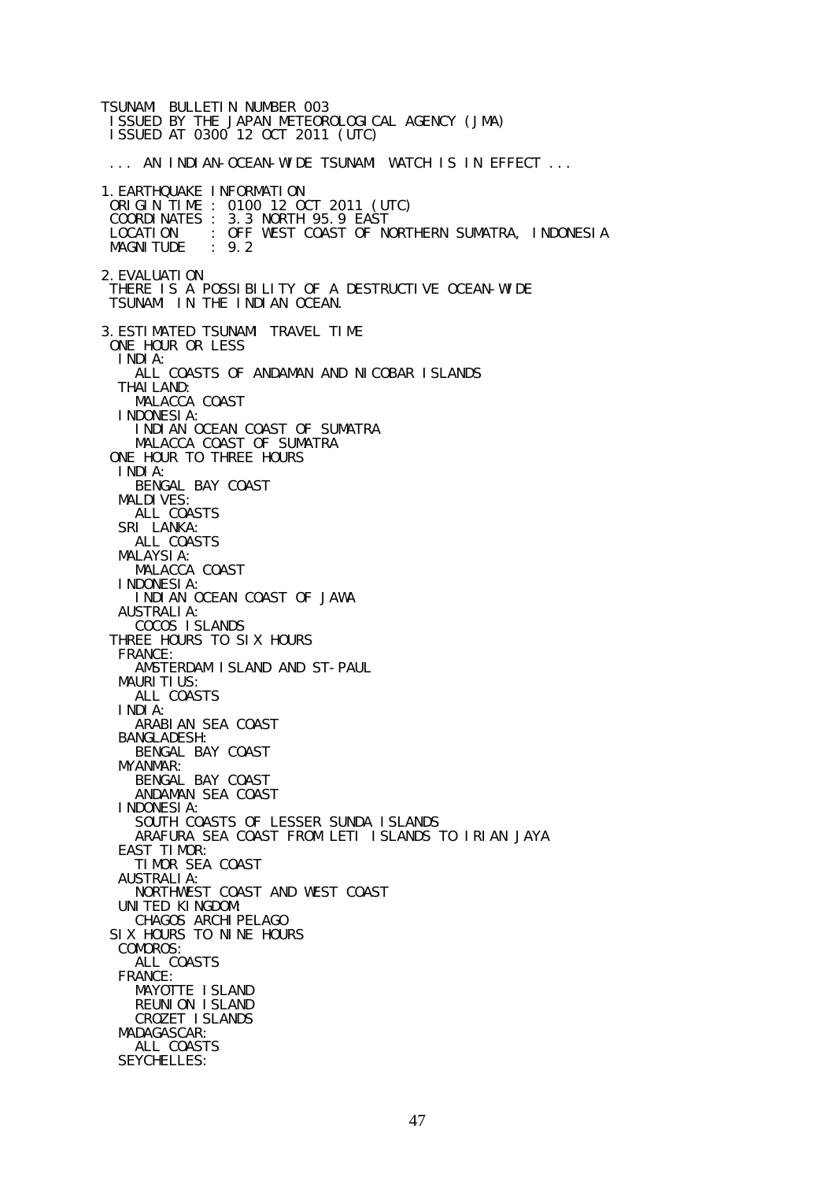```
TSUNAMI BULLETIN NUMBER 003
 ISSUED BY THE JAPAN METEOROLOGICAL AGENCY (JMA)
 ISSUED AT 0300 12 OCT 2011 (UTC)

 ... AN INDIAN-OCEAN-WIDE TSUNAMI WATCH IS IN EFFECT ...

1.EARTHQUAKE INFORMATION
 ORIGIN TIME : 0100 12 OCT 2011 (UTC)
 COORDINATES : 3.3 NORTH 95.9 EAST
 LOCATION    : OFF WEST COAST OF NORTHERN SUMATRA, INDONESIA
 MAGNITUDE   : 9.2

2.EVALUATION
 THERE IS A POSSIBILITY OF A DESTRUCTIVE OCEAN-WIDE
 TSUNAMI IN THE INDIAN OCEAN.

3.ESTIMATED TSUNAMI TRAVEL TIME
 ONE HOUR OR LESS
  INDIA:
    ALL COASTS OF ANDAMAN AND NICOBAR ISLANDS
  THAILAND:
    MALACCA COAST
  INDONESIA:
    INDIAN OCEAN COAST OF SUMATRA
    MALACCA COAST OF SUMATRA
 ONE HOUR TO THREE HOURS
  INDIA:
    BENGAL BAY COAST
  MALDIVES:
    ALL COASTS
  SRI LANKA:
    ALL COASTS
  MALAYSIA:
    MALACCA COAST
  INDONESIA:
    INDIAN OCEAN COAST OF JAWA
  AUSTRALIA:
    COCOS ISLANDS
 THREE HOURS TO SIX HOURS
  FRANCE:
    AMSTERDAM ISLAND AND ST-PAUL
  MAURITIUS:
    ALL COASTS
  INDIA:
    ARABIAN SEA COAST
  BANGLADESH:
    BENGAL BAY COAST
  MYANMAR:
    BENGAL BAY COAST
    ANDAMAN SEA COAST
  INDONESIA:
    SOUTH COASTS OF LESSER SUNDA ISLANDS
    ARAFURA SEA COAST FROM LETI ISLANDS TO IRIAN JAYA
  EAST TIMOR:
    TIMOR SEA COAST
  AUSTRALIA:
    NORTHWEST COAST AND WEST COAST
  UNITED KINGDOM:
    CHAGOS ARCHIPELAGO
 SIX HOURS TO NINE HOURS
  COMOROS:
    ALL COASTS
  FRANCE:
    MAYOTTE ISLAND
    REUNION ISLAND
    CROZET ISLANDS
  MADAGASCAR:
    ALL COASTS
  SEYCHELLES:
```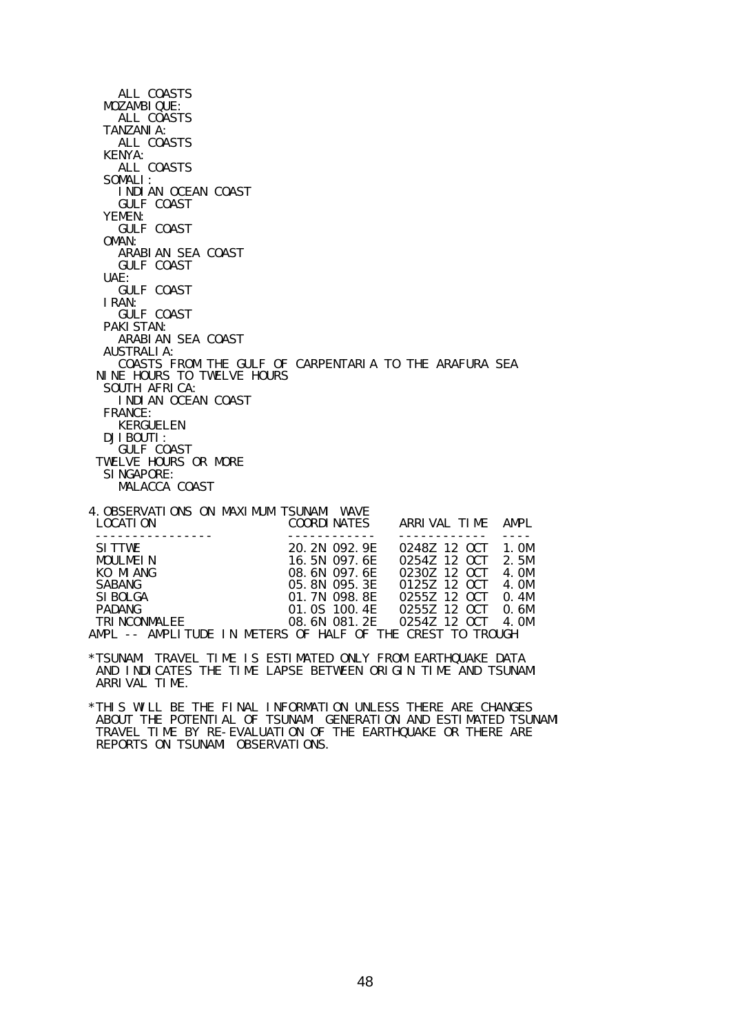ALL COASTS
MOZAMBIQUE:
ALL COASTS
TANZANIA:
ALL COASTS
KENYA:
ALL COASTS
SOMALI:
INDIAN OCEAN COAST
GULF COAST
YEMEN:
GULF COAST
OMAN:
ARABIAN SEA COAST
GULF COAST
UAE:
GULF COAST
IRAN:
GULF COAST
PAKISTAN:
ARABIAN SEA COAST
AUSTRALIA:
COASTS FROM THE GULF OF CARPENTARIA TO THE ARAFURA SEA
NINE HOURS TO TWELVE HOURS
SOUTH AFRICA:
INDIAN OCEAN COAST
FRANCE:
KERGUELEN
DJIBOUTI:
GULF COAST
TWELVE HOURS OR MORE
SINGAPORE:
MALACCA COAST

4.OBSERVATIONS ON MAXIMUM TSUNAMI WAVE

| LOCATION | COORDINATES | ARRIVAL TIME | AMPL |
|---|---|---|---|
| SITTWE | 20.2N 092.9E | 0248Z 12 OCT | 1.0M |
| MOULMEIN | 16.5N 097.6E | 0254Z 12 OCT | 2.5M |
| KO MIANG | 08.6N 097.6E | 0230Z 12 OCT | 4.0M |
| SABANG | 05.8N 095.3E | 0125Z 12 OCT | 4.0M |
| SIBOLGA | 01.7N 098.8E | 0255Z 12 OCT | 0.4M |
| PADANG | 01.0S 100.4E | 0255Z 12 OCT | 0.6M |
| TRINCONMALEE | 08.6N 081.2E | 0254Z 12 OCT | 4.0M |

AMPL -- AMPLITUDE IN METERS OF HALF OF THE CREST TO TROUGH

*TSUNAMI TRAVEL TIME IS ESTIMATED ONLY FROM EARTHQUAKE DATA AND INDICATES THE TIME LAPSE BETWEEN ORIGIN TIME AND TSUNAMI ARRIVAL TIME.

*THIS WILL BE THE FINAL INFORMATION UNLESS THERE ARE CHANGES ABOUT THE POTENTIAL OF TSUNAMI GENERATION AND ESTIMATED TSUNAMI TRAVEL TIME BY RE-EVALUATION OF THE EARTHQUAKE OR THERE ARE REPORTS ON TSUNAMI OBSERVATIONS.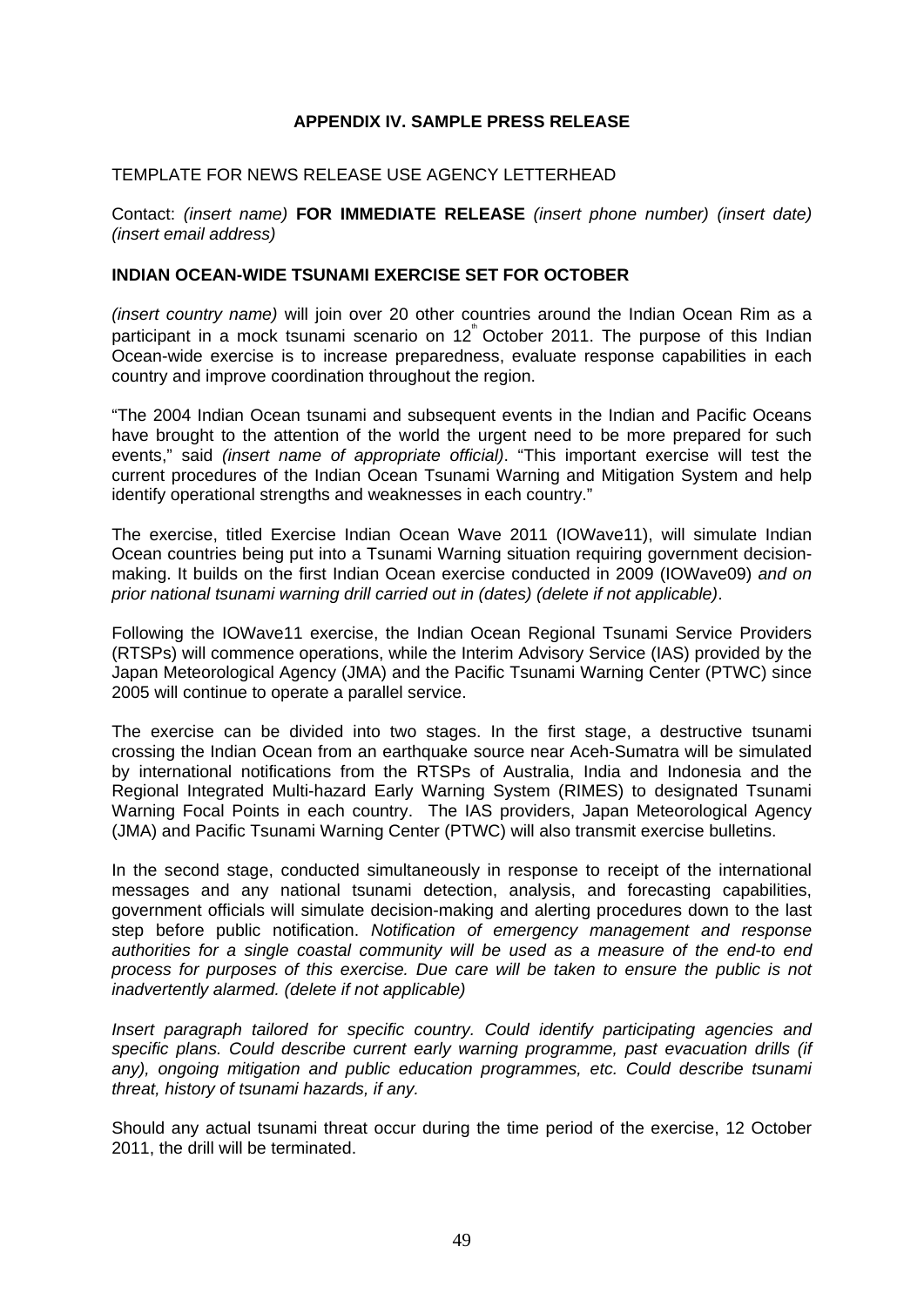## APPENDIX IV. SAMPLE PRESS RELEASE

TEMPLATE FOR NEWS RELEASE USE AGENCY LETTERHEAD

Contact: *(insert name)* **FOR IMMEDIATE RELEASE** *(insert phone number) (insert date) (insert email address)*

**INDIAN OCEAN-WIDE TSUNAMI EXERCISE SET FOR OCTOBER**

*(insert country name)* will join over 20 other countries around the Indian Ocean Rim as a participant in a mock tsunami scenario on 12th October 2011. The purpose of this Indian Ocean-wide exercise is to increase preparedness, evaluate response capabilities in each country and improve coordination throughout the region.

"The 2004 Indian Ocean tsunami and subsequent events in the Indian and Pacific Oceans have brought to the attention of the world the urgent need to be more prepared for such events," said *(insert name of appropriate official)*. "This important exercise will test the current procedures of the Indian Ocean Tsunami Warning and Mitigation System and help identify operational strengths and weaknesses in each country."

The exercise, titled Exercise Indian Ocean Wave 2011 (IOWave11), will simulate Indian Ocean countries being put into a Tsunami Warning situation requiring government decision-making. It builds on the first Indian Ocean exercise conducted in 2009 (IOWave09) *and on prior national tsunami warning drill carried out in (dates) (delete if not applicable)*.

Following the IOWave11 exercise, the Indian Ocean Regional Tsunami Service Providers (RTSPs) will commence operations, while the Interim Advisory Service (IAS) provided by the Japan Meteorological Agency (JMA) and the Pacific Tsunami Warning Center (PTWC) since 2005 will continue to operate a parallel service.

The exercise can be divided into two stages. In the first stage, a destructive tsunami crossing the Indian Ocean from an earthquake source near Aceh-Sumatra will be simulated by international notifications from the RTSPs of Australia, India and Indonesia and the Regional Integrated Multi-hazard Early Warning System (RIMES) to designated Tsunami Warning Focal Points in each country. The IAS providers, Japan Meteorological Agency (JMA) and Pacific Tsunami Warning Center (PTWC) will also transmit exercise bulletins.

In the second stage, conducted simultaneously in response to receipt of the international messages and any national tsunami detection, analysis, and forecasting capabilities, government officials will simulate decision-making and alerting procedures down to the last step before public notification. *Notification of emergency management and response authorities for a single coastal community will be used as a measure of the end-to end process for purposes of this exercise. Due care will be taken to ensure the public is not inadvertently alarmed. (delete if not applicable)*

*Insert paragraph tailored for specific country. Could identify participating agencies and specific plans. Could describe current early warning programme, past evacuation drills (if any), ongoing mitigation and public education programmes, etc. Could describe tsunami threat, history of tsunami hazards, if any.*

Should any actual tsunami threat occur during the time period of the exercise, 12 October 2011, the drill will be terminated.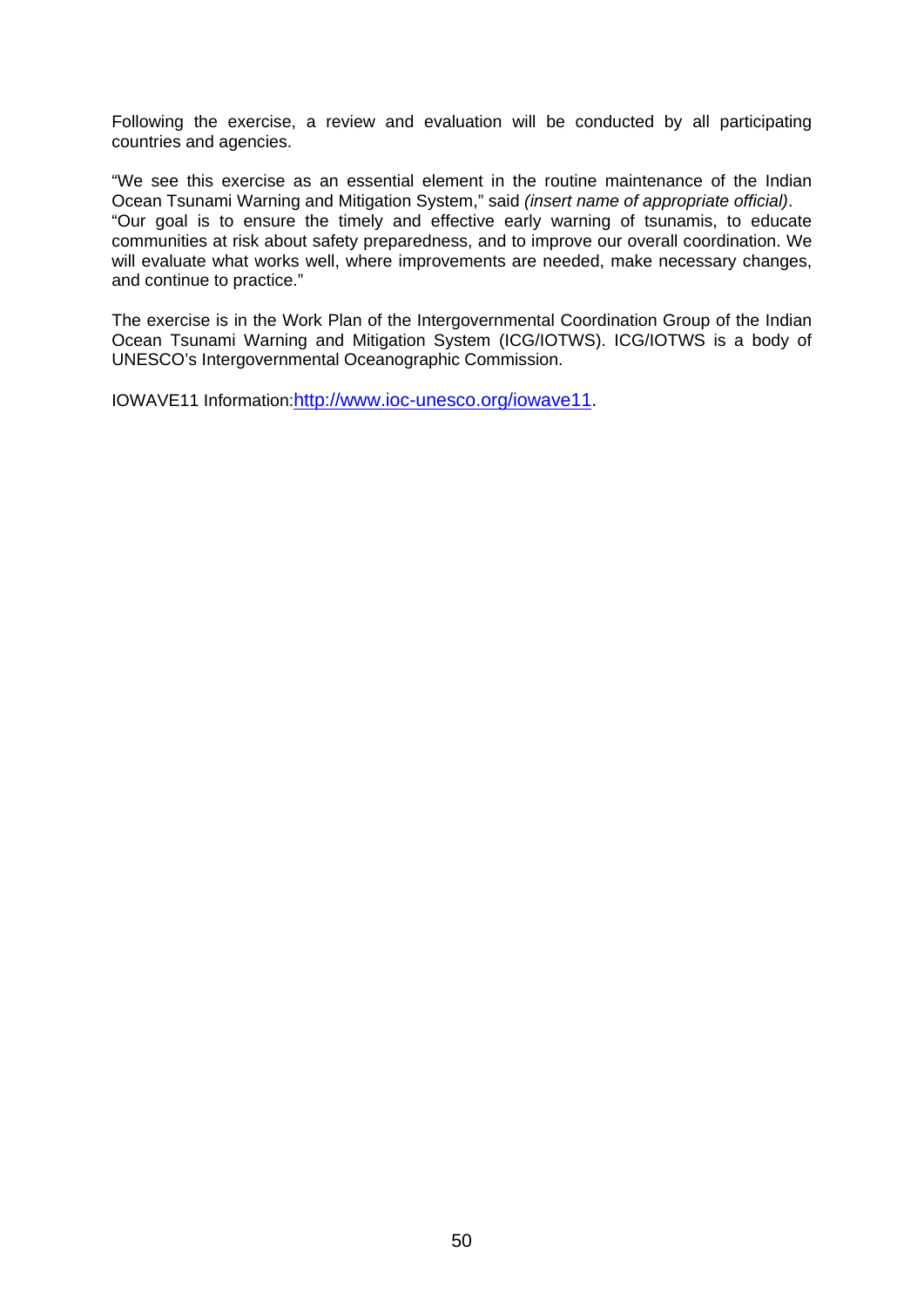Following the exercise, a review and evaluation will be conducted by all participating countries and agencies.

“We see this exercise as an essential element in the routine maintenance of the Indian Ocean Tsunami Warning and Mitigation System,” said *(insert name of appropriate official)*. “Our goal is to ensure the timely and effective early warning of tsunamis, to educate communities at risk about safety preparedness, and to improve our overall coordination. We will evaluate what works well, where improvements are needed, make necessary changes, and continue to practice.”

The exercise is in the Work Plan of the Intergovernmental Coordination Group of the Indian Ocean Tsunami Warning and Mitigation System (ICG/IOTWS). ICG/IOTWS is a body of UNESCO’s Intergovernmental Oceanographic Commission.

IOWAVE11 Information:http://www.ioc-unesco.org/iowave11.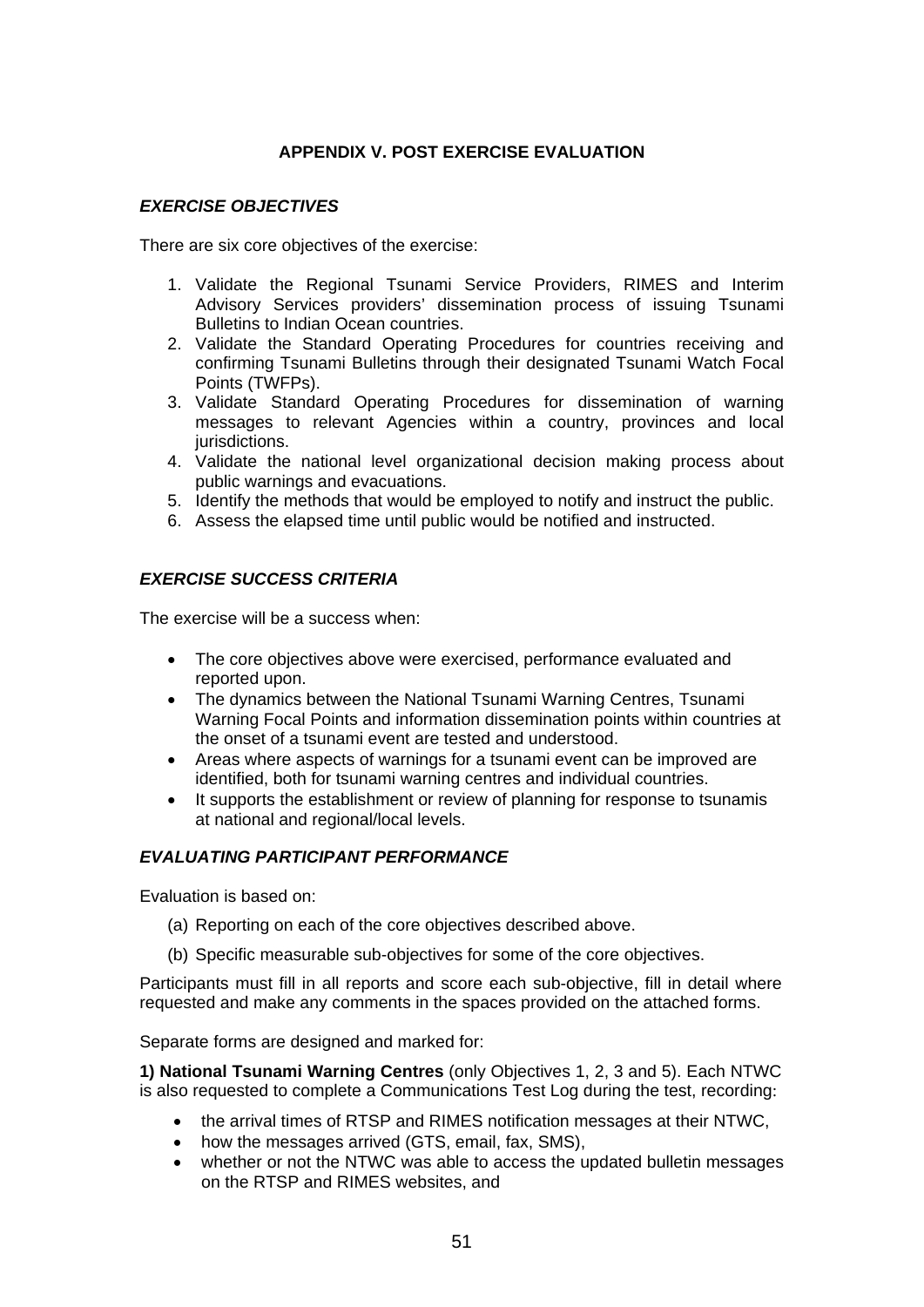## APPENDIX V. POST EXERCISE EVALUATION

### *EXERCISE OBJECTIVES*

There are six core objectives of the exercise:

1. Validate the Regional Tsunami Service Providers, RIMES and Interim Advisory Services providers' dissemination process of issuing Tsunami Bulletins to Indian Ocean countries.
2. Validate the Standard Operating Procedures for countries receiving and confirming Tsunami Bulletins through their designated Tsunami Watch Focal Points (TWFPs).
3. Validate Standard Operating Procedures for dissemination of warning messages to relevant Agencies within a country, provinces and local jurisdictions.
4. Validate the national level organizational decision making process about public warnings and evacuations.
5. Identify the methods that would be employed to notify and instruct the public.
6. Assess the elapsed time until public would be notified and instructed.

### *EXERCISE SUCCESS CRITERIA*

The exercise will be a success when:

- The core objectives above were exercised, performance evaluated and reported upon.
- The dynamics between the National Tsunami Warning Centres, Tsunami Warning Focal Points and information dissemination points within countries at the onset of a tsunami event are tested and understood.
- Areas where aspects of warnings for a tsunami event can be improved are identified, both for tsunami warning centres and individual countries.
- It supports the establishment or review of planning for response to tsunamis at national and regional/local levels.

### *EVALUATING PARTICIPANT PERFORMANCE*

Evaluation is based on:

(a) Reporting on each of the core objectives described above.

(b) Specific measurable sub-objectives for some of the core objectives.

Participants must fill in all reports and score each sub-objective, fill in detail where requested and make any comments in the spaces provided on the attached forms.

Separate forms are designed and marked for:

**1) National Tsunami Warning Centres** (only Objectives 1, 2, 3 and 5). Each NTWC is also requested to complete a Communications Test Log during the test, recording:

- the arrival times of RTSP and RIMES notification messages at their NTWC,
- how the messages arrived (GTS, email, fax, SMS),
- whether or not the NTWC was able to access the updated bulletin messages on the RTSP and RIMES websites, and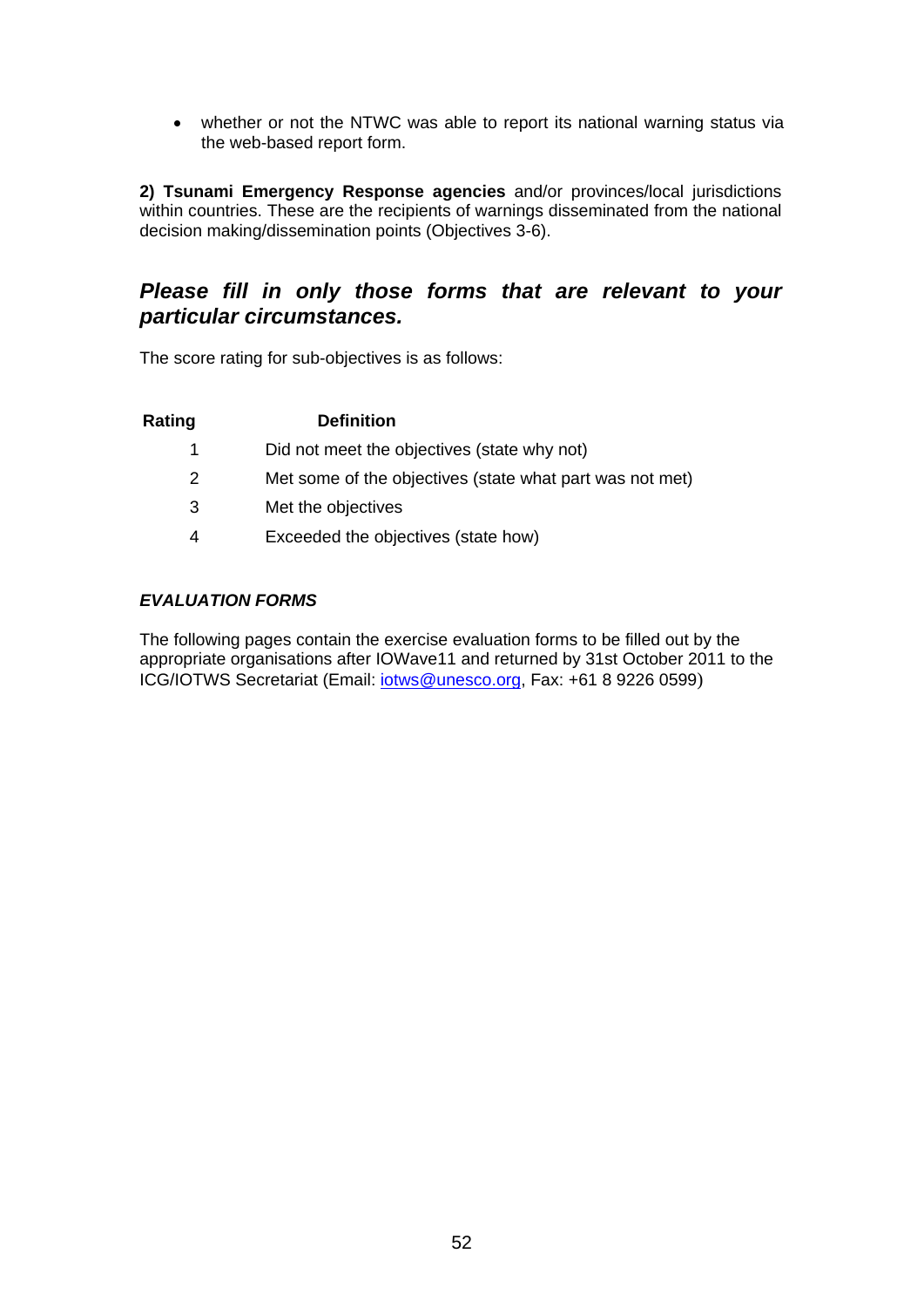- whether or not the NTWC was able to report its national warning status via the web-based report form.

**2) Tsunami Emergency Response agencies** and/or provinces/local jurisdictions within countries. These are the recipients of warnings disseminated from the national decision making/dissemination points (Objectives 3-6).

## *Please fill in only those forms that are relevant to your particular circumstances.*

The score rating for sub-objectives is as follows:

| Rating | Definition |
|---|---|
| 1 | Did not meet the objectives (state why not) |
| 2 | Met some of the objectives (state what part was not met) |
| 3 | Met the objectives |
| 4 | Exceeded the objectives (state how) |

### *EVALUATION FORMS*

The following pages contain the exercise evaluation forms to be filled out by the appropriate organisations after IOWave11 and returned by 31st October 2011 to the ICG/IOTWS Secretariat (Email: iotws@unesco.org, Fax: +61 8 9226 0599)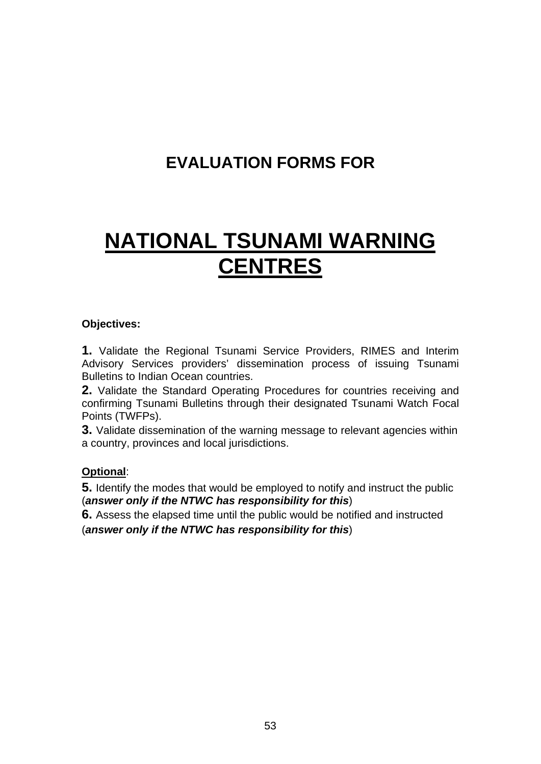# EVALUATION FORMS FOR

# NATIONAL TSUNAMI WARNING CENTRES

**Objectives:**

**1.** Validate the Regional Tsunami Service Providers, RIMES and Interim Advisory Services providers' dissemination process of issuing Tsunami Bulletins to Indian Ocean countries.

**2.** Validate the Standard Operating Procedures for countries receiving and confirming Tsunami Bulletins through their designated Tsunami Watch Focal Points (TWFPs).

**3.** Validate dissemination of the warning message to relevant agencies within a country, provinces and local jurisdictions.

**Optional**:

**5.** Identify the modes that would be employed to notify and instruct the public (***answer only if the NTWC has responsibility for this***)

**6.** Assess the elapsed time until the public would be notified and instructed (***answer only if the NTWC has responsibility for this***)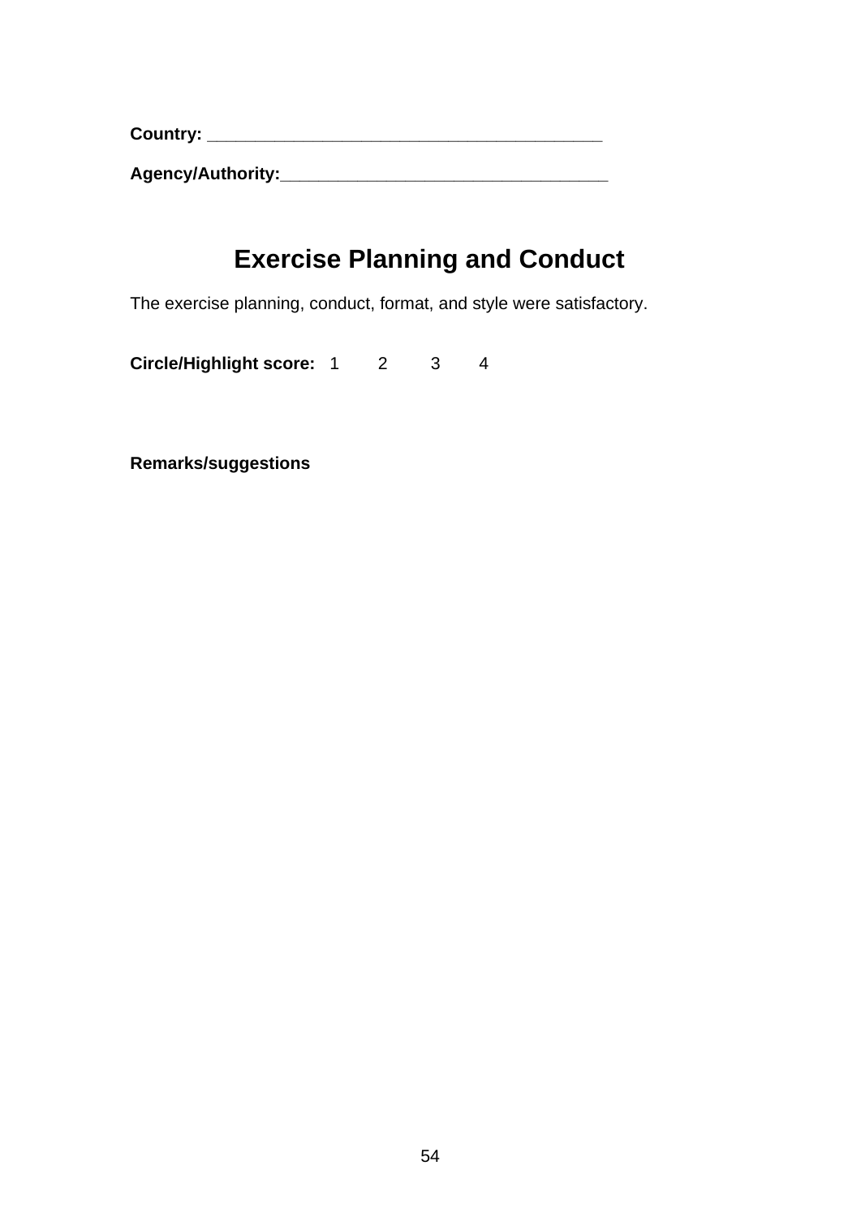**Country:** ________________________________________

**Agency/Authority:**__________________________________

# Exercise Planning and Conduct

The exercise planning, conduct, format, and style were satisfactory.

**Circle/Highlight score:** 1 2 3 4

**Remarks/suggestions**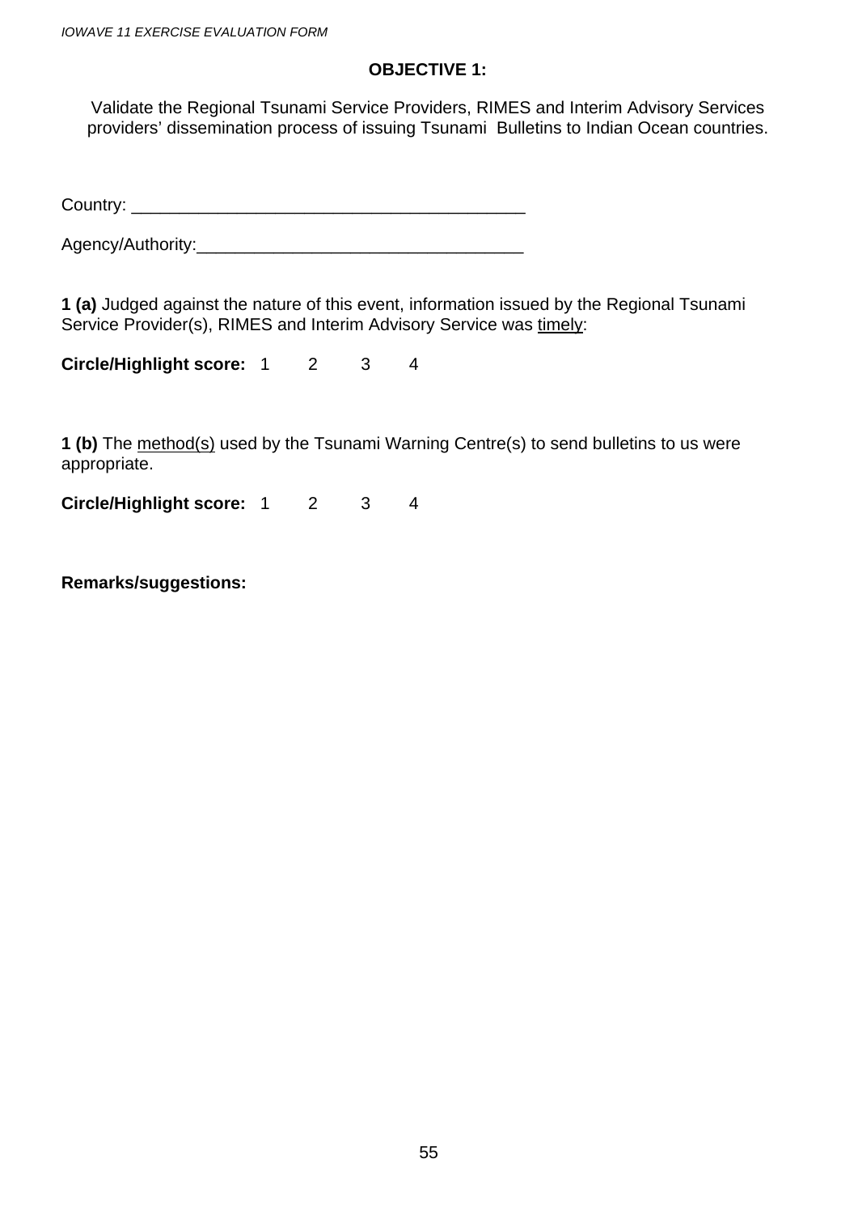**OBJECTIVE 1:**

Validate the Regional Tsunami Service Providers, RIMES and Interim Advisory Services providers' dissemination process of issuing Tsunami Bulletins to Indian Ocean countries.

Country: ________________________________________

Agency/Authority:_________________________________

**1 (a)** Judged against the nature of this event, information issued by the Regional Tsunami Service Provider(s), RIMES and Interim Advisory Service was <u>timely</u>:

**Circle/Highlight score:** 1 2 3 4

**1 (b)** The <u>method(s)</u> used by the Tsunami Warning Centre(s) to send bulletins to us were appropriate.

**Circle/Highlight score:** 1 2 3 4

**Remarks/suggestions:**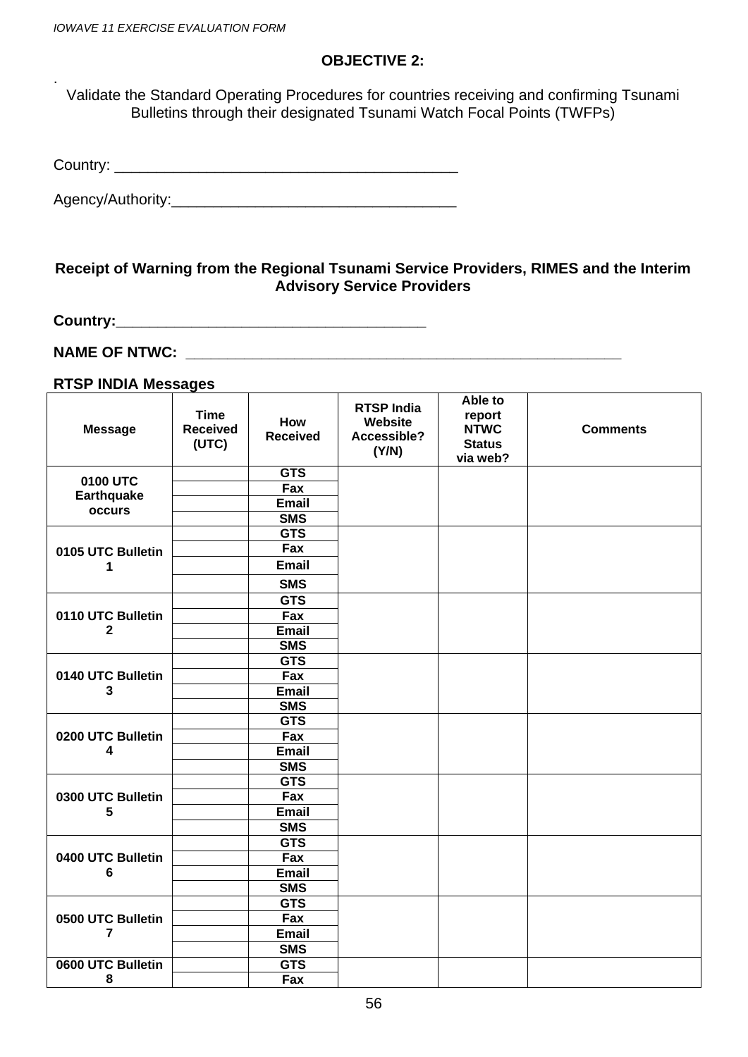### OBJECTIVE 2:

.
Validate the Standard Operating Procedures for countries receiving and confirming Tsunami Bulletins through their designated Tsunami Watch Focal Points (TWFPs)

Country: ________________________________________

Agency/Authority:_________________________________

**Receipt of Warning from the Regional Tsunami Service Providers, RIMES and the Interim Advisory Service Providers**

**Country:____________________________________**

**NAME OF NTWC: ____________________________________________________**

**RTSP INDIA Messages**

| Message | Time Received (UTC) | How Received | RTSP India Website Accessible? (Y/N) | Able to report NTWC Status via web? | Comments |
|---|---|---|---|---|---|
| **0100 UTC Earthquake occurs** | | **GTS** | | | |
| | | **Fax** | | | |
| | | **Email** | | | |
| | | **SMS** | | | |
| **0105 UTC Bulletin 1** | | **GTS** | | | |
| | | **Fax** | | | |
| | | **Email** | | | |
| | | **SMS** | | | |
| **0110 UTC Bulletin 2** | | **GTS** | | | |
| | | **Fax** | | | |
| | | **Email** | | | |
| | | **SMS** | | | |
| **0140 UTC Bulletin 3** | | **GTS** | | | |
| | | **Fax** | | | |
| | | **Email** | | | |
| | | **SMS** | | | |
| **0200 UTC Bulletin 4** | | **GTS** | | | |
| | | **Fax** | | | |
| | | **Email** | | | |
| | | **SMS** | | | |
| **0300 UTC Bulletin 5** | | **GTS** | | | |
| | | **Fax** | | | |
| | | **Email** | | | |
| | | **SMS** | | | |
| **0400 UTC Bulletin 6** | | **GTS** | | | |
| | | **Fax** | | | |
| | | **Email** | | | |
| | | **SMS** | | | |
| **0500 UTC Bulletin 7** | | **GTS** | | | |
| | | **Fax** | | | |
| | | **Email** | | | |
| | | **SMS** | | | |
| **0600 UTC Bulletin 8** | | **GTS** | | | |
| | | **Fax** | | | |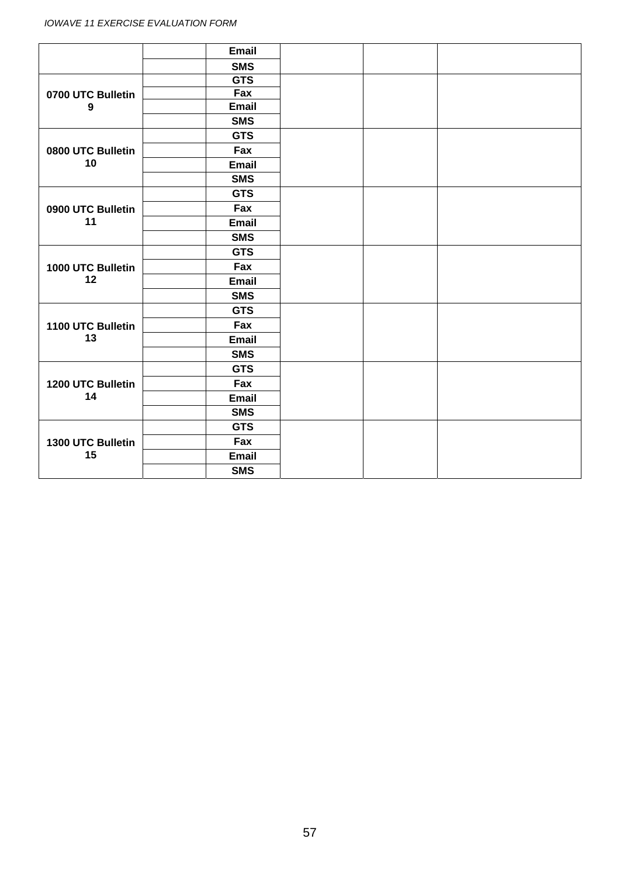| | | | | | |
|---|---|---|---|---|---|
| | | Email | | | |
| | | SMS | | | |
| **0700 UTC Bulletin 9** | | **GTS** | | | |
| | | **Fax** | | | |
| | | **Email** | | | |
| | | **SMS** | | | |
| **0800 UTC Bulletin 10** | | **GTS** | | | |
| | | **Fax** | | | |
| | | **Email** | | | |
| | | **SMS** | | | |
| **0900 UTC Bulletin 11** | | **GTS** | | | |
| | | **Fax** | | | |
| | | **Email** | | | |
| | | **SMS** | | | |
| **1000 UTC Bulletin 12** | | **GTS** | | | |
| | | **Fax** | | | |
| | | **Email** | | | |
| | | **SMS** | | | |
| **1100 UTC Bulletin 13** | | **GTS** | | | |
| | | **Fax** | | | |
| | | **Email** | | | |
| | | **SMS** | | | |
| **1200 UTC Bulletin 14** | | **GTS** | | | |
| | | **Fax** | | | |
| | | **Email** | | | |
| | | **SMS** | | | |
| **1300 UTC Bulletin 15** | | **GTS** | | | |
| | | **Fax** | | | |
| | | **Email** | | | |
| | | **SMS** | | | |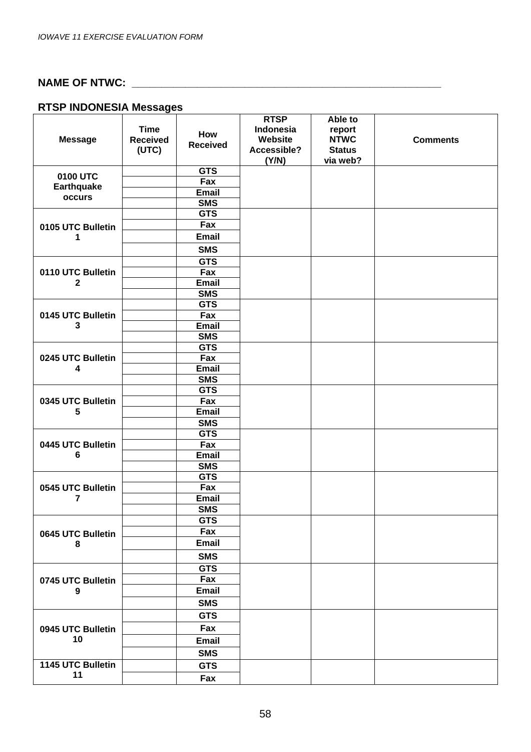NAME OF NTWC: _______________________________________________

**RTSP INDONESIA Messages**

| Message | Time Received (UTC) | How Received | RTSP Indonesia Website Accessible? (Y/N) | Able to report NTWC Status via web? | Comments |
|---|---|---|---|---|---|
| 0100 UTC Earthquake occurs | | GTS | | | |
| | | Fax | | | |
| | | Email | | | |
| | | SMS | | | |
| 0105 UTC Bulletin 1 | | GTS | | | |
| | | Fax | | | |
| | | Email | | | |
| | | SMS | | | |
| 0110 UTC Bulletin 2 | | GTS | | | |
| | | Fax | | | |
| | | Email | | | |
| | | SMS | | | |
| 0145 UTC Bulletin 3 | | GTS | | | |
| | | Fax | | | |
| | | Email | | | |
| | | SMS | | | |
| 0245 UTC Bulletin 4 | | GTS | | | |
| | | Fax | | | |
| | | Email | | | |
| | | SMS | | | |
| 0345 UTC Bulletin 5 | | GTS | | | |
| | | Fax | | | |
| | | Email | | | |
| | | SMS | | | |
| 0445 UTC Bulletin 6 | | GTS | | | |
| | | Fax | | | |
| | | Email | | | |
| | | SMS | | | |
| 0545 UTC Bulletin 7 | | GTS | | | |
| | | Fax | | | |
| | | Email | | | |
| | | SMS | | | |
| 0645 UTC Bulletin 8 | | GTS | | | |
| | | Fax | | | |
| | | Email | | | |
| | | SMS | | | |
| 0745 UTC Bulletin 9 | | GTS | | | |
| | | Fax | | | |
| | | Email | | | |
| | | SMS | | | |
| 0945 UTC Bulletin 10 | | GTS | | | |
| | | Fax | | | |
| | | Email | | | |
| | | SMS | | | |
| 1145 UTC Bulletin 11 | | GTS | | | |
| | | Fax | | | |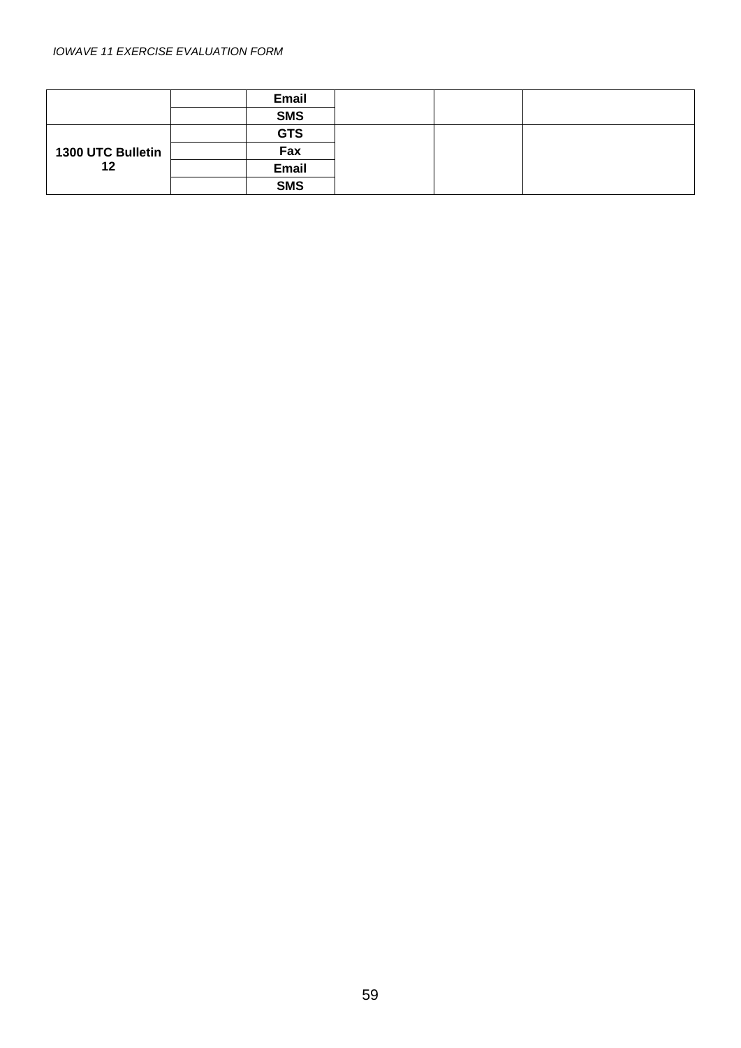| | | | | | |
|---|---|---|---|---|---|
| | | **Email** | | | |
| | | **SMS** | | | |
| **1300 UTC Bulletin 12** | | **GTS** | | | |
| | | **Fax** | | | |
| | | **Email** | | | |
| | | **SMS** | | | |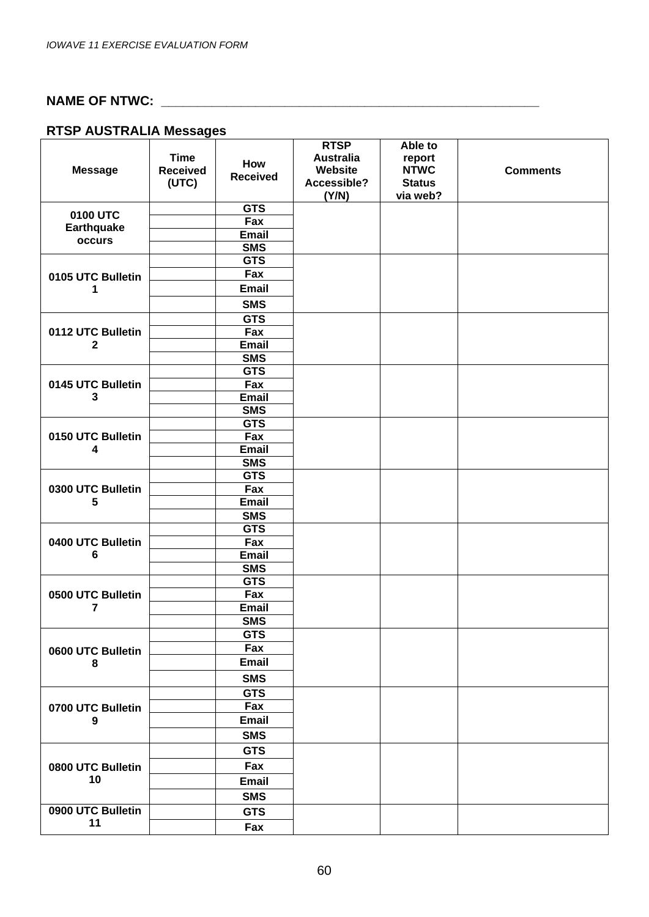*IOWAVE 11 EXERCISE EVALUATION FORM*

**NAME OF NTWC: \_\_\_\_\_\_\_\_\_\_\_\_\_\_\_\_\_\_\_\_\_\_\_\_\_\_\_\_\_\_\_\_\_\_\_\_\_\_\_\_\_\_\_\_\_\_\_\_\_\_\_\_\_\_**

**RTSP AUSTRALIA Messages**

| Message | Time Received (UTC) | How Received | RTSP Australia Website Accessible? (Y/N) | Able to report NTWC Status via web? | Comments |
|---|---|---|---|---|---|
| 0100 UTC Earthquake occurs | | GTS | | | |
| | | Fax | | | |
| | | Email | | | |
| | | SMS | | | |
| 0105 UTC Bulletin 1 | | GTS | | | |
| | | Fax | | | |
| | | Email | | | |
| | | SMS | | | |
| 0112 UTC Bulletin 2 | | GTS | | | |
| | | Fax | | | |
| | | Email | | | |
| | | SMS | | | |
| 0145 UTC Bulletin 3 | | GTS | | | |
| | | Fax | | | |
| | | Email | | | |
| | | SMS | | | |
| 0150 UTC Bulletin 4 | | GTS | | | |
| | | Fax | | | |
| | | Email | | | |
| | | SMS | | | |
| 0300 UTC Bulletin 5 | | GTS | | | |
| | | Fax | | | |
| | | Email | | | |
| | | SMS | | | |
| 0400 UTC Bulletin 6 | | GTS | | | |
| | | Fax | | | |
| | | Email | | | |
| | | SMS | | | |
| 0500 UTC Bulletin 7 | | GTS | | | |
| | | Fax | | | |
| | | Email | | | |
| | | SMS | | | |
| 0600 UTC Bulletin 8 | | GTS | | | |
| | | Fax | | | |
| | | Email | | | |
| | | SMS | | | |
| 0700 UTC Bulletin 9 | | GTS | | | |
| | | Fax | | | |
| | | Email | | | |
| | | SMS | | | |
| 0800 UTC Bulletin 10 | | GTS | | | |
| | | Fax | | | |
| | | Email | | | |
| | | SMS | | | |
| 0900 UTC Bulletin 11 | | GTS | | | |
| | | Fax | | | |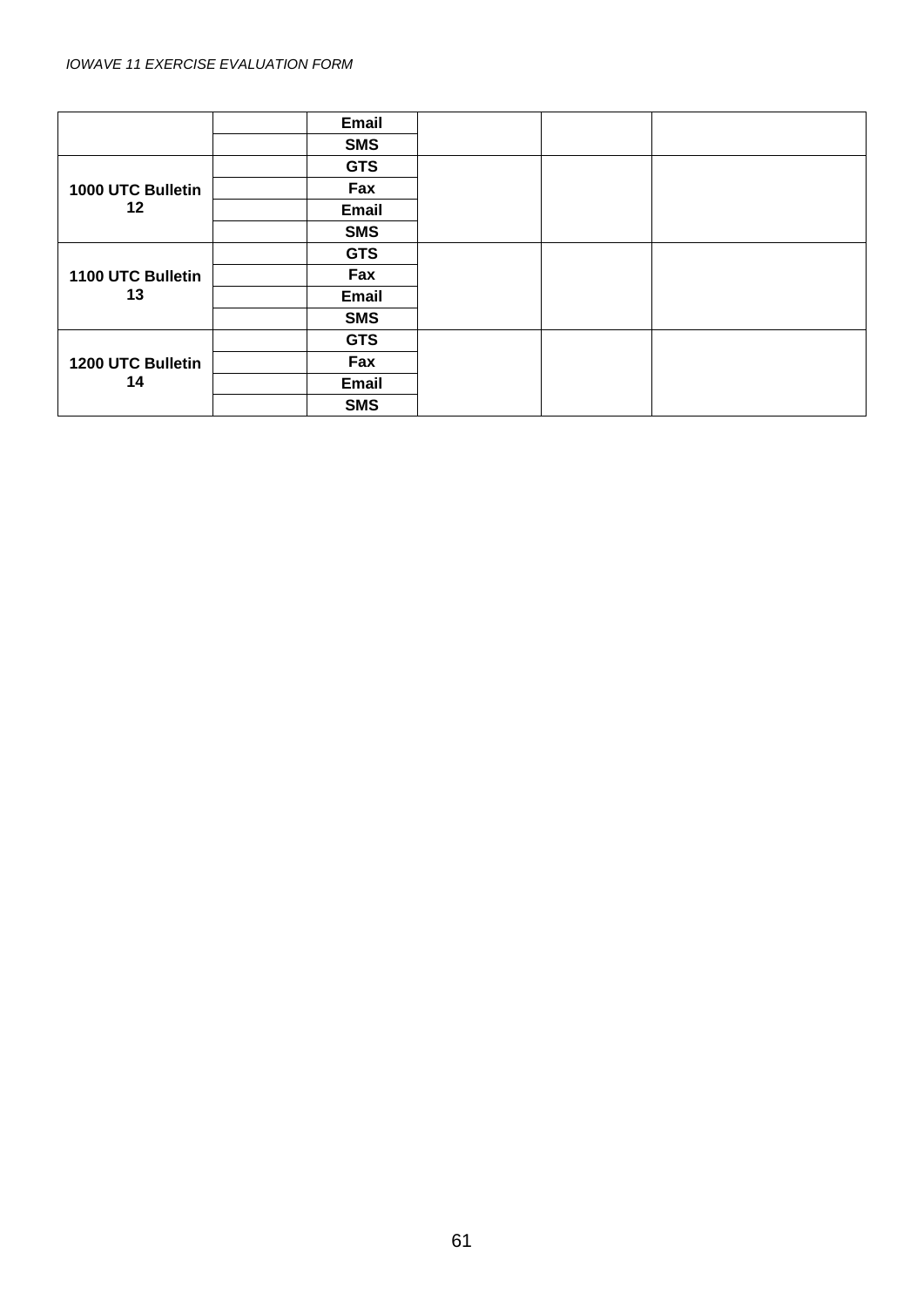| | | | | | |
|---|---|---|---|---|---|
| | | Email | | | |
| | | SMS | | | |
| **1000 UTC Bulletin 12** | | **GTS** | | | |
| | | **Fax** | | | |
| | | **Email** | | | |
| | | **SMS** | | | |
| **1100 UTC Bulletin 13** | | **GTS** | | | |
| | | **Fax** | | | |
| | | **Email** | | | |
| | | **SMS** | | | |
| **1200 UTC Bulletin 14** | | **GTS** | | | |
| | | **Fax** | | | |
| | | **Email** | | | |
| | | **SMS** | | | |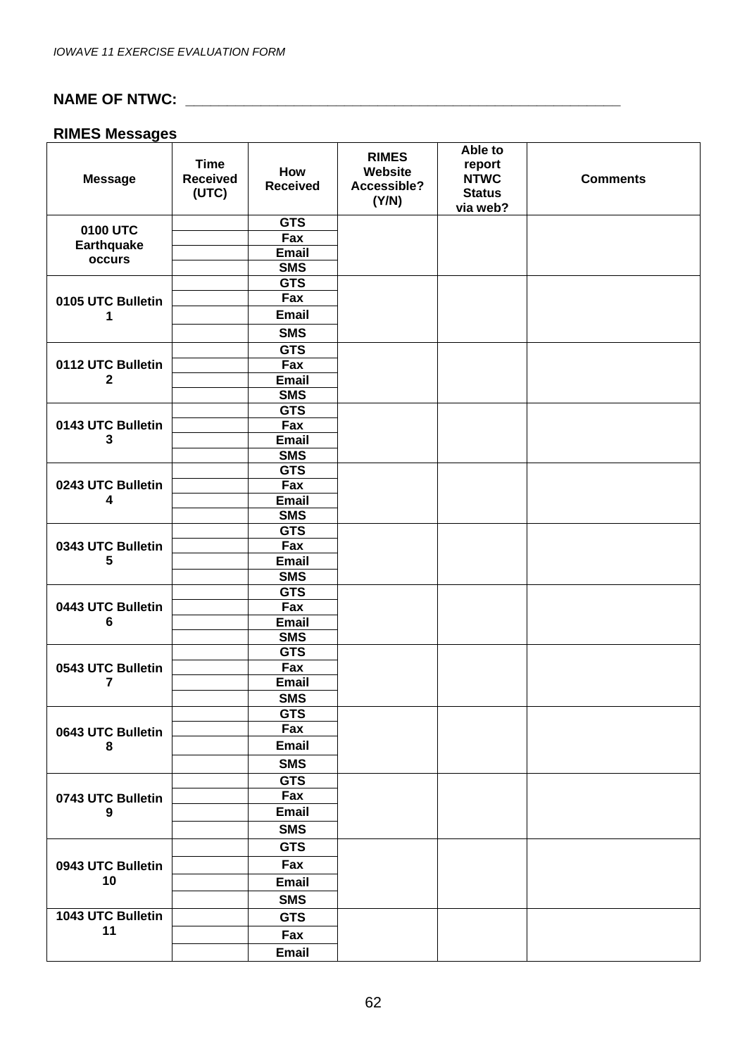*IOWAVE 11 EXERCISE EVALUATION FORM*

**NAME OF NTWC: ______________________________________________________**

**RIMES Messages**

| Message | Time Received (UTC) | How Received | RIMES Website Accessible? (Y/N) | Able to report NTWC Status via web? | Comments |
|---|---|---|---|---|---|
| 0100 UTC Earthquake occurs | | GTS | | | |
| | | Fax | | | |
| | | Email | | | |
| | | SMS | | | |
| 0105 UTC Bulletin 1 | | GTS | | | |
| | | Fax | | | |
| | | Email | | | |
| | | SMS | | | |
| 0112 UTC Bulletin 2 | | GTS | | | |
| | | Fax | | | |
| | | Email | | | |
| | | SMS | | | |
| 0143 UTC Bulletin 3 | | GTS | | | |
| | | Fax | | | |
| | | Email | | | |
| | | SMS | | | |
| 0243 UTC Bulletin 4 | | GTS | | | |
| | | Fax | | | |
| | | Email | | | |
| | | SMS | | | |
| 0343 UTC Bulletin 5 | | GTS | | | |
| | | Fax | | | |
| | | Email | | | |
| | | SMS | | | |
| 0443 UTC Bulletin 6 | | GTS | | | |
| | | Fax | | | |
| | | Email | | | |
| | | SMS | | | |
| 0543 UTC Bulletin 7 | | GTS | | | |
| | | Fax | | | |
| | | Email | | | |
| | | SMS | | | |
| 0643 UTC Bulletin 8 | | GTS | | | |
| | | Fax | | | |
| | | Email | | | |
| | | SMS | | | |
| 0743 UTC Bulletin 9 | | GTS | | | |
| | | Fax | | | |
| | | Email | | | |
| | | SMS | | | |
| 0943 UTC Bulletin 10 | | GTS | | | |
| | | Fax | | | |
| | | Email | | | |
| | | SMS | | | |
| 1043 UTC Bulletin 11 | | GTS | | | |
| | | Fax | | | |
| | | Email | | | |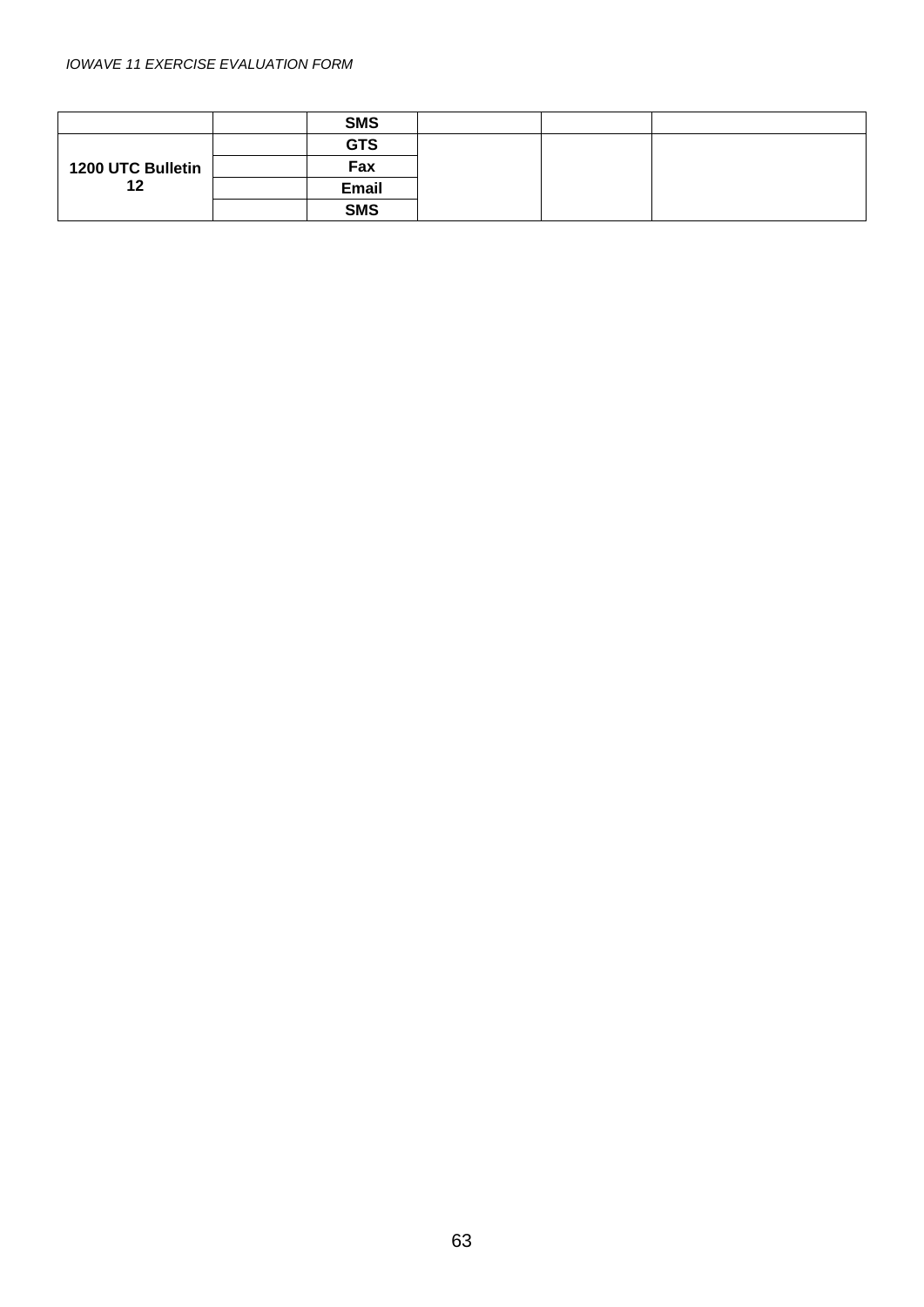| | | | | | |
|---|---|---|---|---|---|
| | | **SMS** | | | |
| **1200 UTC Bulletin 12** | | **GTS** | | | |
| | | **Fax** | | | |
| | | **Email** | | | |
| | | **SMS** | | | |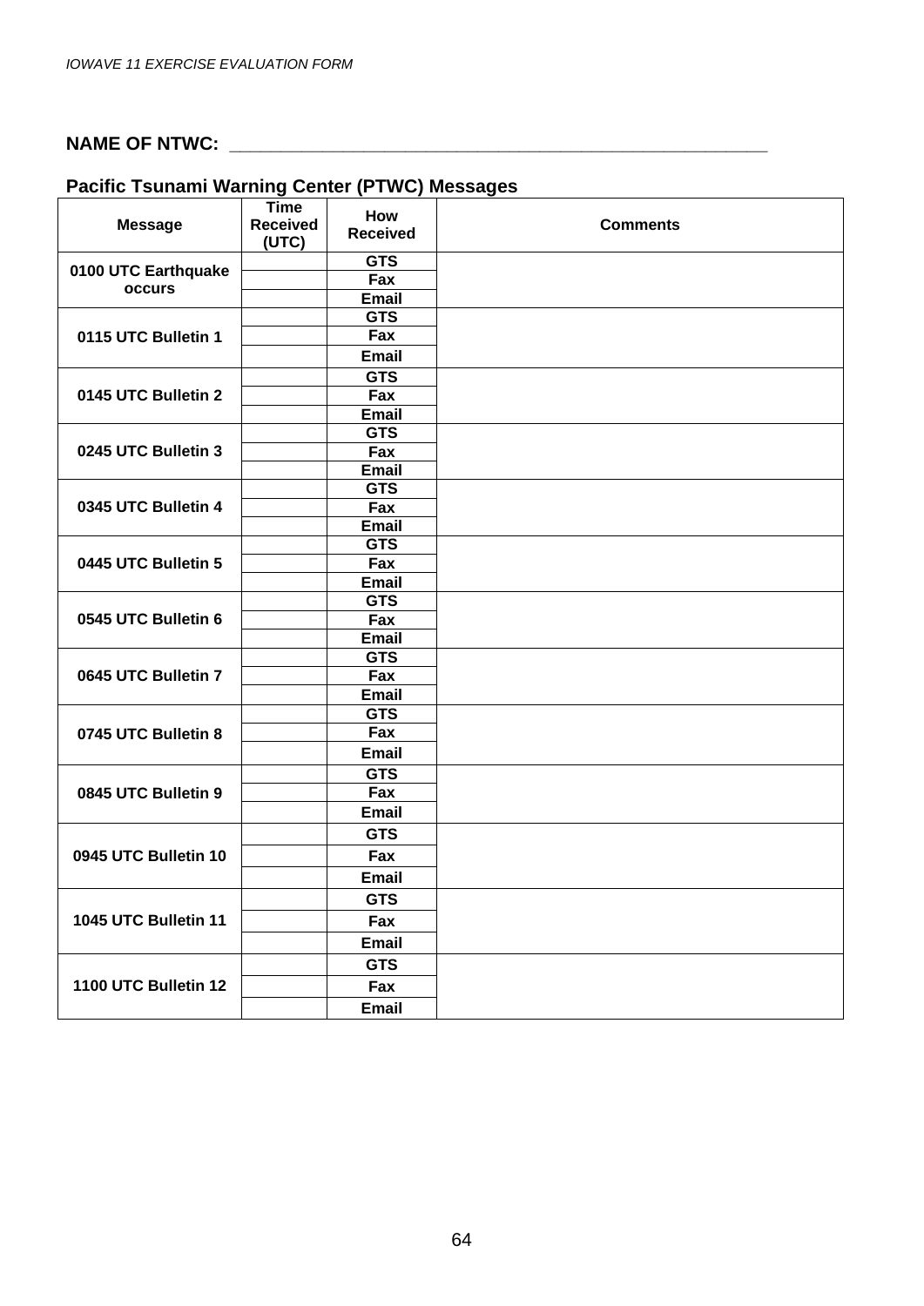**NAME OF NTWC: ______________________________________________________**

**Pacific Tsunami Warning Center (PTWC) Messages**

| Message | Time Received (UTC) | How Received | Comments |
|---|---|---|---|
| 0100 UTC Earthquake occurs | | GTS | |
| | | Fax | |
| | | Email | |
| 0115 UTC Bulletin 1 | | GTS | |
| | | Fax | |
| | | Email | |
| 0145 UTC Bulletin 2 | | GTS | |
| | | Fax | |
| | | Email | |
| 0245 UTC Bulletin 3 | | GTS | |
| | | Fax | |
| | | Email | |
| 0345 UTC Bulletin 4 | | GTS | |
| | | Fax | |
| | | Email | |
| 0445 UTC Bulletin 5 | | GTS | |
| | | Fax | |
| | | Email | |
| 0545 UTC Bulletin 6 | | GTS | |
| | | Fax | |
| | | Email | |
| 0645 UTC Bulletin 7 | | GTS | |
| | | Fax | |
| | | Email | |
| 0745 UTC Bulletin 8 | | GTS | |
| | | Fax | |
| | | Email | |
| 0845 UTC Bulletin 9 | | GTS | |
| | | Fax | |
| | | Email | |
| 0945 UTC Bulletin 10 | | GTS | |
| | | Fax | |
| | | Email | |
| 1045 UTC Bulletin 11 | | GTS | |
| | | Fax | |
| | | Email | |
| 1100 UTC Bulletin 12 | | GTS | |
| | | Fax | |
| | | Email | |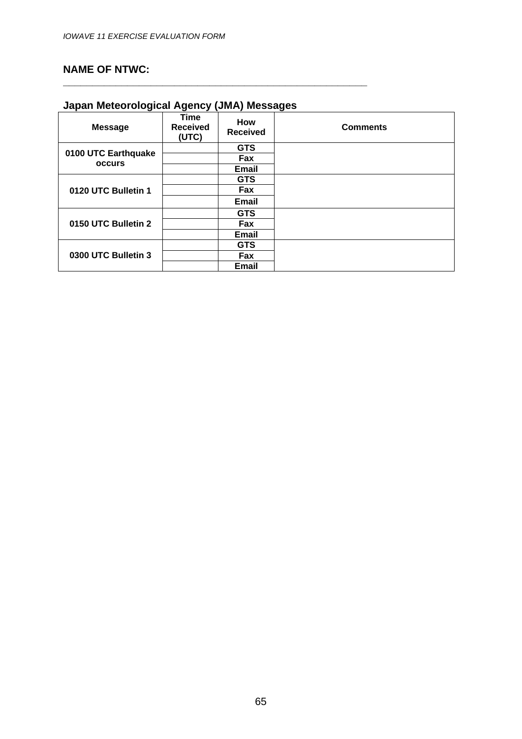## NAME OF NTWC:

______________________________________________________________

### Japan Meteorological Agency (JMA) Messages

| Message | Time Received (UTC) | How Received | Comments |
|---|---|---|---|
| **0100 UTC Earthquake occurs** | | **GTS** | |
| | | **Fax** | |
| | | **Email** | |
| **0120 UTC Bulletin 1** | | **GTS** | |
| | | **Fax** | |
| | | **Email** | |
| **0150 UTC Bulletin 2** | | **GTS** | |
| | | **Fax** | |
| | | **Email** | |
| **0300 UTC Bulletin 3** | | **GTS** | |
| | | **Fax** | |
| | | **Email** | |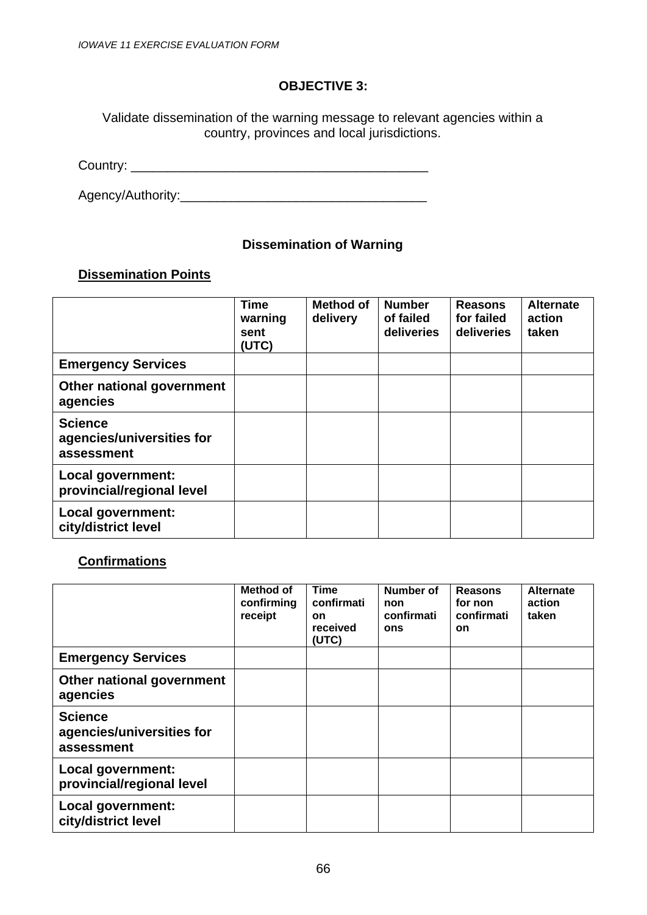## OBJECTIVE 3:

Validate dissemination of the warning message to relevant agencies within a country, provinces and local jurisdictions.

Country: ________________________________________

Agency/Authority:________________________________

### Dissemination of Warning

**Dissemination Points**

| | Time warning sent (UTC) | Method of delivery | Number of failed deliveries | Reasons for failed deliveries | Alternate action taken |
|---|---|---|---|---|---|
| **Emergency Services** | | | | | |
| **Other national government agencies** | | | | | |
| **Science agencies/universities for assessment** | | | | | |
| **Local government: provincial/regional level** | | | | | |
| **Local government: city/district level** | | | | | |

**Confirmations**

| | Method of confirming receipt | Time confirmation received (UTC) | Number of non confirmations | Reasons for non confirmation | Alternate action taken |
|---|---|---|---|---|---|
| **Emergency Services** | | | | | |
| **Other national government agencies** | | | | | |
| **Science agencies/universities for assessment** | | | | | |
| **Local government: provincial/regional level** | | | | | |
| **Local government: city/district level** | | | | | |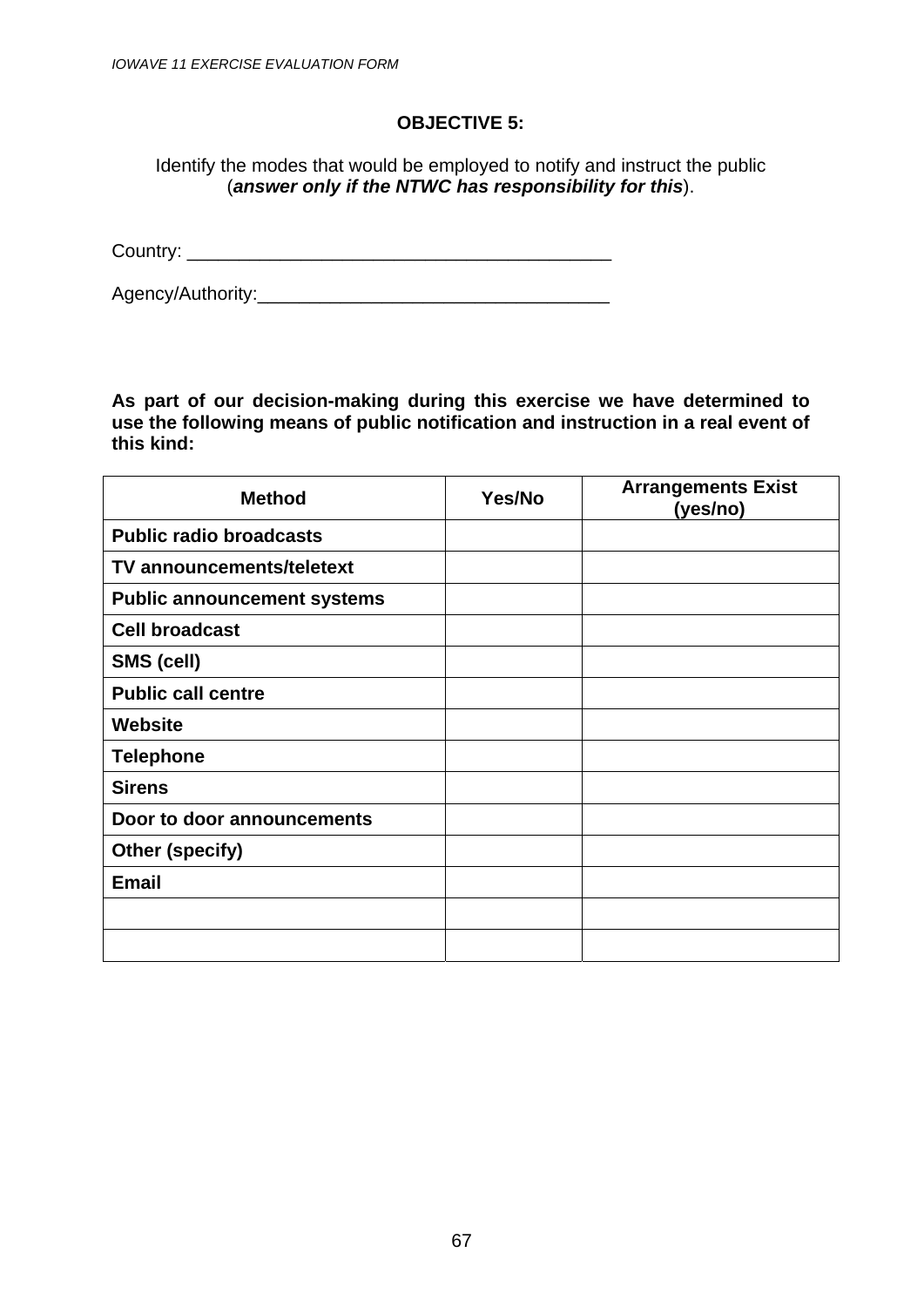## OBJECTIVE 5:

Identify the modes that would be employed to notify and instruct the public (***answer only if the NTWC has responsibility for this***).

Country: ________________________________________

Agency/Authority:_________________________________

**As part of our decision-making during this exercise we have determined to use the following means of public notification and instruction in a real event of this kind:**

| Method | Yes/No | Arrangements Exist (yes/no) |
|---|---|---|
| **Public radio broadcasts** | | |
| **TV announcements/teletext** | | |
| **Public announcement systems** | | |
| **Cell broadcast** | | |
| **SMS (cell)** | | |
| **Public call centre** | | |
| **Website** | | |
| **Telephone** | | |
| **Sirens** | | |
| **Door to door announcements** | | |
| **Other (specify)** | | |
| **Email** | | |
| | | |
| | | |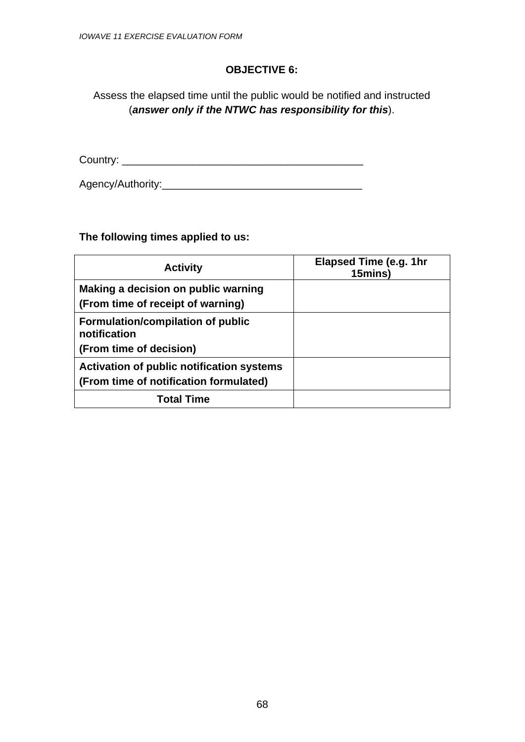## OBJECTIVE 6:

Assess the elapsed time until the public would be notified and instructed (***answer only if the NTWC has responsibility for this***).

Country: ________________________________________

Agency/Authority:_________________________________

**The following times applied to us:**

| Activity | Elapsed Time (e.g. 1hr 15mins) |
|---|---|
| **Making a decision on public warning**<br>**(From time of receipt of warning)** | |
| **Formulation/compilation of public notification**<br>**(From time of decision)** | |
| **Activation of public notification systems**<br>**(From time of notification formulated)** | |
| **Total Time** | |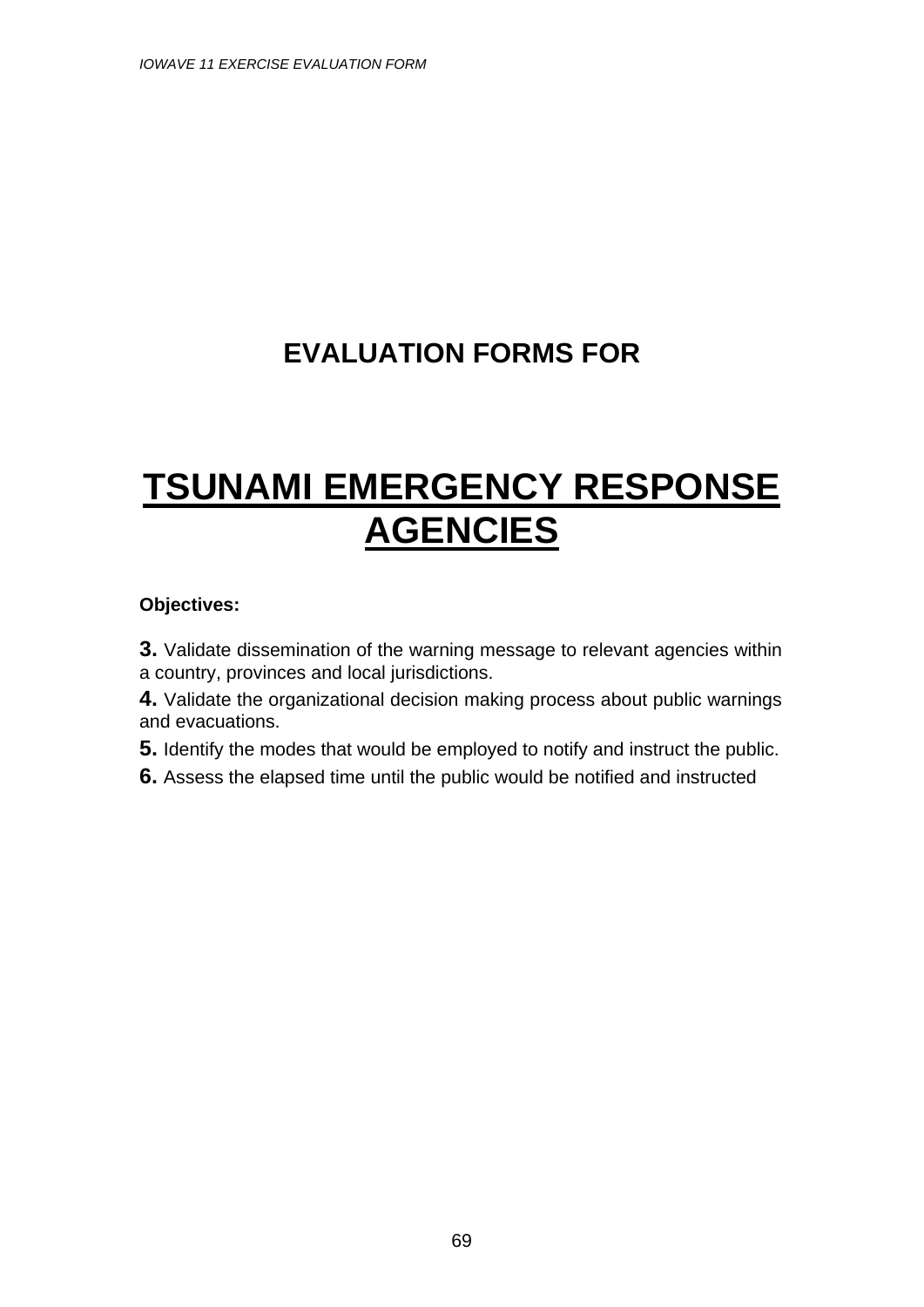# EVALUATION FORMS FOR

# TSUNAMI EMERGENCY RESPONSE AGENCIES

**Objectives:**

**3.** Validate dissemination of the warning message to relevant agencies within a country, provinces and local jurisdictions.

**4.** Validate the organizational decision making process about public warnings and evacuations.

**5.** Identify the modes that would be employed to notify and instruct the public.

**6.** Assess the elapsed time until the public would be notified and instructed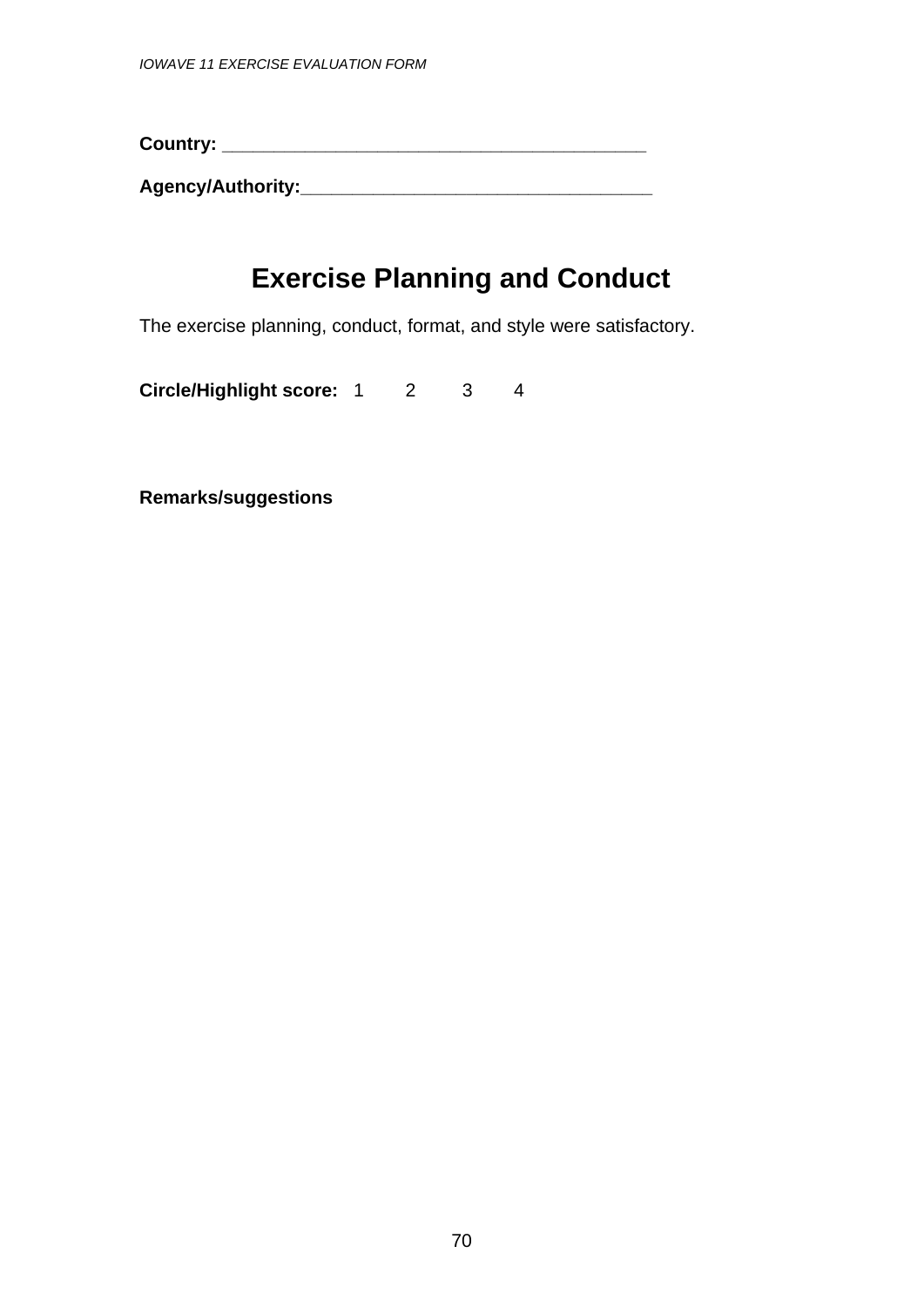**Country:** ________________________________________

**Agency/Authority:**__________________________________

# Exercise Planning and Conduct

The exercise planning, conduct, format, and style were satisfactory.

**Circle/Highlight score:** 1 2 3 4

**Remarks/suggestions**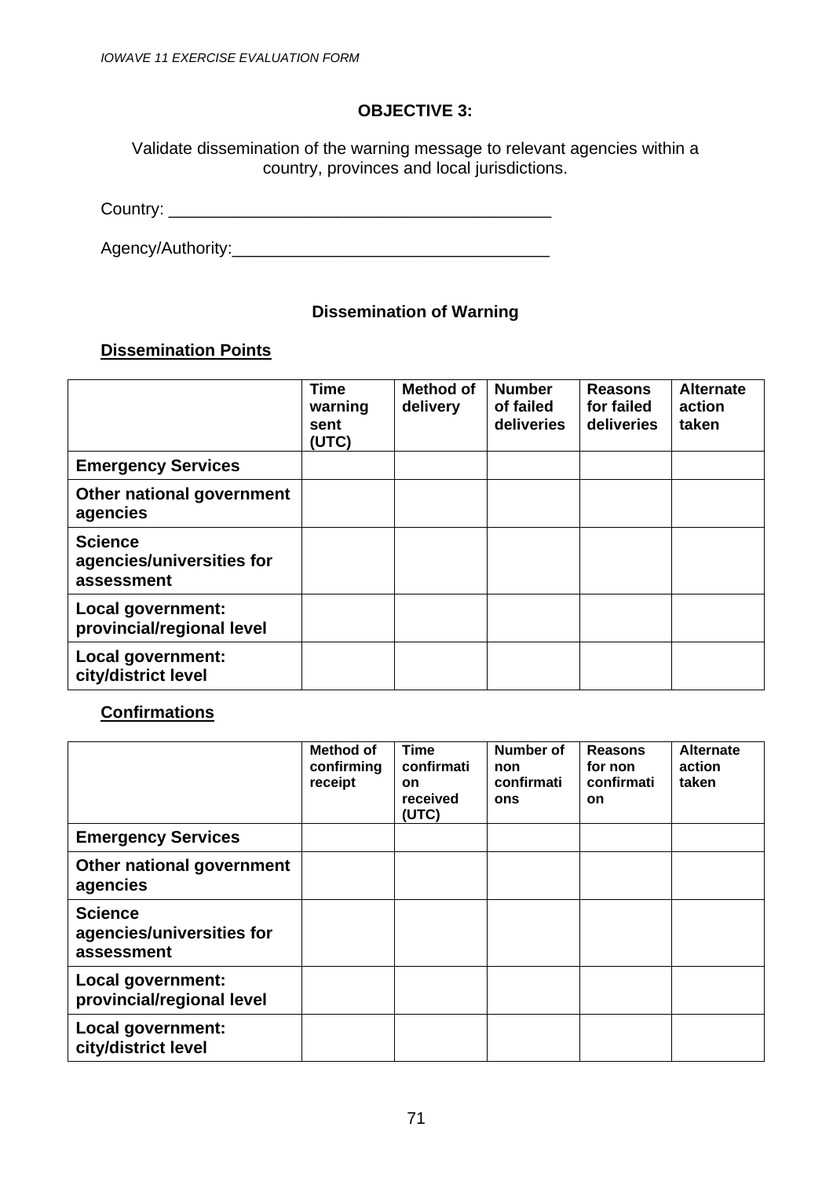## OBJECTIVE 3:

Validate dissemination of the warning message to relevant agencies within a country, provinces and local jurisdictions.

Country: ________________________________________

Agency/Authority:________________________________

### Dissemination of Warning

**Dissemination Points**

| | Time warning sent (UTC) | Method of delivery | Number of failed deliveries | Reasons for failed deliveries | Alternate action taken |
|---|---|---|---|---|---|
| **Emergency Services** | | | | | |
| **Other national government agencies** | | | | | |
| **Science agencies/universities for assessment** | | | | | |
| **Local government: provincial/regional level** | | | | | |
| **Local government: city/district level** | | | | | |

**Confirmations**

| | Method of confirming receipt | Time confirmation received (UTC) | Number of non confirmations | Reasons for non confirmation | Alternate action taken |
|---|---|---|---|---|---|
| **Emergency Services** | | | | | |
| **Other national government agencies** | | | | | |
| **Science agencies/universities for assessment** | | | | | |
| **Local government: provincial/regional level** | | | | | |
| **Local government: city/district level** | | | | | |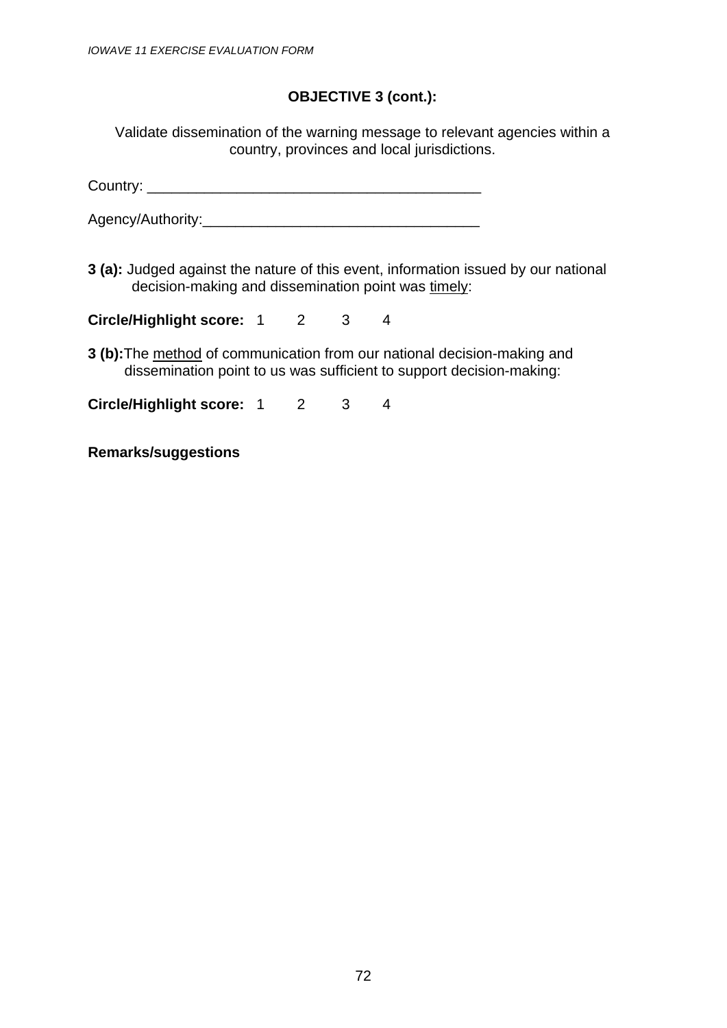## OBJECTIVE 3 (cont.):

Validate dissemination of the warning message to relevant agencies within a country, provinces and local jurisdictions.

Country: ________________________________________

Agency/Authority:_________________________________

**3 (a):** Judged against the nature of this event, information issued by our national decision-making and dissemination point was <u>timely</u>:

**Circle/Highlight score:** 1 2 3 4

**3 (b):** The <u>method</u> of communication from our national decision-making and dissemination point to us was sufficient to support decision-making:

**Circle/Highlight score:** 1 2 3 4

**Remarks/suggestions**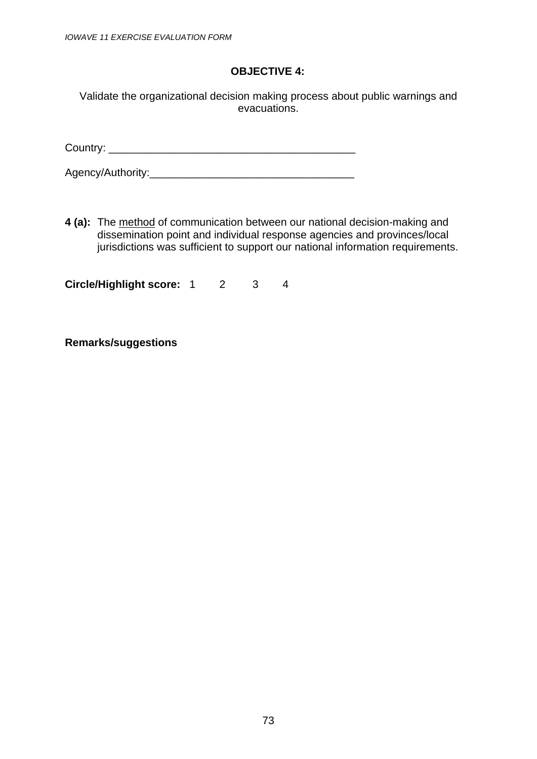**OBJECTIVE 4:**

Validate the organizational decision making process about public warnings and evacuations.

Country: ________________________________________

Agency/Authority:__________________________________

**4 (a):** The <u>method</u> of communication between our national decision-making and dissemination point and individual response agencies and provinces/local jurisdictions was sufficient to support our national information requirements.

**Circle/Highlight score:** 1 2 3 4

**Remarks/suggestions**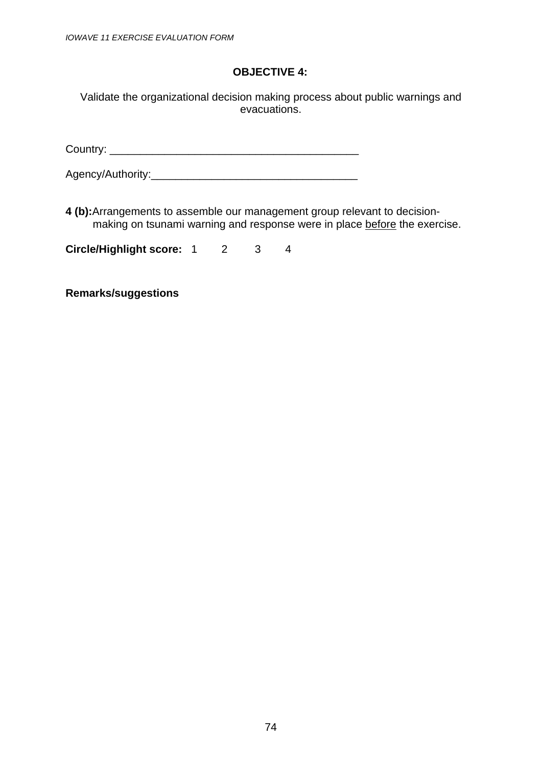## OBJECTIVE 4:

Validate the organizational decision making process about public warnings and evacuations.

Country: ________________________________________

Agency/Authority:__________________________________

**4 (b):** Arrangements to assemble our management group relevant to decision-making on tsunami warning and response were in place <u>before</u> the exercise.

**Circle/Highlight score:** 1 2 3 4

**Remarks/suggestions**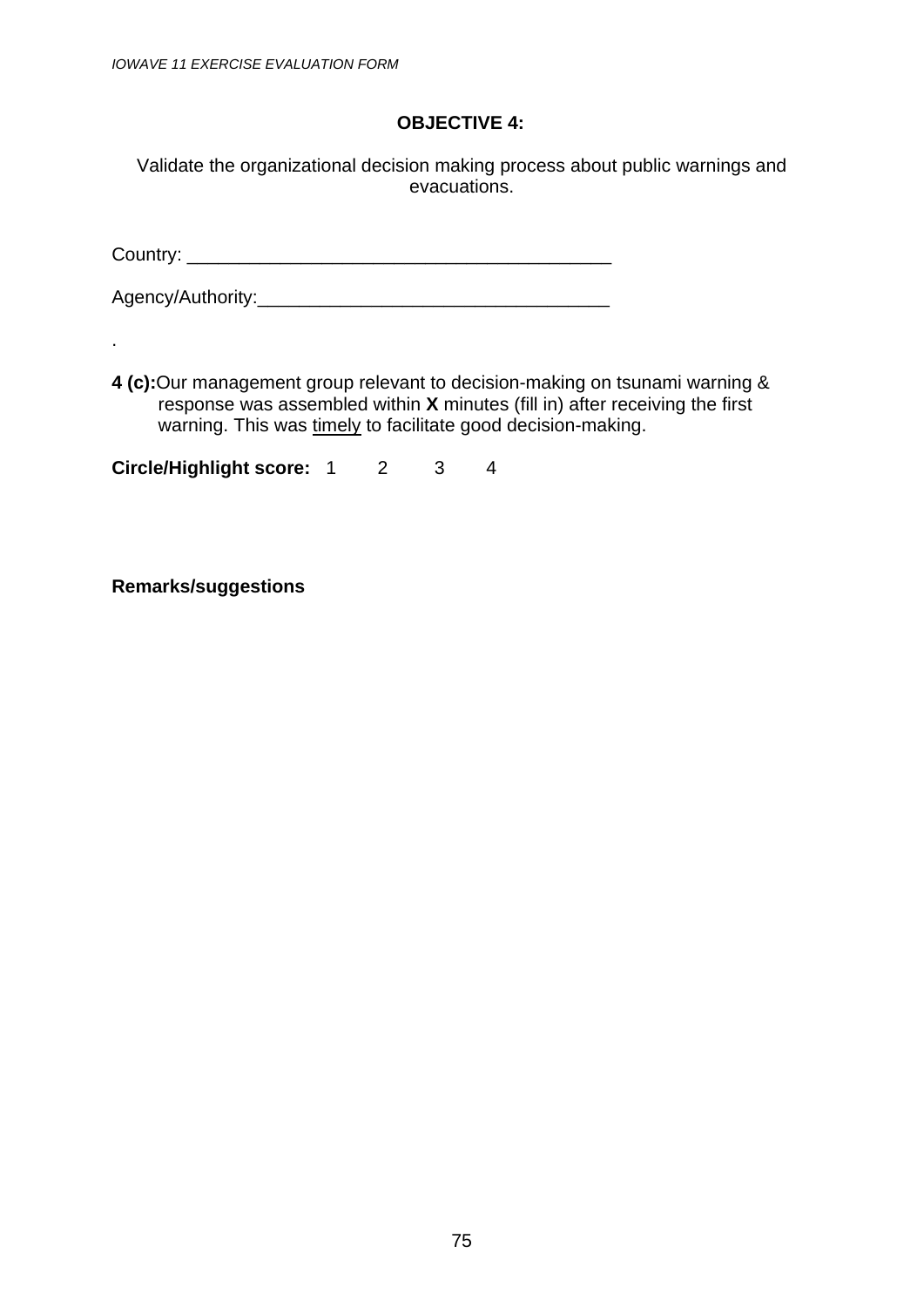### OBJECTIVE 4:

Validate the organizational decision making process about public warnings and evacuations.

Country: ________________________________________

Agency/Authority:__________________________________

.

**4 (c):** Our management group relevant to decision-making on tsunami warning & response was assembled within **X** minutes (fill in) after receiving the first warning. This was <u>timely</u> to facilitate good decision-making.

**Circle/Highlight score:** 1 2 3 4

**Remarks/suggestions**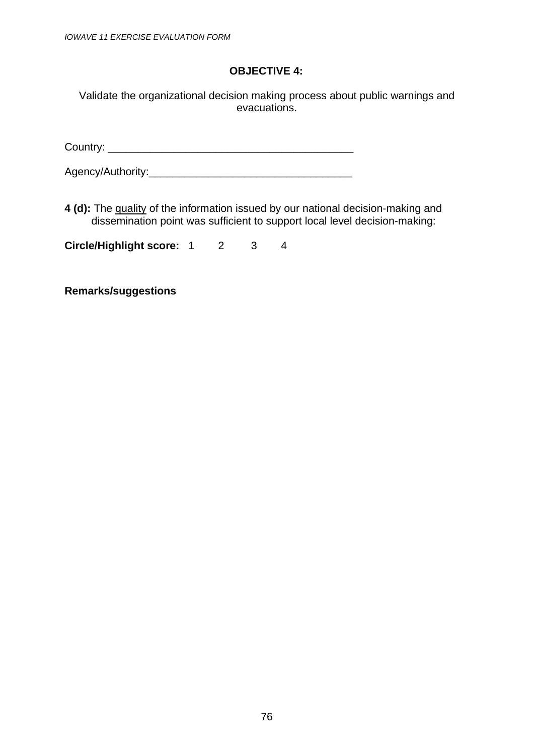**OBJECTIVE 4:**

Validate the organizational decision making process about public warnings and evacuations.

Country: ________________________________________

Agency/Authority:__________________________________

**4 (d):** The <u>quality</u> of the information issued by our national decision-making and dissemination point was sufficient to support local level decision-making:

**Circle/Highlight score:** 1 2 3 4

**Remarks/suggestions**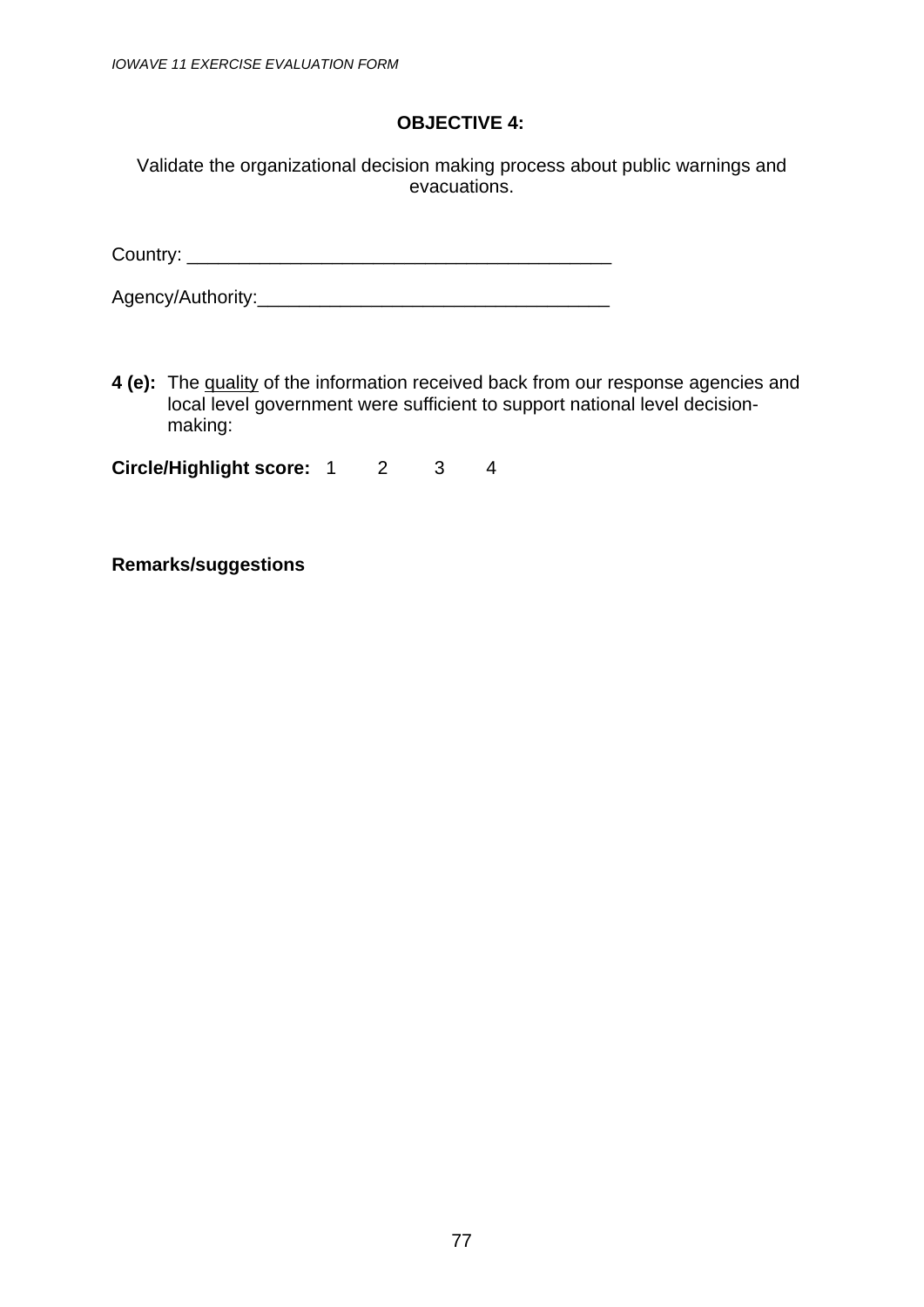## OBJECTIVE 4:

Validate the organizational decision making process about public warnings and evacuations.

Country: ________________________________________

Agency/Authority:__________________________________

**4 (e):** The <u>quality</u> of the information received back from our response agencies and local level government were sufficient to support national level decision-making:

**Circle/Highlight score:** 1 2 3 4

**Remarks/suggestions**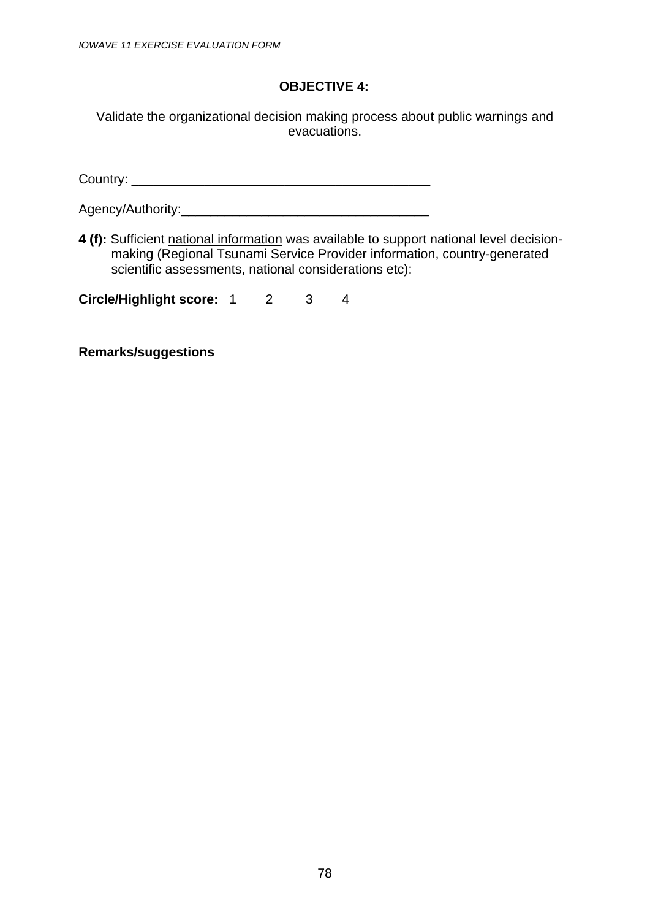## OBJECTIVE 4:

Validate the organizational decision making process about public warnings and evacuations.

Country: ________________________________________

Agency/Authority:__________________________________

**4 (f):** Sufficient <u>national information</u> was available to support national level decision-making (Regional Tsunami Service Provider information, country-generated scientific assessments, national considerations etc):

**Circle/Highlight score:** 1 2 3 4

**Remarks/suggestions**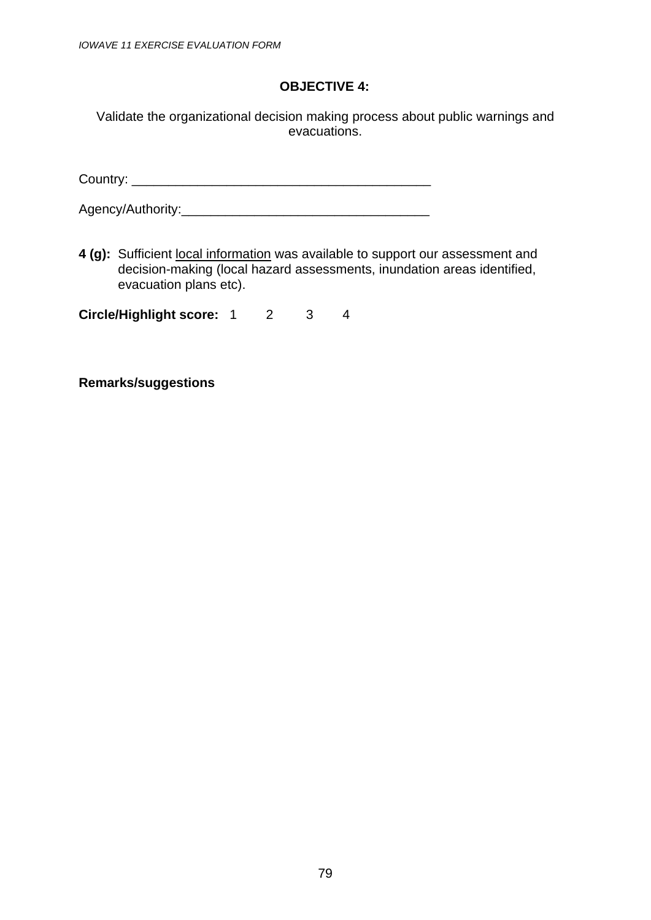## OBJECTIVE 4:

Validate the organizational decision making process about public warnings and evacuations.

Country: ________________________________________

Agency/Authority:_________________________________

**4 (g):** Sufficient <u>local information</u> was available to support our assessment and decision-making (local hazard assessments, inundation areas identified, evacuation plans etc).

**Circle/Highlight score:** 1 2 3 4

**Remarks/suggestions**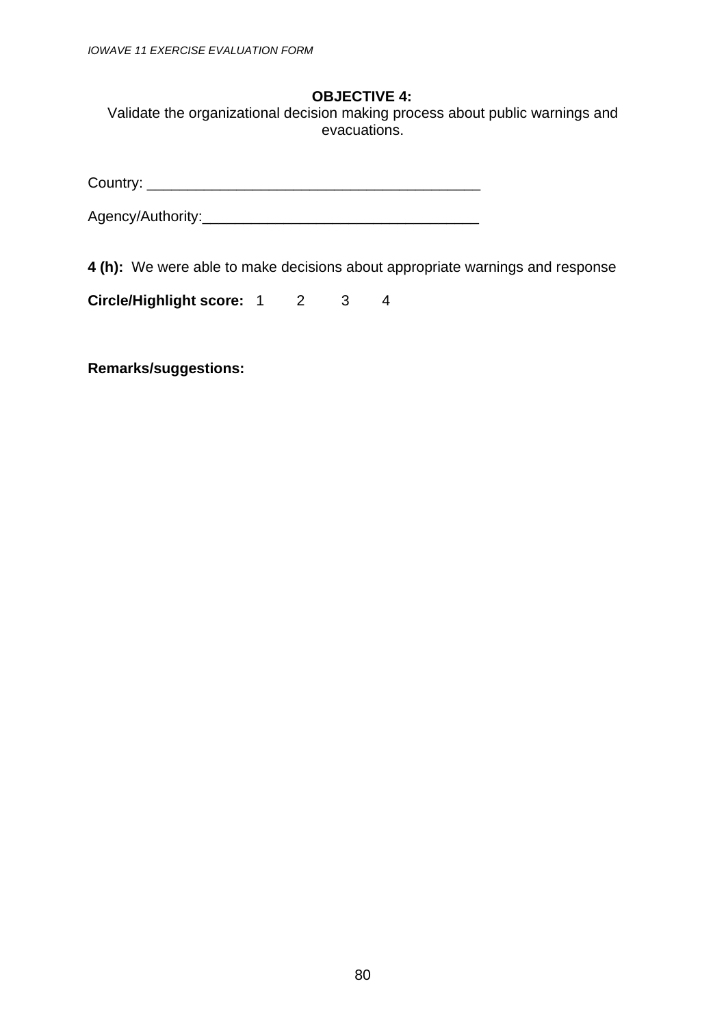**OBJECTIVE 4:**

Validate the organizational decision making process about public warnings and evacuations.

Country: ________________________________________

Agency/Authority:_________________________________

**4 (h):** We were able to make decisions about appropriate warnings and response

**Circle/Highlight score:** 1 2 3 4

**Remarks/suggestions:**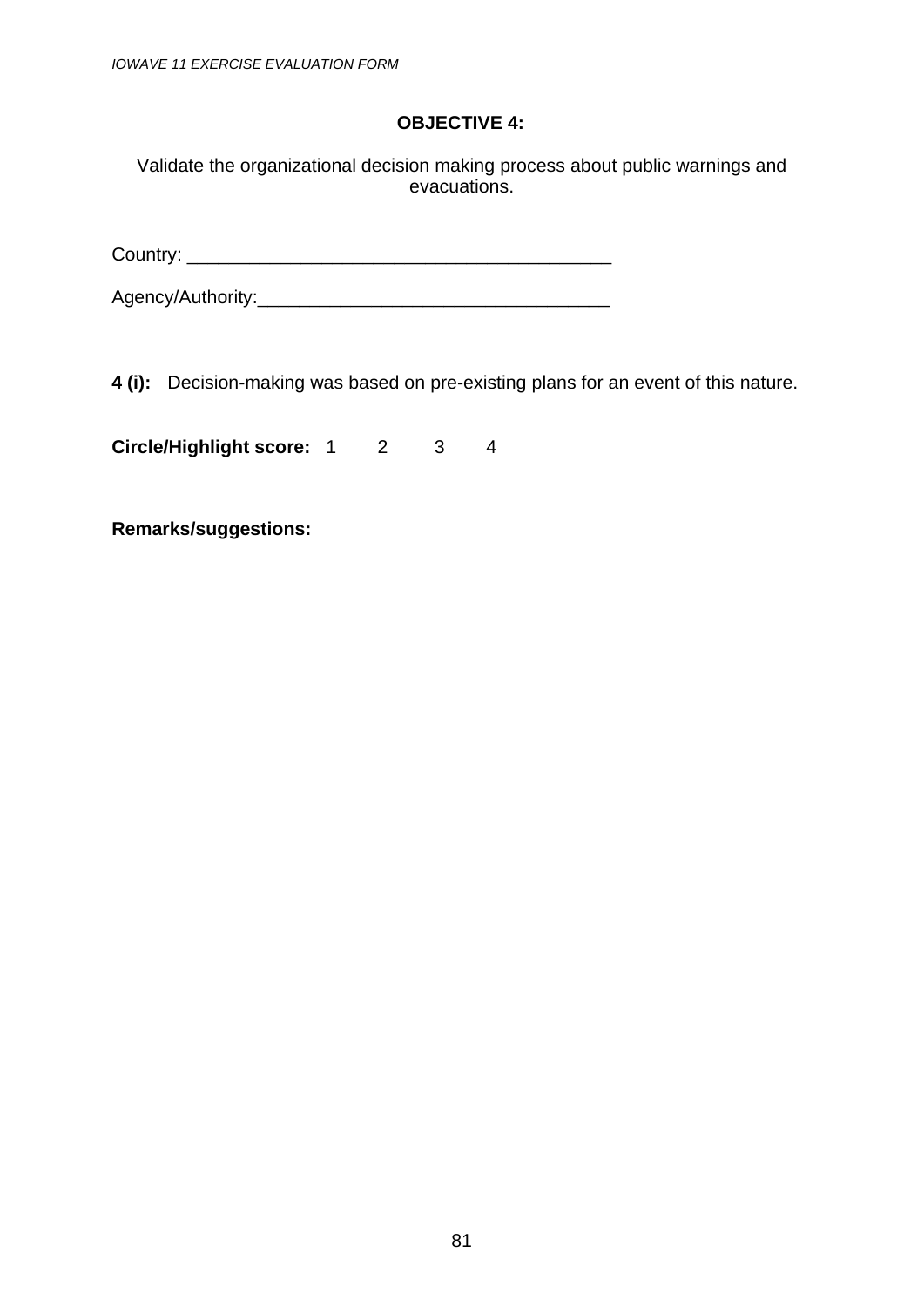**OBJECTIVE 4:**

Validate the organizational decision making process about public warnings and evacuations.

Country: ________________________________________

Agency/Authority:__________________________________

**4 (i):** Decision-making was based on pre-existing plans for an event of this nature.

**Circle/Highlight score:** 1 2 3 4

**Remarks/suggestions:**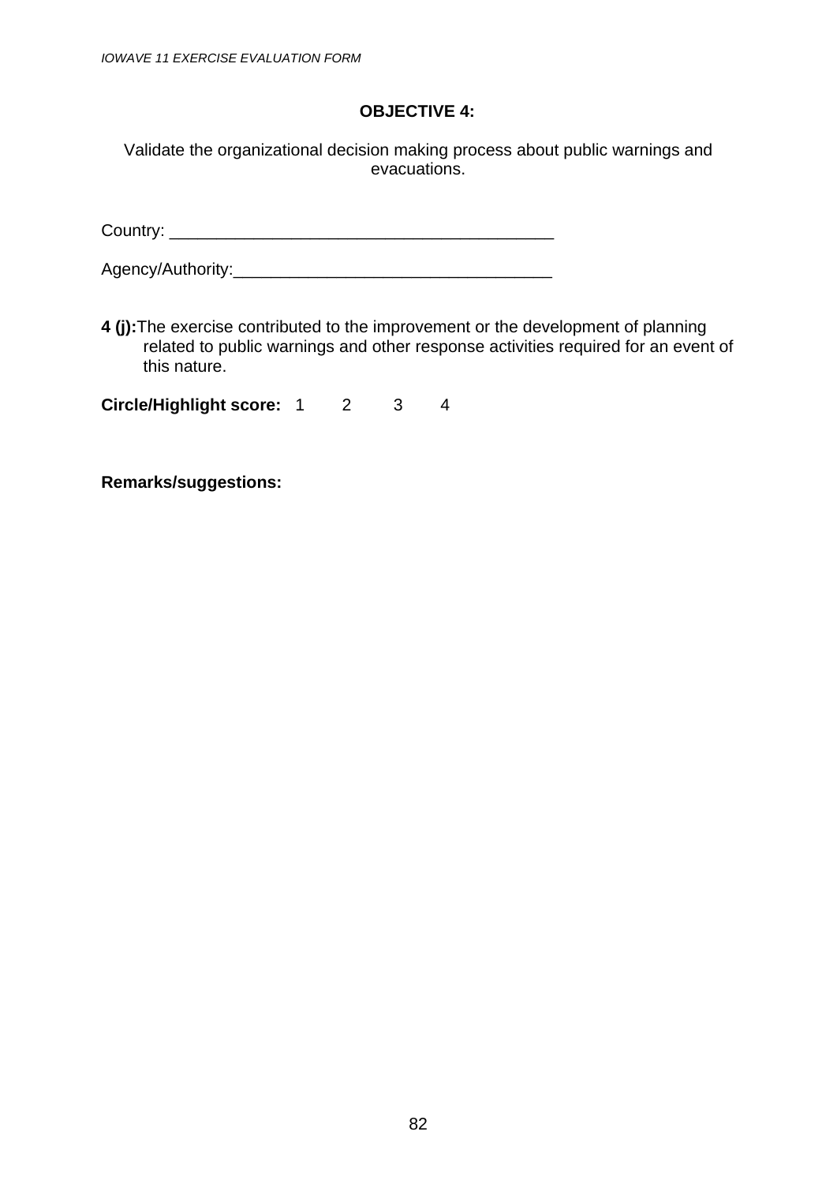**OBJECTIVE 4:**

Validate the organizational decision making process about public warnings and evacuations.

Country: ________________________________________

Agency/Authority:__________________________________

**4 (j):** The exercise contributed to the improvement or the development of planning related to public warnings and other response activities required for an event of this nature.

**Circle/Highlight score:** 1 2 3 4

**Remarks/suggestions:**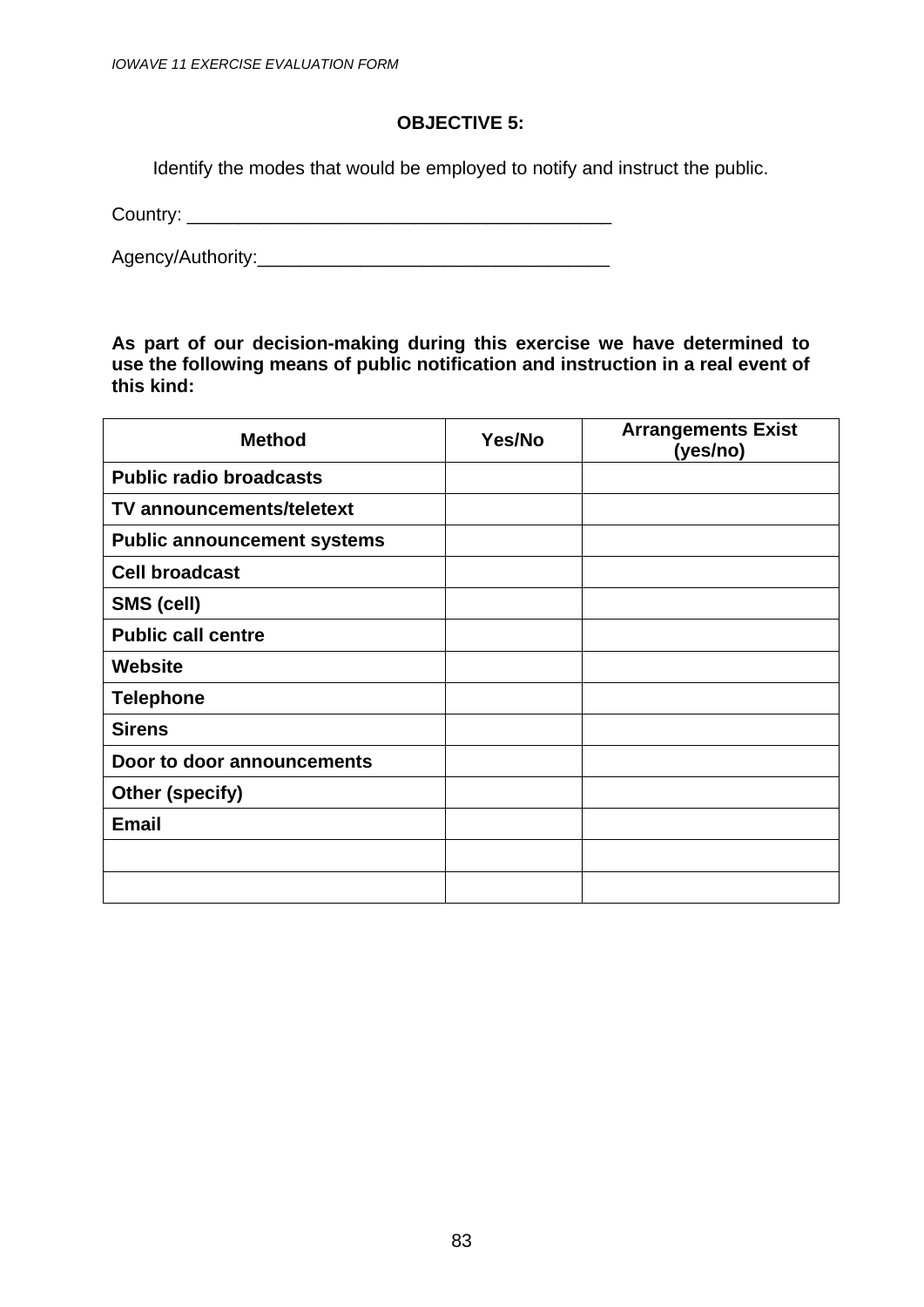### OBJECTIVE 5:

Identify the modes that would be employed to notify and instruct the public.

Country: ________________________________________

Agency/Authority:_________________________________

**As part of our decision-making during this exercise we have determined to use the following means of public notification and instruction in a real event of this kind:**

| Method | Yes/No | Arrangements Exist (yes/no) |
|---|---|---|
| **Public radio broadcasts** | | |
| **TV announcements/teletext** | | |
| **Public announcement systems** | | |
| **Cell broadcast** | | |
| **SMS (cell)** | | |
| **Public call centre** | | |
| **Website** | | |
| **Telephone** | | |
| **Sirens** | | |
| **Door to door announcements** | | |
| **Other (specify)** | | |
| **Email** | | |
| | | |
| | | |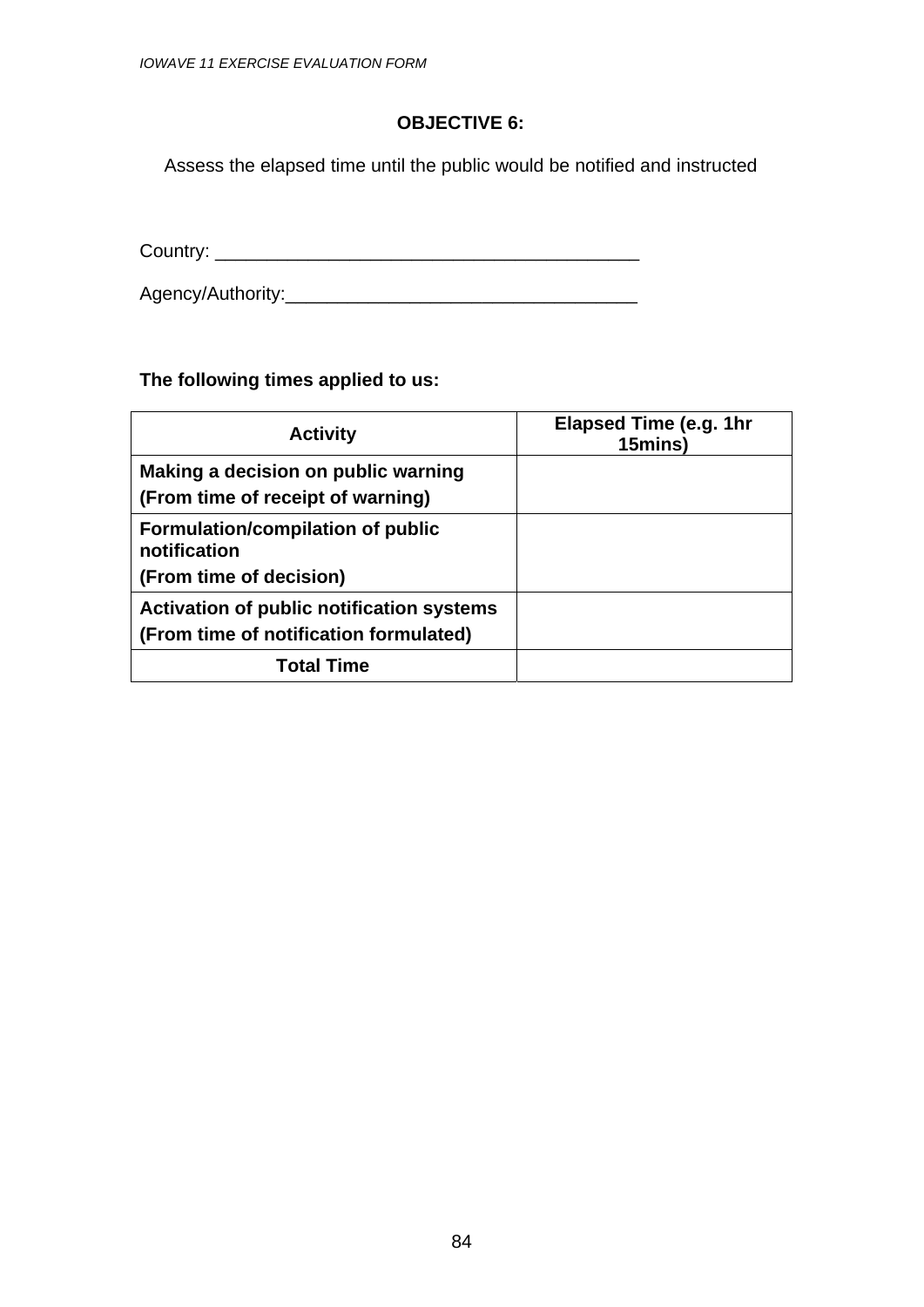## OBJECTIVE 6:

Assess the elapsed time until the public would be notified and instructed

Country: ________________________________________

Agency/Authority:_________________________________

**The following times applied to us:**

| Activity | Elapsed Time (e.g. 1hr 15mins) |
|---|---|
| **Making a decision on public warning** **(From time of receipt of warning)** | |
| **Formulation/compilation of public notification** **(From time of decision)** | |
| **Activation of public notification systems** **(From time of notification formulated)** | |
| **Total Time** | |